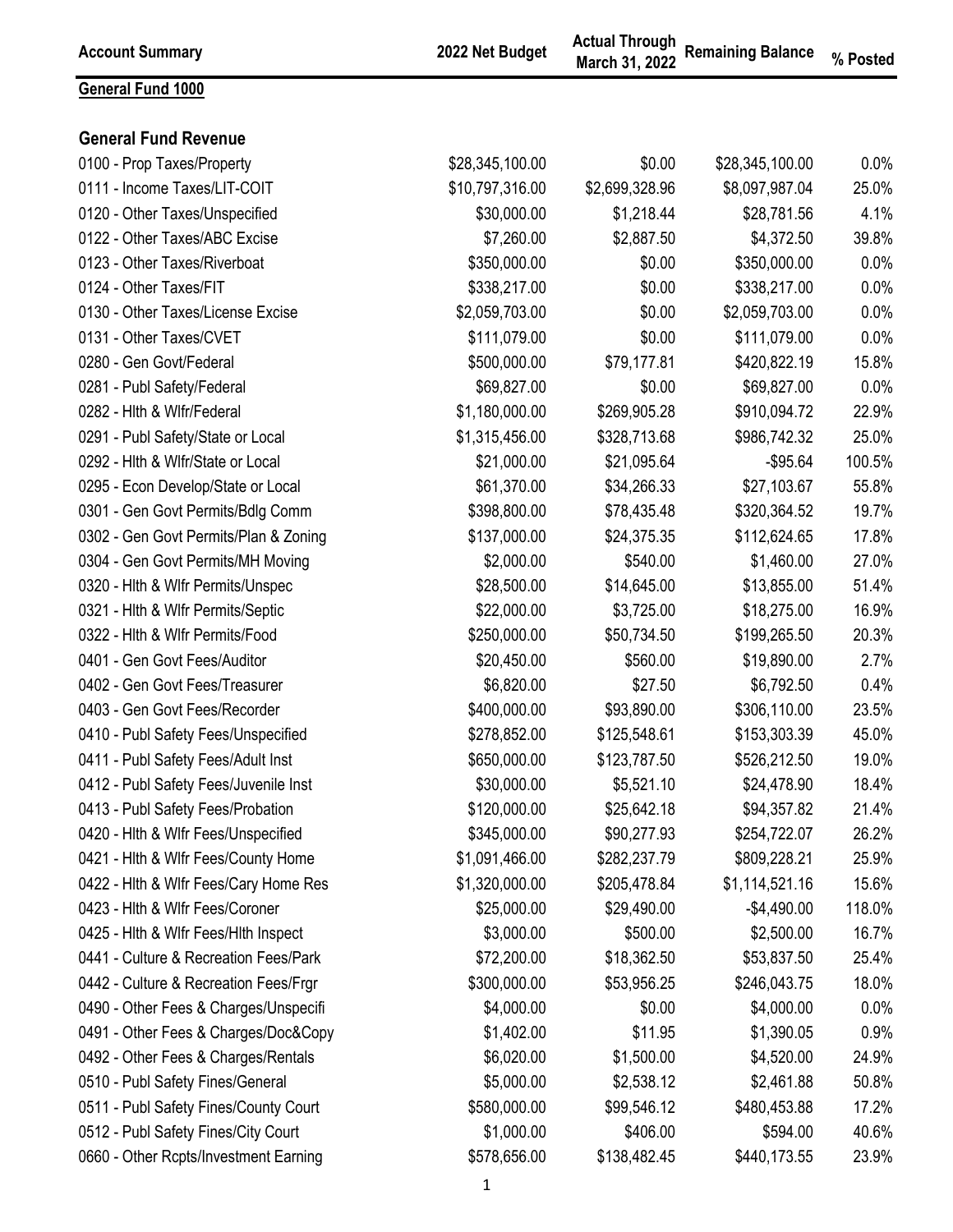| Account Summary | 2022 Net Budget | Actual Through March 31, 2022 | Remaining Balance | % Posted |
|---|---|---|---|---|
| **General Fund 1000** | | | | |
| **General Fund Revenue** | | | | |
| 0100 - Prop Taxes/Property | $28,345,100.00 | $0.00 | $28,345,100.00 | 0.0% |
| 0111 - Income Taxes/LIT-COIT | $10,797,316.00 | $2,699,328.96 | $8,097,987.04 | 25.0% |
| 0120 - Other Taxes/Unspecified | $30,000.00 | $1,218.44 | $28,781.56 | 4.1% |
| 0122 - Other Taxes/ABC Excise | $7,260.00 | $2,887.50 | $4,372.50 | 39.8% |
| 0123 - Other Taxes/Riverboat | $350,000.00 | $0.00 | $350,000.00 | 0.0% |
| 0124 - Other Taxes/FIT | $338,217.00 | $0.00 | $338,217.00 | 0.0% |
| 0130 - Other Taxes/License Excise | $2,059,703.00 | $0.00 | $2,059,703.00 | 0.0% |
| 0131 - Other Taxes/CVET | $111,079.00 | $0.00 | $111,079.00 | 0.0% |
| 0280 - Gen Govt/Federal | $500,000.00 | $79,177.81 | $420,822.19 | 15.8% |
| 0281 - Publ Safety/Federal | $69,827.00 | $0.00 | $69,827.00 | 0.0% |
| 0282 - Hlth & Wlfr/Federal | $1,180,000.00 | $269,905.28 | $910,094.72 | 22.9% |
| 0291 - Publ Safety/State or Local | $1,315,456.00 | $328,713.68 | $986,742.32 | 25.0% |
| 0292 - Hlth & Wlfr/State or Local | $21,000.00 | $21,095.64 | -$95.64 | 100.5% |
| 0295 - Econ Develop/State or Local | $61,370.00 | $34,266.33 | $27,103.67 | 55.8% |
| 0301 - Gen Govt Permits/Bdlg Comm | $398,800.00 | $78,435.48 | $320,364.52 | 19.7% |
| 0302 - Gen Govt Permits/Plan & Zoning | $137,000.00 | $24,375.35 | $112,624.65 | 17.8% |
| 0304 - Gen Govt Permits/MH Moving | $2,000.00 | $540.00 | $1,460.00 | 27.0% |
| 0320 - Hlth & Wlfr Permits/Unspec | $28,500.00 | $14,645.00 | $13,855.00 | 51.4% |
| 0321 - Hlth & Wlfr Permits/Septic | $22,000.00 | $3,725.00 | $18,275.00 | 16.9% |
| 0322 - Hlth & Wlfr Permits/Food | $250,000.00 | $50,734.50 | $199,265.50 | 20.3% |
| 0401 - Gen Govt Fees/Auditor | $20,450.00 | $560.00 | $19,890.00 | 2.7% |
| 0402 - Gen Govt Fees/Treasurer | $6,820.00 | $27.50 | $6,792.50 | 0.4% |
| 0403 - Gen Govt Fees/Recorder | $400,000.00 | $93,890.00 | $306,110.00 | 23.5% |
| 0410 - Publ Safety Fees/Unspecified | $278,852.00 | $125,548.61 | $153,303.39 | 45.0% |
| 0411 - Publ Safety Fees/Adult Inst | $650,000.00 | $123,787.50 | $526,212.50 | 19.0% |
| 0412 - Publ Safety Fees/Juvenile Inst | $30,000.00 | $5,521.10 | $24,478.90 | 18.4% |
| 0413 - Publ Safety Fees/Probation | $120,000.00 | $25,642.18 | $94,357.82 | 21.4% |
| 0420 - Hlth & Wlfr Fees/Unspecified | $345,000.00 | $90,277.93 | $254,722.07 | 26.2% |
| 0421 - Hlth & Wlfr Fees/County Home | $1,091,466.00 | $282,237.79 | $809,228.21 | 25.9% |
| 0422 - Hlth & Wlfr Fees/Cary Home Res | $1,320,000.00 | $205,478.84 | $1,114,521.16 | 15.6% |
| 0423 - Hlth & Wlfr Fees/Coroner | $25,000.00 | $29,490.00 | -$4,490.00 | 118.0% |
| 0425 - Hlth & Wlfr Fees/Hlth Inspect | $3,000.00 | $500.00 | $2,500.00 | 16.7% |
| 0441 - Culture & Recreation Fees/Park | $72,200.00 | $18,362.50 | $53,837.50 | 25.4% |
| 0442 - Culture & Recreation Fees/Frgr | $300,000.00 | $53,956.25 | $246,043.75 | 18.0% |
| 0490 - Other Fees & Charges/Unspecifi | $4,000.00 | $0.00 | $4,000.00 | 0.0% |
| 0491 - Other Fees & Charges/Doc&Copy | $1,402.00 | $11.95 | $1,390.05 | 0.9% |
| 0492 - Other Fees & Charges/Rentals | $6,020.00 | $1,500.00 | $4,520.00 | 24.9% |
| 0510 - Publ Safety Fines/General | $5,000.00 | $2,538.12 | $2,461.88 | 50.8% |
| 0511 - Publ Safety Fines/County Court | $580,000.00 | $99,546.12 | $480,453.88 | 17.2% |
| 0512 - Publ Safety Fines/City Court | $1,000.00 | $406.00 | $594.00 | 40.6% |
| 0660 - Other Rcpts/Investment Earning | $578,656.00 | $138,482.45 | $440,173.55 | 23.9% |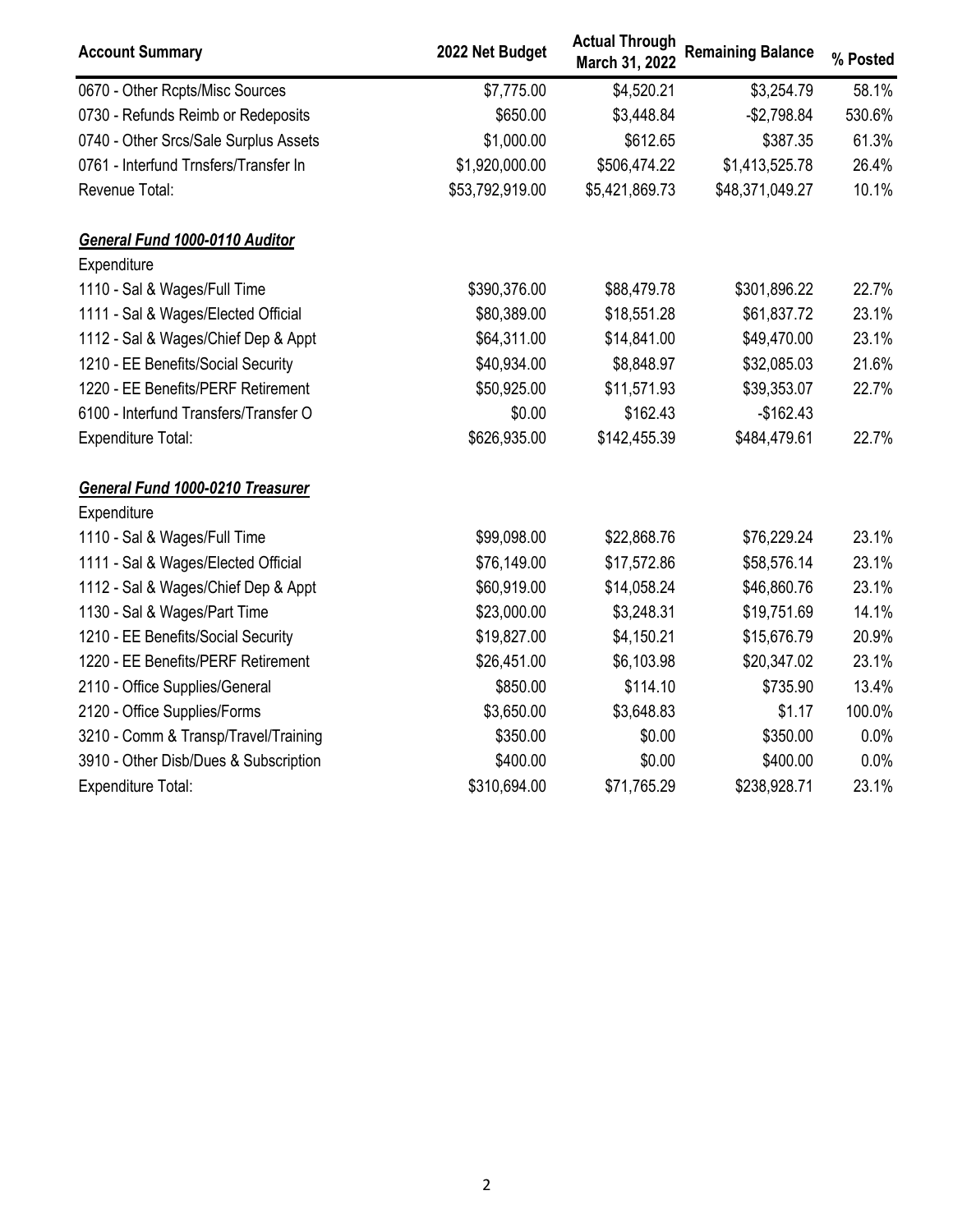| Account Summary | 2022 Net Budget | Actual Through March 31, 2022 | Remaining Balance | % Posted |
|---|---|---|---|---|
| 0670 - Other Rcpts/Misc Sources | $7,775.00 | $4,520.21 | $3,254.79 | 58.1% |
| 0730 - Refunds Reimb or Redeposits | $650.00 | $3,448.84 | -$2,798.84 | 530.6% |
| 0740 - Other Srcs/Sale Surplus Assets | $1,000.00 | $612.65 | $387.35 | 61.3% |
| 0761 - Interfund Trnsfers/Transfer In | $1,920,000.00 | $506,474.22 | $1,413,525.78 | 26.4% |
| Revenue Total: | $53,792,919.00 | $5,421,869.73 | $48,371,049.27 | 10.1% |
| | | | | |
| ***General Fund 1000-0110 Auditor*** | | | | |
| Expenditure | | | | |
| 1110 - Sal & Wages/Full Time | $390,376.00 | $88,479.78 | $301,896.22 | 22.7% |
| 1111 - Sal & Wages/Elected Official | $80,389.00 | $18,551.28 | $61,837.72 | 23.1% |
| 1112 - Sal & Wages/Chief Dep & Appt | $64,311.00 | $14,841.00 | $49,470.00 | 23.1% |
| 1210 - EE Benefits/Social Security | $40,934.00 | $8,848.97 | $32,085.03 | 21.6% |
| 1220 - EE Benefits/PERF Retirement | $50,925.00 | $11,571.93 | $39,353.07 | 22.7% |
| 6100 - Interfund Transfers/Transfer O | $0.00 | $162.43 | -$162.43 | |
| Expenditure Total: | $626,935.00 | $142,455.39 | $484,479.61 | 22.7% |
| | | | | |
| ***General Fund 1000-0210 Treasurer*** | | | | |
| Expenditure | | | | |
| 1110 - Sal & Wages/Full Time | $99,098.00 | $22,868.76 | $76,229.24 | 23.1% |
| 1111 - Sal & Wages/Elected Official | $76,149.00 | $17,572.86 | $58,576.14 | 23.1% |
| 1112 - Sal & Wages/Chief Dep & Appt | $60,919.00 | $14,058.24 | $46,860.76 | 23.1% |
| 1130 - Sal & Wages/Part Time | $23,000.00 | $3,248.31 | $19,751.69 | 14.1% |
| 1210 - EE Benefits/Social Security | $19,827.00 | $4,150.21 | $15,676.79 | 20.9% |
| 1220 - EE Benefits/PERF Retirement | $26,451.00 | $6,103.98 | $20,347.02 | 23.1% |
| 2110 - Office Supplies/General | $850.00 | $114.10 | $735.90 | 13.4% |
| 2120 - Office Supplies/Forms | $3,650.00 | $3,648.83 | $1.17 | 100.0% |
| 3210 - Comm & Transp/Travel/Training | $350.00 | $0.00 | $350.00 | 0.0% |
| 3910 - Other Disb/Dues & Subscription | $400.00 | $0.00 | $400.00 | 0.0% |
| Expenditure Total: | $310,694.00 | $71,765.29 | $238,928.71 | 23.1% |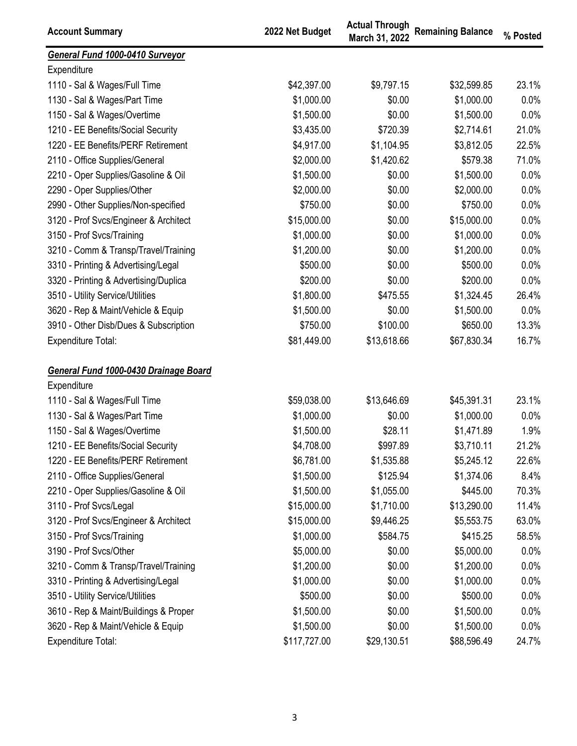| Account Summary | 2022 Net Budget | Actual Through March 31, 2022 | Remaining Balance | % Posted |
|---|---|---|---|---|
| ***General Fund 1000-0410 Surveyor*** | | | | |
| Expenditure | | | | |
| 1110 - Sal & Wages/Full Time | $42,397.00 | $9,797.15 | $32,599.85 | 23.1% |
| 1130 - Sal & Wages/Part Time | $1,000.00 | $0.00 | $1,000.00 | 0.0% |
| 1150 - Sal & Wages/Overtime | $1,500.00 | $0.00 | $1,500.00 | 0.0% |
| 1210 - EE Benefits/Social Security | $3,435.00 | $720.39 | $2,714.61 | 21.0% |
| 1220 - EE Benefits/PERF Retirement | $4,917.00 | $1,104.95 | $3,812.05 | 22.5% |
| 2110 - Office Supplies/General | $2,000.00 | $1,420.62 | $579.38 | 71.0% |
| 2210 - Oper Supplies/Gasoline & Oil | $1,500.00 | $0.00 | $1,500.00 | 0.0% |
| 2290 - Oper Supplies/Other | $2,000.00 | $0.00 | $2,000.00 | 0.0% |
| 2990 - Other Supplies/Non-specified | $750.00 | $0.00 | $750.00 | 0.0% |
| 3120 - Prof Svcs/Engineer & Architect | $15,000.00 | $0.00 | $15,000.00 | 0.0% |
| 3150 - Prof Svcs/Training | $1,000.00 | $0.00 | $1,000.00 | 0.0% |
| 3210 - Comm & Transp/Travel/Training | $1,200.00 | $0.00 | $1,200.00 | 0.0% |
| 3310 - Printing & Advertising/Legal | $500.00 | $0.00 | $500.00 | 0.0% |
| 3320 - Printing & Advertising/Duplica | $200.00 | $0.00 | $200.00 | 0.0% |
| 3510 - Utility Service/Utilities | $1,800.00 | $475.55 | $1,324.45 | 26.4% |
| 3620 - Rep & Maint/Vehicle & Equip | $1,500.00 | $0.00 | $1,500.00 | 0.0% |
| 3910 - Other Disb/Dues & Subscription | $750.00 | $100.00 | $650.00 | 13.3% |
| Expenditure Total: | $81,449.00 | $13,618.66 | $67,830.34 | 16.7% |
| | | | | |
| ***General Fund 1000-0430 Drainage Board*** | | | | |
| Expenditure | | | | |
| 1110 - Sal & Wages/Full Time | $59,038.00 | $13,646.69 | $45,391.31 | 23.1% |
| 1130 - Sal & Wages/Part Time | $1,000.00 | $0.00 | $1,000.00 | 0.0% |
| 1150 - Sal & Wages/Overtime | $1,500.00 | $28.11 | $1,471.89 | 1.9% |
| 1210 - EE Benefits/Social Security | $4,708.00 | $997.89 | $3,710.11 | 21.2% |
| 1220 - EE Benefits/PERF Retirement | $6,781.00 | $1,535.88 | $5,245.12 | 22.6% |
| 2110 - Office Supplies/General | $1,500.00 | $125.94 | $1,374.06 | 8.4% |
| 2210 - Oper Supplies/Gasoline & Oil | $1,500.00 | $1,055.00 | $445.00 | 70.3% |
| 3110 - Prof Svcs/Legal | $15,000.00 | $1,710.00 | $13,290.00 | 11.4% |
| 3120 - Prof Svcs/Engineer & Architect | $15,000.00 | $9,446.25 | $5,553.75 | 63.0% |
| 3150 - Prof Svcs/Training | $1,000.00 | $584.75 | $415.25 | 58.5% |
| 3190 - Prof Svcs/Other | $5,000.00 | $0.00 | $5,000.00 | 0.0% |
| 3210 - Comm & Transp/Travel/Training | $1,200.00 | $0.00 | $1,200.00 | 0.0% |
| 3310 - Printing & Advertising/Legal | $1,000.00 | $0.00 | $1,000.00 | 0.0% |
| 3510 - Utility Service/Utilities | $500.00 | $0.00 | $500.00 | 0.0% |
| 3610 - Rep & Maint/Buildings & Proper | $1,500.00 | $0.00 | $1,500.00 | 0.0% |
| 3620 - Rep & Maint/Vehicle & Equip | $1,500.00 | $0.00 | $1,500.00 | 0.0% |
| Expenditure Total: | $117,727.00 | $29,130.51 | $88,596.49 | 24.7% |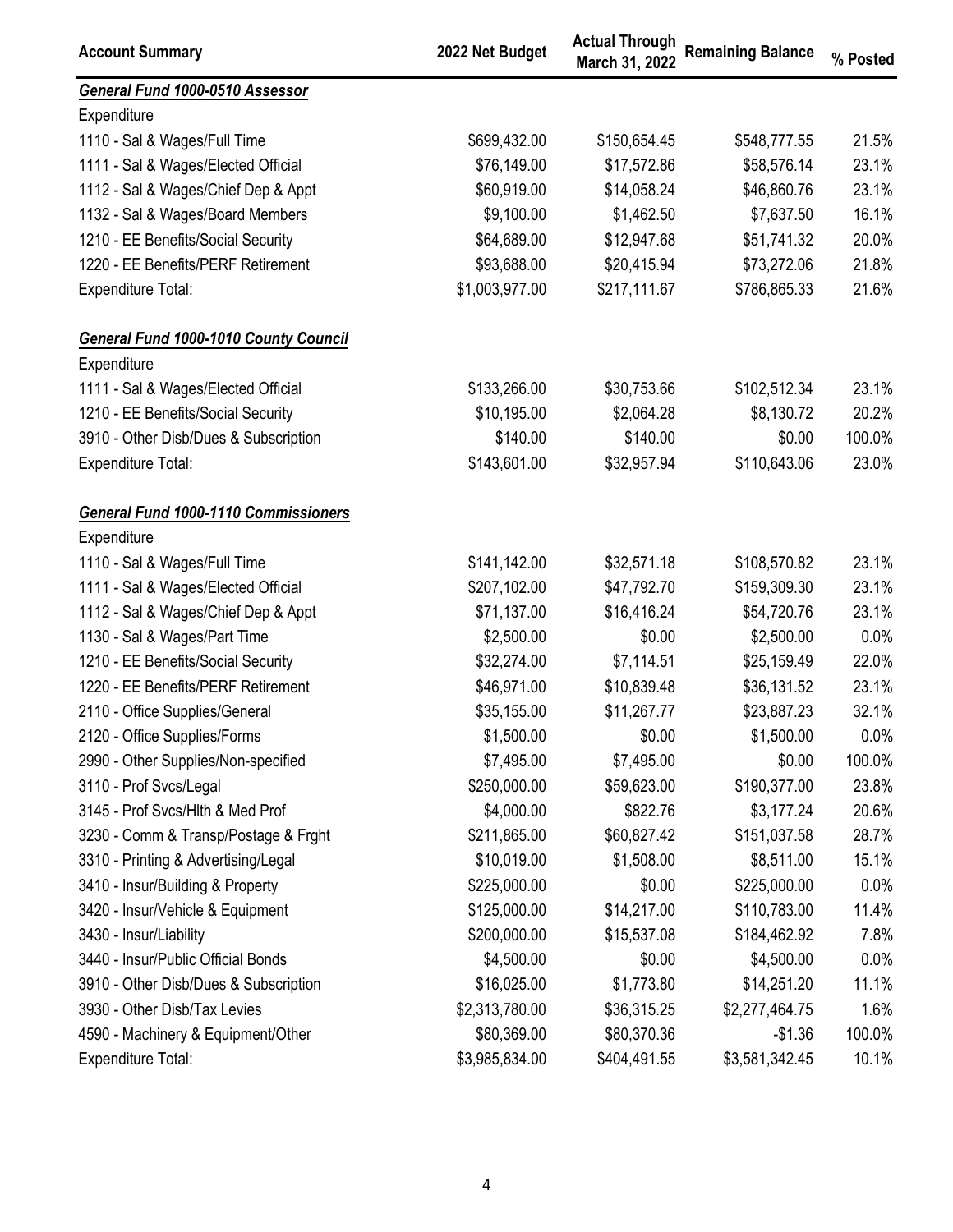| Account Summary | 2022 Net Budget | Actual Through March 31, 2022 | Remaining Balance | % Posted |
|---|---|---|---|---|
| ***General Fund 1000-0510 Assessor*** | | | | |
| Expenditure | | | | |
| 1110 - Sal & Wages/Full Time | $699,432.00 | $150,654.45 | $548,777.55 | 21.5% |
| 1111 - Sal & Wages/Elected Official | $76,149.00 | $17,572.86 | $58,576.14 | 23.1% |
| 1112 - Sal & Wages/Chief Dep & Appt | $60,919.00 | $14,058.24 | $46,860.76 | 23.1% |
| 1132 - Sal & Wages/Board Members | $9,100.00 | $1,462.50 | $7,637.50 | 16.1% |
| 1210 - EE Benefits/Social Security | $64,689.00 | $12,947.68 | $51,741.32 | 20.0% |
| 1220 - EE Benefits/PERF Retirement | $93,688.00 | $20,415.94 | $73,272.06 | 21.8% |
| Expenditure Total: | $1,003,977.00 | $217,111.67 | $786,865.33 | 21.6% |
| | | | | |
| ***General Fund 1000-1010 County Council*** | | | | |
| Expenditure | | | | |
| 1111 - Sal & Wages/Elected Official | $133,266.00 | $30,753.66 | $102,512.34 | 23.1% |
| 1210 - EE Benefits/Social Security | $10,195.00 | $2,064.28 | $8,130.72 | 20.2% |
| 3910 - Other Disb/Dues & Subscription | $140.00 | $140.00 | $0.00 | 100.0% |
| Expenditure Total: | $143,601.00 | $32,957.94 | $110,643.06 | 23.0% |
| | | | | |
| ***General Fund 1000-1110 Commissioners*** | | | | |
| Expenditure | | | | |
| 1110 - Sal & Wages/Full Time | $141,142.00 | $32,571.18 | $108,570.82 | 23.1% |
| 1111 - Sal & Wages/Elected Official | $207,102.00 | $47,792.70 | $159,309.30 | 23.1% |
| 1112 - Sal & Wages/Chief Dep & Appt | $71,137.00 | $16,416.24 | $54,720.76 | 23.1% |
| 1130 - Sal & Wages/Part Time | $2,500.00 | $0.00 | $2,500.00 | 0.0% |
| 1210 - EE Benefits/Social Security | $32,274.00 | $7,114.51 | $25,159.49 | 22.0% |
| 1220 - EE Benefits/PERF Retirement | $46,971.00 | $10,839.48 | $36,131.52 | 23.1% |
| 2110 - Office Supplies/General | $35,155.00 | $11,267.77 | $23,887.23 | 32.1% |
| 2120 - Office Supplies/Forms | $1,500.00 | $0.00 | $1,500.00 | 0.0% |
| 2990 - Other Supplies/Non-specified | $7,495.00 | $7,495.00 | $0.00 | 100.0% |
| 3110 - Prof Svcs/Legal | $250,000.00 | $59,623.00 | $190,377.00 | 23.8% |
| 3145 - Prof Svcs/Hlth & Med Prof | $4,000.00 | $822.76 | $3,177.24 | 20.6% |
| 3230 - Comm & Transp/Postage & Frght | $211,865.00 | $60,827.42 | $151,037.58 | 28.7% |
| 3310 - Printing & Advertising/Legal | $10,019.00 | $1,508.00 | $8,511.00 | 15.1% |
| 3410 - Insur/Building & Property | $225,000.00 | $0.00 | $225,000.00 | 0.0% |
| 3420 - Insur/Vehicle & Equipment | $125,000.00 | $14,217.00 | $110,783.00 | 11.4% |
| 3430 - Insur/Liability | $200,000.00 | $15,537.08 | $184,462.92 | 7.8% |
| 3440 - Insur/Public Official Bonds | $4,500.00 | $0.00 | $4,500.00 | 0.0% |
| 3910 - Other Disb/Dues & Subscription | $16,025.00 | $1,773.80 | $14,251.20 | 11.1% |
| 3930 - Other Disb/Tax Levies | $2,313,780.00 | $36,315.25 | $2,277,464.75 | 1.6% |
| 4590 - Machinery & Equipment/Other | $80,369.00 | $80,370.36 | -$1.36 | 100.0% |
| Expenditure Total: | $3,985,834.00 | $404,491.55 | $3,581,342.45 | 10.1% |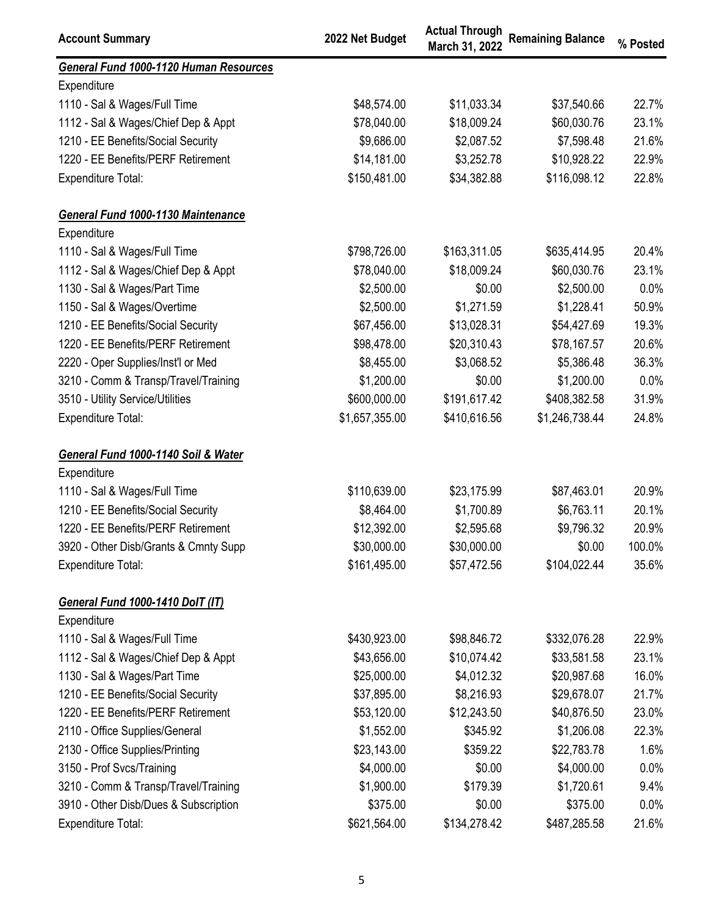| Account Summary | 2022 Net Budget | Actual Through March 31, 2022 | Remaining Balance | % Posted |
|---|---|---|---|---|
| ***General Fund 1000-1120 Human Resources*** | | | | |
| Expenditure | | | | |
| 1110 - Sal & Wages/Full Time | $48,574.00 | $11,033.34 | $37,540.66 | 22.7% |
| 1112 - Sal & Wages/Chief Dep & Appt | $78,040.00 | $18,009.24 | $60,030.76 | 23.1% |
| 1210 - EE Benefits/Social Security | $9,686.00 | $2,087.52 | $7,598.48 | 21.6% |
| 1220 - EE Benefits/PERF Retirement | $14,181.00 | $3,252.78 | $10,928.22 | 22.9% |
| Expenditure Total: | $150,481.00 | $34,382.88 | $116,098.12 | 22.8% |
| | | | | |
| ***General Fund 1000-1130 Maintenance*** | | | | |
| Expenditure | | | | |
| 1110 - Sal & Wages/Full Time | $798,726.00 | $163,311.05 | $635,414.95 | 20.4% |
| 1112 - Sal & Wages/Chief Dep & Appt | $78,040.00 | $18,009.24 | $60,030.76 | 23.1% |
| 1130 - Sal & Wages/Part Time | $2,500.00 | $0.00 | $2,500.00 | 0.0% |
| 1150 - Sal & Wages/Overtime | $2,500.00 | $1,271.59 | $1,228.41 | 50.9% |
| 1210 - EE Benefits/Social Security | $67,456.00 | $13,028.31 | $54,427.69 | 19.3% |
| 1220 - EE Benefits/PERF Retirement | $98,478.00 | $20,310.43 | $78,167.57 | 20.6% |
| 2220 - Oper Supplies/Inst'l or Med | $8,455.00 | $3,068.52 | $5,386.48 | 36.3% |
| 3210 - Comm & Transp/Travel/Training | $1,200.00 | $0.00 | $1,200.00 | 0.0% |
| 3510 - Utility Service/Utilities | $600,000.00 | $191,617.42 | $408,382.58 | 31.9% |
| Expenditure Total: | $1,657,355.00 | $410,616.56 | $1,246,738.44 | 24.8% |
| | | | | |
| ***General Fund 1000-1140 Soil & Water*** | | | | |
| Expenditure | | | | |
| 1110 - Sal & Wages/Full Time | $110,639.00 | $23,175.99 | $87,463.01 | 20.9% |
| 1210 - EE Benefits/Social Security | $8,464.00 | $1,700.89 | $6,763.11 | 20.1% |
| 1220 - EE Benefits/PERF Retirement | $12,392.00 | $2,595.68 | $9,796.32 | 20.9% |
| 3920 - Other Disb/Grants & Cmnty Supp | $30,000.00 | $30,000.00 | $0.00 | 100.0% |
| Expenditure Total: | $161,495.00 | $57,472.56 | $104,022.44 | 35.6% |
| | | | | |
| ***General Fund 1000-1410 DoIT (IT)*** | | | | |
| Expenditure | | | | |
| 1110 - Sal & Wages/Full Time | $430,923.00 | $98,846.72 | $332,076.28 | 22.9% |
| 1112 - Sal & Wages/Chief Dep & Appt | $43,656.00 | $10,074.42 | $33,581.58 | 23.1% |
| 1130 - Sal & Wages/Part Time | $25,000.00 | $4,012.32 | $20,987.68 | 16.0% |
| 1210 - EE Benefits/Social Security | $37,895.00 | $8,216.93 | $29,678.07 | 21.7% |
| 1220 - EE Benefits/PERF Retirement | $53,120.00 | $12,243.50 | $40,876.50 | 23.0% |
| 2110 - Office Supplies/General | $1,552.00 | $345.92 | $1,206.08 | 22.3% |
| 2130 - Office Supplies/Printing | $23,143.00 | $359.22 | $22,783.78 | 1.6% |
| 3150 - Prof Svcs/Training | $4,000.00 | $0.00 | $4,000.00 | 0.0% |
| 3210 - Comm & Transp/Travel/Training | $1,900.00 | $179.39 | $1,720.61 | 9.4% |
| 3910 - Other Disb/Dues & Subscription | $375.00 | $0.00 | $375.00 | 0.0% |
| Expenditure Total: | $621,564.00 | $134,278.42 | $487,285.58 | 21.6% |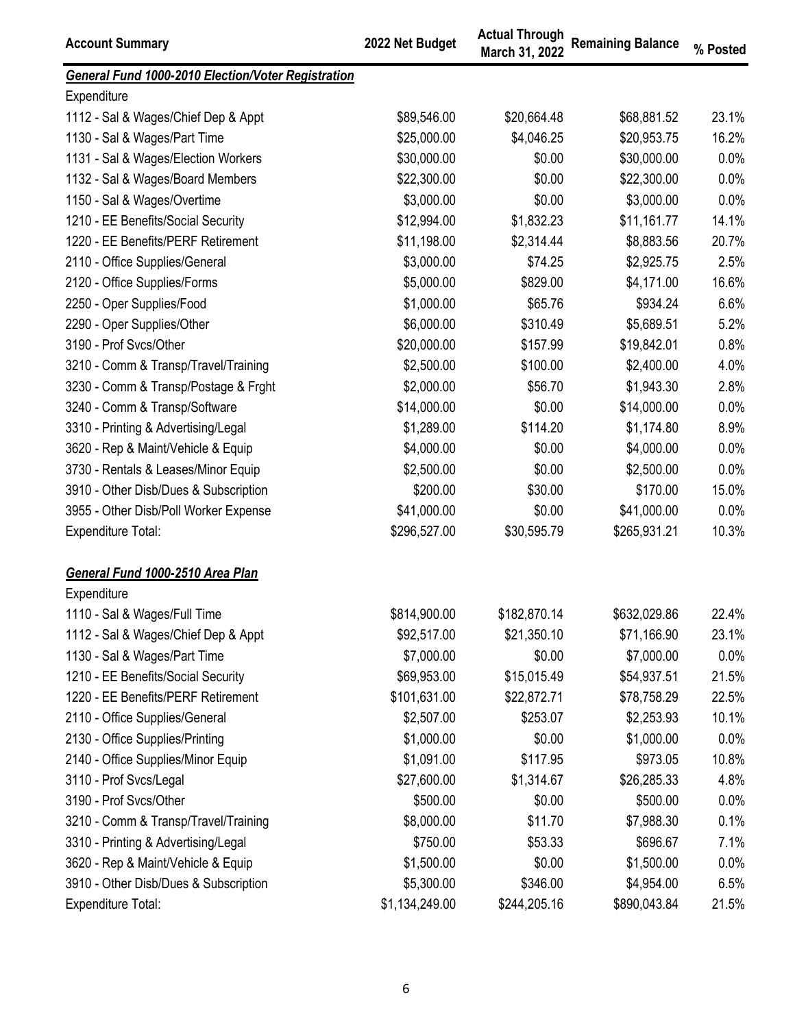| Account Summary | 2022 Net Budget | Actual Through March 31, 2022 | Remaining Balance | % Posted |
| --- | --- | --- | --- | --- |
| ***General Fund 1000-2010 Election/Voter Registration*** | | | | |
| Expenditure | | | | |
| 1112 - Sal & Wages/Chief Dep & Appt | $89,546.00 | $20,664.48 | $68,881.52 | 23.1% |
| 1130 - Sal & Wages/Part Time | $25,000.00 | $4,046.25 | $20,953.75 | 16.2% |
| 1131 - Sal & Wages/Election Workers | $30,000.00 | $0.00 | $30,000.00 | 0.0% |
| 1132 - Sal & Wages/Board Members | $22,300.00 | $0.00 | $22,300.00 | 0.0% |
| 1150 - Sal & Wages/Overtime | $3,000.00 | $0.00 | $3,000.00 | 0.0% |
| 1210 - EE Benefits/Social Security | $12,994.00 | $1,832.23 | $11,161.77 | 14.1% |
| 1220 - EE Benefits/PERF Retirement | $11,198.00 | $2,314.44 | $8,883.56 | 20.7% |
| 2110 - Office Supplies/General | $3,000.00 | $74.25 | $2,925.75 | 2.5% |
| 2120 - Office Supplies/Forms | $5,000.00 | $829.00 | $4,171.00 | 16.6% |
| 2250 - Oper Supplies/Food | $1,000.00 | $65.76 | $934.24 | 6.6% |
| 2290 - Oper Supplies/Other | $6,000.00 | $310.49 | $5,689.51 | 5.2% |
| 3190 - Prof Svcs/Other | $20,000.00 | $157.99 | $19,842.01 | 0.8% |
| 3210 - Comm & Transp/Travel/Training | $2,500.00 | $100.00 | $2,400.00 | 4.0% |
| 3230 - Comm & Transp/Postage & Frght | $2,000.00 | $56.70 | $1,943.30 | 2.8% |
| 3240 - Comm & Transp/Software | $14,000.00 | $0.00 | $14,000.00 | 0.0% |
| 3310 - Printing & Advertising/Legal | $1,289.00 | $114.20 | $1,174.80 | 8.9% |
| 3620 - Rep & Maint/Vehicle & Equip | $4,000.00 | $0.00 | $4,000.00 | 0.0% |
| 3730 - Rentals & Leases/Minor Equip | $2,500.00 | $0.00 | $2,500.00 | 0.0% |
| 3910 - Other Disb/Dues & Subscription | $200.00 | $30.00 | $170.00 | 15.0% |
| 3955 - Other Disb/Poll Worker Expense | $41,000.00 | $0.00 | $41,000.00 | 0.0% |
| Expenditure Total: | $296,527.00 | $30,595.79 | $265,931.21 | 10.3% |
| | | | | |
| ***General Fund 1000-2510 Area Plan*** | | | | |
| Expenditure | | | | |
| 1110 - Sal & Wages/Full Time | $814,900.00 | $182,870.14 | $632,029.86 | 22.4% |
| 1112 - Sal & Wages/Chief Dep & Appt | $92,517.00 | $21,350.10 | $71,166.90 | 23.1% |
| 1130 - Sal & Wages/Part Time | $7,000.00 | $0.00 | $7,000.00 | 0.0% |
| 1210 - EE Benefits/Social Security | $69,953.00 | $15,015.49 | $54,937.51 | 21.5% |
| 1220 - EE Benefits/PERF Retirement | $101,631.00 | $22,872.71 | $78,758.29 | 22.5% |
| 2110 - Office Supplies/General | $2,507.00 | $253.07 | $2,253.93 | 10.1% |
| 2130 - Office Supplies/Printing | $1,000.00 | $0.00 | $1,000.00 | 0.0% |
| 2140 - Office Supplies/Minor Equip | $1,091.00 | $117.95 | $973.05 | 10.8% |
| 3110 - Prof Svcs/Legal | $27,600.00 | $1,314.67 | $26,285.33 | 4.8% |
| 3190 - Prof Svcs/Other | $500.00 | $0.00 | $500.00 | 0.0% |
| 3210 - Comm & Transp/Travel/Training | $8,000.00 | $11.70 | $7,988.30 | 0.1% |
| 3310 - Printing & Advertising/Legal | $750.00 | $53.33 | $696.67 | 7.1% |
| 3620 - Rep & Maint/Vehicle & Equip | $1,500.00 | $0.00 | $1,500.00 | 0.0% |
| 3910 - Other Disb/Dues & Subscription | $5,300.00 | $346.00 | $4,954.00 | 6.5% |
| Expenditure Total: | $1,134,249.00 | $244,205.16 | $890,043.84 | 21.5% |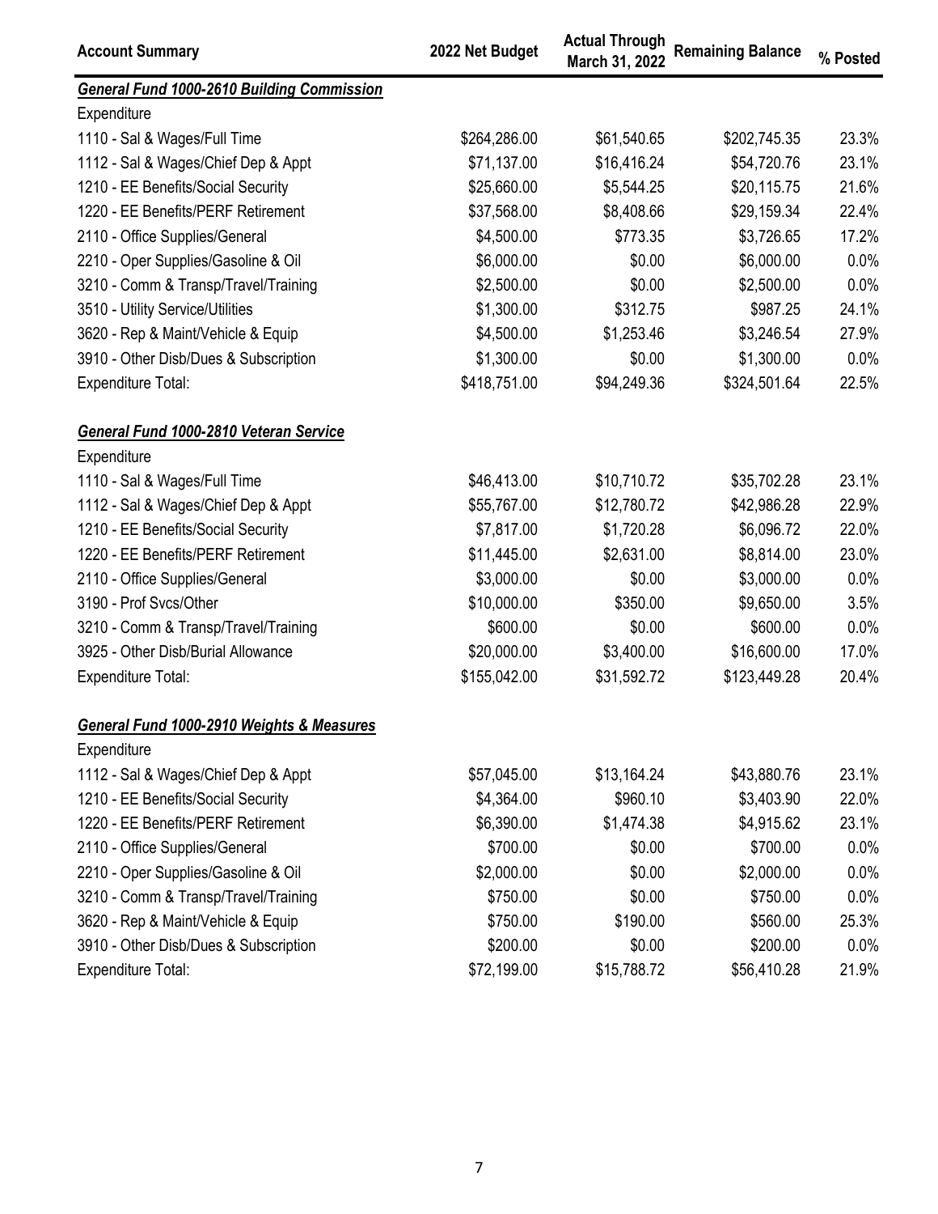| Account Summary | 2022 Net Budget | Actual Through March 31, 2022 | Remaining Balance | % Posted |
|---|---|---|---|---|
| ***General Fund 1000-2610 Building Commission*** | | | | |
| Expenditure | | | | |
| 1110 - Sal & Wages/Full Time | $264,286.00 | $61,540.65 | $202,745.35 | 23.3% |
| 1112 - Sal & Wages/Chief Dep & Appt | $71,137.00 | $16,416.24 | $54,720.76 | 23.1% |
| 1210 - EE Benefits/Social Security | $25,660.00 | $5,544.25 | $20,115.75 | 21.6% |
| 1220 - EE Benefits/PERF Retirement | $37,568.00 | $8,408.66 | $29,159.34 | 22.4% |
| 2110 - Office Supplies/General | $4,500.00 | $773.35 | $3,726.65 | 17.2% |
| 2210 - Oper Supplies/Gasoline & Oil | $6,000.00 | $0.00 | $6,000.00 | 0.0% |
| 3210 - Comm & Transp/Travel/Training | $2,500.00 | $0.00 | $2,500.00 | 0.0% |
| 3510 - Utility Service/Utilities | $1,300.00 | $312.75 | $987.25 | 24.1% |
| 3620 - Rep & Maint/Vehicle & Equip | $4,500.00 | $1,253.46 | $3,246.54 | 27.9% |
| 3910 - Other Disb/Dues & Subscription | $1,300.00 | $0.00 | $1,300.00 | 0.0% |
| Expenditure Total: | $418,751.00 | $94,249.36 | $324,501.64 | 22.5% |
| | | | | |
| ***General Fund 1000-2810 Veteran Service*** | | | | |
| Expenditure | | | | |
| 1110 - Sal & Wages/Full Time | $46,413.00 | $10,710.72 | $35,702.28 | 23.1% |
| 1112 - Sal & Wages/Chief Dep & Appt | $55,767.00 | $12,780.72 | $42,986.28 | 22.9% |
| 1210 - EE Benefits/Social Security | $7,817.00 | $1,720.28 | $6,096.72 | 22.0% |
| 1220 - EE Benefits/PERF Retirement | $11,445.00 | $2,631.00 | $8,814.00 | 23.0% |
| 2110 - Office Supplies/General | $3,000.00 | $0.00 | $3,000.00 | 0.0% |
| 3190 - Prof Svcs/Other | $10,000.00 | $350.00 | $9,650.00 | 3.5% |
| 3210 - Comm & Transp/Travel/Training | $600.00 | $0.00 | $600.00 | 0.0% |
| 3925 - Other Disb/Burial Allowance | $20,000.00 | $3,400.00 | $16,600.00 | 17.0% |
| Expenditure Total: | $155,042.00 | $31,592.72 | $123,449.28 | 20.4% |
| | | | | |
| ***General Fund 1000-2910 Weights & Measures*** | | | | |
| Expenditure | | | | |
| 1112 - Sal & Wages/Chief Dep & Appt | $57,045.00 | $13,164.24 | $43,880.76 | 23.1% |
| 1210 - EE Benefits/Social Security | $4,364.00 | $960.10 | $3,403.90 | 22.0% |
| 1220 - EE Benefits/PERF Retirement | $6,390.00 | $1,474.38 | $4,915.62 | 23.1% |
| 2110 - Office Supplies/General | $700.00 | $0.00 | $700.00 | 0.0% |
| 2210 - Oper Supplies/Gasoline & Oil | $2,000.00 | $0.00 | $2,000.00 | 0.0% |
| 3210 - Comm & Transp/Travel/Training | $750.00 | $0.00 | $750.00 | 0.0% |
| 3620 - Rep & Maint/Vehicle & Equip | $750.00 | $190.00 | $560.00 | 25.3% |
| 3910 - Other Disb/Dues & Subscription | $200.00 | $0.00 | $200.00 | 0.0% |
| Expenditure Total: | $72,199.00 | $15,788.72 | $56,410.28 | 21.9% |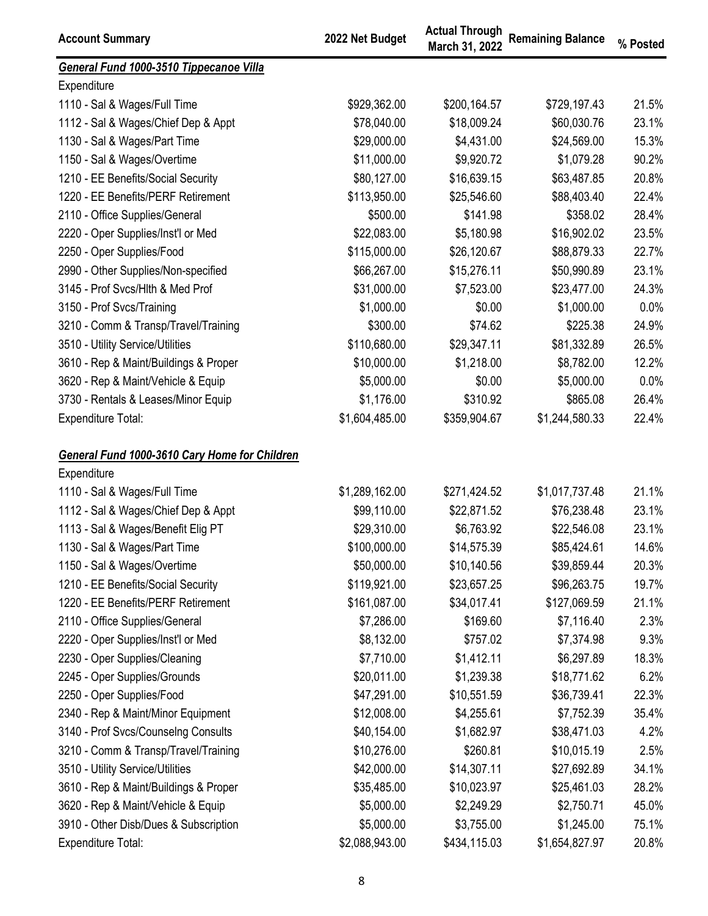| Account Summary | 2022 Net Budget | Actual Through March 31, 2022 | Remaining Balance | % Posted |
|---|---|---|---|---|
| ***General Fund 1000-3510 Tippecanoe Villa*** | | | | |
| Expenditure | | | | |
| 1110 - Sal & Wages/Full Time | $929,362.00 | $200,164.57 | $729,197.43 | 21.5% |
| 1112 - Sal & Wages/Chief Dep & Appt | $78,040.00 | $18,009.24 | $60,030.76 | 23.1% |
| 1130 - Sal & Wages/Part Time | $29,000.00 | $4,431.00 | $24,569.00 | 15.3% |
| 1150 - Sal & Wages/Overtime | $11,000.00 | $9,920.72 | $1,079.28 | 90.2% |
| 1210 - EE Benefits/Social Security | $80,127.00 | $16,639.15 | $63,487.85 | 20.8% |
| 1220 - EE Benefits/PERF Retirement | $113,950.00 | $25,546.60 | $88,403.40 | 22.4% |
| 2110 - Office Supplies/General | $500.00 | $141.98 | $358.02 | 28.4% |
| 2220 - Oper Supplies/Inst'l or Med | $22,083.00 | $5,180.98 | $16,902.02 | 23.5% |
| 2250 - Oper Supplies/Food | $115,000.00 | $26,120.67 | $88,879.33 | 22.7% |
| 2990 - Other Supplies/Non-specified | $66,267.00 | $15,276.11 | $50,990.89 | 23.1% |
| 3145 - Prof Svcs/Hlth & Med Prof | $31,000.00 | $7,523.00 | $23,477.00 | 24.3% |
| 3150 - Prof Svcs/Training | $1,000.00 | $0.00 | $1,000.00 | 0.0% |
| 3210 - Comm & Transp/Travel/Training | $300.00 | $74.62 | $225.38 | 24.9% |
| 3510 - Utility Service/Utilities | $110,680.00 | $29,347.11 | $81,332.89 | 26.5% |
| 3610 - Rep & Maint/Buildings & Proper | $10,000.00 | $1,218.00 | $8,782.00 | 12.2% |
| 3620 - Rep & Maint/Vehicle & Equip | $5,000.00 | $0.00 | $5,000.00 | 0.0% |
| 3730 - Rentals & Leases/Minor Equip | $1,176.00 | $310.92 | $865.08 | 26.4% |
| Expenditure Total: | $1,604,485.00 | $359,904.67 | $1,244,580.33 | 22.4% |
| | | | | |
| ***General Fund 1000-3610 Cary Home for Children*** | | | | |
| Expenditure | | | | |
| 1110 - Sal & Wages/Full Time | $1,289,162.00 | $271,424.52 | $1,017,737.48 | 21.1% |
| 1112 - Sal & Wages/Chief Dep & Appt | $99,110.00 | $22,871.52 | $76,238.48 | 23.1% |
| 1113 - Sal & Wages/Benefit Elig PT | $29,310.00 | $6,763.92 | $22,546.08 | 23.1% |
| 1130 - Sal & Wages/Part Time | $100,000.00 | $14,575.39 | $85,424.61 | 14.6% |
| 1150 - Sal & Wages/Overtime | $50,000.00 | $10,140.56 | $39,859.44 | 20.3% |
| 1210 - EE Benefits/Social Security | $119,921.00 | $23,657.25 | $96,263.75 | 19.7% |
| 1220 - EE Benefits/PERF Retirement | $161,087.00 | $34,017.41 | $127,069.59 | 21.1% |
| 2110 - Office Supplies/General | $7,286.00 | $169.60 | $7,116.40 | 2.3% |
| 2220 - Oper Supplies/Inst'l or Med | $8,132.00 | $757.02 | $7,374.98 | 9.3% |
| 2230 - Oper Supplies/Cleaning | $7,710.00 | $1,412.11 | $6,297.89 | 18.3% |
| 2245 - Oper Supplies/Grounds | $20,011.00 | $1,239.38 | $18,771.62 | 6.2% |
| 2250 - Oper Supplies/Food | $47,291.00 | $10,551.59 | $36,739.41 | 22.3% |
| 2340 - Rep & Maint/Minor Equipment | $12,008.00 | $4,255.61 | $7,752.39 | 35.4% |
| 3140 - Prof Svcs/Counselng Consults | $40,154.00 | $1,682.97 | $38,471.03 | 4.2% |
| 3210 - Comm & Transp/Travel/Training | $10,276.00 | $260.81 | $10,015.19 | 2.5% |
| 3510 - Utility Service/Utilities | $42,000.00 | $14,307.11 | $27,692.89 | 34.1% |
| 3610 - Rep & Maint/Buildings & Proper | $35,485.00 | $10,023.97 | $25,461.03 | 28.2% |
| 3620 - Rep & Maint/Vehicle & Equip | $5,000.00 | $2,249.29 | $2,750.71 | 45.0% |
| 3910 - Other Disb/Dues & Subscription | $5,000.00 | $3,755.00 | $1,245.00 | 75.1% |
| Expenditure Total: | $2,088,943.00 | $434,115.03 | $1,654,827.97 | 20.8% |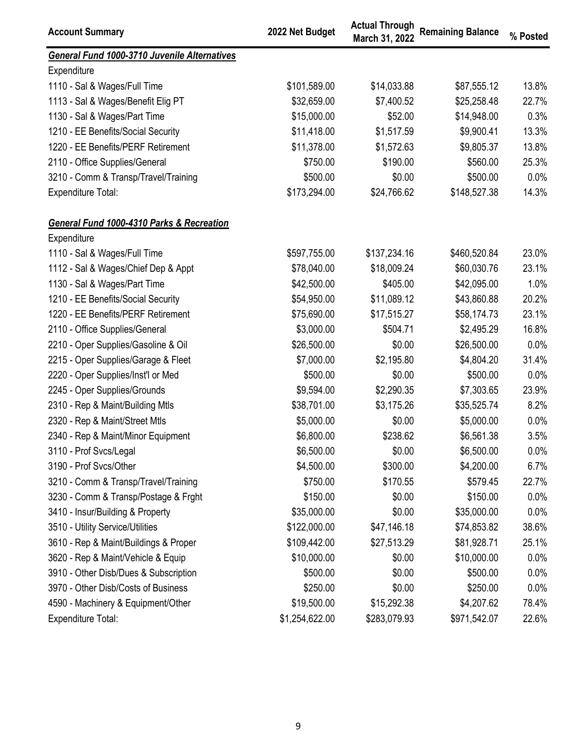| Account Summary | 2022 Net Budget | Actual Through March 31, 2022 | Remaining Balance | % Posted |
|---|---|---|---|---|
| ***General Fund 1000-3710 Juvenile Alternatives*** | | | | |
| Expenditure | | | | |
| 1110 - Sal & Wages/Full Time | $101,589.00 | $14,033.88 | $87,555.12 | 13.8% |
| 1113 - Sal & Wages/Benefit Elig PT | $32,659.00 | $7,400.52 | $25,258.48 | 22.7% |
| 1130 - Sal & Wages/Part Time | $15,000.00 | $52.00 | $14,948.00 | 0.3% |
| 1210 - EE Benefits/Social Security | $11,418.00 | $1,517.59 | $9,900.41 | 13.3% |
| 1220 - EE Benefits/PERF Retirement | $11,378.00 | $1,572.63 | $9,805.37 | 13.8% |
| 2110 - Office Supplies/General | $750.00 | $190.00 | $560.00 | 25.3% |
| 3210 - Comm & Transp/Travel/Training | $500.00 | $0.00 | $500.00 | 0.0% |
| Expenditure Total: | $173,294.00 | $24,766.62 | $148,527.38 | 14.3% |
| | | | | |
| ***General Fund 1000-4310 Parks & Recreation*** | | | | |
| Expenditure | | | | |
| 1110 - Sal & Wages/Full Time | $597,755.00 | $137,234.16 | $460,520.84 | 23.0% |
| 1112 - Sal & Wages/Chief Dep & Appt | $78,040.00 | $18,009.24 | $60,030.76 | 23.1% |
| 1130 - Sal & Wages/Part Time | $42,500.00 | $405.00 | $42,095.00 | 1.0% |
| 1210 - EE Benefits/Social Security | $54,950.00 | $11,089.12 | $43,860.88 | 20.2% |
| 1220 - EE Benefits/PERF Retirement | $75,690.00 | $17,515.27 | $58,174.73 | 23.1% |
| 2110 - Office Supplies/General | $3,000.00 | $504.71 | $2,495.29 | 16.8% |
| 2210 - Oper Supplies/Gasoline & Oil | $26,500.00 | $0.00 | $26,500.00 | 0.0% |
| 2215 - Oper Supplies/Garage & Fleet | $7,000.00 | $2,195.80 | $4,804.20 | 31.4% |
| 2220 - Oper Supplies/Inst'l or Med | $500.00 | $0.00 | $500.00 | 0.0% |
| 2245 - Oper Supplies/Grounds | $9,594.00 | $2,290.35 | $7,303.65 | 23.9% |
| 2310 - Rep & Maint/Building Mtls | $38,701.00 | $3,175.26 | $35,525.74 | 8.2% |
| 2320 - Rep & Maint/Street Mtls | $5,000.00 | $0.00 | $5,000.00 | 0.0% |
| 2340 - Rep & Maint/Minor Equipment | $6,800.00 | $238.62 | $6,561.38 | 3.5% |
| 3110 - Prof Svcs/Legal | $6,500.00 | $0.00 | $6,500.00 | 0.0% |
| 3190 - Prof Svcs/Other | $4,500.00 | $300.00 | $4,200.00 | 6.7% |
| 3210 - Comm & Transp/Travel/Training | $750.00 | $170.55 | $579.45 | 22.7% |
| 3230 - Comm & Transp/Postage & Frght | $150.00 | $0.00 | $150.00 | 0.0% |
| 3410 - Insur/Building & Property | $35,000.00 | $0.00 | $35,000.00 | 0.0% |
| 3510 - Utility Service/Utilities | $122,000.00 | $47,146.18 | $74,853.82 | 38.6% |
| 3610 - Rep & Maint/Buildings & Proper | $109,442.00 | $27,513.29 | $81,928.71 | 25.1% |
| 3620 - Rep & Maint/Vehicle & Equip | $10,000.00 | $0.00 | $10,000.00 | 0.0% |
| 3910 - Other Disb/Dues & Subscription | $500.00 | $0.00 | $500.00 | 0.0% |
| 3970 - Other Disb/Costs of Business | $250.00 | $0.00 | $250.00 | 0.0% |
| 4590 - Machinery & Equipment/Other | $19,500.00 | $15,292.38 | $4,207.62 | 78.4% |
| Expenditure Total: | $1,254,622.00 | $283,079.93 | $971,542.07 | 22.6% |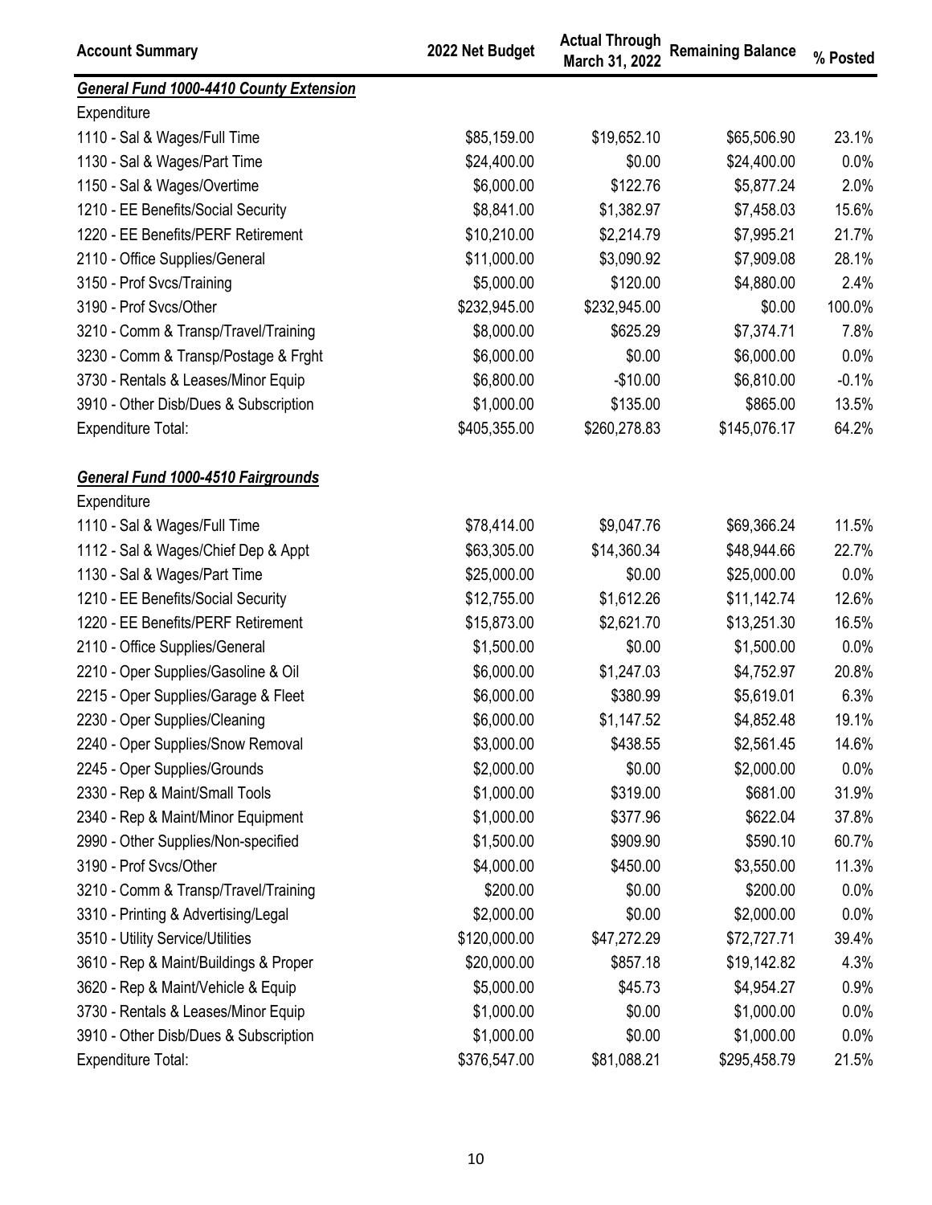| Account Summary | 2022 Net Budget | Actual Through March 31, 2022 | Remaining Balance | % Posted |
|---|---|---|---|---|
| ***General Fund 1000-4410 County Extension*** | | | | |
| Expenditure | | | | |
| 1110 - Sal & Wages/Full Time | $85,159.00 | $19,652.10 | $65,506.90 | 23.1% |
| 1130 - Sal & Wages/Part Time | $24,400.00 | $0.00 | $24,400.00 | 0.0% |
| 1150 - Sal & Wages/Overtime | $6,000.00 | $122.76 | $5,877.24 | 2.0% |
| 1210 - EE Benefits/Social Security | $8,841.00 | $1,382.97 | $7,458.03 | 15.6% |
| 1220 - EE Benefits/PERF Retirement | $10,210.00 | $2,214.79 | $7,995.21 | 21.7% |
| 2110 - Office Supplies/General | $11,000.00 | $3,090.92 | $7,909.08 | 28.1% |
| 3150 - Prof Svcs/Training | $5,000.00 | $120.00 | $4,880.00 | 2.4% |
| 3190 - Prof Svcs/Other | $232,945.00 | $232,945.00 | $0.00 | 100.0% |
| 3210 - Comm & Transp/Travel/Training | $8,000.00 | $625.29 | $7,374.71 | 7.8% |
| 3230 - Comm & Transp/Postage & Frght | $6,000.00 | $0.00 | $6,000.00 | 0.0% |
| 3730 - Rentals & Leases/Minor Equip | $6,800.00 | -$10.00 | $6,810.00 | -0.1% |
| 3910 - Other Disb/Dues & Subscription | $1,000.00 | $135.00 | $865.00 | 13.5% |
| Expenditure Total: | $405,355.00 | $260,278.83 | $145,076.17 | 64.2% |
| | | | | |
| ***General Fund 1000-4510 Fairgrounds*** | | | | |
| Expenditure | | | | |
| 1110 - Sal & Wages/Full Time | $78,414.00 | $9,047.76 | $69,366.24 | 11.5% |
| 1112 - Sal & Wages/Chief Dep & Appt | $63,305.00 | $14,360.34 | $48,944.66 | 22.7% |
| 1130 - Sal & Wages/Part Time | $25,000.00 | $0.00 | $25,000.00 | 0.0% |
| 1210 - EE Benefits/Social Security | $12,755.00 | $1,612.26 | $11,142.74 | 12.6% |
| 1220 - EE Benefits/PERF Retirement | $15,873.00 | $2,621.70 | $13,251.30 | 16.5% |
| 2110 - Office Supplies/General | $1,500.00 | $0.00 | $1,500.00 | 0.0% |
| 2210 - Oper Supplies/Gasoline & Oil | $6,000.00 | $1,247.03 | $4,752.97 | 20.8% |
| 2215 - Oper Supplies/Garage & Fleet | $6,000.00 | $380.99 | $5,619.01 | 6.3% |
| 2230 - Oper Supplies/Cleaning | $6,000.00 | $1,147.52 | $4,852.48 | 19.1% |
| 2240 - Oper Supplies/Snow Removal | $3,000.00 | $438.55 | $2,561.45 | 14.6% |
| 2245 - Oper Supplies/Grounds | $2,000.00 | $0.00 | $2,000.00 | 0.0% |
| 2330 - Rep & Maint/Small Tools | $1,000.00 | $319.00 | $681.00 | 31.9% |
| 2340 - Rep & Maint/Minor Equipment | $1,000.00 | $377.96 | $622.04 | 37.8% |
| 2990 - Other Supplies/Non-specified | $1,500.00 | $909.90 | $590.10 | 60.7% |
| 3190 - Prof Svcs/Other | $4,000.00 | $450.00 | $3,550.00 | 11.3% |
| 3210 - Comm & Transp/Travel/Training | $200.00 | $0.00 | $200.00 | 0.0% |
| 3310 - Printing & Advertising/Legal | $2,000.00 | $0.00 | $2,000.00 | 0.0% |
| 3510 - Utility Service/Utilities | $120,000.00 | $47,272.29 | $72,727.71 | 39.4% |
| 3610 - Rep & Maint/Buildings & Proper | $20,000.00 | $857.18 | $19,142.82 | 4.3% |
| 3620 - Rep & Maint/Vehicle & Equip | $5,000.00 | $45.73 | $4,954.27 | 0.9% |
| 3730 - Rentals & Leases/Minor Equip | $1,000.00 | $0.00 | $1,000.00 | 0.0% |
| 3910 - Other Disb/Dues & Subscription | $1,000.00 | $0.00 | $1,000.00 | 0.0% |
| Expenditure Total: | $376,547.00 | $81,088.21 | $295,458.79 | 21.5% |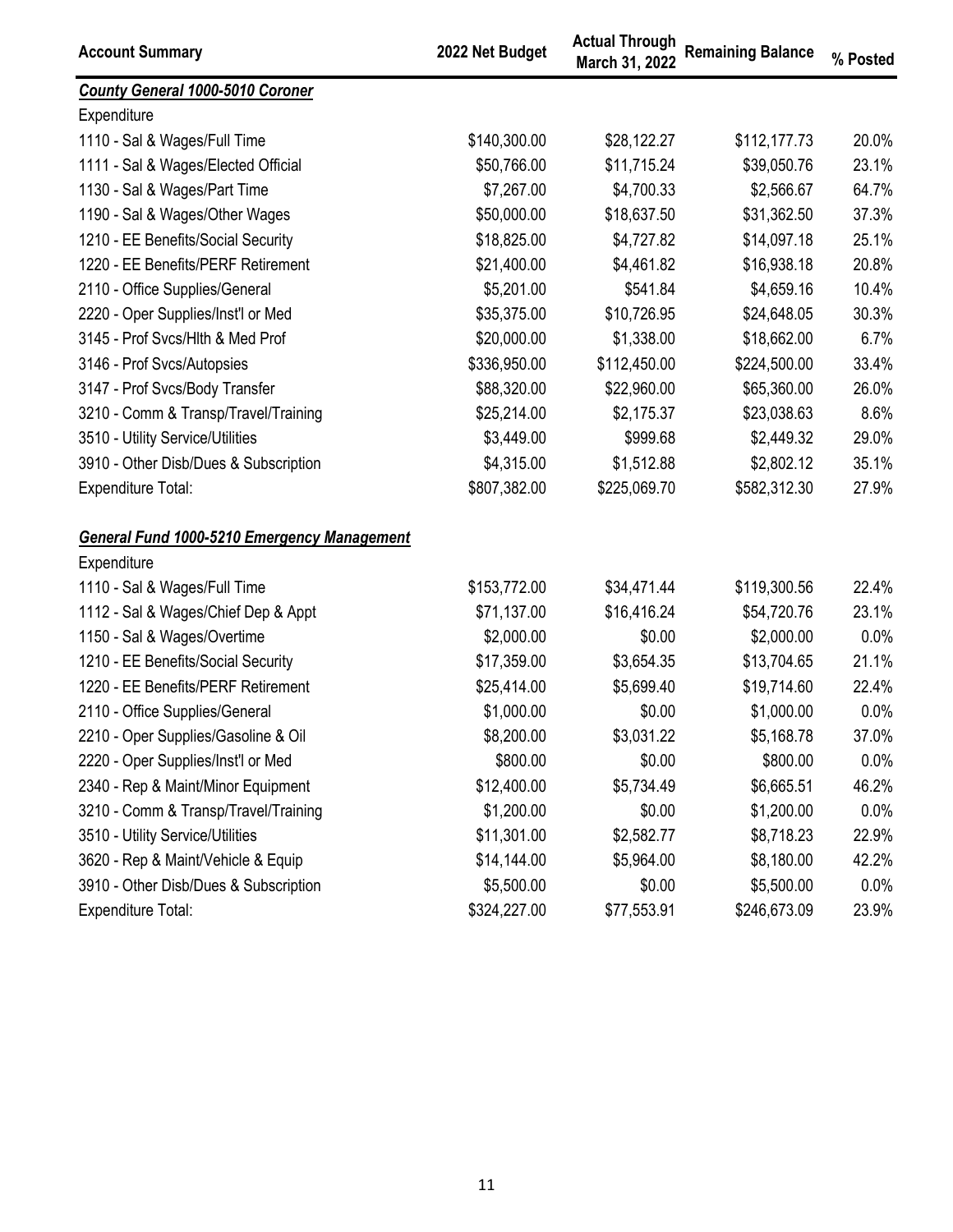| Account Summary | 2022 Net Budget | Actual Through March 31, 2022 | Remaining Balance | % Posted |
|---|---|---|---|---|
| ***County General 1000-5010 Coroner*** | | | | |
| Expenditure | | | | |
| 1110 - Sal & Wages/Full Time | $140,300.00 | $28,122.27 | $112,177.73 | 20.0% |
| 1111 - Sal & Wages/Elected Official | $50,766.00 | $11,715.24 | $39,050.76 | 23.1% |
| 1130 - Sal & Wages/Part Time | $7,267.00 | $4,700.33 | $2,566.67 | 64.7% |
| 1190 - Sal & Wages/Other Wages | $50,000.00 | $18,637.50 | $31,362.50 | 37.3% |
| 1210 - EE Benefits/Social Security | $18,825.00 | $4,727.82 | $14,097.18 | 25.1% |
| 1220 - EE Benefits/PERF Retirement | $21,400.00 | $4,461.82 | $16,938.18 | 20.8% |
| 2110 - Office Supplies/General | $5,201.00 | $541.84 | $4,659.16 | 10.4% |
| 2220 - Oper Supplies/Inst'l or Med | $35,375.00 | $10,726.95 | $24,648.05 | 30.3% |
| 3145 - Prof Svcs/Hlth & Med Prof | $20,000.00 | $1,338.00 | $18,662.00 | 6.7% |
| 3146 - Prof Svcs/Autopsies | $336,950.00 | $112,450.00 | $224,500.00 | 33.4% |
| 3147 - Prof Svcs/Body Transfer | $88,320.00 | $22,960.00 | $65,360.00 | 26.0% |
| 3210 - Comm & Transp/Travel/Training | $25,214.00 | $2,175.37 | $23,038.63 | 8.6% |
| 3510 - Utility Service/Utilities | $3,449.00 | $999.68 | $2,449.32 | 29.0% |
| 3910 - Other Disb/Dues & Subscription | $4,315.00 | $1,512.88 | $2,802.12 | 35.1% |
| Expenditure Total: | $807,382.00 | $225,069.70 | $582,312.30 | 27.9% |
| | | | | |
| ***General Fund 1000-5210 Emergency Management*** | | | | |
| Expenditure | | | | |
| 1110 - Sal & Wages/Full Time | $153,772.00 | $34,471.44 | $119,300.56 | 22.4% |
| 1112 - Sal & Wages/Chief Dep & Appt | $71,137.00 | $16,416.24 | $54,720.76 | 23.1% |
| 1150 - Sal & Wages/Overtime | $2,000.00 | $0.00 | $2,000.00 | 0.0% |
| 1210 - EE Benefits/Social Security | $17,359.00 | $3,654.35 | $13,704.65 | 21.1% |
| 1220 - EE Benefits/PERF Retirement | $25,414.00 | $5,699.40 | $19,714.60 | 22.4% |
| 2110 - Office Supplies/General | $1,000.00 | $0.00 | $1,000.00 | 0.0% |
| 2210 - Oper Supplies/Gasoline & Oil | $8,200.00 | $3,031.22 | $5,168.78 | 37.0% |
| 2220 - Oper Supplies/Inst'l or Med | $800.00 | $0.00 | $800.00 | 0.0% |
| 2340 - Rep & Maint/Minor Equipment | $12,400.00 | $5,734.49 | $6,665.51 | 46.2% |
| 3210 - Comm & Transp/Travel/Training | $1,200.00 | $0.00 | $1,200.00 | 0.0% |
| 3510 - Utility Service/Utilities | $11,301.00 | $2,582.77 | $8,718.23 | 22.9% |
| 3620 - Rep & Maint/Vehicle & Equip | $14,144.00 | $5,964.00 | $8,180.00 | 42.2% |
| 3910 - Other Disb/Dues & Subscription | $5,500.00 | $0.00 | $5,500.00 | 0.0% |
| Expenditure Total: | $324,227.00 | $77,553.91 | $246,673.09 | 23.9% |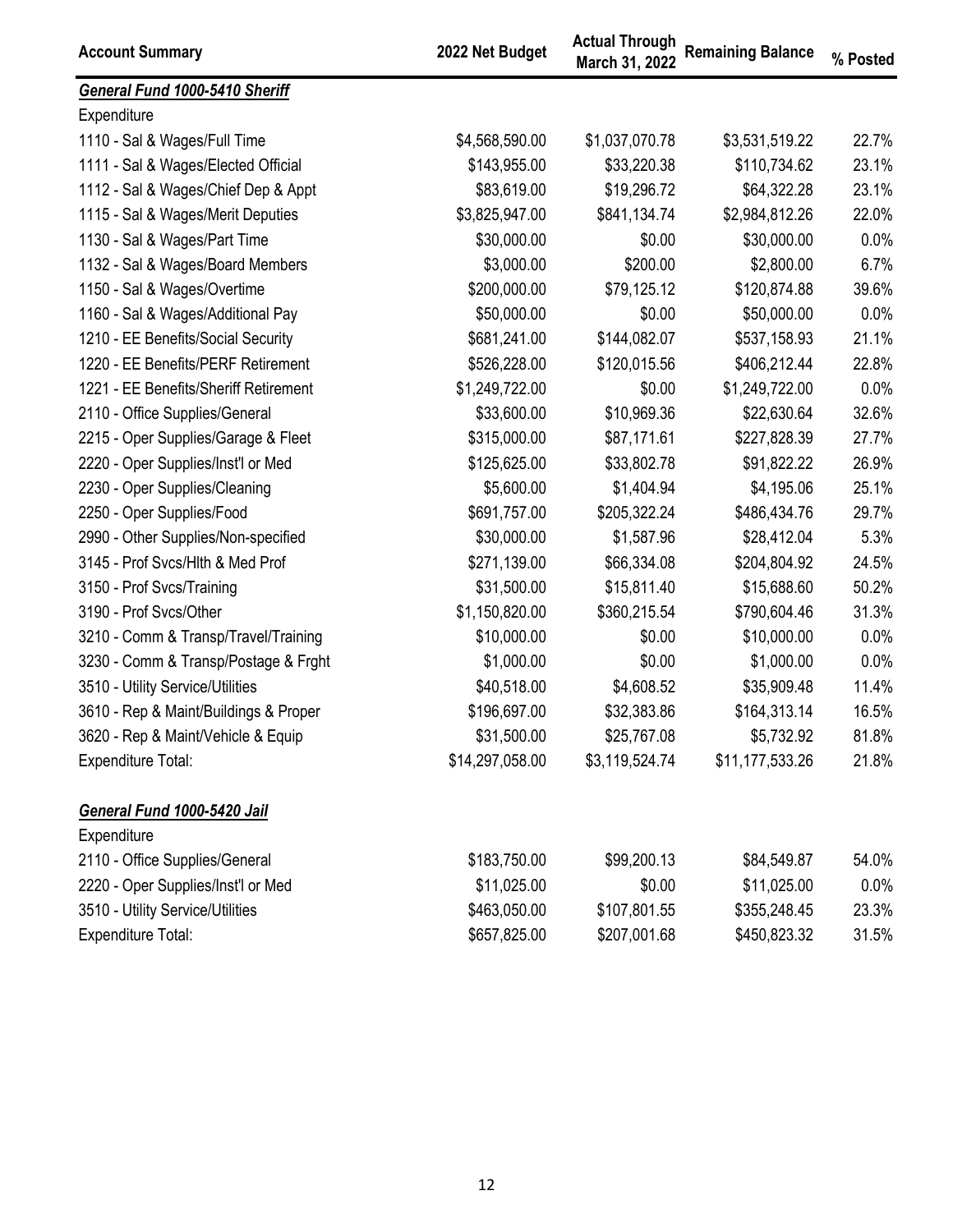| Account Summary | 2022 Net Budget | Actual Through March 31, 2022 | Remaining Balance | % Posted |
|---|---|---|---|---|
| ***General Fund 1000-5410 Sheriff*** | | | | |
| Expenditure | | | | |
| 1110 - Sal & Wages/Full Time | $4,568,590.00 | $1,037,070.78 | $3,531,519.22 | 22.7% |
| 1111 - Sal & Wages/Elected Official | $143,955.00 | $33,220.38 | $110,734.62 | 23.1% |
| 1112 - Sal & Wages/Chief Dep & Appt | $83,619.00 | $19,296.72 | $64,322.28 | 23.1% |
| 1115 - Sal & Wages/Merit Deputies | $3,825,947.00 | $841,134.74 | $2,984,812.26 | 22.0% |
| 1130 - Sal & Wages/Part Time | $30,000.00 | $0.00 | $30,000.00 | 0.0% |
| 1132 - Sal & Wages/Board Members | $3,000.00 | $200.00 | $2,800.00 | 6.7% |
| 1150 - Sal & Wages/Overtime | $200,000.00 | $79,125.12 | $120,874.88 | 39.6% |
| 1160 - Sal & Wages/Additional Pay | $50,000.00 | $0.00 | $50,000.00 | 0.0% |
| 1210 - EE Benefits/Social Security | $681,241.00 | $144,082.07 | $537,158.93 | 21.1% |
| 1220 - EE Benefits/PERF Retirement | $526,228.00 | $120,015.56 | $406,212.44 | 22.8% |
| 1221 - EE Benefits/Sheriff Retirement | $1,249,722.00 | $0.00 | $1,249,722.00 | 0.0% |
| 2110 - Office Supplies/General | $33,600.00 | $10,969.36 | $22,630.64 | 32.6% |
| 2215 - Oper Supplies/Garage & Fleet | $315,000.00 | $87,171.61 | $227,828.39 | 27.7% |
| 2220 - Oper Supplies/Inst'l or Med | $125,625.00 | $33,802.78 | $91,822.22 | 26.9% |
| 2230 - Oper Supplies/Cleaning | $5,600.00 | $1,404.94 | $4,195.06 | 25.1% |
| 2250 - Oper Supplies/Food | $691,757.00 | $205,322.24 | $486,434.76 | 29.7% |
| 2990 - Other Supplies/Non-specified | $30,000.00 | $1,587.96 | $28,412.04 | 5.3% |
| 3145 - Prof Svcs/Hlth & Med Prof | $271,139.00 | $66,334.08 | $204,804.92 | 24.5% |
| 3150 - Prof Svcs/Training | $31,500.00 | $15,811.40 | $15,688.60 | 50.2% |
| 3190 - Prof Svcs/Other | $1,150,820.00 | $360,215.54 | $790,604.46 | 31.3% |
| 3210 - Comm & Transp/Travel/Training | $10,000.00 | $0.00 | $10,000.00 | 0.0% |
| 3230 - Comm & Transp/Postage & Frght | $1,000.00 | $0.00 | $1,000.00 | 0.0% |
| 3510 - Utility Service/Utilities | $40,518.00 | $4,608.52 | $35,909.48 | 11.4% |
| 3610 - Rep & Maint/Buildings & Proper | $196,697.00 | $32,383.86 | $164,313.14 | 16.5% |
| 3620 - Rep & Maint/Vehicle & Equip | $31,500.00 | $25,767.08 | $5,732.92 | 81.8% |
| Expenditure Total: | $14,297,058.00 | $3,119,524.74 | $11,177,533.26 | 21.8% |
| | | | | |
| ***General Fund 1000-5420 Jail*** | | | | |
| Expenditure | | | | |
| 2110 - Office Supplies/General | $183,750.00 | $99,200.13 | $84,549.87 | 54.0% |
| 2220 - Oper Supplies/Inst'l or Med | $11,025.00 | $0.00 | $11,025.00 | 0.0% |
| 3510 - Utility Service/Utilities | $463,050.00 | $107,801.55 | $355,248.45 | 23.3% |
| Expenditure Total: | $657,825.00 | $207,001.68 | $450,823.32 | 31.5% |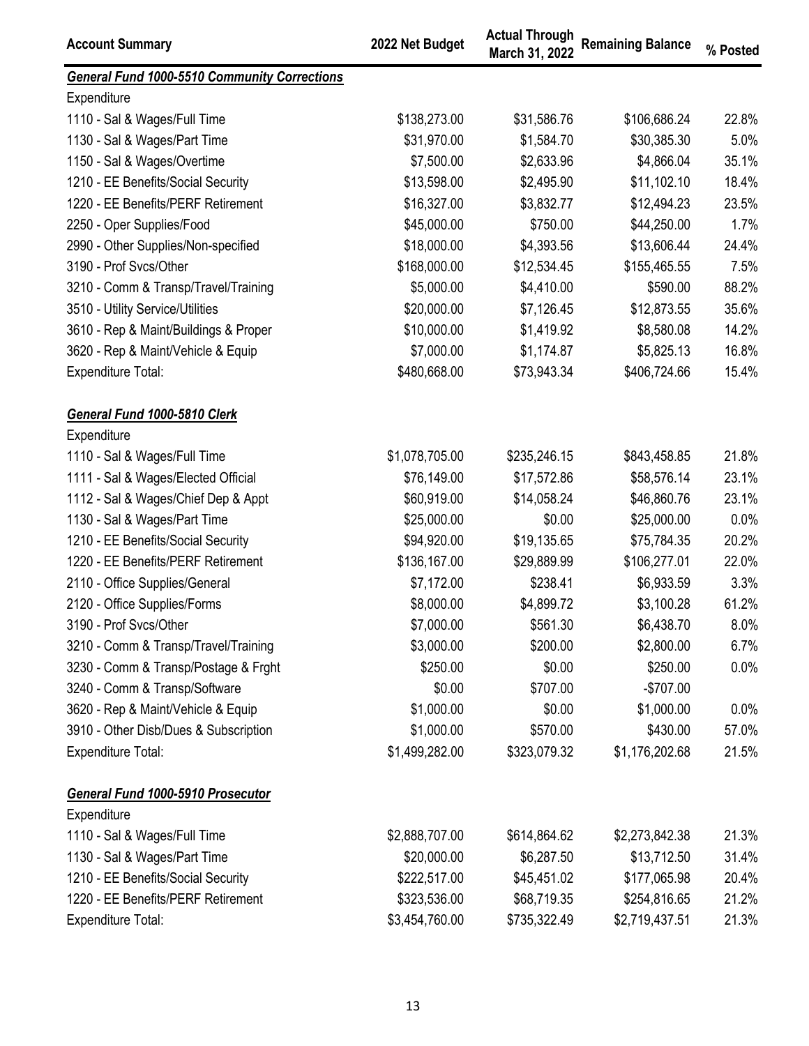| Account Summary | 2022 Net Budget | Actual Through March 31, 2022 | Remaining Balance | % Posted |
|---|---|---|---|---|
| ***General Fund 1000-5510 Community Corrections*** | | | | |
| Expenditure | | | | |
| 1110 - Sal & Wages/Full Time | $138,273.00 | $31,586.76 | $106,686.24 | 22.8% |
| 1130 - Sal & Wages/Part Time | $31,970.00 | $1,584.70 | $30,385.30 | 5.0% |
| 1150 - Sal & Wages/Overtime | $7,500.00 | $2,633.96 | $4,866.04 | 35.1% |
| 1210 - EE Benefits/Social Security | $13,598.00 | $2,495.90 | $11,102.10 | 18.4% |
| 1220 - EE Benefits/PERF Retirement | $16,327.00 | $3,832.77 | $12,494.23 | 23.5% |
| 2250 - Oper Supplies/Food | $45,000.00 | $750.00 | $44,250.00 | 1.7% |
| 2990 - Other Supplies/Non-specified | $18,000.00 | $4,393.56 | $13,606.44 | 24.4% |
| 3190 - Prof Svcs/Other | $168,000.00 | $12,534.45 | $155,465.55 | 7.5% |
| 3210 - Comm & Transp/Travel/Training | $5,000.00 | $4,410.00 | $590.00 | 88.2% |
| 3510 - Utility Service/Utilities | $20,000.00 | $7,126.45 | $12,873.55 | 35.6% |
| 3610 - Rep & Maint/Buildings & Proper | $10,000.00 | $1,419.92 | $8,580.08 | 14.2% |
| 3620 - Rep & Maint/Vehicle & Equip | $7,000.00 | $1,174.87 | $5,825.13 | 16.8% |
| Expenditure Total: | $480,668.00 | $73,943.34 | $406,724.66 | 15.4% |
| | | | | |
| ***General Fund 1000-5810 Clerk*** | | | | |
| Expenditure | | | | |
| 1110 - Sal & Wages/Full Time | $1,078,705.00 | $235,246.15 | $843,458.85 | 21.8% |
| 1111 - Sal & Wages/Elected Official | $76,149.00 | $17,572.86 | $58,576.14 | 23.1% |
| 1112 - Sal & Wages/Chief Dep & Appt | $60,919.00 | $14,058.24 | $46,860.76 | 23.1% |
| 1130 - Sal & Wages/Part Time | $25,000.00 | $0.00 | $25,000.00 | 0.0% |
| 1210 - EE Benefits/Social Security | $94,920.00 | $19,135.65 | $75,784.35 | 20.2% |
| 1220 - EE Benefits/PERF Retirement | $136,167.00 | $29,889.99 | $106,277.01 | 22.0% |
| 2110 - Office Supplies/General | $7,172.00 | $238.41 | $6,933.59 | 3.3% |
| 2120 - Office Supplies/Forms | $8,000.00 | $4,899.72 | $3,100.28 | 61.2% |
| 3190 - Prof Svcs/Other | $7,000.00 | $561.30 | $6,438.70 | 8.0% |
| 3210 - Comm & Transp/Travel/Training | $3,000.00 | $200.00 | $2,800.00 | 6.7% |
| 3230 - Comm & Transp/Postage & Frght | $250.00 | $0.00 | $250.00 | 0.0% |
| 3240 - Comm & Transp/Software | $0.00 | $707.00 | -$707.00 | |
| 3620 - Rep & Maint/Vehicle & Equip | $1,000.00 | $0.00 | $1,000.00 | 0.0% |
| 3910 - Other Disb/Dues & Subscription | $1,000.00 | $570.00 | $430.00 | 57.0% |
| Expenditure Total: | $1,499,282.00 | $323,079.32 | $1,176,202.68 | 21.5% |
| | | | | |
| ***General Fund 1000-5910 Prosecutor*** | | | | |
| Expenditure | | | | |
| 1110 - Sal & Wages/Full Time | $2,888,707.00 | $614,864.62 | $2,273,842.38 | 21.3% |
| 1130 - Sal & Wages/Part Time | $20,000.00 | $6,287.50 | $13,712.50 | 31.4% |
| 1210 - EE Benefits/Social Security | $222,517.00 | $45,451.02 | $177,065.98 | 20.4% |
| 1220 - EE Benefits/PERF Retirement | $323,536.00 | $68,719.35 | $254,816.65 | 21.2% |
| Expenditure Total: | $3,454,760.00 | $735,322.49 | $2,719,437.51 | 21.3% |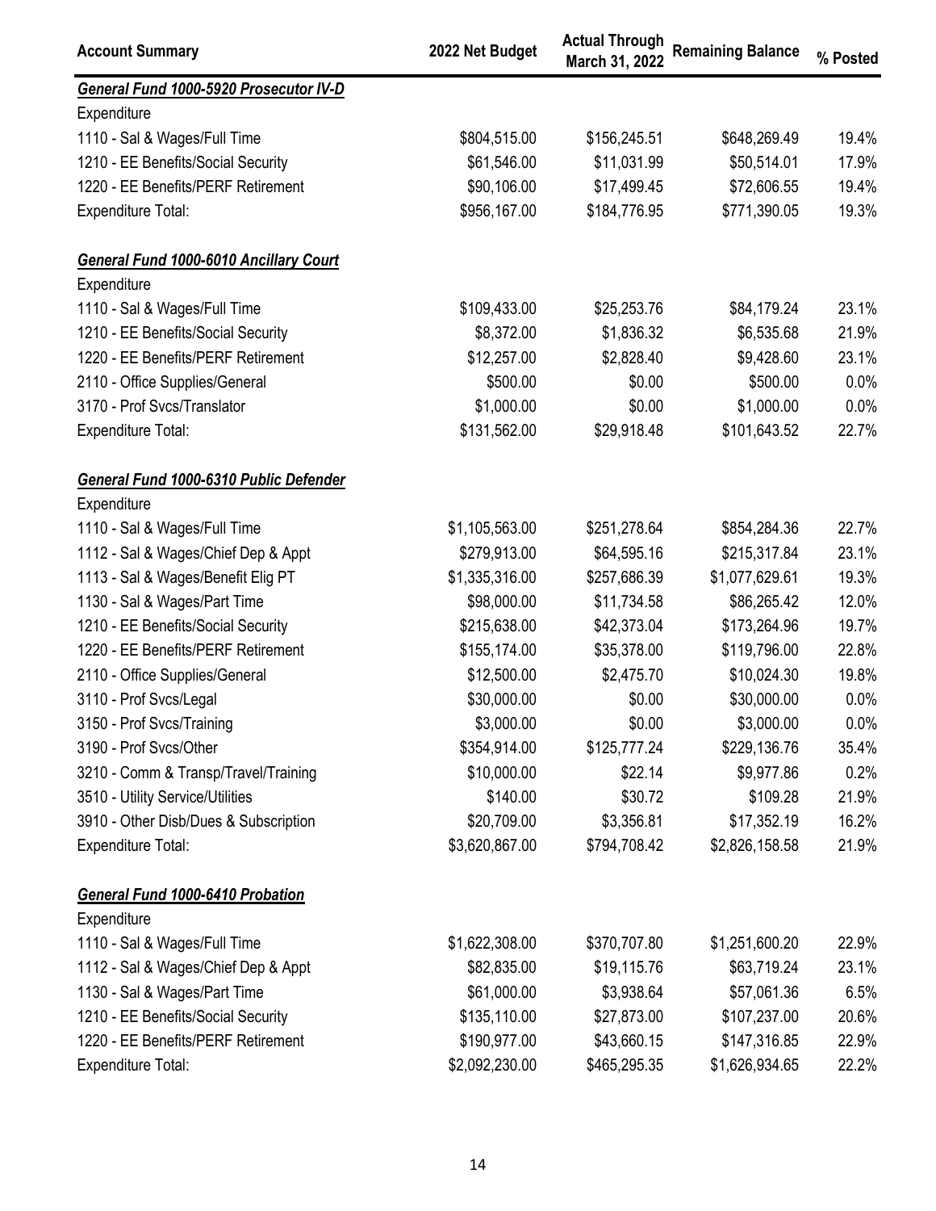| Account Summary | 2022 Net Budget | Actual Through March 31, 2022 | Remaining Balance | % Posted |
|---|---|---|---|---|
| ***General Fund 1000-5920 Prosecutor IV-D*** | | | | |
| Expenditure | | | | |
| 1110 - Sal & Wages/Full Time | $804,515.00 | $156,245.51 | $648,269.49 | 19.4% |
| 1210 - EE Benefits/Social Security | $61,546.00 | $11,031.99 | $50,514.01 | 17.9% |
| 1220 - EE Benefits/PERF Retirement | $90,106.00 | $17,499.45 | $72,606.55 | 19.4% |
| Expenditure Total: | $956,167.00 | $184,776.95 | $771,390.05 | 19.3% |
| | | | | |
| ***General Fund 1000-6010 Ancillary Court*** | | | | |
| Expenditure | | | | |
| 1110 - Sal & Wages/Full Time | $109,433.00 | $25,253.76 | $84,179.24 | 23.1% |
| 1210 - EE Benefits/Social Security | $8,372.00 | $1,836.32 | $6,535.68 | 21.9% |
| 1220 - EE Benefits/PERF Retirement | $12,257.00 | $2,828.40 | $9,428.60 | 23.1% |
| 2110 - Office Supplies/General | $500.00 | $0.00 | $500.00 | 0.0% |
| 3170 - Prof Svcs/Translator | $1,000.00 | $0.00 | $1,000.00 | 0.0% |
| Expenditure Total: | $131,562.00 | $29,918.48 | $101,643.52 | 22.7% |
| | | | | |
| ***General Fund 1000-6310 Public Defender*** | | | | |
| Expenditure | | | | |
| 1110 - Sal & Wages/Full Time | $1,105,563.00 | $251,278.64 | $854,284.36 | 22.7% |
| 1112 - Sal & Wages/Chief Dep & Appt | $279,913.00 | $64,595.16 | $215,317.84 | 23.1% |
| 1113 - Sal & Wages/Benefit Elig PT | $1,335,316.00 | $257,686.39 | $1,077,629.61 | 19.3% |
| 1130 - Sal & Wages/Part Time | $98,000.00 | $11,734.58 | $86,265.42 | 12.0% |
| 1210 - EE Benefits/Social Security | $215,638.00 | $42,373.04 | $173,264.96 | 19.7% |
| 1220 - EE Benefits/PERF Retirement | $155,174.00 | $35,378.00 | $119,796.00 | 22.8% |
| 2110 - Office Supplies/General | $12,500.00 | $2,475.70 | $10,024.30 | 19.8% |
| 3110 - Prof Svcs/Legal | $30,000.00 | $0.00 | $30,000.00 | 0.0% |
| 3150 - Prof Svcs/Training | $3,000.00 | $0.00 | $3,000.00 | 0.0% |
| 3190 - Prof Svcs/Other | $354,914.00 | $125,777.24 | $229,136.76 | 35.4% |
| 3210 - Comm & Transp/Travel/Training | $10,000.00 | $22.14 | $9,977.86 | 0.2% |
| 3510 - Utility Service/Utilities | $140.00 | $30.72 | $109.28 | 21.9% |
| 3910 - Other Disb/Dues & Subscription | $20,709.00 | $3,356.81 | $17,352.19 | 16.2% |
| Expenditure Total: | $3,620,867.00 | $794,708.42 | $2,826,158.58 | 21.9% |
| | | | | |
| ***General Fund 1000-6410 Probation*** | | | | |
| Expenditure | | | | |
| 1110 - Sal & Wages/Full Time | $1,622,308.00 | $370,707.80 | $1,251,600.20 | 22.9% |
| 1112 - Sal & Wages/Chief Dep & Appt | $82,835.00 | $19,115.76 | $63,719.24 | 23.1% |
| 1130 - Sal & Wages/Part Time | $61,000.00 | $3,938.64 | $57,061.36 | 6.5% |
| 1210 - EE Benefits/Social Security | $135,110.00 | $27,873.00 | $107,237.00 | 20.6% |
| 1220 - EE Benefits/PERF Retirement | $190,977.00 | $43,660.15 | $147,316.85 | 22.9% |
| Expenditure Total: | $2,092,230.00 | $465,295.35 | $1,626,934.65 | 22.2% |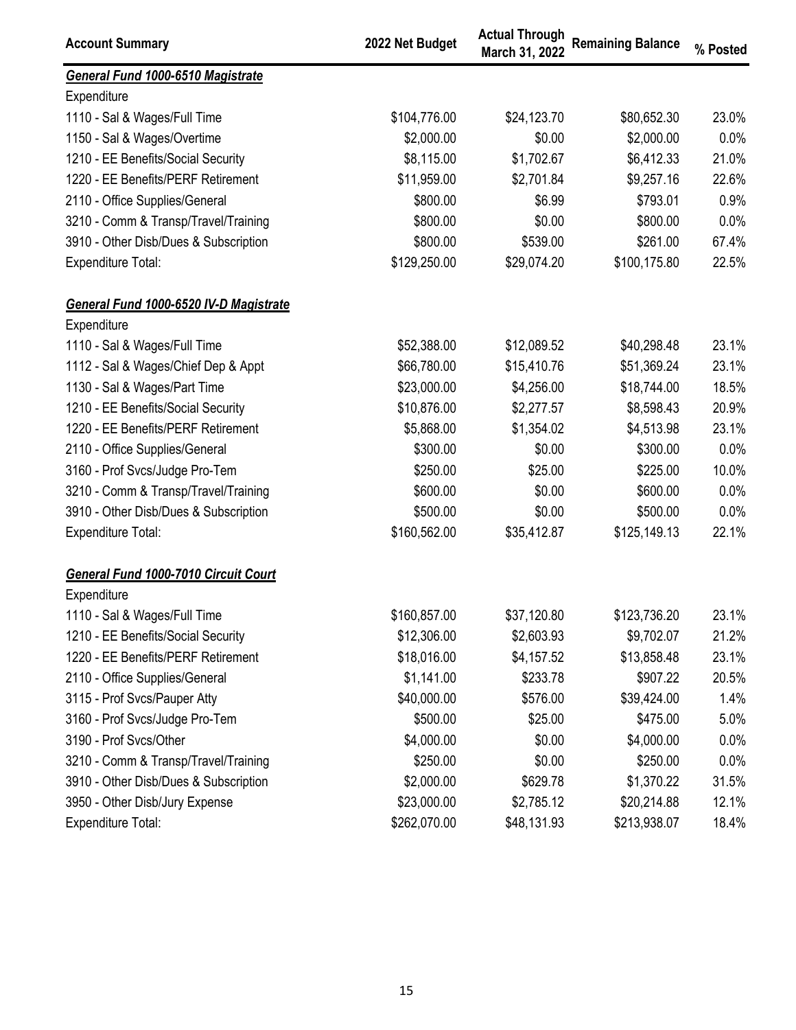| Account Summary | 2022 Net Budget | Actual Through March 31, 2022 | Remaining Balance | % Posted |
|---|---|---|---|---|
| ***General Fund 1000-6510 Magistrate*** | | | | |
| Expenditure | | | | |
| 1110 - Sal & Wages/Full Time | $104,776.00 | $24,123.70 | $80,652.30 | 23.0% |
| 1150 - Sal & Wages/Overtime | $2,000.00 | $0.00 | $2,000.00 | 0.0% |
| 1210 - EE Benefits/Social Security | $8,115.00 | $1,702.67 | $6,412.33 | 21.0% |
| 1220 - EE Benefits/PERF Retirement | $11,959.00 | $2,701.84 | $9,257.16 | 22.6% |
| 2110 - Office Supplies/General | $800.00 | $6.99 | $793.01 | 0.9% |
| 3210 - Comm & Transp/Travel/Training | $800.00 | $0.00 | $800.00 | 0.0% |
| 3910 - Other Disb/Dues & Subscription | $800.00 | $539.00 | $261.00 | 67.4% |
| Expenditure Total: | $129,250.00 | $29,074.20 | $100,175.80 | 22.5% |
| | | | | |
| ***General Fund 1000-6520 IV-D Magistrate*** | | | | |
| Expenditure | | | | |
| 1110 - Sal & Wages/Full Time | $52,388.00 | $12,089.52 | $40,298.48 | 23.1% |
| 1112 - Sal & Wages/Chief Dep & Appt | $66,780.00 | $15,410.76 | $51,369.24 | 23.1% |
| 1130 - Sal & Wages/Part Time | $23,000.00 | $4,256.00 | $18,744.00 | 18.5% |
| 1210 - EE Benefits/Social Security | $10,876.00 | $2,277.57 | $8,598.43 | 20.9% |
| 1220 - EE Benefits/PERF Retirement | $5,868.00 | $1,354.02 | $4,513.98 | 23.1% |
| 2110 - Office Supplies/General | $300.00 | $0.00 | $300.00 | 0.0% |
| 3160 - Prof Svcs/Judge Pro-Tem | $250.00 | $25.00 | $225.00 | 10.0% |
| 3210 - Comm & Transp/Travel/Training | $600.00 | $0.00 | $600.00 | 0.0% |
| 3910 - Other Disb/Dues & Subscription | $500.00 | $0.00 | $500.00 | 0.0% |
| Expenditure Total: | $160,562.00 | $35,412.87 | $125,149.13 | 22.1% |
| | | | | |
| ***General Fund 1000-7010 Circuit Court*** | | | | |
| Expenditure | | | | |
| 1110 - Sal & Wages/Full Time | $160,857.00 | $37,120.80 | $123,736.20 | 23.1% |
| 1210 - EE Benefits/Social Security | $12,306.00 | $2,603.93 | $9,702.07 | 21.2% |
| 1220 - EE Benefits/PERF Retirement | $18,016.00 | $4,157.52 | $13,858.48 | 23.1% |
| 2110 - Office Supplies/General | $1,141.00 | $233.78 | $907.22 | 20.5% |
| 3115 - Prof Svcs/Pauper Atty | $40,000.00 | $576.00 | $39,424.00 | 1.4% |
| 3160 - Prof Svcs/Judge Pro-Tem | $500.00 | $25.00 | $475.00 | 5.0% |
| 3190 - Prof Svcs/Other | $4,000.00 | $0.00 | $4,000.00 | 0.0% |
| 3210 - Comm & Transp/Travel/Training | $250.00 | $0.00 | $250.00 | 0.0% |
| 3910 - Other Disb/Dues & Subscription | $2,000.00 | $629.78 | $1,370.22 | 31.5% |
| 3950 - Other Disb/Jury Expense | $23,000.00 | $2,785.12 | $20,214.88 | 12.1% |
| Expenditure Total: | $262,070.00 | $48,131.93 | $213,938.07 | 18.4% |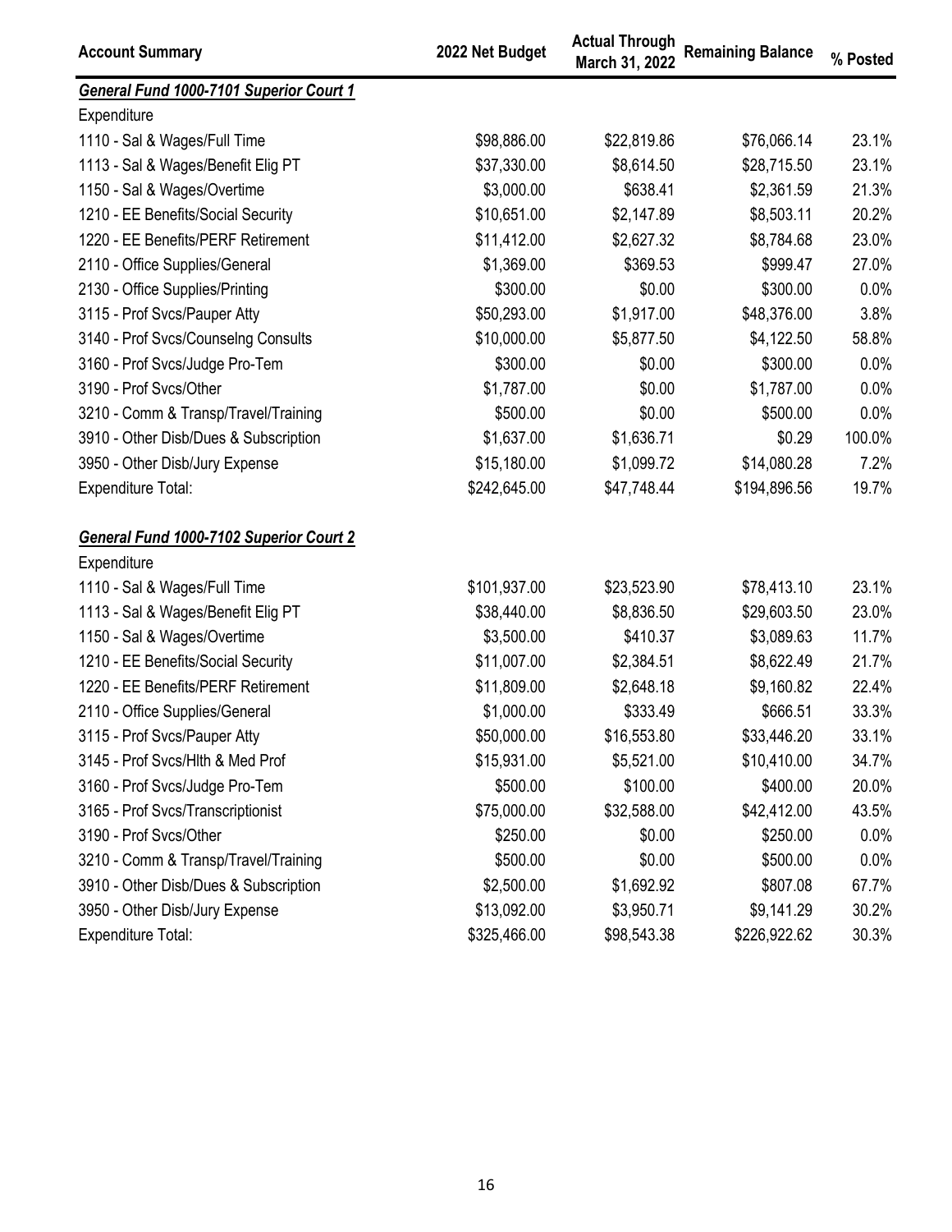| Account Summary | 2022 Net Budget | Actual Through March 31, 2022 | Remaining Balance | % Posted |
| --- | --- | --- | --- | --- |
| ***General Fund 1000-7101 Superior Court 1*** | | | | |
| Expenditure | | | | |
| 1110 - Sal & Wages/Full Time | $98,886.00 | $22,819.86 | $76,066.14 | 23.1% |
| 1113 - Sal & Wages/Benefit Elig PT | $37,330.00 | $8,614.50 | $28,715.50 | 23.1% |
| 1150 - Sal & Wages/Overtime | $3,000.00 | $638.41 | $2,361.59 | 21.3% |
| 1210 - EE Benefits/Social Security | $10,651.00 | $2,147.89 | $8,503.11 | 20.2% |
| 1220 - EE Benefits/PERF Retirement | $11,412.00 | $2,627.32 | $8,784.68 | 23.0% |
| 2110 - Office Supplies/General | $1,369.00 | $369.53 | $999.47 | 27.0% |
| 2130 - Office Supplies/Printing | $300.00 | $0.00 | $300.00 | 0.0% |
| 3115 - Prof Svcs/Pauper Atty | $50,293.00 | $1,917.00 | $48,376.00 | 3.8% |
| 3140 - Prof Svcs/Counselng Consults | $10,000.00 | $5,877.50 | $4,122.50 | 58.8% |
| 3160 - Prof Svcs/Judge Pro-Tem | $300.00 | $0.00 | $300.00 | 0.0% |
| 3190 - Prof Svcs/Other | $1,787.00 | $0.00 | $1,787.00 | 0.0% |
| 3210 - Comm & Transp/Travel/Training | $500.00 | $0.00 | $500.00 | 0.0% |
| 3910 - Other Disb/Dues & Subscription | $1,637.00 | $1,636.71 | $0.29 | 100.0% |
| 3950 - Other Disb/Jury Expense | $15,180.00 | $1,099.72 | $14,080.28 | 7.2% |
| Expenditure Total: | $242,645.00 | $47,748.44 | $194,896.56 | 19.7% |
| | | | | |
| ***General Fund 1000-7102 Superior Court 2*** | | | | |
| Expenditure | | | | |
| 1110 - Sal & Wages/Full Time | $101,937.00 | $23,523.90 | $78,413.10 | 23.1% |
| 1113 - Sal & Wages/Benefit Elig PT | $38,440.00 | $8,836.50 | $29,603.50 | 23.0% |
| 1150 - Sal & Wages/Overtime | $3,500.00 | $410.37 | $3,089.63 | 11.7% |
| 1210 - EE Benefits/Social Security | $11,007.00 | $2,384.51 | $8,622.49 | 21.7% |
| 1220 - EE Benefits/PERF Retirement | $11,809.00 | $2,648.18 | $9,160.82 | 22.4% |
| 2110 - Office Supplies/General | $1,000.00 | $333.49 | $666.51 | 33.3% |
| 3115 - Prof Svcs/Pauper Atty | $50,000.00 | $16,553.80 | $33,446.20 | 33.1% |
| 3145 - Prof Svcs/Hlth & Med Prof | $15,931.00 | $5,521.00 | $10,410.00 | 34.7% |
| 3160 - Prof Svcs/Judge Pro-Tem | $500.00 | $100.00 | $400.00 | 20.0% |
| 3165 - Prof Svcs/Transcriptionist | $75,000.00 | $32,588.00 | $42,412.00 | 43.5% |
| 3190 - Prof Svcs/Other | $250.00 | $0.00 | $250.00 | 0.0% |
| 3210 - Comm & Transp/Travel/Training | $500.00 | $0.00 | $500.00 | 0.0% |
| 3910 - Other Disb/Dues & Subscription | $2,500.00 | $1,692.92 | $807.08 | 67.7% |
| 3950 - Other Disb/Jury Expense | $13,092.00 | $3,950.71 | $9,141.29 | 30.2% |
| Expenditure Total: | $325,466.00 | $98,543.38 | $226,922.62 | 30.3% |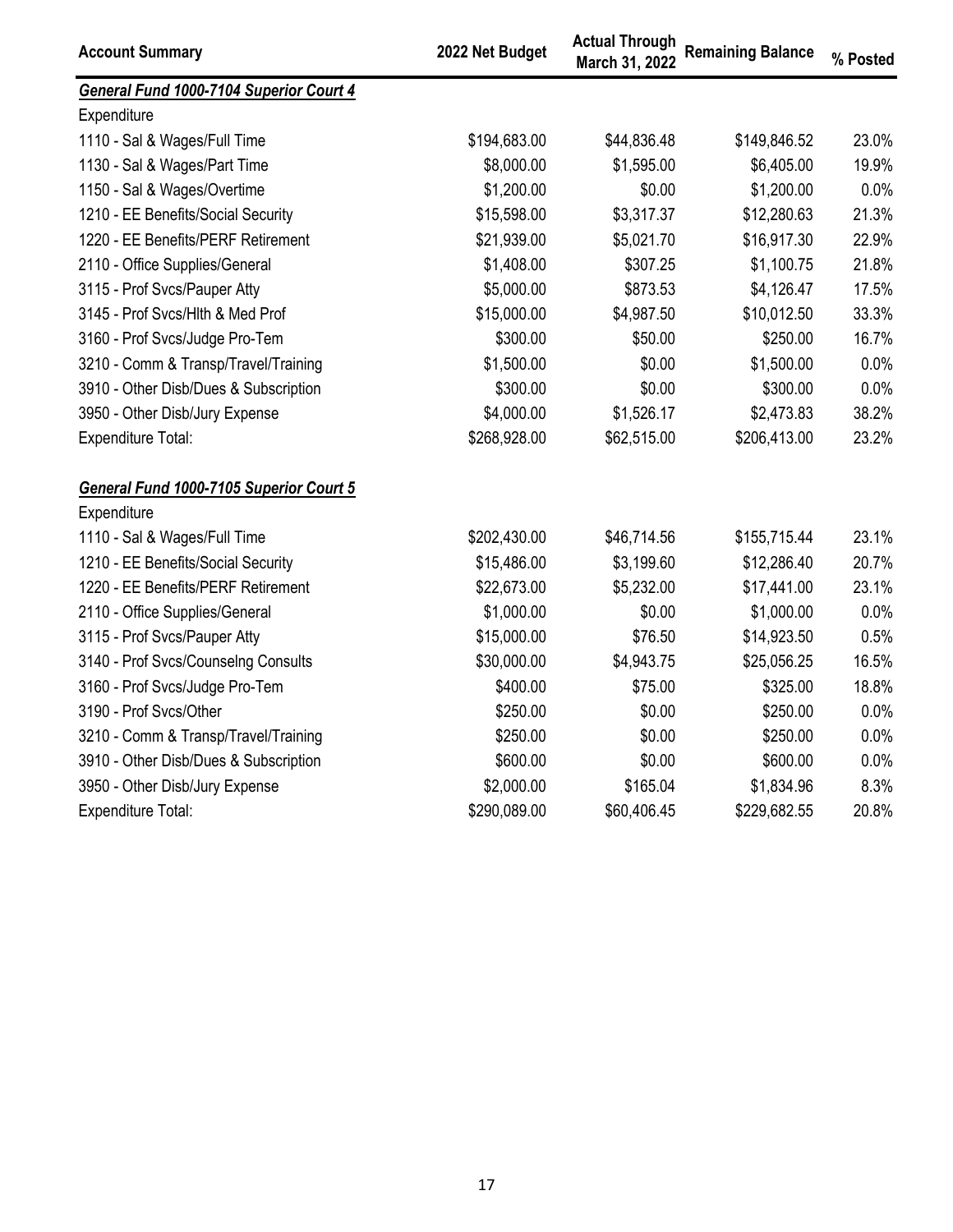| Account Summary | 2022 Net Budget | Actual Through March 31, 2022 | Remaining Balance | % Posted |
|---|---|---|---|---|
| ***General Fund 1000-7104 Superior Court 4*** | | | | |
| Expenditure | | | | |
| 1110 - Sal & Wages/Full Time | $194,683.00 | $44,836.48 | $149,846.52 | 23.0% |
| 1130 - Sal & Wages/Part Time | $8,000.00 | $1,595.00 | $6,405.00 | 19.9% |
| 1150 - Sal & Wages/Overtime | $1,200.00 | $0.00 | $1,200.00 | 0.0% |
| 1210 - EE Benefits/Social Security | $15,598.00 | $3,317.37 | $12,280.63 | 21.3% |
| 1220 - EE Benefits/PERF Retirement | $21,939.00 | $5,021.70 | $16,917.30 | 22.9% |
| 2110 - Office Supplies/General | $1,408.00 | $307.25 | $1,100.75 | 21.8% |
| 3115 - Prof Svcs/Pauper Atty | $5,000.00 | $873.53 | $4,126.47 | 17.5% |
| 3145 - Prof Svcs/Hlth & Med Prof | $15,000.00 | $4,987.50 | $10,012.50 | 33.3% |
| 3160 - Prof Svcs/Judge Pro-Tem | $300.00 | $50.00 | $250.00 | 16.7% |
| 3210 - Comm & Transp/Travel/Training | $1,500.00 | $0.00 | $1,500.00 | 0.0% |
| 3910 - Other Disb/Dues & Subscription | $300.00 | $0.00 | $300.00 | 0.0% |
| 3950 - Other Disb/Jury Expense | $4,000.00 | $1,526.17 | $2,473.83 | 38.2% |
| Expenditure Total: | $268,928.00 | $62,515.00 | $206,413.00 | 23.2% |
| | | | | |
| ***General Fund 1000-7105 Superior Court 5*** | | | | |
| Expenditure | | | | |
| 1110 - Sal & Wages/Full Time | $202,430.00 | $46,714.56 | $155,715.44 | 23.1% |
| 1210 - EE Benefits/Social Security | $15,486.00 | $3,199.60 | $12,286.40 | 20.7% |
| 1220 - EE Benefits/PERF Retirement | $22,673.00 | $5,232.00 | $17,441.00 | 23.1% |
| 2110 - Office Supplies/General | $1,000.00 | $0.00 | $1,000.00 | 0.0% |
| 3115 - Prof Svcs/Pauper Atty | $15,000.00 | $76.50 | $14,923.50 | 0.5% |
| 3140 - Prof Svcs/Counselng Consults | $30,000.00 | $4,943.75 | $25,056.25 | 16.5% |
| 3160 - Prof Svcs/Judge Pro-Tem | $400.00 | $75.00 | $325.00 | 18.8% |
| 3190 - Prof Svcs/Other | $250.00 | $0.00 | $250.00 | 0.0% |
| 3210 - Comm & Transp/Travel/Training | $250.00 | $0.00 | $250.00 | 0.0% |
| 3910 - Other Disb/Dues & Subscription | $600.00 | $0.00 | $600.00 | 0.0% |
| 3950 - Other Disb/Jury Expense | $2,000.00 | $165.04 | $1,834.96 | 8.3% |
| Expenditure Total: | $290,089.00 | $60,406.45 | $229,682.55 | 20.8% |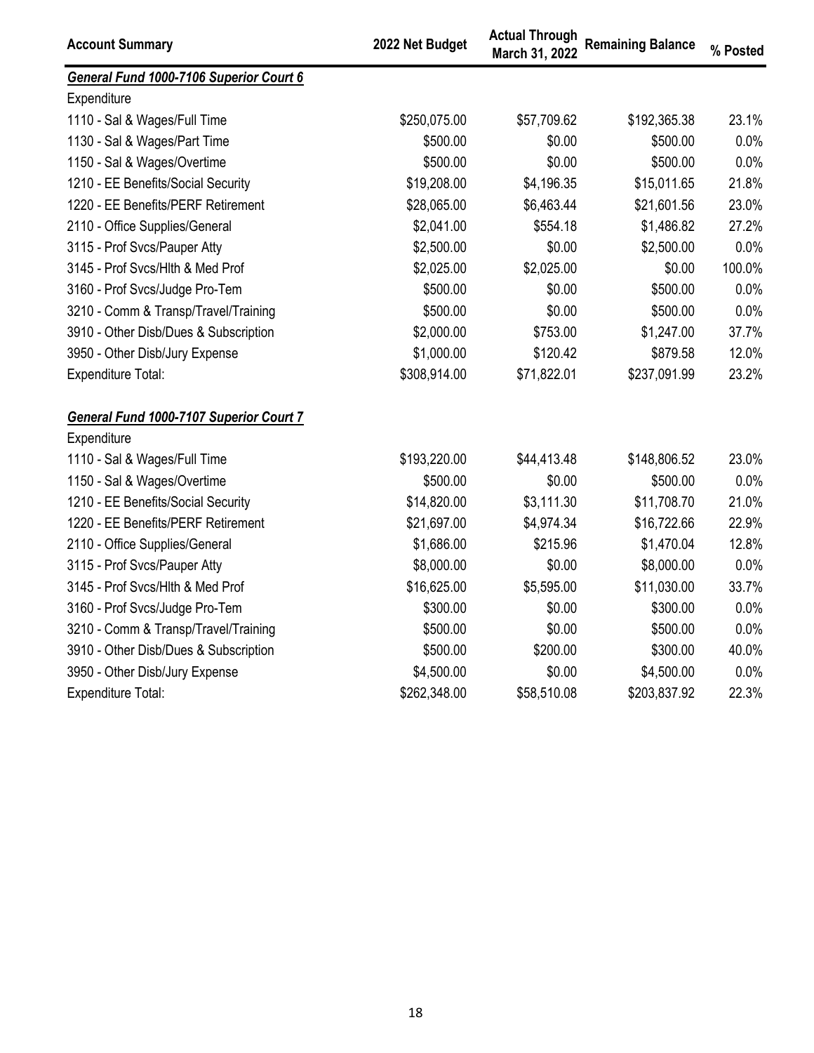| Account Summary | 2022 Net Budget | Actual Through March 31, 2022 | Remaining Balance | % Posted |
|---|---|---|---|---|
| ***General Fund 1000-7106 Superior Court 6*** | | | | |
| Expenditure | | | | |
| 1110 - Sal & Wages/Full Time | $250,075.00 | $57,709.62 | $192,365.38 | 23.1% |
| 1130 - Sal & Wages/Part Time | $500.00 | $0.00 | $500.00 | 0.0% |
| 1150 - Sal & Wages/Overtime | $500.00 | $0.00 | $500.00 | 0.0% |
| 1210 - EE Benefits/Social Security | $19,208.00 | $4,196.35 | $15,011.65 | 21.8% |
| 1220 - EE Benefits/PERF Retirement | $28,065.00 | $6,463.44 | $21,601.56 | 23.0% |
| 2110 - Office Supplies/General | $2,041.00 | $554.18 | $1,486.82 | 27.2% |
| 3115 - Prof Svcs/Pauper Atty | $2,500.00 | $0.00 | $2,500.00 | 0.0% |
| 3145 - Prof Svcs/Hlth & Med Prof | $2,025.00 | $2,025.00 | $0.00 | 100.0% |
| 3160 - Prof Svcs/Judge Pro-Tem | $500.00 | $0.00 | $500.00 | 0.0% |
| 3210 - Comm & Transp/Travel/Training | $500.00 | $0.00 | $500.00 | 0.0% |
| 3910 - Other Disb/Dues & Subscription | $2,000.00 | $753.00 | $1,247.00 | 37.7% |
| 3950 - Other Disb/Jury Expense | $1,000.00 | $120.42 | $879.58 | 12.0% |
| Expenditure Total: | $308,914.00 | $71,822.01 | $237,091.99 | 23.2% |
| | | | | |
| ***General Fund 1000-7107 Superior Court 7*** | | | | |
| Expenditure | | | | |
| 1110 - Sal & Wages/Full Time | $193,220.00 | $44,413.48 | $148,806.52 | 23.0% |
| 1150 - Sal & Wages/Overtime | $500.00 | $0.00 | $500.00 | 0.0% |
| 1210 - EE Benefits/Social Security | $14,820.00 | $3,111.30 | $11,708.70 | 21.0% |
| 1220 - EE Benefits/PERF Retirement | $21,697.00 | $4,974.34 | $16,722.66 | 22.9% |
| 2110 - Office Supplies/General | $1,686.00 | $215.96 | $1,470.04 | 12.8% |
| 3115 - Prof Svcs/Pauper Atty | $8,000.00 | $0.00 | $8,000.00 | 0.0% |
| 3145 - Prof Svcs/Hlth & Med Prof | $16,625.00 | $5,595.00 | $11,030.00 | 33.7% |
| 3160 - Prof Svcs/Judge Pro-Tem | $300.00 | $0.00 | $300.00 | 0.0% |
| 3210 - Comm & Transp/Travel/Training | $500.00 | $0.00 | $500.00 | 0.0% |
| 3910 - Other Disb/Dues & Subscription | $500.00 | $200.00 | $300.00 | 40.0% |
| 3950 - Other Disb/Jury Expense | $4,500.00 | $0.00 | $4,500.00 | 0.0% |
| Expenditure Total: | $262,348.00 | $58,510.08 | $203,837.92 | 22.3% |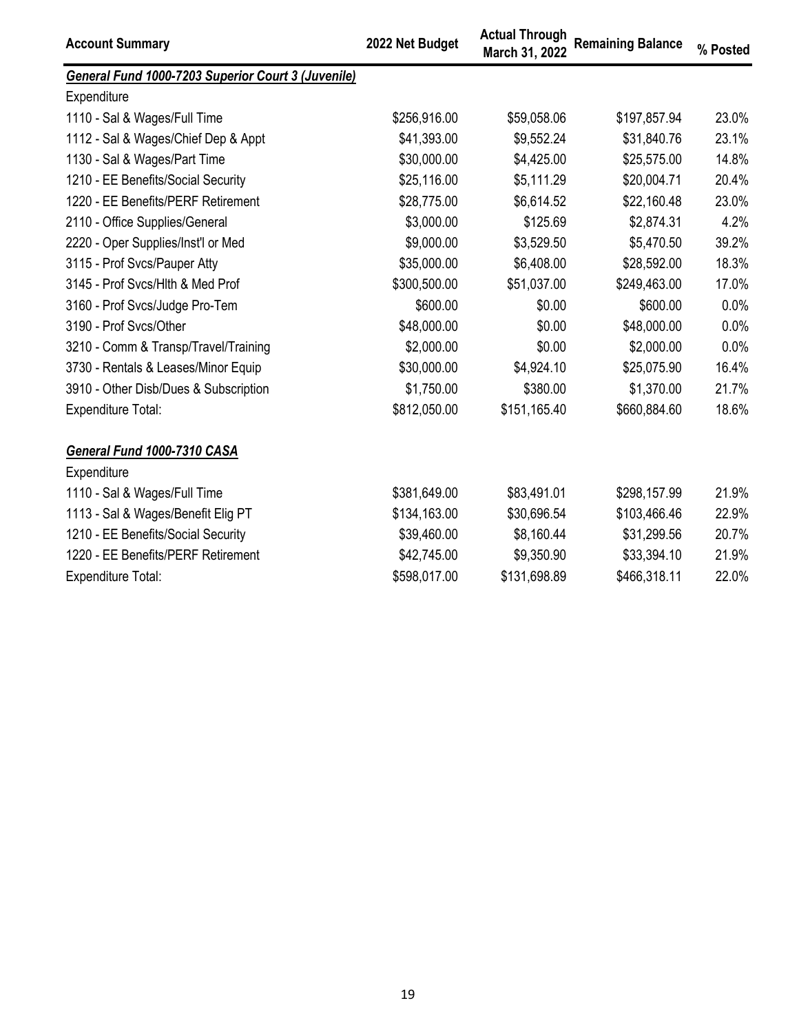| Account Summary | 2022 Net Budget | Actual Through March 31, 2022 | Remaining Balance | % Posted |
|---|---|---|---|---|
| ***General Fund 1000-7203 Superior Court 3 (Juvenile)*** | | | | |
| Expenditure | | | | |
| 1110 - Sal & Wages/Full Time | $256,916.00 | $59,058.06 | $197,857.94 | 23.0% |
| 1112 - Sal & Wages/Chief Dep & Appt | $41,393.00 | $9,552.24 | $31,840.76 | 23.1% |
| 1130 - Sal & Wages/Part Time | $30,000.00 | $4,425.00 | $25,575.00 | 14.8% |
| 1210 - EE Benefits/Social Security | $25,116.00 | $5,111.29 | $20,004.71 | 20.4% |
| 1220 - EE Benefits/PERF Retirement | $28,775.00 | $6,614.52 | $22,160.48 | 23.0% |
| 2110 - Office Supplies/General | $3,000.00 | $125.69 | $2,874.31 | 4.2% |
| 2220 - Oper Supplies/Inst'l or Med | $9,000.00 | $3,529.50 | $5,470.50 | 39.2% |
| 3115 - Prof Svcs/Pauper Atty | $35,000.00 | $6,408.00 | $28,592.00 | 18.3% |
| 3145 - Prof Svcs/Hlth & Med Prof | $300,500.00 | $51,037.00 | $249,463.00 | 17.0% |
| 3160 - Prof Svcs/Judge Pro-Tem | $600.00 | $0.00 | $600.00 | 0.0% |
| 3190 - Prof Svcs/Other | $48,000.00 | $0.00 | $48,000.00 | 0.0% |
| 3210 - Comm & Transp/Travel/Training | $2,000.00 | $0.00 | $2,000.00 | 0.0% |
| 3730 - Rentals & Leases/Minor Equip | $30,000.00 | $4,924.10 | $25,075.90 | 16.4% |
| 3910 - Other Disb/Dues & Subscription | $1,750.00 | $380.00 | $1,370.00 | 21.7% |
| Expenditure Total: | $812,050.00 | $151,165.40 | $660,884.60 | 18.6% |
| | | | | |
| ***General Fund 1000-7310 CASA*** | | | | |
| Expenditure | | | | |
| 1110 - Sal & Wages/Full Time | $381,649.00 | $83,491.01 | $298,157.99 | 21.9% |
| 1113 - Sal & Wages/Benefit Elig PT | $134,163.00 | $30,696.54 | $103,466.46 | 22.9% |
| 1210 - EE Benefits/Social Security | $39,460.00 | $8,160.44 | $31,299.56 | 20.7% |
| 1220 - EE Benefits/PERF Retirement | $42,745.00 | $9,350.90 | $33,394.10 | 21.9% |
| Expenditure Total: | $598,017.00 | $131,698.89 | $466,318.11 | 22.0% |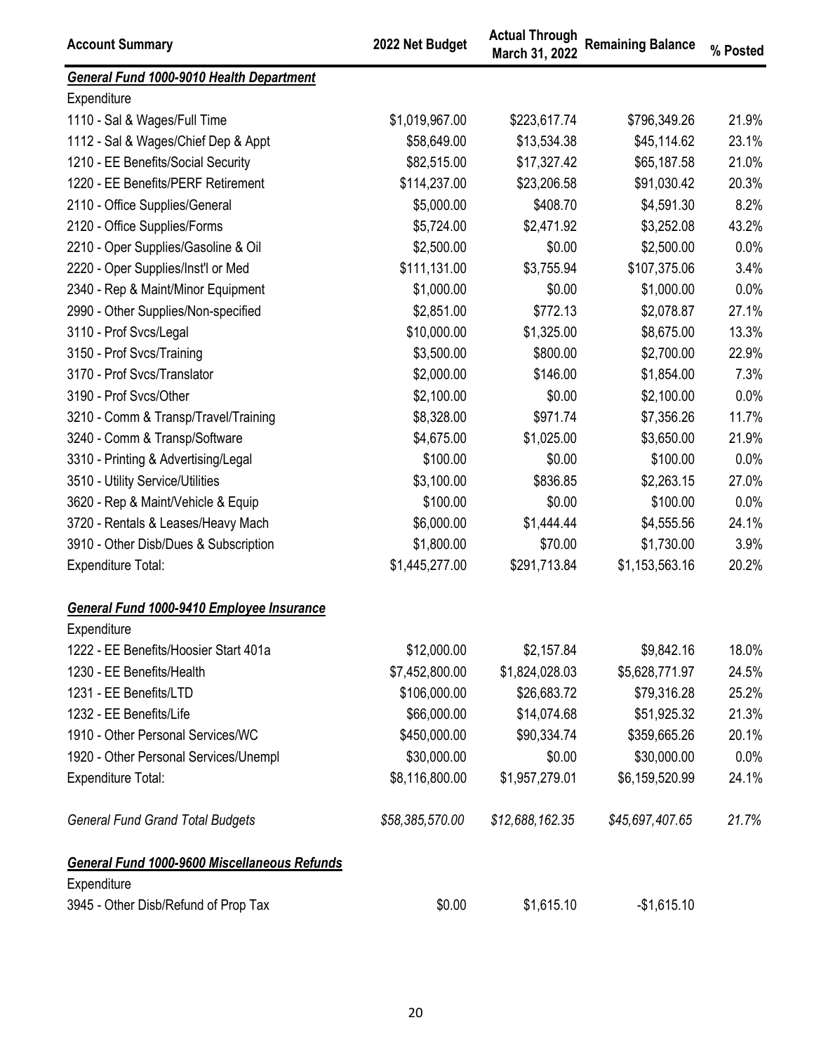| Account Summary | 2022 Net Budget | Actual Through March 31, 2022 | Remaining Balance | % Posted |
|---|---|---|---|---|
| ***General Fund 1000-9010 Health Department*** | | | | |
| Expenditure | | | | |
| 1110 - Sal & Wages/Full Time | $1,019,967.00 | $223,617.74 | $796,349.26 | 21.9% |
| 1112 - Sal & Wages/Chief Dep & Appt | $58,649.00 | $13,534.38 | $45,114.62 | 23.1% |
| 1210 - EE Benefits/Social Security | $82,515.00 | $17,327.42 | $65,187.58 | 21.0% |
| 1220 - EE Benefits/PERF Retirement | $114,237.00 | $23,206.58 | $91,030.42 | 20.3% |
| 2110 - Office Supplies/General | $5,000.00 | $408.70 | $4,591.30 | 8.2% |
| 2120 - Office Supplies/Forms | $5,724.00 | $2,471.92 | $3,252.08 | 43.2% |
| 2210 - Oper Supplies/Gasoline & Oil | $2,500.00 | $0.00 | $2,500.00 | 0.0% |
| 2220 - Oper Supplies/Inst'l or Med | $111,131.00 | $3,755.94 | $107,375.06 | 3.4% |
| 2340 - Rep & Maint/Minor Equipment | $1,000.00 | $0.00 | $1,000.00 | 0.0% |
| 2990 - Other Supplies/Non-specified | $2,851.00 | $772.13 | $2,078.87 | 27.1% |
| 3110 - Prof Svcs/Legal | $10,000.00 | $1,325.00 | $8,675.00 | 13.3% |
| 3150 - Prof Svcs/Training | $3,500.00 | $800.00 | $2,700.00 | 22.9% |
| 3170 - Prof Svcs/Translator | $2,000.00 | $146.00 | $1,854.00 | 7.3% |
| 3190 - Prof Svcs/Other | $2,100.00 | $0.00 | $2,100.00 | 0.0% |
| 3210 - Comm & Transp/Travel/Training | $8,328.00 | $971.74 | $7,356.26 | 11.7% |
| 3240 - Comm & Transp/Software | $4,675.00 | $1,025.00 | $3,650.00 | 21.9% |
| 3310 - Printing & Advertising/Legal | $100.00 | $0.00 | $100.00 | 0.0% |
| 3510 - Utility Service/Utilities | $3,100.00 | $836.85 | $2,263.15 | 27.0% |
| 3620 - Rep & Maint/Vehicle & Equip | $100.00 | $0.00 | $100.00 | 0.0% |
| 3720 - Rentals & Leases/Heavy Mach | $6,000.00 | $1,444.44 | $4,555.56 | 24.1% |
| 3910 - Other Disb/Dues & Subscription | $1,800.00 | $70.00 | $1,730.00 | 3.9% |
| Expenditure Total: | $1,445,277.00 | $291,713.84 | $1,153,563.16 | 20.2% |
| ***General Fund 1000-9410 Employee Insurance*** | | | | |
| Expenditure | | | | |
| 1222 - EE Benefits/Hoosier Start 401a | $12,000.00 | $2,157.84 | $9,842.16 | 18.0% |
| 1230 - EE Benefits/Health | $7,452,800.00 | $1,824,028.03 | $5,628,771.97 | 24.5% |
| 1231 - EE Benefits/LTD | $106,000.00 | $26,683.72 | $79,316.28 | 25.2% |
| 1232 - EE Benefits/Life | $66,000.00 | $14,074.68 | $51,925.32 | 21.3% |
| 1910 - Other Personal Services/WC | $450,000.00 | $90,334.74 | $359,665.26 | 20.1% |
| 1920 - Other Personal Services/Unempl | $30,000.00 | $0.00 | $30,000.00 | 0.0% |
| Expenditure Total: | $8,116,800.00 | $1,957,279.01 | $6,159,520.99 | 24.1% |
| *General Fund Grand Total Budgets* | *$58,385,570.00* | *$12,688,162.35* | *$45,697,407.65* | *21.7%* |
| ***General Fund 1000-9600 Miscellaneous Refunds*** | | | | |
| Expenditure | | | | |
| 3945 - Other Disb/Refund of Prop Tax | $0.00 | $1,615.10 | -$1,615.10 | |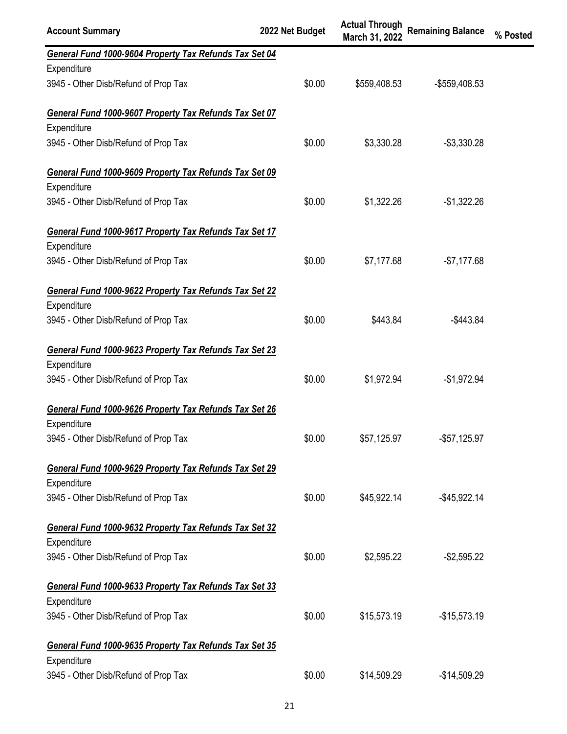| Account Summary | 2022 Net Budget | Actual Through March 31, 2022 | Remaining Balance | % Posted |
|---|---|---|---|---|
| ***General Fund 1000-9604 Property Tax Refunds Tax Set 04*** | | | | |
| Expenditure | | | | |
| 3945 - Other Disb/Refund of Prop Tax | \$0.00 | \$559,408.53 | -\$559,408.53 | |
| ***General Fund 1000-9607 Property Tax Refunds Tax Set 07*** | | | | |
| Expenditure | | | | |
| 3945 - Other Disb/Refund of Prop Tax | \$0.00 | \$3,330.28 | -\$3,330.28 | |
| ***General Fund 1000-9609 Property Tax Refunds Tax Set 09*** | | | | |
| Expenditure | | | | |
| 3945 - Other Disb/Refund of Prop Tax | \$0.00 | \$1,322.26 | -\$1,322.26 | |
| ***General Fund 1000-9617 Property Tax Refunds Tax Set 17*** | | | | |
| Expenditure | | | | |
| 3945 - Other Disb/Refund of Prop Tax | \$0.00 | \$7,177.68 | -\$7,177.68 | |
| ***General Fund 1000-9622 Property Tax Refunds Tax Set 22*** | | | | |
| Expenditure | | | | |
| 3945 - Other Disb/Refund of Prop Tax | \$0.00 | \$443.84 | -\$443.84 | |
| ***General Fund 1000-9623 Property Tax Refunds Tax Set 23*** | | | | |
| Expenditure | | | | |
| 3945 - Other Disb/Refund of Prop Tax | \$0.00 | \$1,972.94 | -\$1,972.94 | |
| ***General Fund 1000-9626 Property Tax Refunds Tax Set 26*** | | | | |
| Expenditure | | | | |
| 3945 - Other Disb/Refund of Prop Tax | \$0.00 | \$57,125.97 | -\$57,125.97 | |
| ***General Fund 1000-9629 Property Tax Refunds Tax Set 29*** | | | | |
| Expenditure | | | | |
| 3945 - Other Disb/Refund of Prop Tax | \$0.00 | \$45,922.14 | -\$45,922.14 | |
| ***General Fund 1000-9632 Property Tax Refunds Tax Set 32*** | | | | |
| Expenditure | | | | |
| 3945 - Other Disb/Refund of Prop Tax | \$0.00 | \$2,595.22 | -\$2,595.22 | |
| ***General Fund 1000-9633 Property Tax Refunds Tax Set 33*** | | | | |
| Expenditure | | | | |
| 3945 - Other Disb/Refund of Prop Tax | \$0.00 | \$15,573.19 | -\$15,573.19 | |
| ***General Fund 1000-9635 Property Tax Refunds Tax Set 35*** | | | | |
| Expenditure | | | | |
| 3945 - Other Disb/Refund of Prop Tax | \$0.00 | \$14,509.29 | -\$14,509.29 | |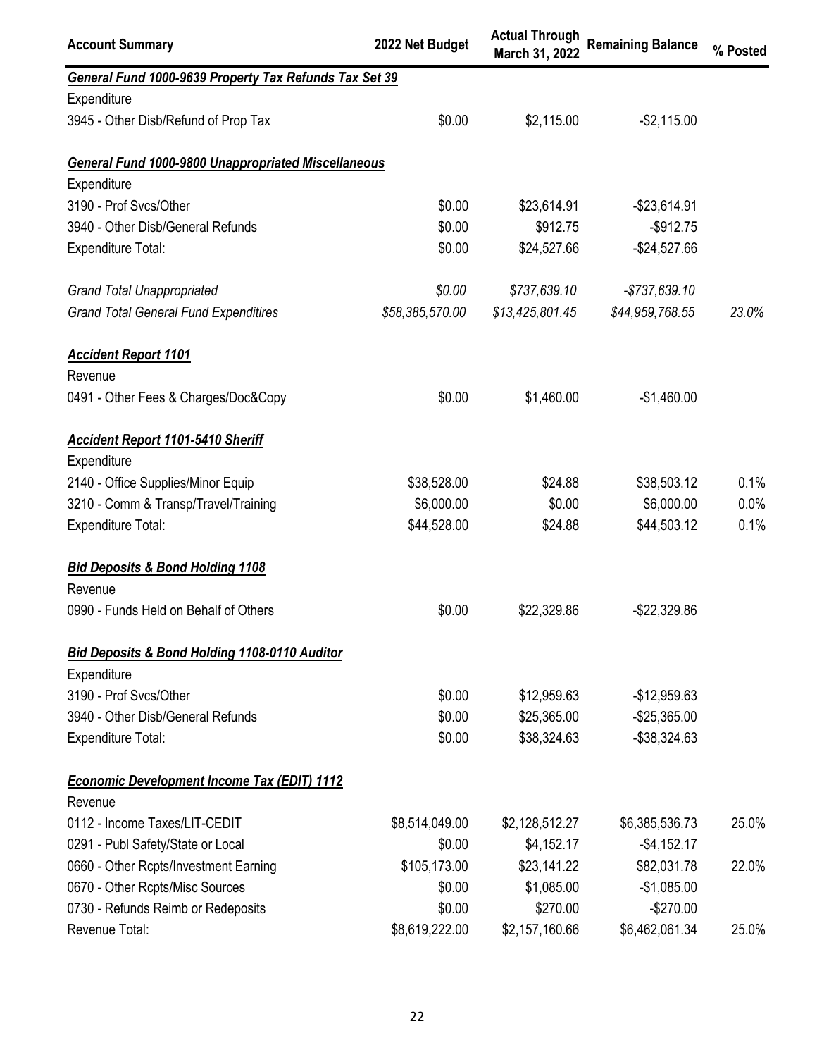| Account Summary | 2022 Net Budget | Actual Through March 31, 2022 | Remaining Balance | % Posted |
|---|---|---|---|---|
| ***General Fund 1000-9639 Property Tax Refunds Tax Set 39*** | | | | |
| Expenditure | | | | |
| 3945 - Other Disb/Refund of Prop Tax | $0.00 | $2,115.00 | -$2,115.00 | |
| ***General Fund 1000-9800 Unappropriated Miscellaneous*** | | | | |
| Expenditure | | | | |
| 3190 - Prof Svcs/Other | $0.00 | $23,614.91 | -$23,614.91 | |
| 3940 - Other Disb/General Refunds | $0.00 | $912.75 | -$912.75 | |
| Expenditure Total: | $0.00 | $24,527.66 | -$24,527.66 | |
| *Grand Total Unappropriated* | *$0.00* | *$737,639.10* | *-$737,639.10* | |
| *Grand Total General Fund Expenditires* | *$58,385,570.00* | *$13,425,801.45* | *$44,959,768.55* | *23.0%* |
| ***Accident Report 1101*** | | | | |
| Revenue | | | | |
| 0491 - Other Fees & Charges/Doc&Copy | $0.00 | $1,460.00 | -$1,460.00 | |
| ***Accident Report 1101-5410 Sheriff*** | | | | |
| Expenditure | | | | |
| 2140 - Office Supplies/Minor Equip | $38,528.00 | $24.88 | $38,503.12 | 0.1% |
| 3210 - Comm & Transp/Travel/Training | $6,000.00 | $0.00 | $6,000.00 | 0.0% |
| Expenditure Total: | $44,528.00 | $24.88 | $44,503.12 | 0.1% |
| ***Bid Deposits & Bond Holding 1108*** | | | | |
| Revenue | | | | |
| 0990 - Funds Held on Behalf of Others | $0.00 | $22,329.86 | -$22,329.86 | |
| ***Bid Deposits & Bond Holding 1108-0110 Auditor*** | | | | |
| Expenditure | | | | |
| 3190 - Prof Svcs/Other | $0.00 | $12,959.63 | -$12,959.63 | |
| 3940 - Other Disb/General Refunds | $0.00 | $25,365.00 | -$25,365.00 | |
| Expenditure Total: | $0.00 | $38,324.63 | -$38,324.63 | |
| ***Economic Development Income Tax (EDIT) 1112*** | | | | |
| Revenue | | | | |
| 0112 - Income Taxes/LIT-CEDIT | $8,514,049.00 | $2,128,512.27 | $6,385,536.73 | 25.0% |
| 0291 - Publ Safety/State or Local | $0.00 | $4,152.17 | -$4,152.17 | |
| 0660 - Other Rcpts/Investment Earning | $105,173.00 | $23,141.22 | $82,031.78 | 22.0% |
| 0670 - Other Rcpts/Misc Sources | $0.00 | $1,085.00 | -$1,085.00 | |
| 0730 - Refunds Reimb or Redeposits | $0.00 | $270.00 | -$270.00 | |
| Revenue Total: | $8,619,222.00 | $2,157,160.66 | $6,462,061.34 | 25.0% |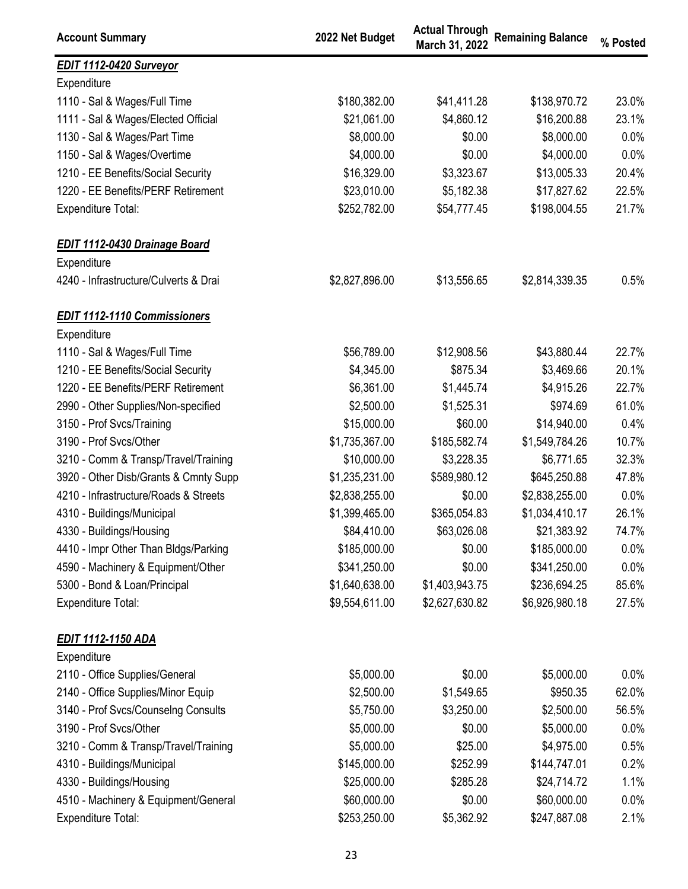| Account Summary | 2022 Net Budget | Actual Through March 31, 2022 | Remaining Balance | % Posted |
|---|---|---|---|---|
| ***EDIT 1112-0420 Surveyor*** | | | | |
| Expenditure | | | | |
| 1110 - Sal & Wages/Full Time | $180,382.00 | $41,411.28 | $138,970.72 | 23.0% |
| 1111 - Sal & Wages/Elected Official | $21,061.00 | $4,860.12 | $16,200.88 | 23.1% |
| 1130 - Sal & Wages/Part Time | $8,000.00 | $0.00 | $8,000.00 | 0.0% |
| 1150 - Sal & Wages/Overtime | $4,000.00 | $0.00 | $4,000.00 | 0.0% |
| 1210 - EE Benefits/Social Security | $16,329.00 | $3,323.67 | $13,005.33 | 20.4% |
| 1220 - EE Benefits/PERF Retirement | $23,010.00 | $5,182.38 | $17,827.62 | 22.5% |
| Expenditure Total: | $252,782.00 | $54,777.45 | $198,004.55 | 21.7% |
| ***EDIT 1112-0430 Drainage Board*** | | | | |
| Expenditure | | | | |
| 4240 - Infrastructure/Culverts & Drai | $2,827,896.00 | $13,556.65 | $2,814,339.35 | 0.5% |
| ***EDIT 1112-1110 Commissioners*** | | | | |
| Expenditure | | | | |
| 1110 - Sal & Wages/Full Time | $56,789.00 | $12,908.56 | $43,880.44 | 22.7% |
| 1210 - EE Benefits/Social Security | $4,345.00 | $875.34 | $3,469.66 | 20.1% |
| 1220 - EE Benefits/PERF Retirement | $6,361.00 | $1,445.74 | $4,915.26 | 22.7% |
| 2990 - Other Supplies/Non-specified | $2,500.00 | $1,525.31 | $974.69 | 61.0% |
| 3150 - Prof Svcs/Training | $15,000.00 | $60.00 | $14,940.00 | 0.4% |
| 3190 - Prof Svcs/Other | $1,735,367.00 | $185,582.74 | $1,549,784.26 | 10.7% |
| 3210 - Comm & Transp/Travel/Training | $10,000.00 | $3,228.35 | $6,771.65 | 32.3% |
| 3920 - Other Disb/Grants & Cmnty Supp | $1,235,231.00 | $589,980.12 | $645,250.88 | 47.8% |
| 4210 - Infrastructure/Roads & Streets | $2,838,255.00 | $0.00 | $2,838,255.00 | 0.0% |
| 4310 - Buildings/Municipal | $1,399,465.00 | $365,054.83 | $1,034,410.17 | 26.1% |
| 4330 - Buildings/Housing | $84,410.00 | $63,026.08 | $21,383.92 | 74.7% |
| 4410 - Impr Other Than Bldgs/Parking | $185,000.00 | $0.00 | $185,000.00 | 0.0% |
| 4590 - Machinery & Equipment/Other | $341,250.00 | $0.00 | $341,250.00 | 0.0% |
| 5300 - Bond & Loan/Principal | $1,640,638.00 | $1,403,943.75 | $236,694.25 | 85.6% |
| Expenditure Total: | $9,554,611.00 | $2,627,630.82 | $6,926,980.18 | 27.5% |
| ***EDIT 1112-1150 ADA*** | | | | |
| Expenditure | | | | |
| 2110 - Office Supplies/General | $5,000.00 | $0.00 | $5,000.00 | 0.0% |
| 2140 - Office Supplies/Minor Equip | $2,500.00 | $1,549.65 | $950.35 | 62.0% |
| 3140 - Prof Svcs/Counselng Consults | $5,750.00 | $3,250.00 | $2,500.00 | 56.5% |
| 3190 - Prof Svcs/Other | $5,000.00 | $0.00 | $5,000.00 | 0.0% |
| 3210 - Comm & Transp/Travel/Training | $5,000.00 | $25.00 | $4,975.00 | 0.5% |
| 4310 - Buildings/Municipal | $145,000.00 | $252.99 | $144,747.01 | 0.2% |
| 4330 - Buildings/Housing | $25,000.00 | $285.28 | $24,714.72 | 1.1% |
| 4510 - Machinery & Equipment/General | $60,000.00 | $0.00 | $60,000.00 | 0.0% |
| Expenditure Total: | $253,250.00 | $5,362.92 | $247,887.08 | 2.1% |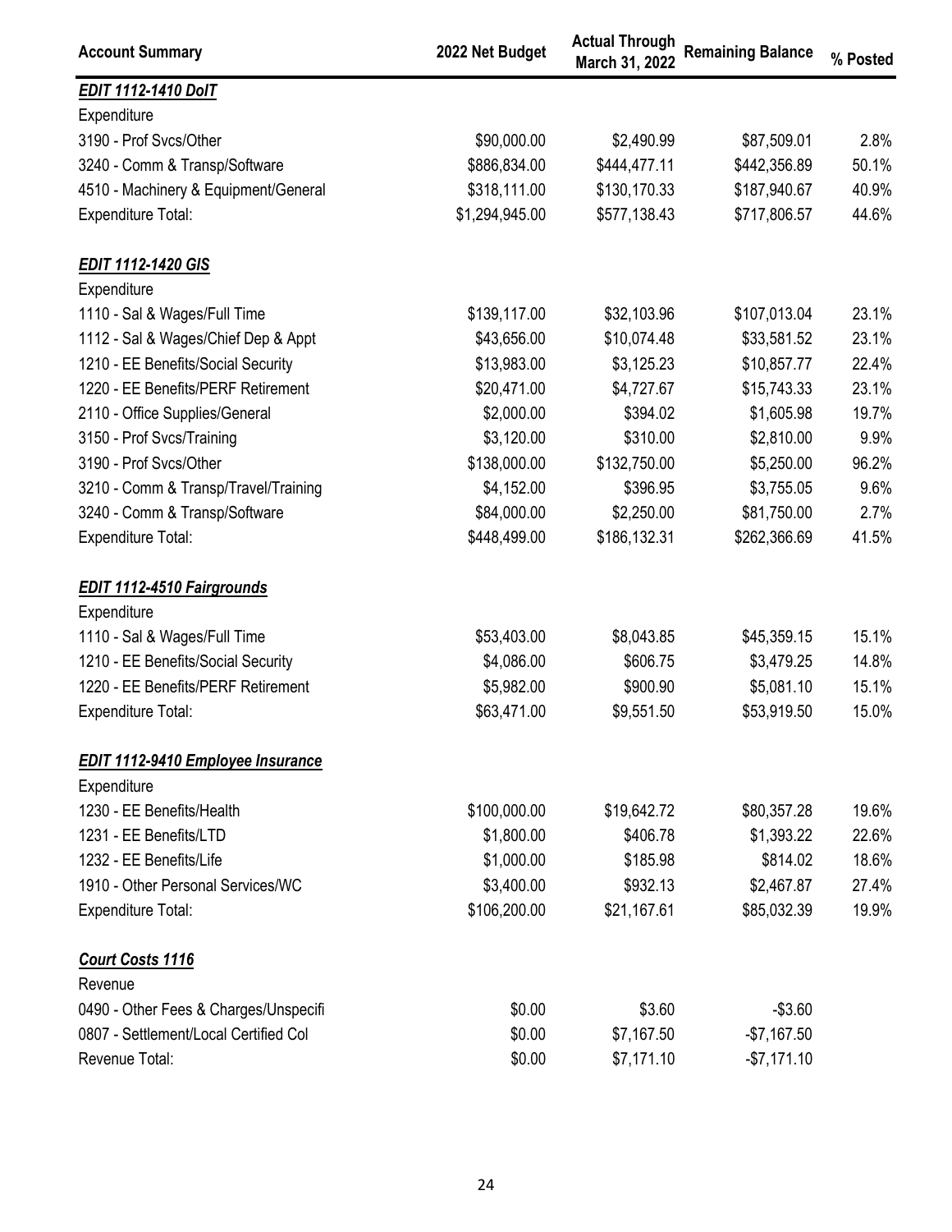| Account Summary | 2022 Net Budget | Actual Through March 31, 2022 | Remaining Balance | % Posted |
|---|---|---|---|---|
| ***EDIT 1112-1410 DoIT*** | | | | |
| Expenditure | | | | |
| 3190 - Prof Svcs/Other | $90,000.00 | $2,490.99 | $87,509.01 | 2.8% |
| 3240 - Comm & Transp/Software | $886,834.00 | $444,477.11 | $442,356.89 | 50.1% |
| 4510 - Machinery & Equipment/General | $318,111.00 | $130,170.33 | $187,940.67 | 40.9% |
| Expenditure Total: | $1,294,945.00 | $577,138.43 | $717,806.57 | 44.6% |
| | | | | |
| ***EDIT 1112-1420 GIS*** | | | | |
| Expenditure | | | | |
| 1110 - Sal & Wages/Full Time | $139,117.00 | $32,103.96 | $107,013.04 | 23.1% |
| 1112 - Sal & Wages/Chief Dep & Appt | $43,656.00 | $10,074.48 | $33,581.52 | 23.1% |
| 1210 - EE Benefits/Social Security | $13,983.00 | $3,125.23 | $10,857.77 | 22.4% |
| 1220 - EE Benefits/PERF Retirement | $20,471.00 | $4,727.67 | $15,743.33 | 23.1% |
| 2110 - Office Supplies/General | $2,000.00 | $394.02 | $1,605.98 | 19.7% |
| 3150 - Prof Svcs/Training | $3,120.00 | $310.00 | $2,810.00 | 9.9% |
| 3190 - Prof Svcs/Other | $138,000.00 | $132,750.00 | $5,250.00 | 96.2% |
| 3210 - Comm & Transp/Travel/Training | $4,152.00 | $396.95 | $3,755.05 | 9.6% |
| 3240 - Comm & Transp/Software | $84,000.00 | $2,250.00 | $81,750.00 | 2.7% |
| Expenditure Total: | $448,499.00 | $186,132.31 | $262,366.69 | 41.5% |
| | | | | |
| ***EDIT 1112-4510 Fairgrounds*** | | | | |
| Expenditure | | | | |
| 1110 - Sal & Wages/Full Time | $53,403.00 | $8,043.85 | $45,359.15 | 15.1% |
| 1210 - EE Benefits/Social Security | $4,086.00 | $606.75 | $3,479.25 | 14.8% |
| 1220 - EE Benefits/PERF Retirement | $5,982.00 | $900.90 | $5,081.10 | 15.1% |
| Expenditure Total: | $63,471.00 | $9,551.50 | $53,919.50 | 15.0% |
| | | | | |
| ***EDIT 1112-9410 Employee Insurance*** | | | | |
| Expenditure | | | | |
| 1230 - EE Benefits/Health | $100,000.00 | $19,642.72 | $80,357.28 | 19.6% |
| 1231 - EE Benefits/LTD | $1,800.00 | $406.78 | $1,393.22 | 22.6% |
| 1232 - EE Benefits/Life | $1,000.00 | $185.98 | $814.02 | 18.6% |
| 1910 - Other Personal Services/WC | $3,400.00 | $932.13 | $2,467.87 | 27.4% |
| Expenditure Total: | $106,200.00 | $21,167.61 | $85,032.39 | 19.9% |
| | | | | |
| ***Court Costs 1116*** | | | | |
| Revenue | | | | |
| 0490 - Other Fees & Charges/Unspecifi | $0.00 | $3.60 | -$3.60 | |
| 0807 - Settlement/Local Certified Col | $0.00 | $7,167.50 | -$7,167.50 | |
| Revenue Total: | $0.00 | $7,171.10 | -$7,171.10 | |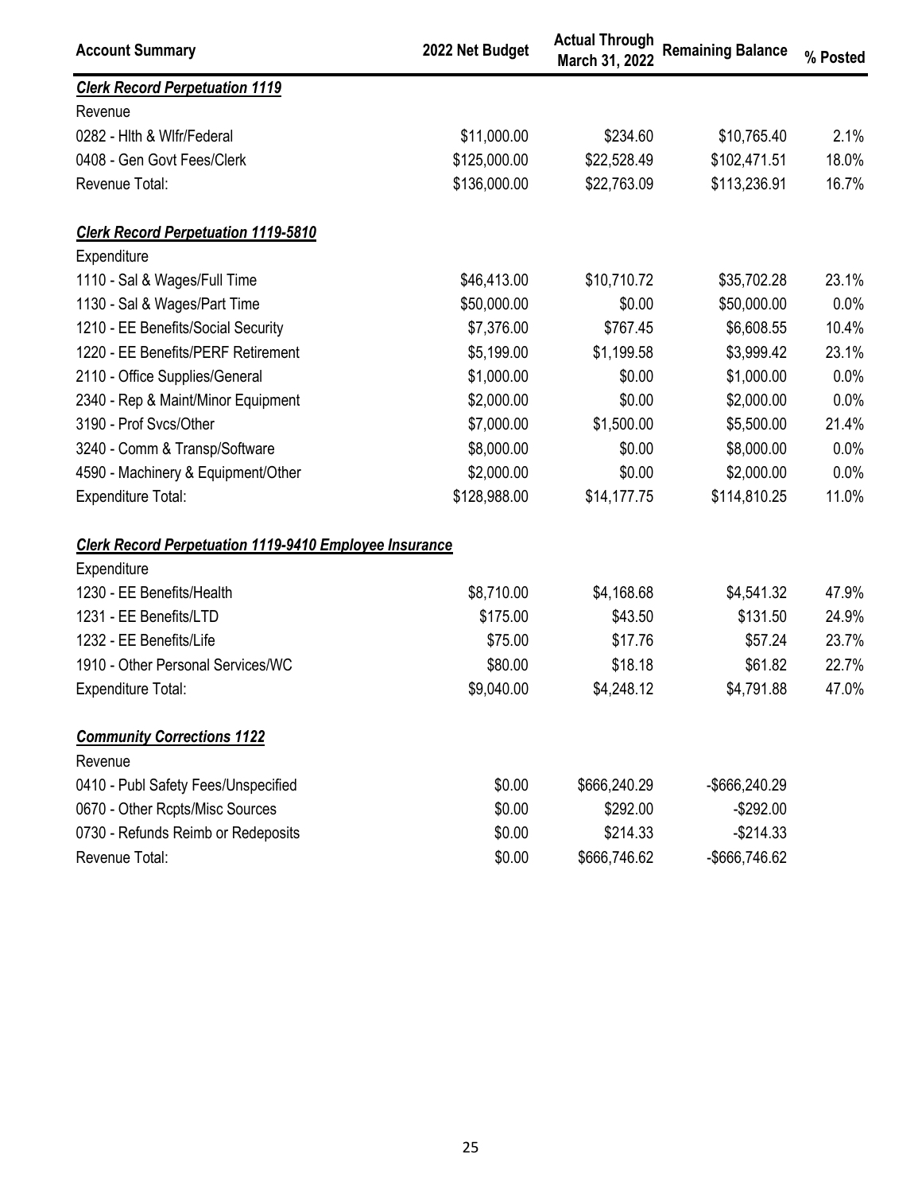| Account Summary | 2022 Net Budget | Actual Through March 31, 2022 | Remaining Balance | % Posted |
|---|---|---|---|---|
| ***Clerk Record Perpetuation 1119*** | | | | |
| Revenue | | | | |
| 0282 - Hlth & Wlfr/Federal | $11,000.00 | $234.60 | $10,765.40 | 2.1% |
| 0408 - Gen Govt Fees/Clerk | $125,000.00 | $22,528.49 | $102,471.51 | 18.0% |
| Revenue Total: | $136,000.00 | $22,763.09 | $113,236.91 | 16.7% |
| | | | | |
| ***Clerk Record Perpetuation 1119-5810*** | | | | |
| Expenditure | | | | |
| 1110 - Sal & Wages/Full Time | $46,413.00 | $10,710.72 | $35,702.28 | 23.1% |
| 1130 - Sal & Wages/Part Time | $50,000.00 | $0.00 | $50,000.00 | 0.0% |
| 1210 - EE Benefits/Social Security | $7,376.00 | $767.45 | $6,608.55 | 10.4% |
| 1220 - EE Benefits/PERF Retirement | $5,199.00 | $1,199.58 | $3,999.42 | 23.1% |
| 2110 - Office Supplies/General | $1,000.00 | $0.00 | $1,000.00 | 0.0% |
| 2340 - Rep & Maint/Minor Equipment | $2,000.00 | $0.00 | $2,000.00 | 0.0% |
| 3190 - Prof Svcs/Other | $7,000.00 | $1,500.00 | $5,500.00 | 21.4% |
| 3240 - Comm & Transp/Software | $8,000.00 | $0.00 | $8,000.00 | 0.0% |
| 4590 - Machinery & Equipment/Other | $2,000.00 | $0.00 | $2,000.00 | 0.0% |
| Expenditure Total: | $128,988.00 | $14,177.75 | $114,810.25 | 11.0% |
| | | | | |
| ***Clerk Record Perpetuation 1119-9410 Employee Insurance*** | | | | |
| Expenditure | | | | |
| 1230 - EE Benefits/Health | $8,710.00 | $4,168.68 | $4,541.32 | 47.9% |
| 1231 - EE Benefits/LTD | $175.00 | $43.50 | $131.50 | 24.9% |
| 1232 - EE Benefits/Life | $75.00 | $17.76 | $57.24 | 23.7% |
| 1910 - Other Personal Services/WC | $80.00 | $18.18 | $61.82 | 22.7% |
| Expenditure Total: | $9,040.00 | $4,248.12 | $4,791.88 | 47.0% |
| | | | | |
| ***Community Corrections 1122*** | | | | |
| Revenue | | | | |
| 0410 - Publ Safety Fees/Unspecified | $0.00 | $666,240.29 | -$666,240.29 | |
| 0670 - Other Rcpts/Misc Sources | $0.00 | $292.00 | -$292.00 | |
| 0730 - Refunds Reimb or Redeposits | $0.00 | $214.33 | -$214.33 | |
| Revenue Total: | $0.00 | $666,746.62 | -$666,746.62 | |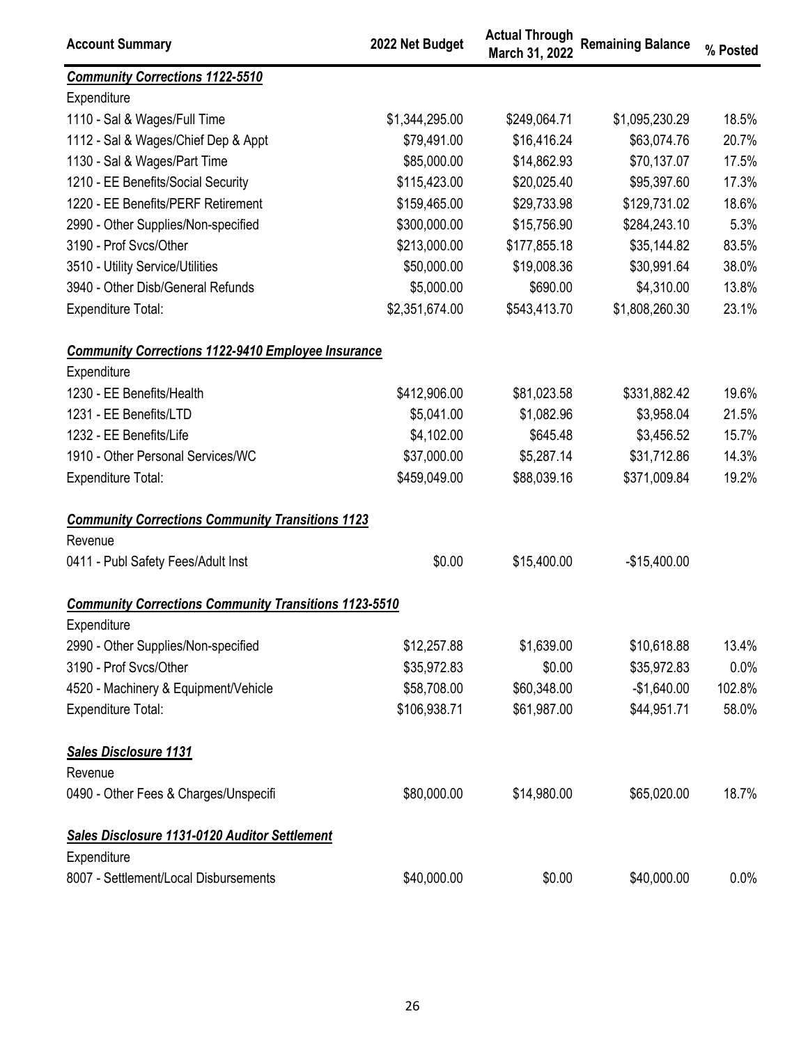| Account Summary | 2022 Net Budget | Actual Through March 31, 2022 | Remaining Balance | % Posted |
|---|---|---|---|---|
| ***Community Corrections 1122-5510*** | | | | |
| Expenditure | | | | |
| 1110 - Sal & Wages/Full Time | $1,344,295.00 | $249,064.71 | $1,095,230.29 | 18.5% |
| 1112 - Sal & Wages/Chief Dep & Appt | $79,491.00 | $16,416.24 | $63,074.76 | 20.7% |
| 1130 - Sal & Wages/Part Time | $85,000.00 | $14,862.93 | $70,137.07 | 17.5% |
| 1210 - EE Benefits/Social Security | $115,423.00 | $20,025.40 | $95,397.60 | 17.3% |
| 1220 - EE Benefits/PERF Retirement | $159,465.00 | $29,733.98 | $129,731.02 | 18.6% |
| 2990 - Other Supplies/Non-specified | $300,000.00 | $15,756.90 | $284,243.10 | 5.3% |
| 3190 - Prof Svcs/Other | $213,000.00 | $177,855.18 | $35,144.82 | 83.5% |
| 3510 - Utility Service/Utilities | $50,000.00 | $19,008.36 | $30,991.64 | 38.0% |
| 3940 - Other Disb/General Refunds | $5,000.00 | $690.00 | $4,310.00 | 13.8% |
| Expenditure Total: | $2,351,674.00 | $543,413.70 | $1,808,260.30 | 23.1% |
| ***Community Corrections 1122-9410 Employee Insurance*** | | | | |
| Expenditure | | | | |
| 1230 - EE Benefits/Health | $412,906.00 | $81,023.58 | $331,882.42 | 19.6% |
| 1231 - EE Benefits/LTD | $5,041.00 | $1,082.96 | $3,958.04 | 21.5% |
| 1232 - EE Benefits/Life | $4,102.00 | $645.48 | $3,456.52 | 15.7% |
| 1910 - Other Personal Services/WC | $37,000.00 | $5,287.14 | $31,712.86 | 14.3% |
| Expenditure Total: | $459,049.00 | $88,039.16 | $371,009.84 | 19.2% |
| ***Community Corrections Community Transitions 1123*** | | | | |
| Revenue | | | | |
| 0411 - Publ Safety Fees/Adult Inst | $0.00 | $15,400.00 | -$15,400.00 | |
| ***Community Corrections Community Transitions 1123-5510*** | | | | |
| Expenditure | | | | |
| 2990 - Other Supplies/Non-specified | $12,257.88 | $1,639.00 | $10,618.88 | 13.4% |
| 3190 - Prof Svcs/Other | $35,972.83 | $0.00 | $35,972.83 | 0.0% |
| 4520 - Machinery & Equipment/Vehicle | $58,708.00 | $60,348.00 | -$1,640.00 | 102.8% |
| Expenditure Total: | $106,938.71 | $61,987.00 | $44,951.71 | 58.0% |
| ***Sales Disclosure 1131*** | | | | |
| Revenue | | | | |
| 0490 - Other Fees & Charges/Unspecifi | $80,000.00 | $14,980.00 | $65,020.00 | 18.7% |
| ***Sales Disclosure 1131-0120 Auditor Settlement*** | | | | |
| Expenditure | | | | |
| 8007 - Settlement/Local Disbursements | $40,000.00 | $0.00 | $40,000.00 | 0.0% |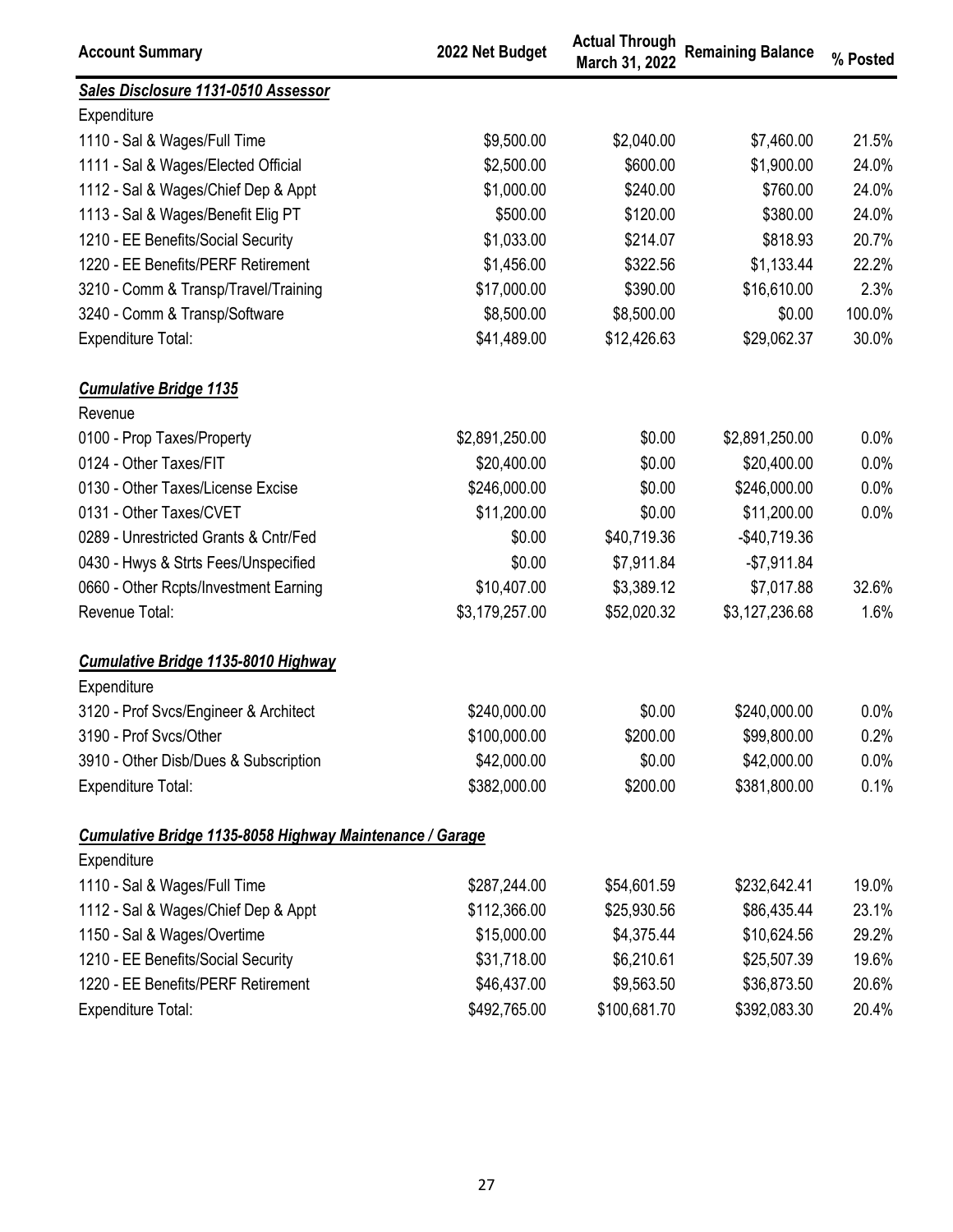| Account Summary | 2022 Net Budget | Actual Through March 31, 2022 | Remaining Balance | % Posted |
|---|---|---|---|---|
| ***Sales Disclosure 1131-0510 Assessor*** | | | | |
| Expenditure | | | | |
| 1110 - Sal & Wages/Full Time | $9,500.00 | $2,040.00 | $7,460.00 | 21.5% |
| 1111 - Sal & Wages/Elected Official | $2,500.00 | $600.00 | $1,900.00 | 24.0% |
| 1112 - Sal & Wages/Chief Dep & Appt | $1,000.00 | $240.00 | $760.00 | 24.0% |
| 1113 - Sal & Wages/Benefit Elig PT | $500.00 | $120.00 | $380.00 | 24.0% |
| 1210 - EE Benefits/Social Security | $1,033.00 | $214.07 | $818.93 | 20.7% |
| 1220 - EE Benefits/PERF Retirement | $1,456.00 | $322.56 | $1,133.44 | 22.2% |
| 3210 - Comm & Transp/Travel/Training | $17,000.00 | $390.00 | $16,610.00 | 2.3% |
| 3240 - Comm & Transp/Software | $8,500.00 | $8,500.00 | $0.00 | 100.0% |
| Expenditure Total: | $41,489.00 | $12,426.63 | $29,062.37 | 30.0% |
| | | | | |
| ***Cumulative Bridge 1135*** | | | | |
| Revenue | | | | |
| 0100 - Prop Taxes/Property | $2,891,250.00 | $0.00 | $2,891,250.00 | 0.0% |
| 0124 - Other Taxes/FIT | $20,400.00 | $0.00 | $20,400.00 | 0.0% |
| 0130 - Other Taxes/License Excise | $246,000.00 | $0.00 | $246,000.00 | 0.0% |
| 0131 - Other Taxes/CVET | $11,200.00 | $0.00 | $11,200.00 | 0.0% |
| 0289 - Unrestricted Grants & Cntr/Fed | $0.00 | $40,719.36 | -$40,719.36 | |
| 0430 - Hwys & Strts Fees/Unspecified | $0.00 | $7,911.84 | -$7,911.84 | |
| 0660 - Other Rcpts/Investment Earning | $10,407.00 | $3,389.12 | $7,017.88 | 32.6% |
| Revenue Total: | $3,179,257.00 | $52,020.32 | $3,127,236.68 | 1.6% |
| | | | | |
| ***Cumulative Bridge 1135-8010 Highway*** | | | | |
| Expenditure | | | | |
| 3120 - Prof Svcs/Engineer & Architect | $240,000.00 | $0.00 | $240,000.00 | 0.0% |
| 3190 - Prof Svcs/Other | $100,000.00 | $200.00 | $99,800.00 | 0.2% |
| 3910 - Other Disb/Dues & Subscription | $42,000.00 | $0.00 | $42,000.00 | 0.0% |
| Expenditure Total: | $382,000.00 | $200.00 | $381,800.00 | 0.1% |
| | | | | |
| ***Cumulative Bridge 1135-8058 Highway Maintenance / Garage*** | | | | |
| Expenditure | | | | |
| 1110 - Sal & Wages/Full Time | $287,244.00 | $54,601.59 | $232,642.41 | 19.0% |
| 1112 - Sal & Wages/Chief Dep & Appt | $112,366.00 | $25,930.56 | $86,435.44 | 23.1% |
| 1150 - Sal & Wages/Overtime | $15,000.00 | $4,375.44 | $10,624.56 | 29.2% |
| 1210 - EE Benefits/Social Security | $31,718.00 | $6,210.61 | $25,507.39 | 19.6% |
| 1220 - EE Benefits/PERF Retirement | $46,437.00 | $9,563.50 | $36,873.50 | 20.6% |
| Expenditure Total: | $492,765.00 | $100,681.70 | $392,083.30 | 20.4% |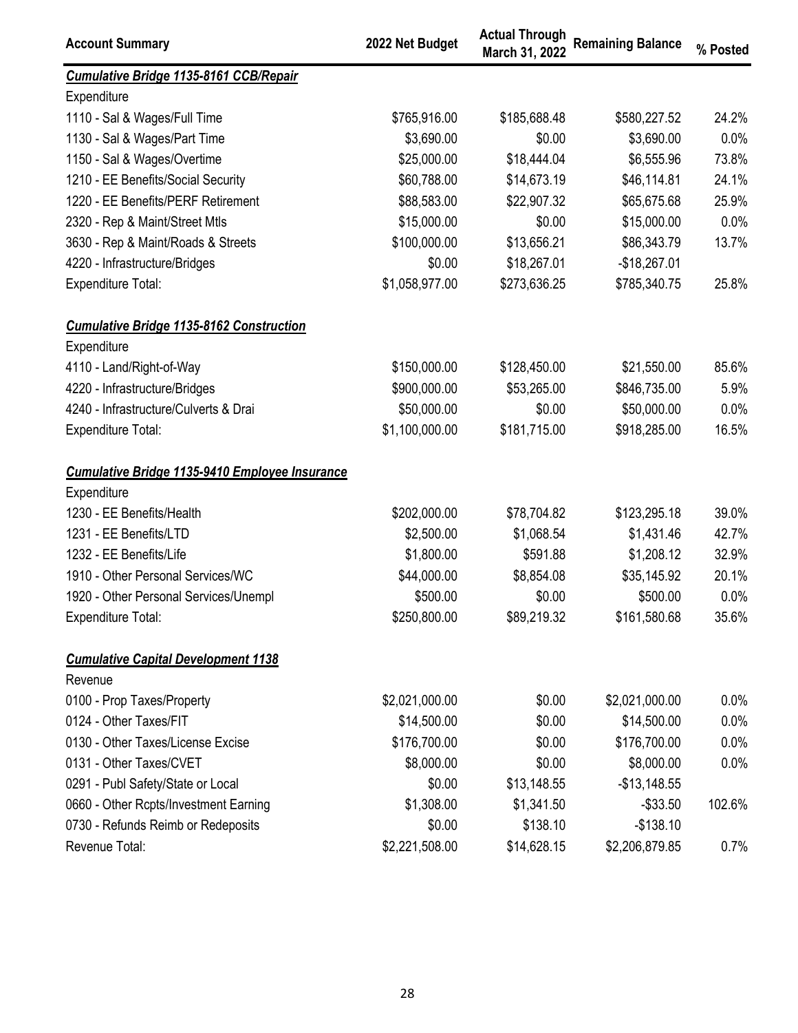| Account Summary | 2022 Net Budget | Actual Through March 31, 2022 | Remaining Balance | % Posted |
|---|---|---|---|---|
| ***Cumulative Bridge 1135-8161 CCB/Repair*** | | | | |
| Expenditure | | | | |
| 1110 - Sal & Wages/Full Time | $765,916.00 | $185,688.48 | $580,227.52 | 24.2% |
| 1130 - Sal & Wages/Part Time | $3,690.00 | $0.00 | $3,690.00 | 0.0% |
| 1150 - Sal & Wages/Overtime | $25,000.00 | $18,444.04 | $6,555.96 | 73.8% |
| 1210 - EE Benefits/Social Security | $60,788.00 | $14,673.19 | $46,114.81 | 24.1% |
| 1220 - EE Benefits/PERF Retirement | $88,583.00 | $22,907.32 | $65,675.68 | 25.9% |
| 2320 - Rep & Maint/Street Mtls | $15,000.00 | $0.00 | $15,000.00 | 0.0% |
| 3630 - Rep & Maint/Roads & Streets | $100,000.00 | $13,656.21 | $86,343.79 | 13.7% |
| 4220 - Infrastructure/Bridges | $0.00 | $18,267.01 | -$18,267.01 | |
| Expenditure Total: | $1,058,977.00 | $273,636.25 | $785,340.75 | 25.8% |
| ***Cumulative Bridge 1135-8162 Construction*** | | | | |
| Expenditure | | | | |
| 4110 - Land/Right-of-Way | $150,000.00 | $128,450.00 | $21,550.00 | 85.6% |
| 4220 - Infrastructure/Bridges | $900,000.00 | $53,265.00 | $846,735.00 | 5.9% |
| 4240 - Infrastructure/Culverts & Drai | $50,000.00 | $0.00 | $50,000.00 | 0.0% |
| Expenditure Total: | $1,100,000.00 | $181,715.00 | $918,285.00 | 16.5% |
| ***Cumulative Bridge 1135-9410 Employee Insurance*** | | | | |
| Expenditure | | | | |
| 1230 - EE Benefits/Health | $202,000.00 | $78,704.82 | $123,295.18 | 39.0% |
| 1231 - EE Benefits/LTD | $2,500.00 | $1,068.54 | $1,431.46 | 42.7% |
| 1232 - EE Benefits/Life | $1,800.00 | $591.88 | $1,208.12 | 32.9% |
| 1910 - Other Personal Services/WC | $44,000.00 | $8,854.08 | $35,145.92 | 20.1% |
| 1920 - Other Personal Services/Unempl | $500.00 | $0.00 | $500.00 | 0.0% |
| Expenditure Total: | $250,800.00 | $89,219.32 | $161,580.68 | 35.6% |
| ***Cumulative Capital Development 1138*** | | | | |
| Revenue | | | | |
| 0100 - Prop Taxes/Property | $2,021,000.00 | $0.00 | $2,021,000.00 | 0.0% |
| 0124 - Other Taxes/FIT | $14,500.00 | $0.00 | $14,500.00 | 0.0% |
| 0130 - Other Taxes/License Excise | $176,700.00 | $0.00 | $176,700.00 | 0.0% |
| 0131 - Other Taxes/CVET | $8,000.00 | $0.00 | $8,000.00 | 0.0% |
| 0291 - Publ Safety/State or Local | $0.00 | $13,148.55 | -$13,148.55 | |
| 0660 - Other Rcpts/Investment Earning | $1,308.00 | $1,341.50 | -$33.50 | 102.6% |
| 0730 - Refunds Reimb or Redeposits | $0.00 | $138.10 | -$138.10 | |
| Revenue Total: | $2,221,508.00 | $14,628.15 | $2,206,879.85 | 0.7% |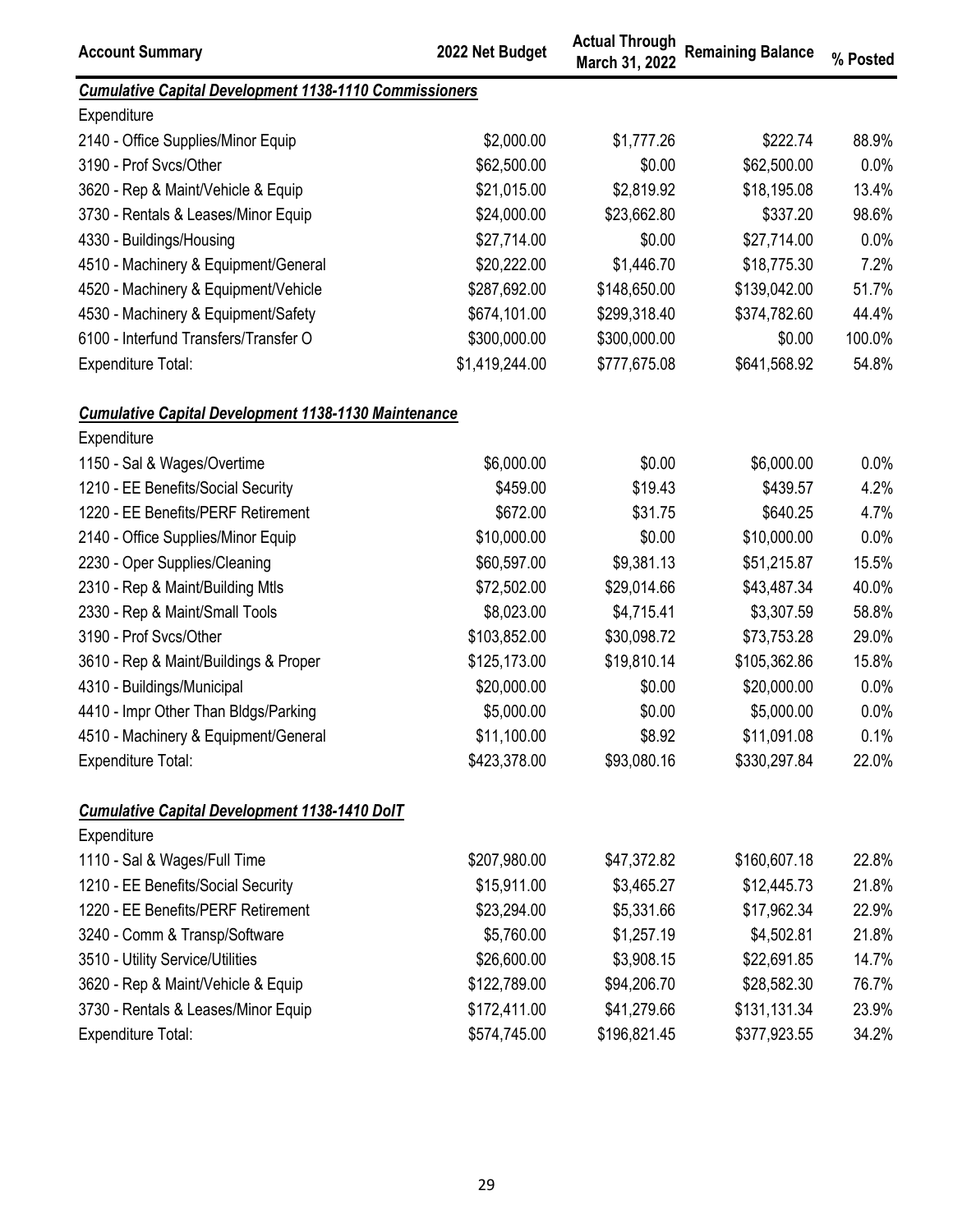| Account Summary | 2022 Net Budget | Actual Through March 31, 2022 | Remaining Balance | % Posted |
|---|---|---|---|---|
| ***Cumulative Capital Development 1138-1110 Commissioners*** | | | | |
| Expenditure | | | | |
| 2140 - Office Supplies/Minor Equip | $2,000.00 | $1,777.26 | $222.74 | 88.9% |
| 3190 - Prof Svcs/Other | $62,500.00 | $0.00 | $62,500.00 | 0.0% |
| 3620 - Rep & Maint/Vehicle & Equip | $21,015.00 | $2,819.92 | $18,195.08 | 13.4% |
| 3730 - Rentals & Leases/Minor Equip | $24,000.00 | $23,662.80 | $337.20 | 98.6% |
| 4330 - Buildings/Housing | $27,714.00 | $0.00 | $27,714.00 | 0.0% |
| 4510 - Machinery & Equipment/General | $20,222.00 | $1,446.70 | $18,775.30 | 7.2% |
| 4520 - Machinery & Equipment/Vehicle | $287,692.00 | $148,650.00 | $139,042.00 | 51.7% |
| 4530 - Machinery & Equipment/Safety | $674,101.00 | $299,318.40 | $374,782.60 | 44.4% |
| 6100 - Interfund Transfers/Transfer O | $300,000.00 | $300,000.00 | $0.00 | 100.0% |
| Expenditure Total: | $1,419,244.00 | $777,675.08 | $641,568.92 | 54.8% |
| | | | | |
| ***Cumulative Capital Development 1138-1130 Maintenance*** | | | | |
| Expenditure | | | | |
| 1150 - Sal & Wages/Overtime | $6,000.00 | $0.00 | $6,000.00 | 0.0% |
| 1210 - EE Benefits/Social Security | $459.00 | $19.43 | $439.57 | 4.2% |
| 1220 - EE Benefits/PERF Retirement | $672.00 | $31.75 | $640.25 | 4.7% |
| 2140 - Office Supplies/Minor Equip | $10,000.00 | $0.00 | $10,000.00 | 0.0% |
| 2230 - Oper Supplies/Cleaning | $60,597.00 | $9,381.13 | $51,215.87 | 15.5% |
| 2310 - Rep & Maint/Building Mtls | $72,502.00 | $29,014.66 | $43,487.34 | 40.0% |
| 2330 - Rep & Maint/Small Tools | $8,023.00 | $4,715.41 | $3,307.59 | 58.8% |
| 3190 - Prof Svcs/Other | $103,852.00 | $30,098.72 | $73,753.28 | 29.0% |
| 3610 - Rep & Maint/Buildings & Proper | $125,173.00 | $19,810.14 | $105,362.86 | 15.8% |
| 4310 - Buildings/Municipal | $20,000.00 | $0.00 | $20,000.00 | 0.0% |
| 4410 - Impr Other Than Bldgs/Parking | $5,000.00 | $0.00 | $5,000.00 | 0.0% |
| 4510 - Machinery & Equipment/General | $11,100.00 | $8.92 | $11,091.08 | 0.1% |
| Expenditure Total: | $423,378.00 | $93,080.16 | $330,297.84 | 22.0% |
| | | | | |
| ***Cumulative Capital Development 1138-1410 DoIT*** | | | | |
| Expenditure | | | | |
| 1110 - Sal & Wages/Full Time | $207,980.00 | $47,372.82 | $160,607.18 | 22.8% |
| 1210 - EE Benefits/Social Security | $15,911.00 | $3,465.27 | $12,445.73 | 21.8% |
| 1220 - EE Benefits/PERF Retirement | $23,294.00 | $5,331.66 | $17,962.34 | 22.9% |
| 3240 - Comm & Transp/Software | $5,760.00 | $1,257.19 | $4,502.81 | 21.8% |
| 3510 - Utility Service/Utilities | $26,600.00 | $3,908.15 | $22,691.85 | 14.7% |
| 3620 - Rep & Maint/Vehicle & Equip | $122,789.00 | $94,206.70 | $28,582.30 | 76.7% |
| 3730 - Rentals & Leases/Minor Equip | $172,411.00 | $41,279.66 | $131,131.34 | 23.9% |
| Expenditure Total: | $574,745.00 | $196,821.45 | $377,923.55 | 34.2% |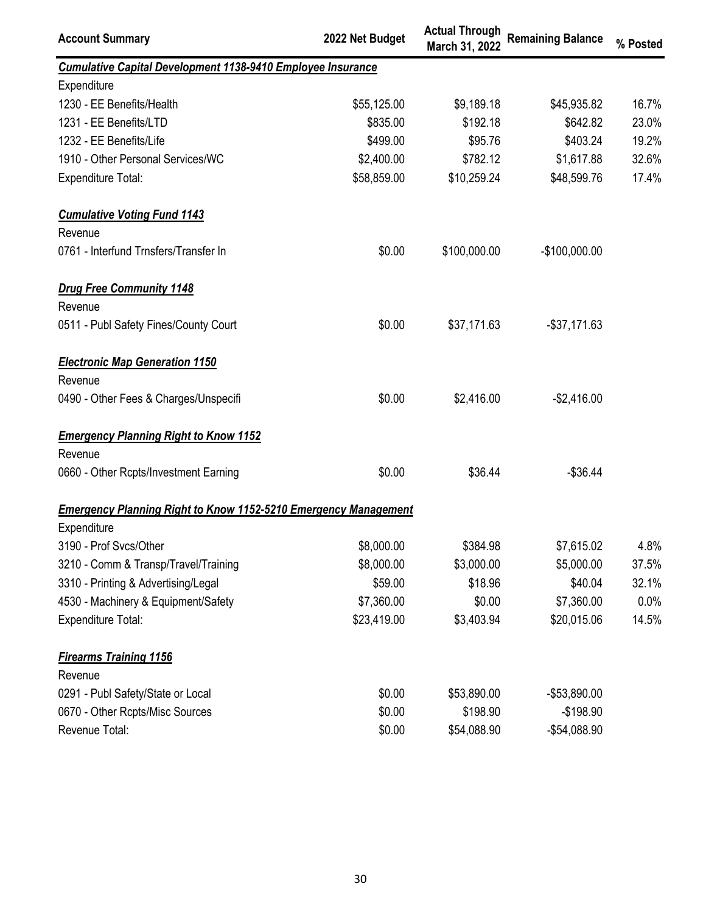| Account Summary | 2022 Net Budget | Actual Through March 31, 2022 | Remaining Balance | % Posted |
|---|---|---|---|---|
| ***Cumulative Capital Development 1138-9410 Employee Insurance*** | | | | |
| Expenditure | | | | |
| 1230 - EE Benefits/Health | $55,125.00 | $9,189.18 | $45,935.82 | 16.7% |
| 1231 - EE Benefits/LTD | $835.00 | $192.18 | $642.82 | 23.0% |
| 1232 - EE Benefits/Life | $499.00 | $95.76 | $403.24 | 19.2% |
| 1910 - Other Personal Services/WC | $2,400.00 | $782.12 | $1,617.88 | 32.6% |
| Expenditure Total: | $58,859.00 | $10,259.24 | $48,599.76 | 17.4% |
| ***Cumulative Voting Fund 1143*** | | | | |
| Revenue | | | | |
| 0761 - Interfund Trnsfers/Transfer In | $0.00 | $100,000.00 | -$100,000.00 | |
| ***Drug Free Community 1148*** | | | | |
| Revenue | | | | |
| 0511 - Publ Safety Fines/County Court | $0.00 | $37,171.63 | -$37,171.63 | |
| ***Electronic Map Generation 1150*** | | | | |
| Revenue | | | | |
| 0490 - Other Fees & Charges/Unspecifi | $0.00 | $2,416.00 | -$2,416.00 | |
| ***Emergency Planning Right to Know 1152*** | | | | |
| Revenue | | | | |
| 0660 - Other Rcpts/Investment Earning | $0.00 | $36.44 | -$36.44 | |
| ***Emergency Planning Right to Know 1152-5210 Emergency Management*** | | | | |
| Expenditure | | | | |
| 3190 - Prof Svcs/Other | $8,000.00 | $384.98 | $7,615.02 | 4.8% |
| 3210 - Comm & Transp/Travel/Training | $8,000.00 | $3,000.00 | $5,000.00 | 37.5% |
| 3310 - Printing & Advertising/Legal | $59.00 | $18.96 | $40.04 | 32.1% |
| 4530 - Machinery & Equipment/Safety | $7,360.00 | $0.00 | $7,360.00 | 0.0% |
| Expenditure Total: | $23,419.00 | $3,403.94 | $20,015.06 | 14.5% |
| ***Firearms Training 1156*** | | | | |
| Revenue | | | | |
| 0291 - Publ Safety/State or Local | $0.00 | $53,890.00 | -$53,890.00 | |
| 0670 - Other Rcpts/Misc Sources | $0.00 | $198.90 | -$198.90 | |
| Revenue Total: | $0.00 | $54,088.90 | -$54,088.90 | |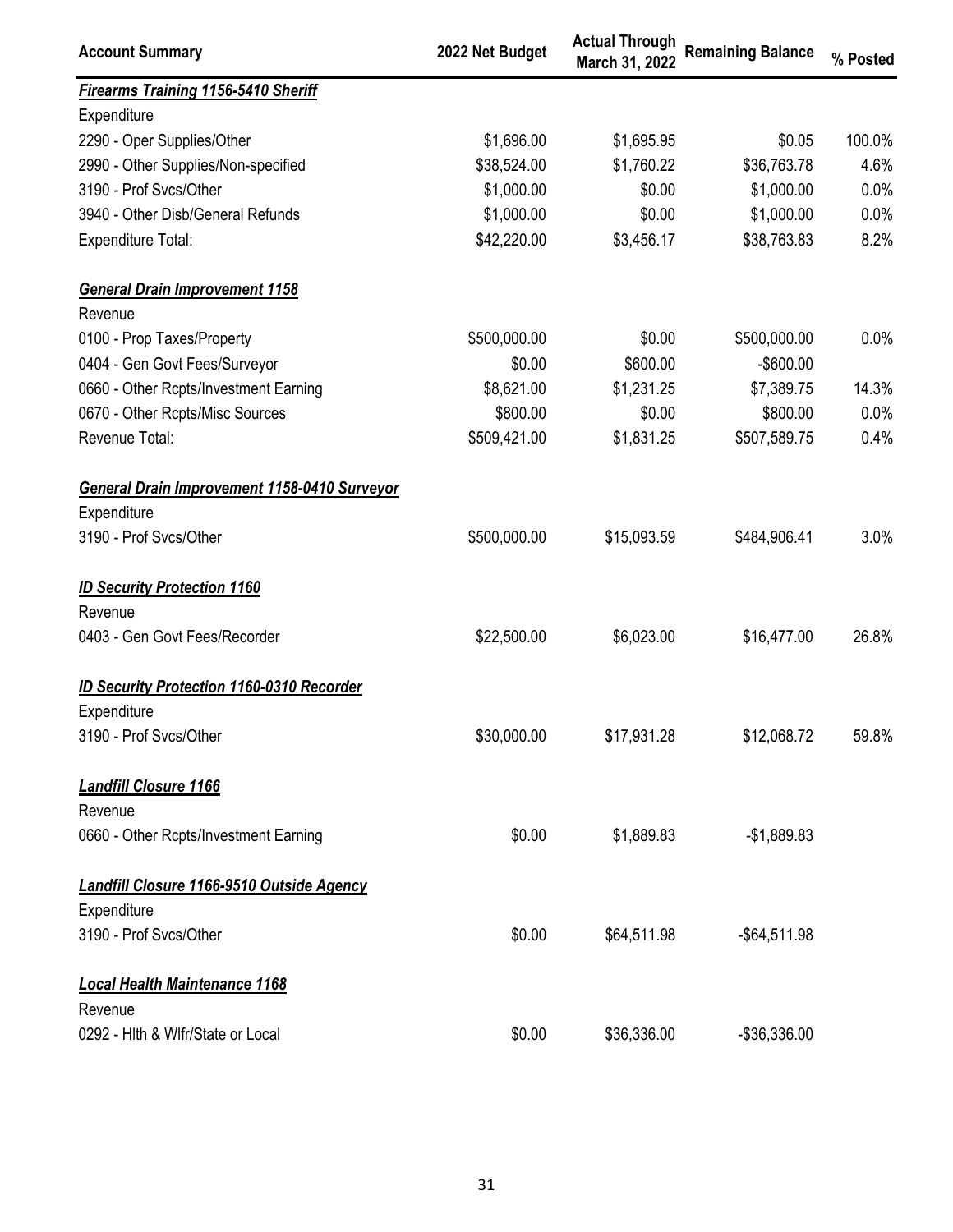| Account Summary | 2022 Net Budget | Actual Through March 31, 2022 | Remaining Balance | % Posted |
|---|---|---|---|---|
| ***Firearms Training 1156-5410 Sheriff*** | | | | |
| Expenditure | | | | |
| 2290 - Oper Supplies/Other | $1,696.00 | $1,695.95 | $0.05 | 100.0% |
| 2990 - Other Supplies/Non-specified | $38,524.00 | $1,760.22 | $36,763.78 | 4.6% |
| 3190 - Prof Svcs/Other | $1,000.00 | $0.00 | $1,000.00 | 0.0% |
| 3940 - Other Disb/General Refunds | $1,000.00 | $0.00 | $1,000.00 | 0.0% |
| Expenditure Total: | $42,220.00 | $3,456.17 | $38,763.83 | 8.2% |
| | | | | |
| ***General Drain Improvement 1158*** | | | | |
| Revenue | | | | |
| 0100 - Prop Taxes/Property | $500,000.00 | $0.00 | $500,000.00 | 0.0% |
| 0404 - Gen Govt Fees/Surveyor | $0.00 | $600.00 | -$600.00 | |
| 0660 - Other Rcpts/Investment Earning | $8,621.00 | $1,231.25 | $7,389.75 | 14.3% |
| 0670 - Other Rcpts/Misc Sources | $800.00 | $0.00 | $800.00 | 0.0% |
| Revenue Total: | $509,421.00 | $1,831.25 | $507,589.75 | 0.4% |
| | | | | |
| ***General Drain Improvement 1158-0410 Surveyor*** | | | | |
| Expenditure | | | | |
| 3190 - Prof Svcs/Other | $500,000.00 | $15,093.59 | $484,906.41 | 3.0% |
| | | | | |
| ***ID Security Protection 1160*** | | | | |
| Revenue | | | | |
| 0403 - Gen Govt Fees/Recorder | $22,500.00 | $6,023.00 | $16,477.00 | 26.8% |
| | | | | |
| ***ID Security Protection 1160-0310 Recorder*** | | | | |
| Expenditure | | | | |
| 3190 - Prof Svcs/Other | $30,000.00 | $17,931.28 | $12,068.72 | 59.8% |
| | | | | |
| ***Landfill Closure 1166*** | | | | |
| Revenue | | | | |
| 0660 - Other Rcpts/Investment Earning | $0.00 | $1,889.83 | -$1,889.83 | |
| | | | | |
| ***Landfill Closure 1166-9510 Outside Agency*** | | | | |
| Expenditure | | | | |
| 3190 - Prof Svcs/Other | $0.00 | $64,511.98 | -$64,511.98 | |
| | | | | |
| ***Local Health Maintenance 1168*** | | | | |
| Revenue | | | | |
| 0292 - Hlth & Wlfr/State or Local | $0.00 | $36,336.00 | -$36,336.00 | |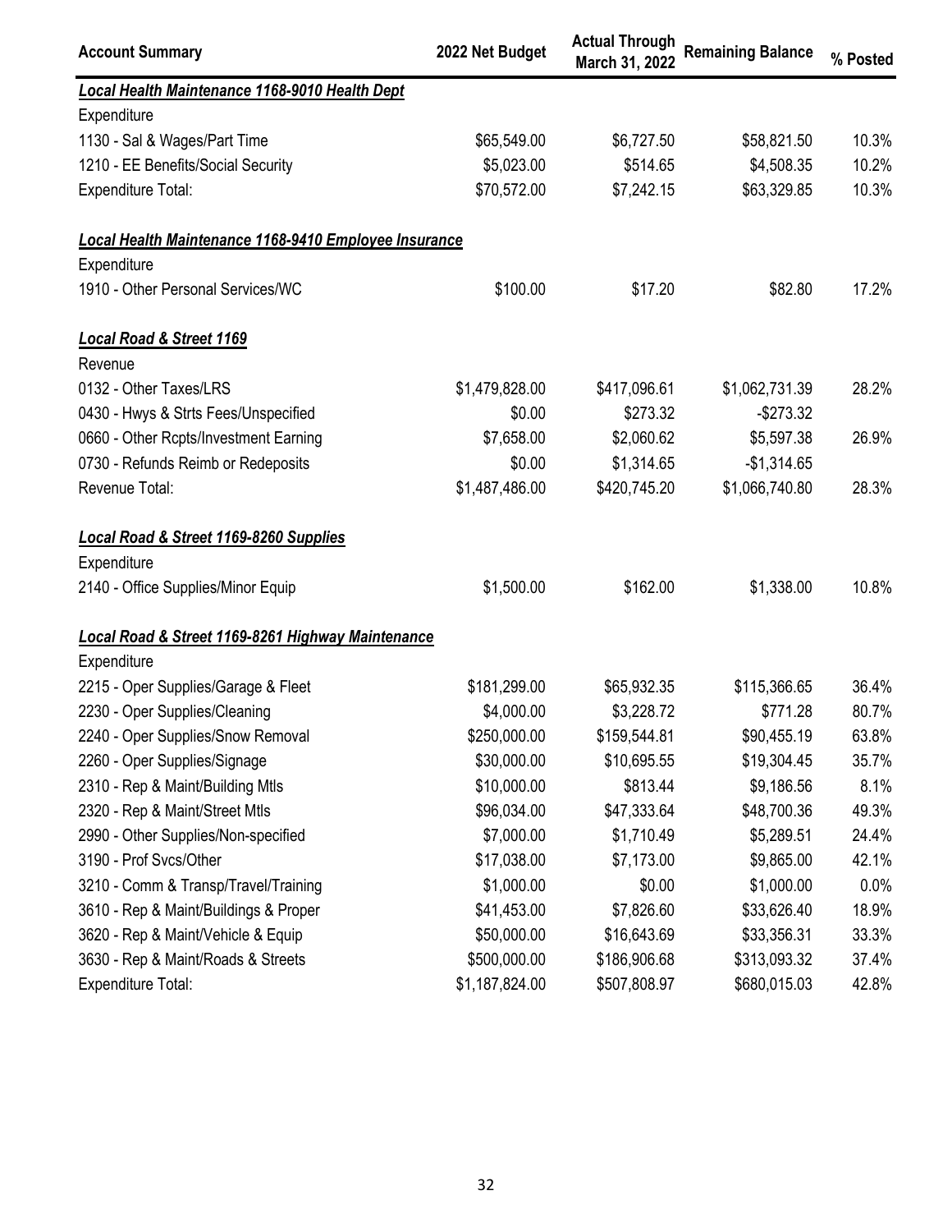| Account Summary | 2022 Net Budget | Actual Through March 31, 2022 | Remaining Balance | % Posted |
|---|---|---|---|---|
| ***Local Health Maintenance 1168-9010 Health Dept*** | | | | |
| Expenditure | | | | |
| 1130 - Sal & Wages/Part Time | $65,549.00 | $6,727.50 | $58,821.50 | 10.3% |
| 1210 - EE Benefits/Social Security | $5,023.00 | $514.65 | $4,508.35 | 10.2% |
| Expenditure Total: | $70,572.00 | $7,242.15 | $63,329.85 | 10.3% |
| | | | | |
| ***Local Health Maintenance 1168-9410 Employee Insurance*** | | | | |
| Expenditure | | | | |
| 1910 - Other Personal Services/WC | $100.00 | $17.20 | $82.80 | 17.2% |
| | | | | |
| ***Local Road & Street 1169*** | | | | |
| Revenue | | | | |
| 0132 - Other Taxes/LRS | $1,479,828.00 | $417,096.61 | $1,062,731.39 | 28.2% |
| 0430 - Hwys & Strts Fees/Unspecified | $0.00 | $273.32 | -$273.32 | |
| 0660 - Other Rcpts/Investment Earning | $7,658.00 | $2,060.62 | $5,597.38 | 26.9% |
| 0730 - Refunds Reimb or Redeposits | $0.00 | $1,314.65 | -$1,314.65 | |
| Revenue Total: | $1,487,486.00 | $420,745.20 | $1,066,740.80 | 28.3% |
| | | | | |
| ***Local Road & Street 1169-8260 Supplies*** | | | | |
| Expenditure | | | | |
| 2140 - Office Supplies/Minor Equip | $1,500.00 | $162.00 | $1,338.00 | 10.8% |
| | | | | |
| ***Local Road & Street 1169-8261 Highway Maintenance*** | | | | |
| Expenditure | | | | |
| 2215 - Oper Supplies/Garage & Fleet | $181,299.00 | $65,932.35 | $115,366.65 | 36.4% |
| 2230 - Oper Supplies/Cleaning | $4,000.00 | $3,228.72 | $771.28 | 80.7% |
| 2240 - Oper Supplies/Snow Removal | $250,000.00 | $159,544.81 | $90,455.19 | 63.8% |
| 2260 - Oper Supplies/Signage | $30,000.00 | $10,695.55 | $19,304.45 | 35.7% |
| 2310 - Rep & Maint/Building Mtls | $10,000.00 | $813.44 | $9,186.56 | 8.1% |
| 2320 - Rep & Maint/Street Mtls | $96,034.00 | $47,333.64 | $48,700.36 | 49.3% |
| 2990 - Other Supplies/Non-specified | $7,000.00 | $1,710.49 | $5,289.51 | 24.4% |
| 3190 - Prof Svcs/Other | $17,038.00 | $7,173.00 | $9,865.00 | 42.1% |
| 3210 - Comm & Transp/Travel/Training | $1,000.00 | $0.00 | $1,000.00 | 0.0% |
| 3610 - Rep & Maint/Buildings & Proper | $41,453.00 | $7,826.60 | $33,626.40 | 18.9% |
| 3620 - Rep & Maint/Vehicle & Equip | $50,000.00 | $16,643.69 | $33,356.31 | 33.3% |
| 3630 - Rep & Maint/Roads & Streets | $500,000.00 | $186,906.68 | $313,093.32 | 37.4% |
| Expenditure Total: | $1,187,824.00 | $507,808.97 | $680,015.03 | 42.8% |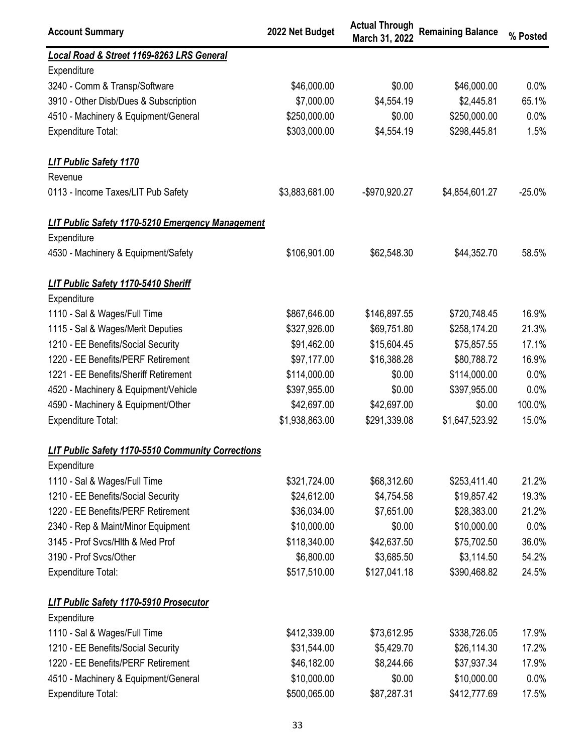| Account Summary | 2022 Net Budget | Actual Through March 31, 2022 | Remaining Balance | % Posted |
|---|---|---|---|---|
| ***Local Road & Street 1169-8263 LRS General*** | | | | |
| Expenditure | | | | |
| 3240 - Comm & Transp/Software | $46,000.00 | $0.00 | $46,000.00 | 0.0% |
| 3910 - Other Disb/Dues & Subscription | $7,000.00 | $4,554.19 | $2,445.81 | 65.1% |
| 4510 - Machinery & Equipment/General | $250,000.00 | $0.00 | $250,000.00 | 0.0% |
| Expenditure Total: | $303,000.00 | $4,554.19 | $298,445.81 | 1.5% |
| ***LIT Public Safety 1170*** | | | | |
| Revenue | | | | |
| 0113 - Income Taxes/LIT Pub Safety | $3,883,681.00 | -$970,920.27 | $4,854,601.27 | -25.0% |
| ***LIT Public Safety 1170-5210 Emergency Management*** | | | | |
| Expenditure | | | | |
| 4530 - Machinery & Equipment/Safety | $106,901.00 | $62,548.30 | $44,352.70 | 58.5% |
| ***LIT Public Safety 1170-5410 Sheriff*** | | | | |
| Expenditure | | | | |
| 1110 - Sal & Wages/Full Time | $867,646.00 | $146,897.55 | $720,748.45 | 16.9% |
| 1115 - Sal & Wages/Merit Deputies | $327,926.00 | $69,751.80 | $258,174.20 | 21.3% |
| 1210 - EE Benefits/Social Security | $91,462.00 | $15,604.45 | $75,857.55 | 17.1% |
| 1220 - EE Benefits/PERF Retirement | $97,177.00 | $16,388.28 | $80,788.72 | 16.9% |
| 1221 - EE Benefits/Sheriff Retirement | $114,000.00 | $0.00 | $114,000.00 | 0.0% |
| 4520 - Machinery & Equipment/Vehicle | $397,955.00 | $0.00 | $397,955.00 | 0.0% |
| 4590 - Machinery & Equipment/Other | $42,697.00 | $42,697.00 | $0.00 | 100.0% |
| Expenditure Total: | $1,938,863.00 | $291,339.08 | $1,647,523.92 | 15.0% |
| ***LIT Public Safety 1170-5510 Community Corrections*** | | | | |
| Expenditure | | | | |
| 1110 - Sal & Wages/Full Time | $321,724.00 | $68,312.60 | $253,411.40 | 21.2% |
| 1210 - EE Benefits/Social Security | $24,612.00 | $4,754.58 | $19,857.42 | 19.3% |
| 1220 - EE Benefits/PERF Retirement | $36,034.00 | $7,651.00 | $28,383.00 | 21.2% |
| 2340 - Rep & Maint/Minor Equipment | $10,000.00 | $0.00 | $10,000.00 | 0.0% |
| 3145 - Prof Svcs/Hlth & Med Prof | $118,340.00 | $42,637.50 | $75,702.50 | 36.0% |
| 3190 - Prof Svcs/Other | $6,800.00 | $3,685.50 | $3,114.50 | 54.2% |
| Expenditure Total: | $517,510.00 | $127,041.18 | $390,468.82 | 24.5% |
| ***LIT Public Safety 1170-5910 Prosecutor*** | | | | |
| Expenditure | | | | |
| 1110 - Sal & Wages/Full Time | $412,339.00 | $73,612.95 | $338,726.05 | 17.9% |
| 1210 - EE Benefits/Social Security | $31,544.00 | $5,429.70 | $26,114.30 | 17.2% |
| 1220 - EE Benefits/PERF Retirement | $46,182.00 | $8,244.66 | $37,937.34 | 17.9% |
| 4510 - Machinery & Equipment/General | $10,000.00 | $0.00 | $10,000.00 | 0.0% |
| Expenditure Total: | $500,065.00 | $87,287.31 | $412,777.69 | 17.5% |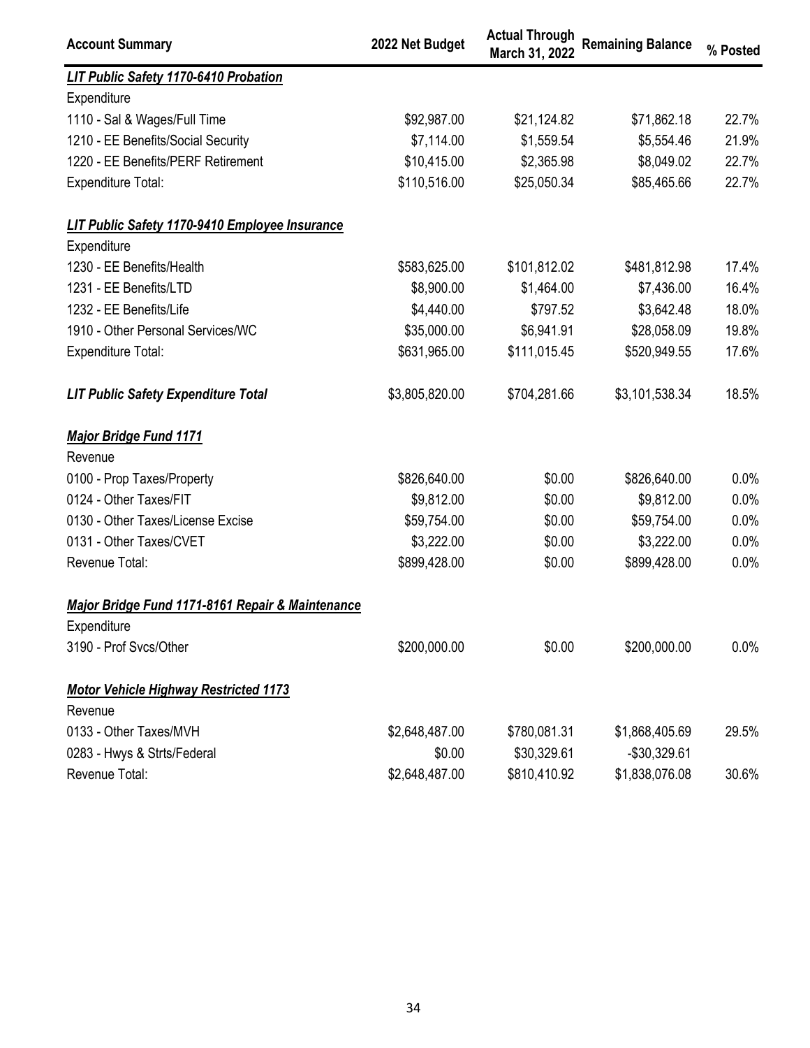| Account Summary | 2022 Net Budget | Actual Through March 31, 2022 | Remaining Balance | % Posted |
|---|---|---|---|---|
| ***LIT Public Safety 1170-6410 Probation*** | | | | |
| Expenditure | | | | |
| 1110 - Sal & Wages/Full Time | $92,987.00 | $21,124.82 | $71,862.18 | 22.7% |
| 1210 - EE Benefits/Social Security | $7,114.00 | $1,559.54 | $5,554.46 | 21.9% |
| 1220 - EE Benefits/PERF Retirement | $10,415.00 | $2,365.98 | $8,049.02 | 22.7% |
| Expenditure Total: | $110,516.00 | $25,050.34 | $85,465.66 | 22.7% |
| ***LIT Public Safety 1170-9410 Employee Insurance*** | | | | |
| Expenditure | | | | |
| 1230 - EE Benefits/Health | $583,625.00 | $101,812.02 | $481,812.98 | 17.4% |
| 1231 - EE Benefits/LTD | $8,900.00 | $1,464.00 | $7,436.00 | 16.4% |
| 1232 - EE Benefits/Life | $4,440.00 | $797.52 | $3,642.48 | 18.0% |
| 1910 - Other Personal Services/WC | $35,000.00 | $6,941.91 | $28,058.09 | 19.8% |
| Expenditure Total: | $631,965.00 | $111,015.45 | $520,949.55 | 17.6% |
| ***LIT Public Safety Expenditure Total*** | $3,805,820.00 | $704,281.66 | $3,101,538.34 | 18.5% |
| ***Major Bridge Fund 1171*** | | | | |
| Revenue | | | | |
| 0100 - Prop Taxes/Property | $826,640.00 | $0.00 | $826,640.00 | 0.0% |
| 0124 - Other Taxes/FIT | $9,812.00 | $0.00 | $9,812.00 | 0.0% |
| 0130 - Other Taxes/License Excise | $59,754.00 | $0.00 | $59,754.00 | 0.0% |
| 0131 - Other Taxes/CVET | $3,222.00 | $0.00 | $3,222.00 | 0.0% |
| Revenue Total: | $899,428.00 | $0.00 | $899,428.00 | 0.0% |
| ***Major Bridge Fund 1171-8161 Repair & Maintenance*** | | | | |
| Expenditure | | | | |
| 3190 - Prof Svcs/Other | $200,000.00 | $0.00 | $200,000.00 | 0.0% |
| ***Motor Vehicle Highway Restricted 1173*** | | | | |
| Revenue | | | | |
| 0133 - Other Taxes/MVH | $2,648,487.00 | $780,081.31 | $1,868,405.69 | 29.5% |
| 0283 - Hwys & Strts/Federal | $0.00 | $30,329.61 | -$30,329.61 | |
| Revenue Total: | $2,648,487.00 | $810,410.92 | $1,838,076.08 | 30.6% |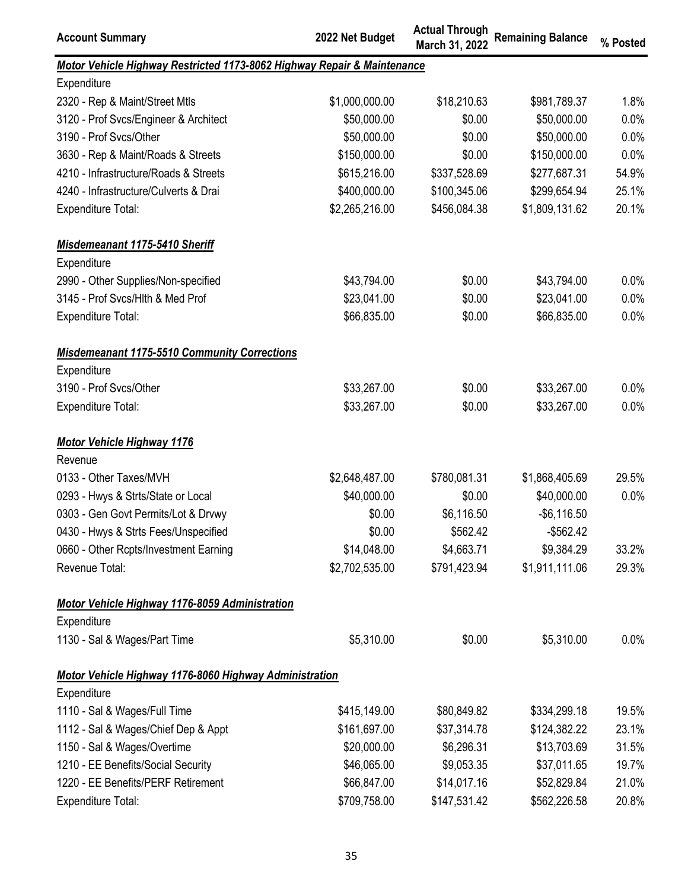| Account Summary | 2022 Net Budget | Actual Through March 31, 2022 | Remaining Balance | % Posted |
|---|---|---|---|---|
| ***Motor Vehicle Highway Restricted 1173-8062 Highway Repair & Maintenance*** | | | | |
| Expenditure | | | | |
| 2320 - Rep & Maint/Street Mtls | $1,000,000.00 | $18,210.63 | $981,789.37 | 1.8% |
| 3120 - Prof Svcs/Engineer & Architect | $50,000.00 | $0.00 | $50,000.00 | 0.0% |
| 3190 - Prof Svcs/Other | $50,000.00 | $0.00 | $50,000.00 | 0.0% |
| 3630 - Rep & Maint/Roads & Streets | $150,000.00 | $0.00 | $150,000.00 | 0.0% |
| 4210 - Infrastructure/Roads & Streets | $615,216.00 | $337,528.69 | $277,687.31 | 54.9% |
| 4240 - Infrastructure/Culverts & Drai | $400,000.00 | $100,345.06 | $299,654.94 | 25.1% |
| Expenditure Total: | $2,265,216.00 | $456,084.38 | $1,809,131.62 | 20.1% |
| ***Misdemeanant 1175-5410 Sheriff*** | | | | |
| Expenditure | | | | |
| 2990 - Other Supplies/Non-specified | $43,794.00 | $0.00 | $43,794.00 | 0.0% |
| 3145 - Prof Svcs/Hlth & Med Prof | $23,041.00 | $0.00 | $23,041.00 | 0.0% |
| Expenditure Total: | $66,835.00 | $0.00 | $66,835.00 | 0.0% |
| ***Misdemeanant 1175-5510 Community Corrections*** | | | | |
| Expenditure | | | | |
| 3190 - Prof Svcs/Other | $33,267.00 | $0.00 | $33,267.00 | 0.0% |
| Expenditure Total: | $33,267.00 | $0.00 | $33,267.00 | 0.0% |
| ***Motor Vehicle Highway 1176*** | | | | |
| Revenue | | | | |
| 0133 - Other Taxes/MVH | $2,648,487.00 | $780,081.31 | $1,868,405.69 | 29.5% |
| 0293 - Hwys & Strts/State or Local | $40,000.00 | $0.00 | $40,000.00 | 0.0% |
| 0303 - Gen Govt Permits/Lot & Drvwy | $0.00 | $6,116.50 | -$6,116.50 | |
| 0430 - Hwys & Strts Fees/Unspecified | $0.00 | $562.42 | -$562.42 | |
| 0660 - Other Rcpts/Investment Earning | $14,048.00 | $4,663.71 | $9,384.29 | 33.2% |
| Revenue Total: | $2,702,535.00 | $791,423.94 | $1,911,111.06 | 29.3% |
| ***Motor Vehicle Highway 1176-8059 Administration*** | | | | |
| Expenditure | | | | |
| 1130 - Sal & Wages/Part Time | $5,310.00 | $0.00 | $5,310.00 | 0.0% |
| ***Motor Vehicle Highway 1176-8060 Highway Administration*** | | | | |
| Expenditure | | | | |
| 1110 - Sal & Wages/Full Time | $415,149.00 | $80,849.82 | $334,299.18 | 19.5% |
| 1112 - Sal & Wages/Chief Dep & Appt | $161,697.00 | $37,314.78 | $124,382.22 | 23.1% |
| 1150 - Sal & Wages/Overtime | $20,000.00 | $6,296.31 | $13,703.69 | 31.5% |
| 1210 - EE Benefits/Social Security | $46,065.00 | $9,053.35 | $37,011.65 | 19.7% |
| 1220 - EE Benefits/PERF Retirement | $66,847.00 | $14,017.16 | $52,829.84 | 21.0% |
| Expenditure Total: | $709,758.00 | $147,531.42 | $562,226.58 | 20.8% |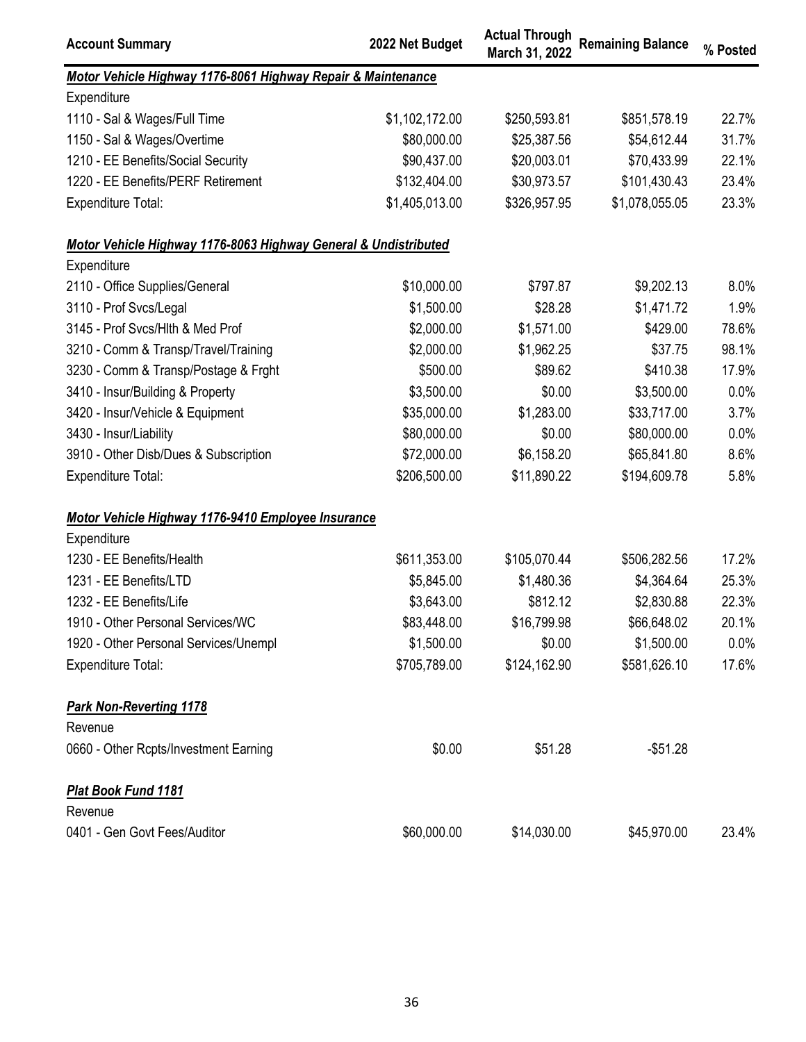| Account Summary | 2022 Net Budget | Actual Through March 31, 2022 | Remaining Balance | % Posted |
|---|---|---|---|---|
| ***Motor Vehicle Highway 1176-8061 Highway Repair & Maintenance*** | | | | |
| Expenditure | | | | |
| 1110 - Sal & Wages/Full Time | $1,102,172.00 | $250,593.81 | $851,578.19 | 22.7% |
| 1150 - Sal & Wages/Overtime | $80,000.00 | $25,387.56 | $54,612.44 | 31.7% |
| 1210 - EE Benefits/Social Security | $90,437.00 | $20,003.01 | $70,433.99 | 22.1% |
| 1220 - EE Benefits/PERF Retirement | $132,404.00 | $30,973.57 | $101,430.43 | 23.4% |
| Expenditure Total: | $1,405,013.00 | $326,957.95 | $1,078,055.05 | 23.3% |
| ***Motor Vehicle Highway 1176-8063 Highway General & Undistributed*** | | | | |
| Expenditure | | | | |
| 2110 - Office Supplies/General | $10,000.00 | $797.87 | $9,202.13 | 8.0% |
| 3110 - Prof Svcs/Legal | $1,500.00 | $28.28 | $1,471.72 | 1.9% |
| 3145 - Prof Svcs/Hlth & Med Prof | $2,000.00 | $1,571.00 | $429.00 | 78.6% |
| 3210 - Comm & Transp/Travel/Training | $2,000.00 | $1,962.25 | $37.75 | 98.1% |
| 3230 - Comm & Transp/Postage & Frght | $500.00 | $89.62 | $410.38 | 17.9% |
| 3410 - Insur/Building & Property | $3,500.00 | $0.00 | $3,500.00 | 0.0% |
| 3420 - Insur/Vehicle & Equipment | $35,000.00 | $1,283.00 | $33,717.00 | 3.7% |
| 3430 - Insur/Liability | $80,000.00 | $0.00 | $80,000.00 | 0.0% |
| 3910 - Other Disb/Dues & Subscription | $72,000.00 | $6,158.20 | $65,841.80 | 8.6% |
| Expenditure Total: | $206,500.00 | $11,890.22 | $194,609.78 | 5.8% |
| ***Motor Vehicle Highway 1176-9410 Employee Insurance*** | | | | |
| Expenditure | | | | |
| 1230 - EE Benefits/Health | $611,353.00 | $105,070.44 | $506,282.56 | 17.2% |
| 1231 - EE Benefits/LTD | $5,845.00 | $1,480.36 | $4,364.64 | 25.3% |
| 1232 - EE Benefits/Life | $3,643.00 | $812.12 | $2,830.88 | 22.3% |
| 1910 - Other Personal Services/WC | $83,448.00 | $16,799.98 | $66,648.02 | 20.1% |
| 1920 - Other Personal Services/Unempl | $1,500.00 | $0.00 | $1,500.00 | 0.0% |
| Expenditure Total: | $705,789.00 | $124,162.90 | $581,626.10 | 17.6% |
| ***Park Non-Reverting 1178*** | | | | |
| Revenue | | | | |
| 0660 - Other Rcpts/Investment Earning | $0.00 | $51.28 | -$51.28 | |
| ***Plat Book Fund 1181*** | | | | |
| Revenue | | | | |
| 0401 - Gen Govt Fees/Auditor | $60,000.00 | $14,030.00 | $45,970.00 | 23.4% |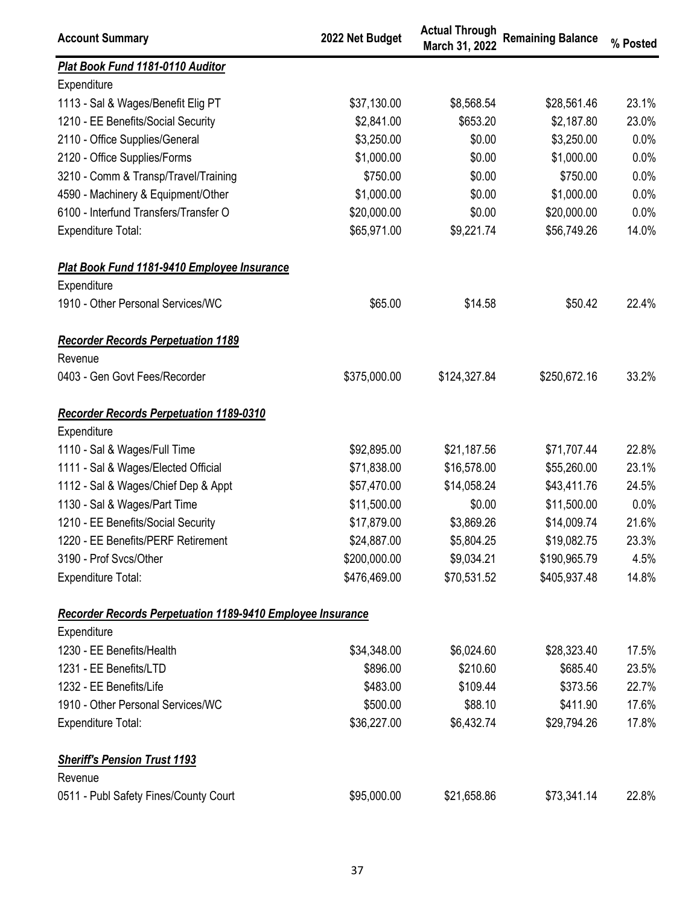| Account Summary | 2022 Net Budget | Actual Through March 31, 2022 | Remaining Balance | % Posted |
|---|---|---|---|---|
| ***Plat Book Fund 1181-0110 Auditor*** | | | | |
| Expenditure | | | | |
| 1113 - Sal & Wages/Benefit Elig PT | $37,130.00 | $8,568.54 | $28,561.46 | 23.1% |
| 1210 - EE Benefits/Social Security | $2,841.00 | $653.20 | $2,187.80 | 23.0% |
| 2110 - Office Supplies/General | $3,250.00 | $0.00 | $3,250.00 | 0.0% |
| 2120 - Office Supplies/Forms | $1,000.00 | $0.00 | $1,000.00 | 0.0% |
| 3210 - Comm & Transp/Travel/Training | $750.00 | $0.00 | $750.00 | 0.0% |
| 4590 - Machinery & Equipment/Other | $1,000.00 | $0.00 | $1,000.00 | 0.0% |
| 6100 - Interfund Transfers/Transfer O | $20,000.00 | $0.00 | $20,000.00 | 0.0% |
| Expenditure Total: | $65,971.00 | $9,221.74 | $56,749.26 | 14.0% |
| ***Plat Book Fund 1181-9410 Employee Insurance*** | | | | |
| Expenditure | | | | |
| 1910 - Other Personal Services/WC | $65.00 | $14.58 | $50.42 | 22.4% |
| ***Recorder Records Perpetuation 1189*** | | | | |
| Revenue | | | | |
| 0403 - Gen Govt Fees/Recorder | $375,000.00 | $124,327.84 | $250,672.16 | 33.2% |
| ***Recorder Records Perpetuation 1189-0310*** | | | | |
| Expenditure | | | | |
| 1110 - Sal & Wages/Full Time | $92,895.00 | $21,187.56 | $71,707.44 | 22.8% |
| 1111 - Sal & Wages/Elected Official | $71,838.00 | $16,578.00 | $55,260.00 | 23.1% |
| 1112 - Sal & Wages/Chief Dep & Appt | $57,470.00 | $14,058.24 | $43,411.76 | 24.5% |
| 1130 - Sal & Wages/Part Time | $11,500.00 | $0.00 | $11,500.00 | 0.0% |
| 1210 - EE Benefits/Social Security | $17,879.00 | $3,869.26 | $14,009.74 | 21.6% |
| 1220 - EE Benefits/PERF Retirement | $24,887.00 | $5,804.25 | $19,082.75 | 23.3% |
| 3190 - Prof Svcs/Other | $200,000.00 | $9,034.21 | $190,965.79 | 4.5% |
| Expenditure Total: | $476,469.00 | $70,531.52 | $405,937.48 | 14.8% |
| ***Recorder Records Perpetuation 1189-9410 Employee Insurance*** | | | | |
| Expenditure | | | | |
| 1230 - EE Benefits/Health | $34,348.00 | $6,024.60 | $28,323.40 | 17.5% |
| 1231 - EE Benefits/LTD | $896.00 | $210.60 | $685.40 | 23.5% |
| 1232 - EE Benefits/Life | $483.00 | $109.44 | $373.56 | 22.7% |
| 1910 - Other Personal Services/WC | $500.00 | $88.10 | $411.90 | 17.6% |
| Expenditure Total: | $36,227.00 | $6,432.74 | $29,794.26 | 17.8% |
| ***Sheriff's Pension Trust 1193*** | | | | |
| Revenue | | | | |
| 0511 - Publ Safety Fines/County Court | $95,000.00 | $21,658.86 | $73,341.14 | 22.8% |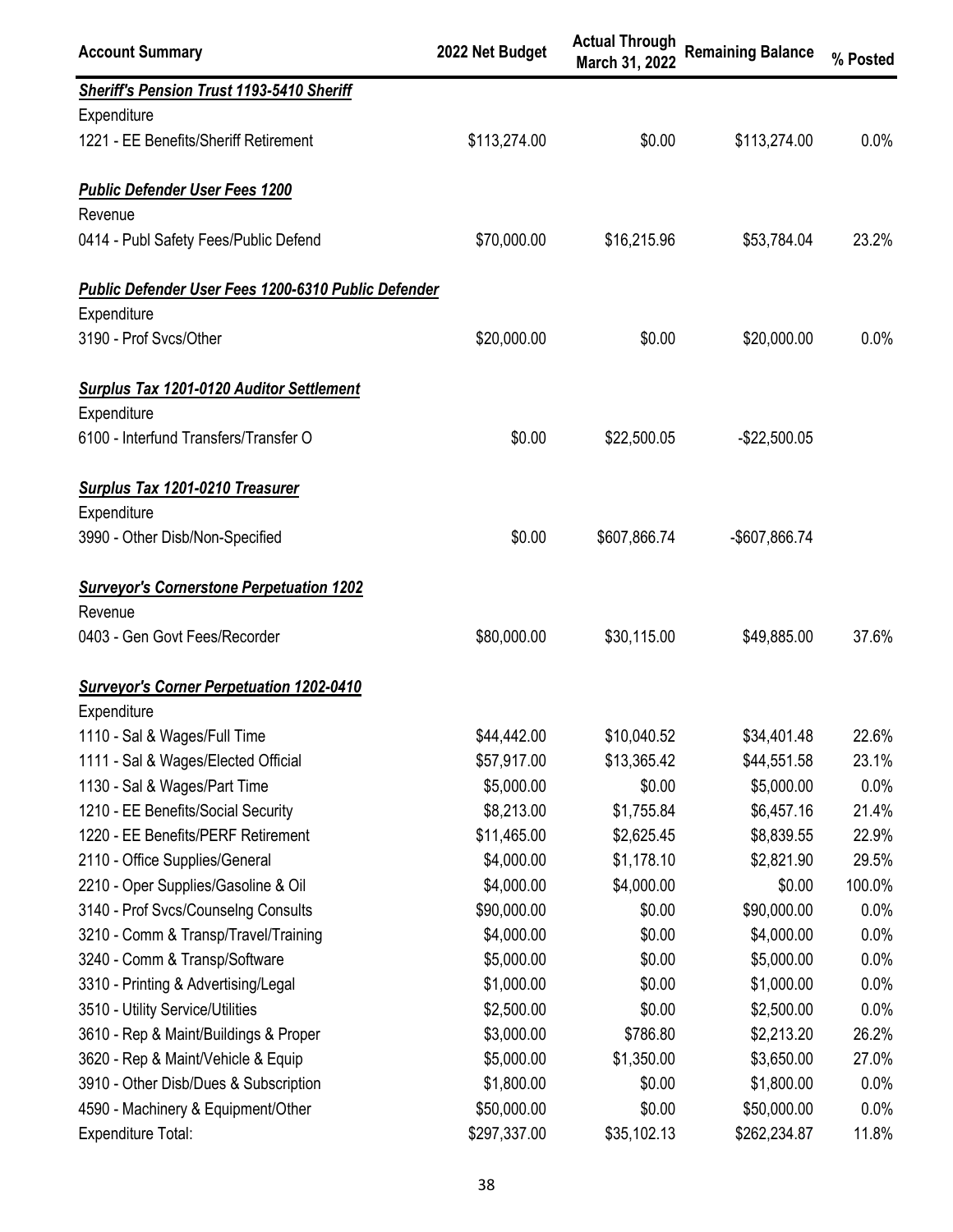| Account Summary | 2022 Net Budget | Actual Through March 31, 2022 | Remaining Balance | % Posted |
|---|---|---|---|---|
| ***Sheriff's Pension Trust 1193-5410 Sheriff*** | | | | |
| Expenditure | | | | |
| 1221 - EE Benefits/Sheriff Retirement | $113,274.00 | $0.00 | $113,274.00 | 0.0% |
| ***Public Defender User Fees 1200*** | | | | |
| Revenue | | | | |
| 0414 - Publ Safety Fees/Public Defend | $70,000.00 | $16,215.96 | $53,784.04 | 23.2% |
| ***Public Defender User Fees 1200-6310 Public Defender*** | | | | |
| Expenditure | | | | |
| 3190 - Prof Svcs/Other | $20,000.00 | $0.00 | $20,000.00 | 0.0% |
| ***Surplus Tax 1201-0120 Auditor Settlement*** | | | | |
| Expenditure | | | | |
| 6100 - Interfund Transfers/Transfer O | $0.00 | $22,500.05 | -$22,500.05 | |
| ***Surplus Tax 1201-0210 Treasurer*** | | | | |
| Expenditure | | | | |
| 3990 - Other Disb/Non-Specified | $0.00 | $607,866.74 | -$607,866.74 | |
| ***Surveyor's Cornerstone Perpetuation 1202*** | | | | |
| Revenue | | | | |
| 0403 - Gen Govt Fees/Recorder | $80,000.00 | $30,115.00 | $49,885.00 | 37.6% |
| ***Surveyor's Corner Perpetuation 1202-0410*** | | | | |
| Expenditure | | | | |
| 1110 - Sal & Wages/Full Time | $44,442.00 | $10,040.52 | $34,401.48 | 22.6% |
| 1111 - Sal & Wages/Elected Official | $57,917.00 | $13,365.42 | $44,551.58 | 23.1% |
| 1130 - Sal & Wages/Part Time | $5,000.00 | $0.00 | $5,000.00 | 0.0% |
| 1210 - EE Benefits/Social Security | $8,213.00 | $1,755.84 | $6,457.16 | 21.4% |
| 1220 - EE Benefits/PERF Retirement | $11,465.00 | $2,625.45 | $8,839.55 | 22.9% |
| 2110 - Office Supplies/General | $4,000.00 | $1,178.10 | $2,821.90 | 29.5% |
| 2210 - Oper Supplies/Gasoline & Oil | $4,000.00 | $4,000.00 | $0.00 | 100.0% |
| 3140 - Prof Svcs/Counselng Consults | $90,000.00 | $0.00 | $90,000.00 | 0.0% |
| 3210 - Comm & Transp/Travel/Training | $4,000.00 | $0.00 | $4,000.00 | 0.0% |
| 3240 - Comm & Transp/Software | $5,000.00 | $0.00 | $5,000.00 | 0.0% |
| 3310 - Printing & Advertising/Legal | $1,000.00 | $0.00 | $1,000.00 | 0.0% |
| 3510 - Utility Service/Utilities | $2,500.00 | $0.00 | $2,500.00 | 0.0% |
| 3610 - Rep & Maint/Buildings & Proper | $3,000.00 | $786.80 | $2,213.20 | 26.2% |
| 3620 - Rep & Maint/Vehicle & Equip | $5,000.00 | $1,350.00 | $3,650.00 | 27.0% |
| 3910 - Other Disb/Dues & Subscription | $1,800.00 | $0.00 | $1,800.00 | 0.0% |
| 4590 - Machinery & Equipment/Other | $50,000.00 | $0.00 | $50,000.00 | 0.0% |
| Expenditure Total: | $297,337.00 | $35,102.13 | $262,234.87 | 11.8% |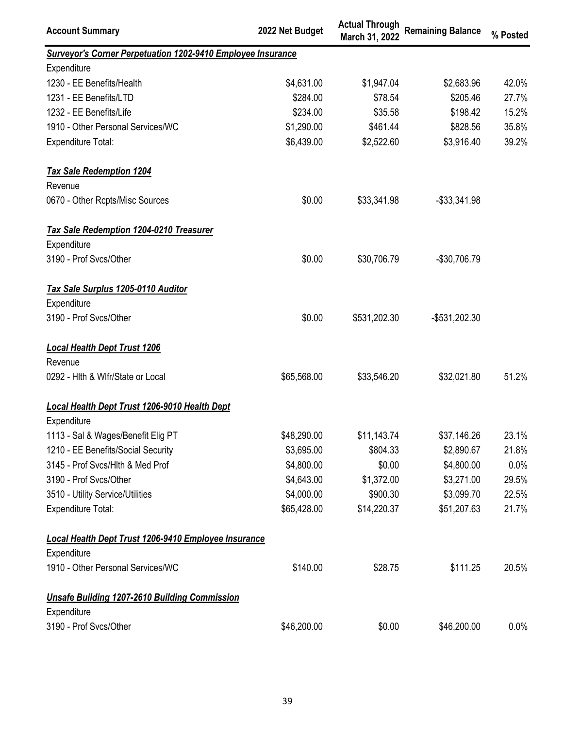| Account Summary | 2022 Net Budget | Actual Through March 31, 2022 | Remaining Balance | % Posted |
|---|---|---|---|---|
| ***Surveyor's Corner Perpetuation 1202-9410 Employee Insurance*** | | | | |
| Expenditure | | | | |
| 1230 - EE Benefits/Health | $4,631.00 | $1,947.04 | $2,683.96 | 42.0% |
| 1231 - EE Benefits/LTD | $284.00 | $78.54 | $205.46 | 27.7% |
| 1232 - EE Benefits/Life | $234.00 | $35.58 | $198.42 | 15.2% |
| 1910 - Other Personal Services/WC | $1,290.00 | $461.44 | $828.56 | 35.8% |
| Expenditure Total: | $6,439.00 | $2,522.60 | $3,916.40 | 39.2% |
| ***Tax Sale Redemption 1204*** | | | | |
| Revenue | | | | |
| 0670 - Other Rcpts/Misc Sources | $0.00 | $33,341.98 | -$33,341.98 | |
| ***Tax Sale Redemption 1204-0210 Treasurer*** | | | | |
| Expenditure | | | | |
| 3190 - Prof Svcs/Other | $0.00 | $30,706.79 | -$30,706.79 | |
| ***Tax Sale Surplus 1205-0110 Auditor*** | | | | |
| Expenditure | | | | |
| 3190 - Prof Svcs/Other | $0.00 | $531,202.30 | -$531,202.30 | |
| ***Local Health Dept Trust 1206*** | | | | |
| Revenue | | | | |
| 0292 - Hlth & Wlfr/State or Local | $65,568.00 | $33,546.20 | $32,021.80 | 51.2% |
| ***Local Health Dept Trust 1206-9010 Health Dept*** | | | | |
| Expenditure | | | | |
| 1113 - Sal & Wages/Benefit Elig PT | $48,290.00 | $11,143.74 | $37,146.26 | 23.1% |
| 1210 - EE Benefits/Social Security | $3,695.00 | $804.33 | $2,890.67 | 21.8% |
| 3145 - Prof Svcs/Hlth & Med Prof | $4,800.00 | $0.00 | $4,800.00 | 0.0% |
| 3190 - Prof Svcs/Other | $4,643.00 | $1,372.00 | $3,271.00 | 29.5% |
| 3510 - Utility Service/Utilities | $4,000.00 | $900.30 | $3,099.70 | 22.5% |
| Expenditure Total: | $65,428.00 | $14,220.37 | $51,207.63 | 21.7% |
| ***Local Health Dept Trust 1206-9410 Employee Insurance*** | | | | |
| Expenditure | | | | |
| 1910 - Other Personal Services/WC | $140.00 | $28.75 | $111.25 | 20.5% |
| ***Unsafe Building 1207-2610 Building Commission*** | | | | |
| Expenditure | | | | |
| 3190 - Prof Svcs/Other | $46,200.00 | $0.00 | $46,200.00 | 0.0% |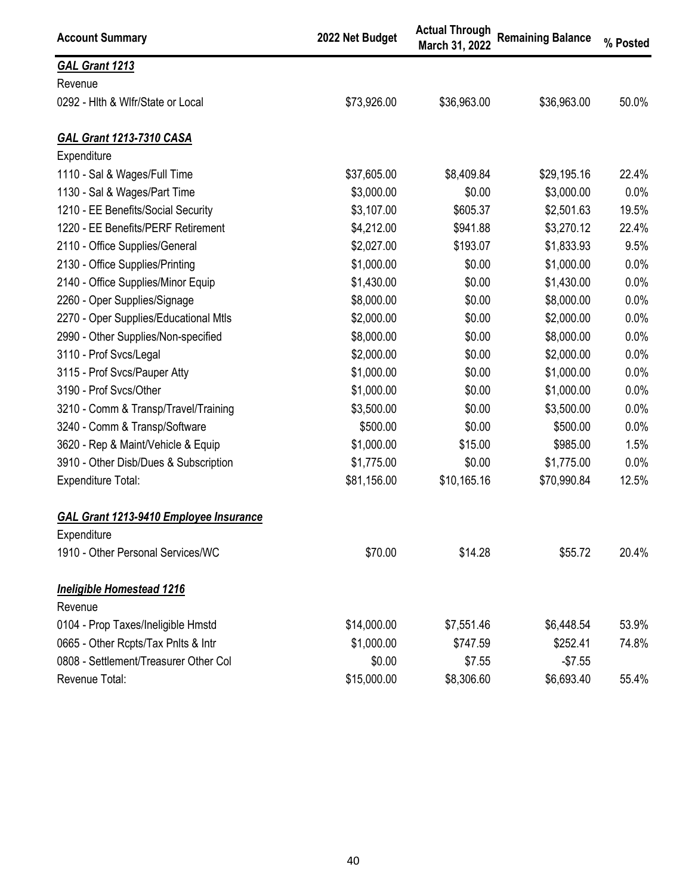| Account Summary | 2022 Net Budget | Actual Through March 31, 2022 | Remaining Balance | % Posted |
|---|---|---|---|---|
| ***GAL Grant 1213*** | | | | |
| Revenue | | | | |
| 0292 - Hlth & Wlfr/State or Local | $73,926.00 | $36,963.00 | $36,963.00 | 50.0% |
| | | | | |
| ***GAL Grant 1213-7310 CASA*** | | | | |
| Expenditure | | | | |
| 1110 - Sal & Wages/Full Time | $37,605.00 | $8,409.84 | $29,195.16 | 22.4% |
| 1130 - Sal & Wages/Part Time | $3,000.00 | $0.00 | $3,000.00 | 0.0% |
| 1210 - EE Benefits/Social Security | $3,107.00 | $605.37 | $2,501.63 | 19.5% |
| 1220 - EE Benefits/PERF Retirement | $4,212.00 | $941.88 | $3,270.12 | 22.4% |
| 2110 - Office Supplies/General | $2,027.00 | $193.07 | $1,833.93 | 9.5% |
| 2130 - Office Supplies/Printing | $1,000.00 | $0.00 | $1,000.00 | 0.0% |
| 2140 - Office Supplies/Minor Equip | $1,430.00 | $0.00 | $1,430.00 | 0.0% |
| 2260 - Oper Supplies/Signage | $8,000.00 | $0.00 | $8,000.00 | 0.0% |
| 2270 - Oper Supplies/Educational Mtls | $2,000.00 | $0.00 | $2,000.00 | 0.0% |
| 2990 - Other Supplies/Non-specified | $8,000.00 | $0.00 | $8,000.00 | 0.0% |
| 3110 - Prof Svcs/Legal | $2,000.00 | $0.00 | $2,000.00 | 0.0% |
| 3115 - Prof Svcs/Pauper Atty | $1,000.00 | $0.00 | $1,000.00 | 0.0% |
| 3190 - Prof Svcs/Other | $1,000.00 | $0.00 | $1,000.00 | 0.0% |
| 3210 - Comm & Transp/Travel/Training | $3,500.00 | $0.00 | $3,500.00 | 0.0% |
| 3240 - Comm & Transp/Software | $500.00 | $0.00 | $500.00 | 0.0% |
| 3620 - Rep & Maint/Vehicle & Equip | $1,000.00 | $15.00 | $985.00 | 1.5% |
| 3910 - Other Disb/Dues & Subscription | $1,775.00 | $0.00 | $1,775.00 | 0.0% |
| Expenditure Total: | $81,156.00 | $10,165.16 | $70,990.84 | 12.5% |
| | | | | |
| ***GAL Grant 1213-9410 Employee Insurance*** | | | | |
| Expenditure | | | | |
| 1910 - Other Personal Services/WC | $70.00 | $14.28 | $55.72 | 20.4% |
| | | | | |
| ***Ineligible Homestead 1216*** | | | | |
| Revenue | | | | |
| 0104 - Prop Taxes/Ineligible Hmstd | $14,000.00 | $7,551.46 | $6,448.54 | 53.9% |
| 0665 - Other Rcpts/Tax Pnlts & Intr | $1,000.00 | $747.59 | $252.41 | 74.8% |
| 0808 - Settlement/Treasurer Other Col | $0.00 | $7.55 | -$7.55 | |
| Revenue Total: | $15,000.00 | $8,306.60 | $6,693.40 | 55.4% |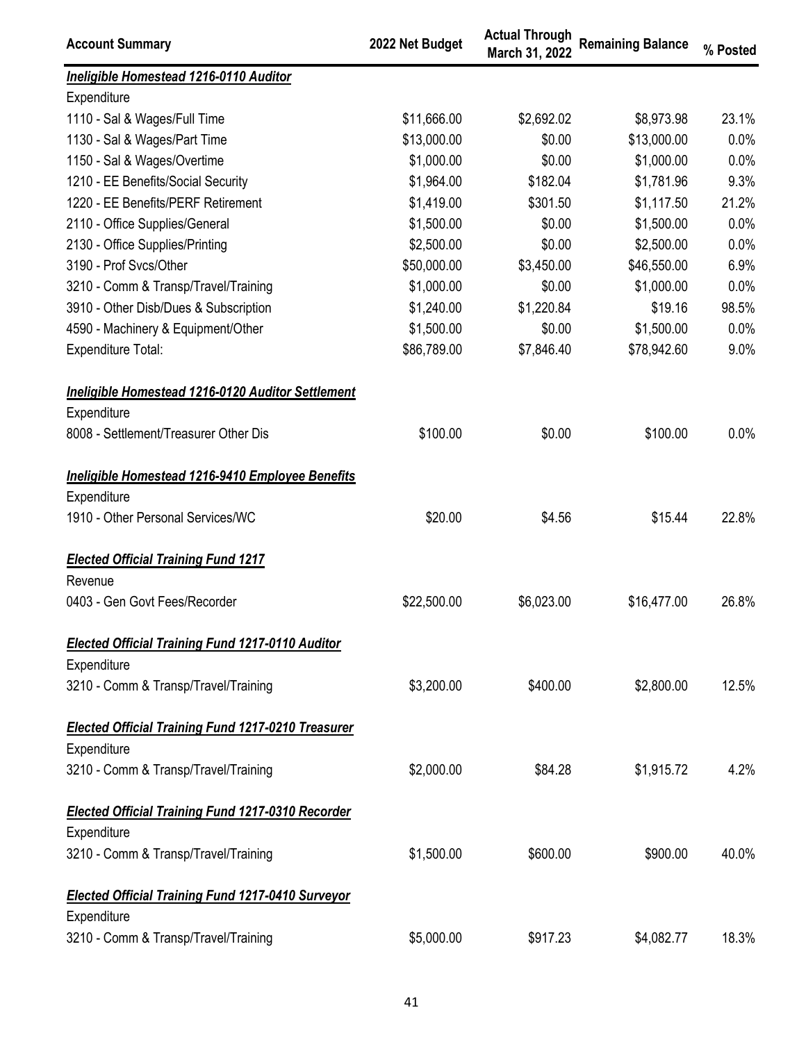| Account Summary | 2022 Net Budget | Actual Through March 31, 2022 | Remaining Balance | % Posted |
|---|---|---|---|---|
| ***Ineligible Homestead 1216-0110 Auditor*** | | | | |
| Expenditure | | | | |
| 1110 - Sal & Wages/Full Time | $11,666.00 | $2,692.02 | $8,973.98 | 23.1% |
| 1130 - Sal & Wages/Part Time | $13,000.00 | $0.00 | $13,000.00 | 0.0% |
| 1150 - Sal & Wages/Overtime | $1,000.00 | $0.00 | $1,000.00 | 0.0% |
| 1210 - EE Benefits/Social Security | $1,964.00 | $182.04 | $1,781.96 | 9.3% |
| 1220 - EE Benefits/PERF Retirement | $1,419.00 | $301.50 | $1,117.50 | 21.2% |
| 2110 - Office Supplies/General | $1,500.00 | $0.00 | $1,500.00 | 0.0% |
| 2130 - Office Supplies/Printing | $2,500.00 | $0.00 | $2,500.00 | 0.0% |
| 3190 - Prof Svcs/Other | $50,000.00 | $3,450.00 | $46,550.00 | 6.9% |
| 3210 - Comm & Transp/Travel/Training | $1,000.00 | $0.00 | $1,000.00 | 0.0% |
| 3910 - Other Disb/Dues & Subscription | $1,240.00 | $1,220.84 | $19.16 | 98.5% |
| 4590 - Machinery & Equipment/Other | $1,500.00 | $0.00 | $1,500.00 | 0.0% |
| Expenditure Total: | $86,789.00 | $7,846.40 | $78,942.60 | 9.0% |
| ***Ineligible Homestead 1216-0120 Auditor Settlement*** | | | | |
| Expenditure | | | | |
| 8008 - Settlement/Treasurer Other Dis | $100.00 | $0.00 | $100.00 | 0.0% |
| ***Ineligible Homestead 1216-9410 Employee Benefits*** | | | | |
| Expenditure | | | | |
| 1910 - Other Personal Services/WC | $20.00 | $4.56 | $15.44 | 22.8% |
| ***Elected Official Training Fund 1217*** | | | | |
| Revenue | | | | |
| 0403 - Gen Govt Fees/Recorder | $22,500.00 | $6,023.00 | $16,477.00 | 26.8% |
| ***Elected Official Training Fund 1217-0110 Auditor*** | | | | |
| Expenditure | | | | |
| 3210 - Comm & Transp/Travel/Training | $3,200.00 | $400.00 | $2,800.00 | 12.5% |
| ***Elected Official Training Fund 1217-0210 Treasurer*** | | | | |
| Expenditure | | | | |
| 3210 - Comm & Transp/Travel/Training | $2,000.00 | $84.28 | $1,915.72 | 4.2% |
| ***Elected Official Training Fund 1217-0310 Recorder*** | | | | |
| Expenditure | | | | |
| 3210 - Comm & Transp/Travel/Training | $1,500.00 | $600.00 | $900.00 | 40.0% |
| ***Elected Official Training Fund 1217-0410 Surveyor*** | | | | |
| Expenditure | | | | |
| 3210 - Comm & Transp/Travel/Training | $5,000.00 | $917.23 | $4,082.77 | 18.3% |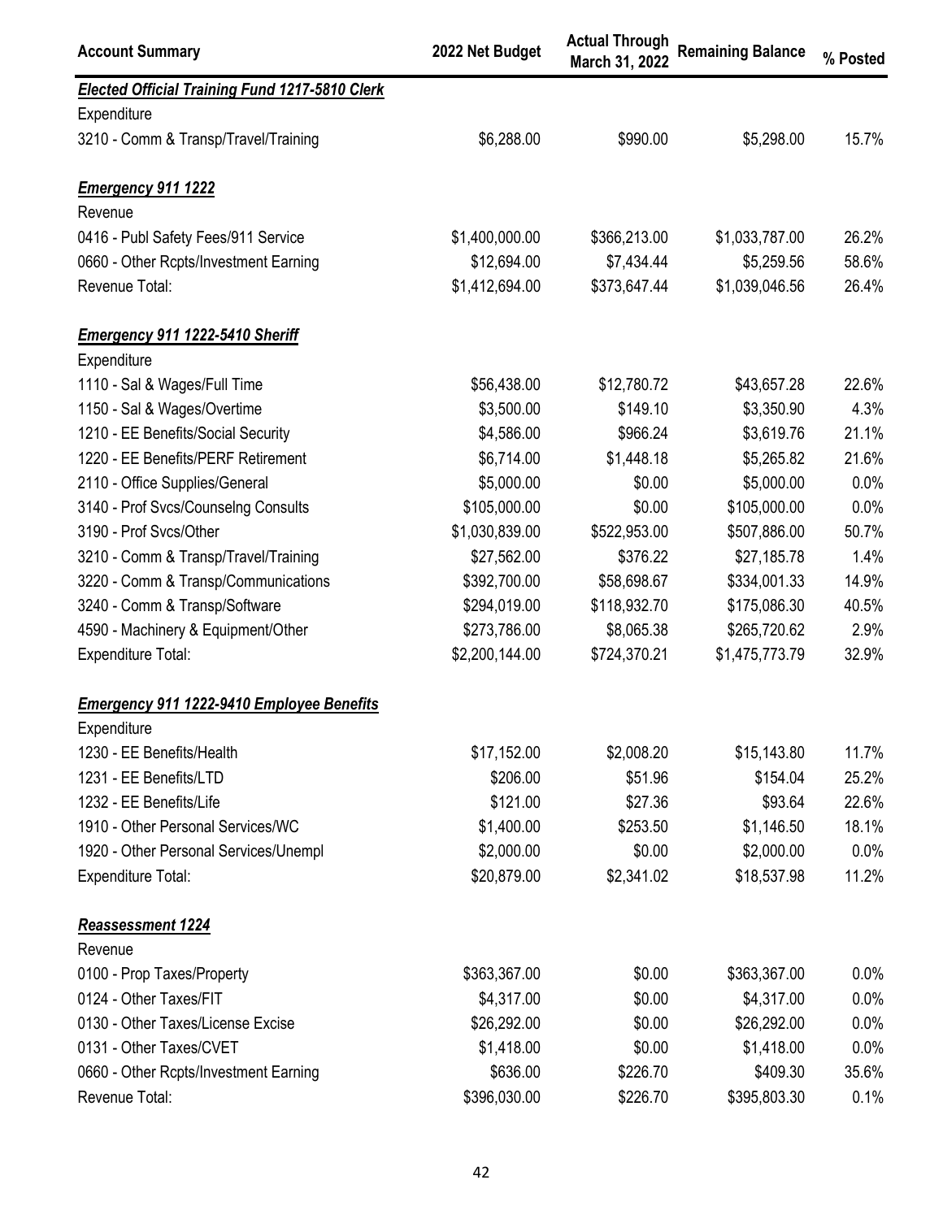| Account Summary | 2022 Net Budget | Actual Through March 31, 2022 | Remaining Balance | % Posted |
|---|---|---|---|---|
| ***Elected Official Training Fund 1217-5810 Clerk*** | | | | |
| Expenditure | | | | |
| 3210 - Comm & Transp/Travel/Training | $6,288.00 | $990.00 | $5,298.00 | 15.7% |
| | | | | |
| ***Emergency 911 1222*** | | | | |
| Revenue | | | | |
| 0416 - Publ Safety Fees/911 Service | $1,400,000.00 | $366,213.00 | $1,033,787.00 | 26.2% |
| 0660 - Other Rcpts/Investment Earning | $12,694.00 | $7,434.44 | $5,259.56 | 58.6% |
| Revenue Total: | $1,412,694.00 | $373,647.44 | $1,039,046.56 | 26.4% |
| | | | | |
| ***Emergency 911 1222-5410 Sheriff*** | | | | |
| Expenditure | | | | |
| 1110 - Sal & Wages/Full Time | $56,438.00 | $12,780.72 | $43,657.28 | 22.6% |
| 1150 - Sal & Wages/Overtime | $3,500.00 | $149.10 | $3,350.90 | 4.3% |
| 1210 - EE Benefits/Social Security | $4,586.00 | $966.24 | $3,619.76 | 21.1% |
| 1220 - EE Benefits/PERF Retirement | $6,714.00 | $1,448.18 | $5,265.82 | 21.6% |
| 2110 - Office Supplies/General | $5,000.00 | $0.00 | $5,000.00 | 0.0% |
| 3140 - Prof Svcs/Counselng Consults | $105,000.00 | $0.00 | $105,000.00 | 0.0% |
| 3190 - Prof Svcs/Other | $1,030,839.00 | $522,953.00 | $507,886.00 | 50.7% |
| 3210 - Comm & Transp/Travel/Training | $27,562.00 | $376.22 | $27,185.78 | 1.4% |
| 3220 - Comm & Transp/Communications | $392,700.00 | $58,698.67 | $334,001.33 | 14.9% |
| 3240 - Comm & Transp/Software | $294,019.00 | $118,932.70 | $175,086.30 | 40.5% |
| 4590 - Machinery & Equipment/Other | $273,786.00 | $8,065.38 | $265,720.62 | 2.9% |
| Expenditure Total: | $2,200,144.00 | $724,370.21 | $1,475,773.79 | 32.9% |
| | | | | |
| ***Emergency 911 1222-9410 Employee Benefits*** | | | | |
| Expenditure | | | | |
| 1230 - EE Benefits/Health | $17,152.00 | $2,008.20 | $15,143.80 | 11.7% |
| 1231 - EE Benefits/LTD | $206.00 | $51.96 | $154.04 | 25.2% |
| 1232 - EE Benefits/Life | $121.00 | $27.36 | $93.64 | 22.6% |
| 1910 - Other Personal Services/WC | $1,400.00 | $253.50 | $1,146.50 | 18.1% |
| 1920 - Other Personal Services/Unempl | $2,000.00 | $0.00 | $2,000.00 | 0.0% |
| Expenditure Total: | $20,879.00 | $2,341.02 | $18,537.98 | 11.2% |
| | | | | |
| ***Reassessment 1224*** | | | | |
| Revenue | | | | |
| 0100 - Prop Taxes/Property | $363,367.00 | $0.00 | $363,367.00 | 0.0% |
| 0124 - Other Taxes/FIT | $4,317.00 | $0.00 | $4,317.00 | 0.0% |
| 0130 - Other Taxes/License Excise | $26,292.00 | $0.00 | $26,292.00 | 0.0% |
| 0131 - Other Taxes/CVET | $1,418.00 | $0.00 | $1,418.00 | 0.0% |
| 0660 - Other Rcpts/Investment Earning | $636.00 | $226.70 | $409.30 | 35.6% |
| Revenue Total: | $396,030.00 | $226.70 | $395,803.30 | 0.1% |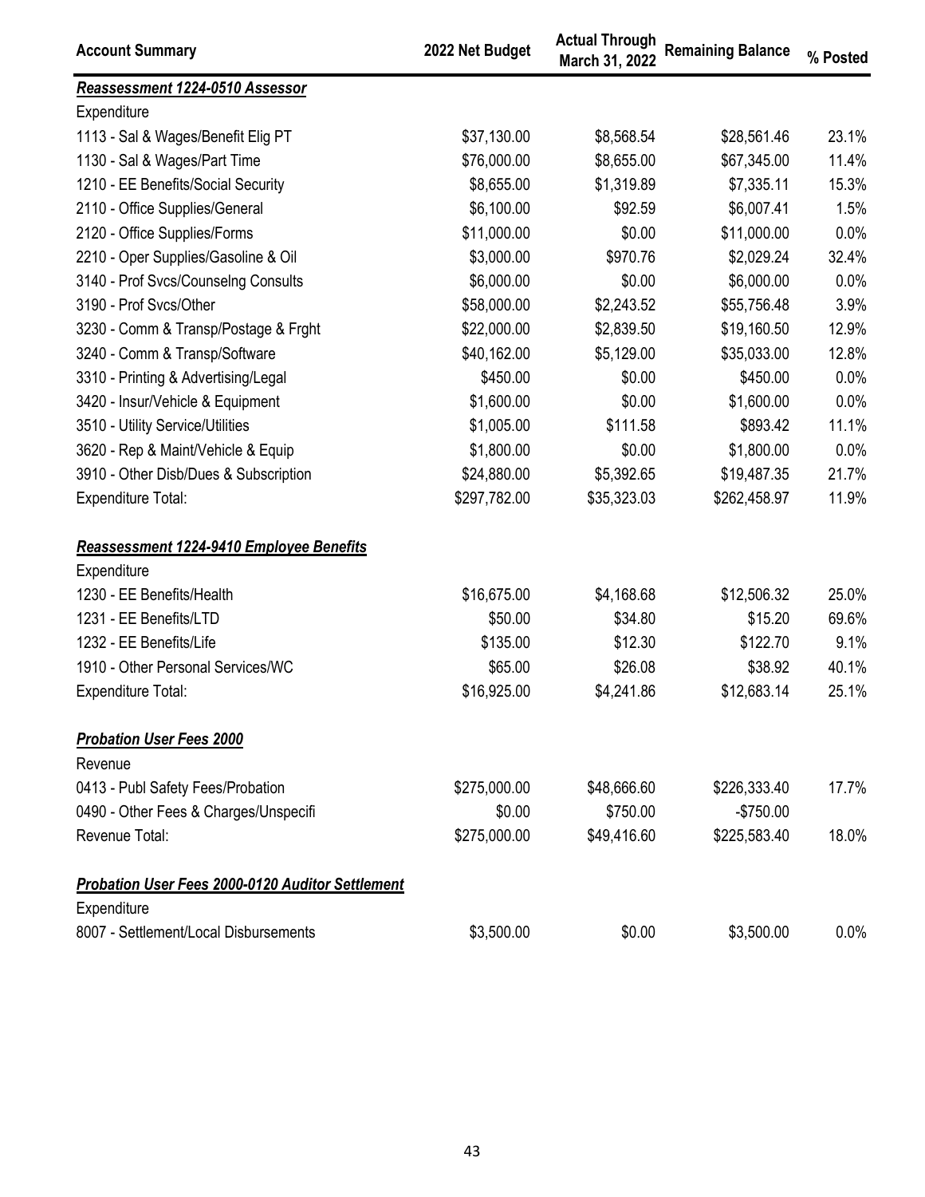| Account Summary | 2022 Net Budget | Actual Through March 31, 2022 | Remaining Balance | % Posted |
|---|---|---|---|---|
| ***Reassessment 1224-0510 Assessor*** | | | | |
| Expenditure | | | | |
| 1113 - Sal & Wages/Benefit Elig PT | $37,130.00 | $8,568.54 | $28,561.46 | 23.1% |
| 1130 - Sal & Wages/Part Time | $76,000.00 | $8,655.00 | $67,345.00 | 11.4% |
| 1210 - EE Benefits/Social Security | $8,655.00 | $1,319.89 | $7,335.11 | 15.3% |
| 2110 - Office Supplies/General | $6,100.00 | $92.59 | $6,007.41 | 1.5% |
| 2120 - Office Supplies/Forms | $11,000.00 | $0.00 | $11,000.00 | 0.0% |
| 2210 - Oper Supplies/Gasoline & Oil | $3,000.00 | $970.76 | $2,029.24 | 32.4% |
| 3140 - Prof Svcs/Counselng Consults | $6,000.00 | $0.00 | $6,000.00 | 0.0% |
| 3190 - Prof Svcs/Other | $58,000.00 | $2,243.52 | $55,756.48 | 3.9% |
| 3230 - Comm & Transp/Postage & Frght | $22,000.00 | $2,839.50 | $19,160.50 | 12.9% |
| 3240 - Comm & Transp/Software | $40,162.00 | $5,129.00 | $35,033.00 | 12.8% |
| 3310 - Printing & Advertising/Legal | $450.00 | $0.00 | $450.00 | 0.0% |
| 3420 - Insur/Vehicle & Equipment | $1,600.00 | $0.00 | $1,600.00 | 0.0% |
| 3510 - Utility Service/Utilities | $1,005.00 | $111.58 | $893.42 | 11.1% |
| 3620 - Rep & Maint/Vehicle & Equip | $1,800.00 | $0.00 | $1,800.00 | 0.0% |
| 3910 - Other Disb/Dues & Subscription | $24,880.00 | $5,392.65 | $19,487.35 | 21.7% |
| Expenditure Total: | $297,782.00 | $35,323.03 | $262,458.97 | 11.9% |
| | | | | |
| ***Reassessment 1224-9410 Employee Benefits*** | | | | |
| Expenditure | | | | |
| 1230 - EE Benefits/Health | $16,675.00 | $4,168.68 | $12,506.32 | 25.0% |
| 1231 - EE Benefits/LTD | $50.00 | $34.80 | $15.20 | 69.6% |
| 1232 - EE Benefits/Life | $135.00 | $12.30 | $122.70 | 9.1% |
| 1910 - Other Personal Services/WC | $65.00 | $26.08 | $38.92 | 40.1% |
| Expenditure Total: | $16,925.00 | $4,241.86 | $12,683.14 | 25.1% |
| | | | | |
| ***Probation User Fees 2000*** | | | | |
| Revenue | | | | |
| 0413 - Publ Safety Fees/Probation | $275,000.00 | $48,666.60 | $226,333.40 | 17.7% |
| 0490 - Other Fees & Charges/Unspecifi | $0.00 | $750.00 | -$750.00 | |
| Revenue Total: | $275,000.00 | $49,416.60 | $225,583.40 | 18.0% |
| | | | | |
| ***Probation User Fees 2000-0120 Auditor Settlement*** | | | | |
| Expenditure | | | | |
| 8007 - Settlement/Local Disbursements | $3,500.00 | $0.00 | $3,500.00 | 0.0% |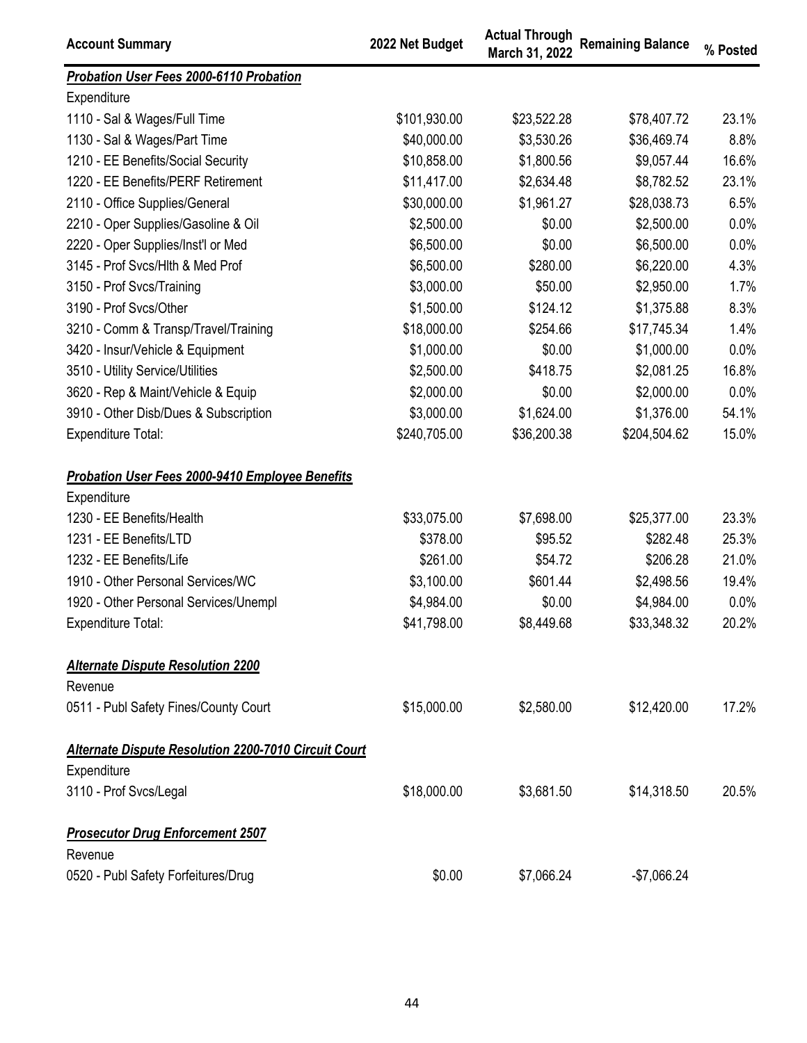| Account Summary | 2022 Net Budget | Actual Through March 31, 2022 | Remaining Balance | % Posted |
|---|---|---|---|---|
| ***Probation User Fees 2000-6110 Probation*** | | | | |
| Expenditure | | | | |
| 1110 - Sal & Wages/Full Time | $101,930.00 | $23,522.28 | $78,407.72 | 23.1% |
| 1130 - Sal & Wages/Part Time | $40,000.00 | $3,530.26 | $36,469.74 | 8.8% |
| 1210 - EE Benefits/Social Security | $10,858.00 | $1,800.56 | $9,057.44 | 16.6% |
| 1220 - EE Benefits/PERF Retirement | $11,417.00 | $2,634.48 | $8,782.52 | 23.1% |
| 2110 - Office Supplies/General | $30,000.00 | $1,961.27 | $28,038.73 | 6.5% |
| 2210 - Oper Supplies/Gasoline & Oil | $2,500.00 | $0.00 | $2,500.00 | 0.0% |
| 2220 - Oper Supplies/Inst'l or Med | $6,500.00 | $0.00 | $6,500.00 | 0.0% |
| 3145 - Prof Svcs/Hlth & Med Prof | $6,500.00 | $280.00 | $6,220.00 | 4.3% |
| 3150 - Prof Svcs/Training | $3,000.00 | $50.00 | $2,950.00 | 1.7% |
| 3190 - Prof Svcs/Other | $1,500.00 | $124.12 | $1,375.88 | 8.3% |
| 3210 - Comm & Transp/Travel/Training | $18,000.00 | $254.66 | $17,745.34 | 1.4% |
| 3420 - Insur/Vehicle & Equipment | $1,000.00 | $0.00 | $1,000.00 | 0.0% |
| 3510 - Utility Service/Utilities | $2,500.00 | $418.75 | $2,081.25 | 16.8% |
| 3620 - Rep & Maint/Vehicle & Equip | $2,000.00 | $0.00 | $2,000.00 | 0.0% |
| 3910 - Other Disb/Dues & Subscription | $3,000.00 | $1,624.00 | $1,376.00 | 54.1% |
| Expenditure Total: | $240,705.00 | $36,200.38 | $204,504.62 | 15.0% |
| | | | | |
| ***Probation User Fees 2000-9410 Employee Benefits*** | | | | |
| Expenditure | | | | |
| 1230 - EE Benefits/Health | $33,075.00 | $7,698.00 | $25,377.00 | 23.3% |
| 1231 - EE Benefits/LTD | $378.00 | $95.52 | $282.48 | 25.3% |
| 1232 - EE Benefits/Life | $261.00 | $54.72 | $206.28 | 21.0% |
| 1910 - Other Personal Services/WC | $3,100.00 | $601.44 | $2,498.56 | 19.4% |
| 1920 - Other Personal Services/Unempl | $4,984.00 | $0.00 | $4,984.00 | 0.0% |
| Expenditure Total: | $41,798.00 | $8,449.68 | $33,348.32 | 20.2% |
| | | | | |
| ***Alternate Dispute Resolution 2200*** | | | | |
| Revenue | | | | |
| 0511 - Publ Safety Fines/County Court | $15,000.00 | $2,580.00 | $12,420.00 | 17.2% |
| | | | | |
| ***Alternate Dispute Resolution 2200-7010 Circuit Court*** | | | | |
| Expenditure | | | | |
| 3110 - Prof Svcs/Legal | $18,000.00 | $3,681.50 | $14,318.50 | 20.5% |
| | | | | |
| ***Prosecutor Drug Enforcement 2507*** | | | | |
| Revenue | | | | |
| 0520 - Publ Safety Forfeitures/Drug | $0.00 | $7,066.24 | -$7,066.24 | |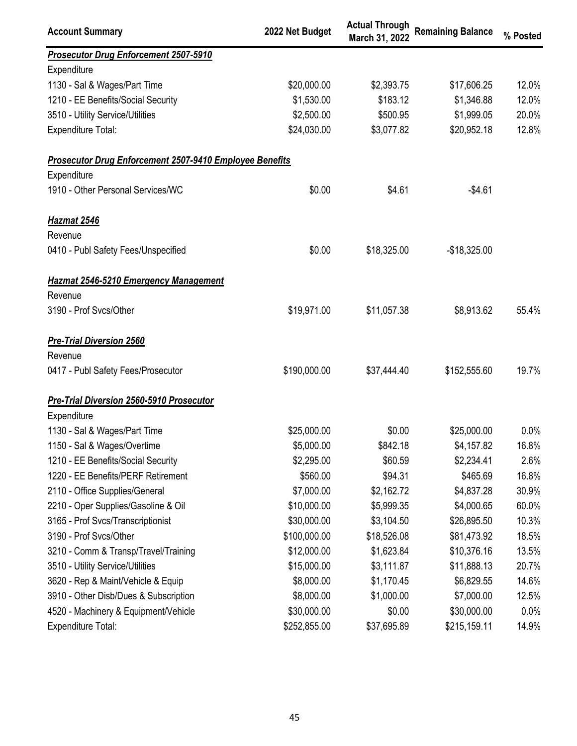| Account Summary | 2022 Net Budget | Actual Through March 31, 2022 | Remaining Balance | % Posted |
|---|---|---|---|---|
| ***Prosecutor Drug Enforcement 2507-5910*** | | | | |
| Expenditure | | | | |
| 1130 - Sal & Wages/Part Time | $20,000.00 | $2,393.75 | $17,606.25 | 12.0% |
| 1210 - EE Benefits/Social Security | $1,530.00 | $183.12 | $1,346.88 | 12.0% |
| 3510 - Utility Service/Utilities | $2,500.00 | $500.95 | $1,999.05 | 20.0% |
| Expenditure Total: | $24,030.00 | $3,077.82 | $20,952.18 | 12.8% |
| ***Prosecutor Drug Enforcement 2507-9410 Employee Benefits*** | | | | |
| Expenditure | | | | |
| 1910 - Other Personal Services/WC | $0.00 | $4.61 | -$4.61 | |
| ***Hazmat 2546*** | | | | |
| Revenue | | | | |
| 0410 - Publ Safety Fees/Unspecified | $0.00 | $18,325.00 | -$18,325.00 | |
| ***Hazmat 2546-5210 Emergency Management*** | | | | |
| Revenue | | | | |
| 3190 - Prof Svcs/Other | $19,971.00 | $11,057.38 | $8,913.62 | 55.4% |
| ***Pre-Trial Diversion 2560*** | | | | |
| Revenue | | | | |
| 0417 - Publ Safety Fees/Prosecutor | $190,000.00 | $37,444.40 | $152,555.60 | 19.7% |
| ***Pre-Trial Diversion 2560-5910 Prosecutor*** | | | | |
| Expenditure | | | | |
| 1130 - Sal & Wages/Part Time | $25,000.00 | $0.00 | $25,000.00 | 0.0% |
| 1150 - Sal & Wages/Overtime | $5,000.00 | $842.18 | $4,157.82 | 16.8% |
| 1210 - EE Benefits/Social Security | $2,295.00 | $60.59 | $2,234.41 | 2.6% |
| 1220 - EE Benefits/PERF Retirement | $560.00 | $94.31 | $465.69 | 16.8% |
| 2110 - Office Supplies/General | $7,000.00 | $2,162.72 | $4,837.28 | 30.9% |
| 2210 - Oper Supplies/Gasoline & Oil | $10,000.00 | $5,999.35 | $4,000.65 | 60.0% |
| 3165 - Prof Svcs/Transcriptionist | $30,000.00 | $3,104.50 | $26,895.50 | 10.3% |
| 3190 - Prof Svcs/Other | $100,000.00 | $18,526.08 | $81,473.92 | 18.5% |
| 3210 - Comm & Transp/Travel/Training | $12,000.00 | $1,623.84 | $10,376.16 | 13.5% |
| 3510 - Utility Service/Utilities | $15,000.00 | $3,111.87 | $11,888.13 | 20.7% |
| 3620 - Rep & Maint/Vehicle & Equip | $8,000.00 | $1,170.45 | $6,829.55 | 14.6% |
| 3910 - Other Disb/Dues & Subscription | $8,000.00 | $1,000.00 | $7,000.00 | 12.5% |
| 4520 - Machinery & Equipment/Vehicle | $30,000.00 | $0.00 | $30,000.00 | 0.0% |
| Expenditure Total: | $252,855.00 | $37,695.89 | $215,159.11 | 14.9% |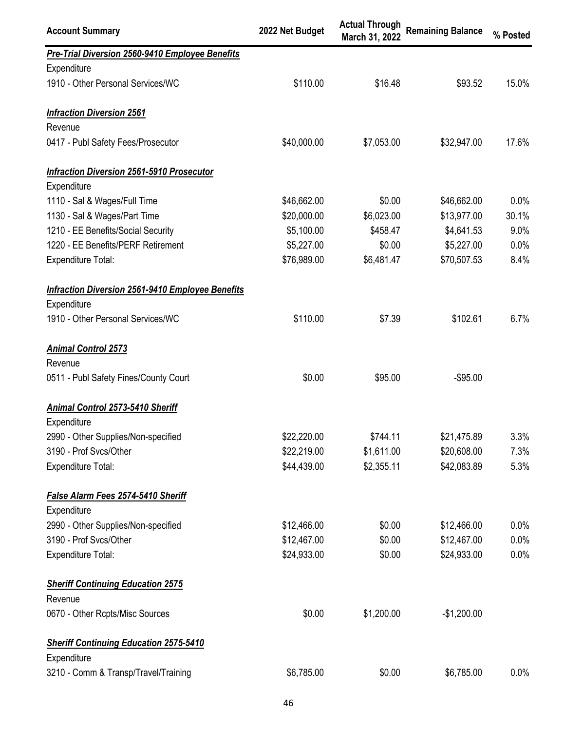| Account Summary | 2022 Net Budget | Actual Through March 31, 2022 | Remaining Balance | % Posted |
|---|---|---|---|---|
| ***Pre-Trial Diversion 2560-9410 Employee Benefits*** | | | | |
| Expenditure | | | | |
| 1910 - Other Personal Services/WC | $110.00 | $16.48 | $93.52 | 15.0% |
| ***Infraction Diversion 2561*** | | | | |
| Revenue | | | | |
| 0417 - Publ Safety Fees/Prosecutor | $40,000.00 | $7,053.00 | $32,947.00 | 17.6% |
| ***Infraction Diversion 2561-5910 Prosecutor*** | | | | |
| Expenditure | | | | |
| 1110 - Sal & Wages/Full Time | $46,662.00 | $0.00 | $46,662.00 | 0.0% |
| 1130 - Sal & Wages/Part Time | $20,000.00 | $6,023.00 | $13,977.00 | 30.1% |
| 1210 - EE Benefits/Social Security | $5,100.00 | $458.47 | $4,641.53 | 9.0% |
| 1220 - EE Benefits/PERF Retirement | $5,227.00 | $0.00 | $5,227.00 | 0.0% |
| Expenditure Total: | $76,989.00 | $6,481.47 | $70,507.53 | 8.4% |
| ***Infraction Diversion 2561-9410 Employee Benefits*** | | | | |
| Expenditure | | | | |
| 1910 - Other Personal Services/WC | $110.00 | $7.39 | $102.61 | 6.7% |
| ***Animal Control 2573*** | | | | |
| Revenue | | | | |
| 0511 - Publ Safety Fines/County Court | $0.00 | $95.00 | -$95.00 | |
| ***Animal Control 2573-5410 Sheriff*** | | | | |
| Expenditure | | | | |
| 2990 - Other Supplies/Non-specified | $22,220.00 | $744.11 | $21,475.89 | 3.3% |
| 3190 - Prof Svcs/Other | $22,219.00 | $1,611.00 | $20,608.00 | 7.3% |
| Expenditure Total: | $44,439.00 | $2,355.11 | $42,083.89 | 5.3% |
| ***False Alarm Fees 2574-5410 Sheriff*** | | | | |
| Expenditure | | | | |
| 2990 - Other Supplies/Non-specified | $12,466.00 | $0.00 | $12,466.00 | 0.0% |
| 3190 - Prof Svcs/Other | $12,467.00 | $0.00 | $12,467.00 | 0.0% |
| Expenditure Total: | $24,933.00 | $0.00 | $24,933.00 | 0.0% |
| ***Sheriff Continuing Education 2575*** | | | | |
| Revenue | | | | |
| 0670 - Other Rcpts/Misc Sources | $0.00 | $1,200.00 | -$1,200.00 | |
| ***Sheriff Continuing Education 2575-5410*** | | | | |
| Expenditure | | | | |
| 3210 - Comm & Transp/Travel/Training | $6,785.00 | $0.00 | $6,785.00 | 0.0% |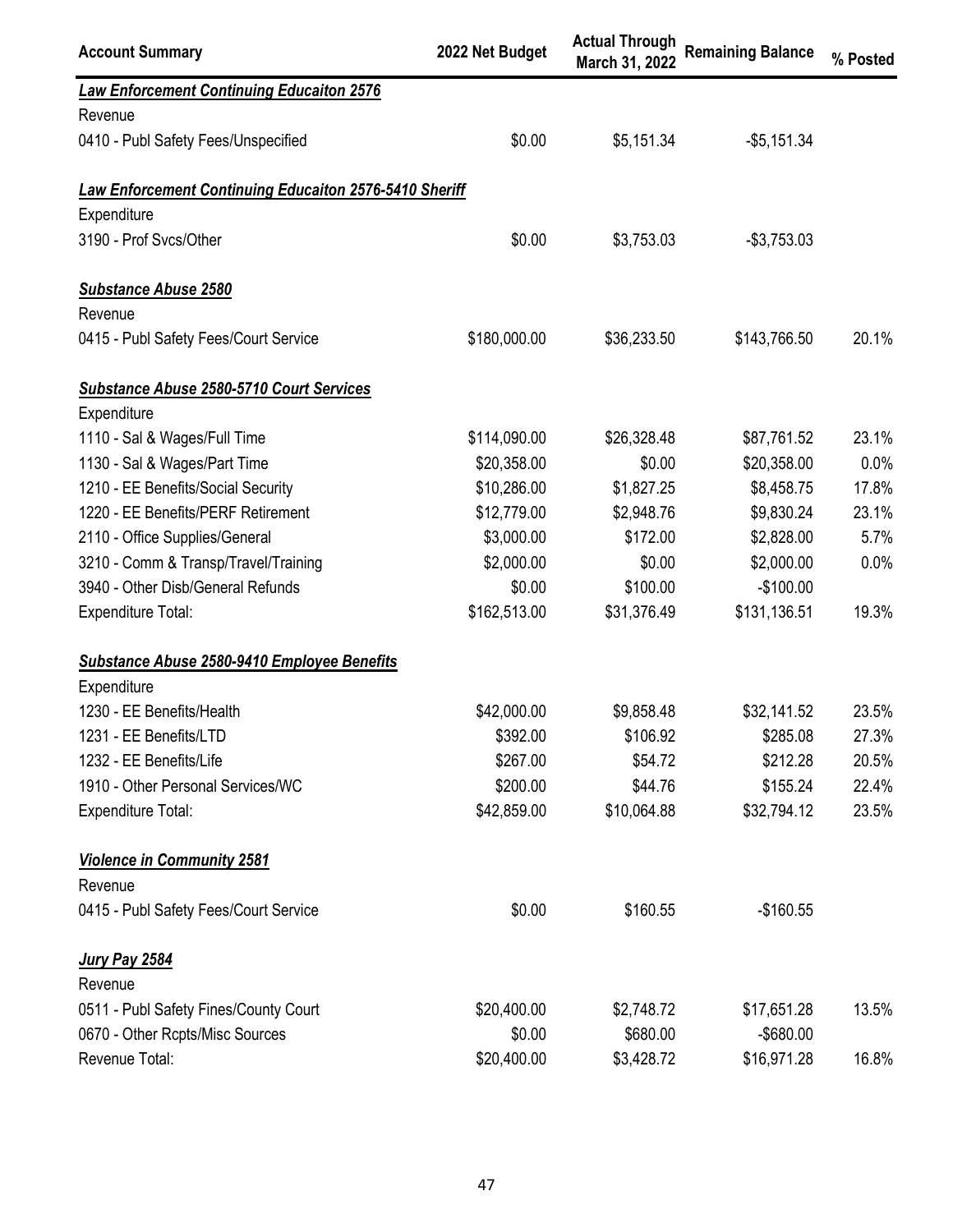| Account Summary | 2022 Net Budget | Actual Through March 31, 2022 | Remaining Balance | % Posted |
|---|---|---|---|---|
| ***Law Enforcement Continuing Educaiton 2576*** | | | | |
| Revenue | | | | |
| 0410 - Publ Safety Fees/Unspecified | $0.00 | $5,151.34 | -$5,151.34 | |
| ***Law Enforcement Continuing Educaiton 2576-5410 Sheriff*** | | | | |
| Expenditure | | | | |
| 3190 - Prof Svcs/Other | $0.00 | $3,753.03 | -$3,753.03 | |
| ***Substance Abuse 2580*** | | | | |
| Revenue | | | | |
| 0415 - Publ Safety Fees/Court Service | $180,000.00 | $36,233.50 | $143,766.50 | 20.1% |
| ***Substance Abuse 2580-5710 Court Services*** | | | | |
| Expenditure | | | | |
| 1110 - Sal & Wages/Full Time | $114,090.00 | $26,328.48 | $87,761.52 | 23.1% |
| 1130 - Sal & Wages/Part Time | $20,358.00 | $0.00 | $20,358.00 | 0.0% |
| 1210 - EE Benefits/Social Security | $10,286.00 | $1,827.25 | $8,458.75 | 17.8% |
| 1220 - EE Benefits/PERF Retirement | $12,779.00 | $2,948.76 | $9,830.24 | 23.1% |
| 2110 - Office Supplies/General | $3,000.00 | $172.00 | $2,828.00 | 5.7% |
| 3210 - Comm & Transp/Travel/Training | $2,000.00 | $0.00 | $2,000.00 | 0.0% |
| 3940 - Other Disb/General Refunds | $0.00 | $100.00 | -$100.00 | |
| Expenditure Total: | $162,513.00 | $31,376.49 | $131,136.51 | 19.3% |
| ***Substance Abuse 2580-9410 Employee Benefits*** | | | | |
| Expenditure | | | | |
| 1230 - EE Benefits/Health | $42,000.00 | $9,858.48 | $32,141.52 | 23.5% |
| 1231 - EE Benefits/LTD | $392.00 | $106.92 | $285.08 | 27.3% |
| 1232 - EE Benefits/Life | $267.00 | $54.72 | $212.28 | 20.5% |
| 1910 - Other Personal Services/WC | $200.00 | $44.76 | $155.24 | 22.4% |
| Expenditure Total: | $42,859.00 | $10,064.88 | $32,794.12 | 23.5% |
| ***Violence in Community 2581*** | | | | |
| Revenue | | | | |
| 0415 - Publ Safety Fees/Court Service | $0.00 | $160.55 | -$160.55 | |
| ***Jury Pay 2584*** | | | | |
| Revenue | | | | |
| 0511 - Publ Safety Fines/County Court | $20,400.00 | $2,748.72 | $17,651.28 | 13.5% |
| 0670 - Other Rcpts/Misc Sources | $0.00 | $680.00 | -$680.00 | |
| Revenue Total: | $20,400.00 | $3,428.72 | $16,971.28 | 16.8% |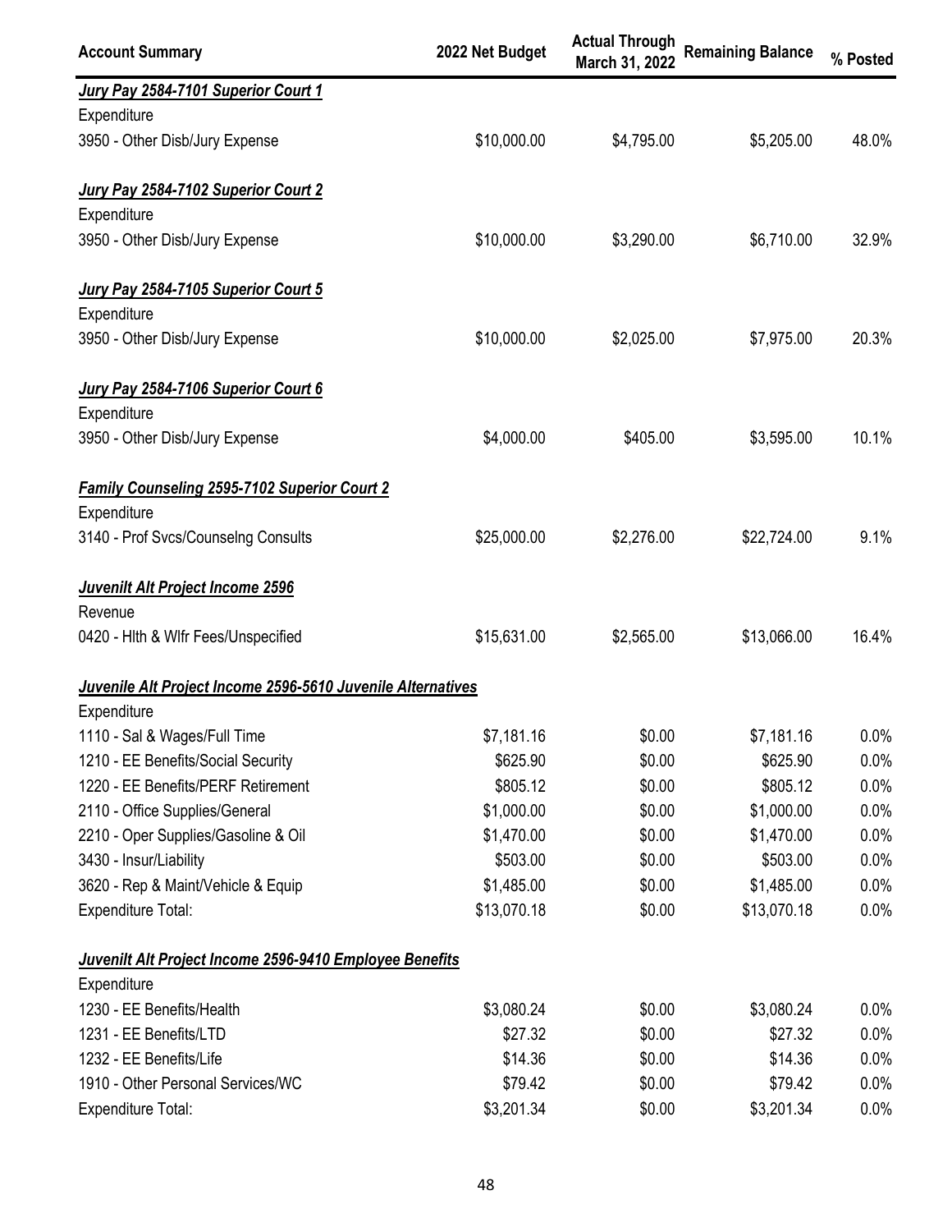| Account Summary | 2022 Net Budget | Actual Through March 31, 2022 | Remaining Balance | % Posted |
|---|---|---|---|---|
| ***Jury Pay 2584-7101 Superior Court 1*** | | | | |
| Expenditure | | | | |
| 3950 - Other Disb/Jury Expense | $10,000.00 | $4,795.00 | $5,205.00 | 48.0% |
| ***Jury Pay 2584-7102 Superior Court 2*** | | | | |
| Expenditure | | | | |
| 3950 - Other Disb/Jury Expense | $10,000.00 | $3,290.00 | $6,710.00 | 32.9% |
| ***Jury Pay 2584-7105 Superior Court 5*** | | | | |
| Expenditure | | | | |
| 3950 - Other Disb/Jury Expense | $10,000.00 | $2,025.00 | $7,975.00 | 20.3% |
| ***Jury Pay 2584-7106 Superior Court 6*** | | | | |
| Expenditure | | | | |
| 3950 - Other Disb/Jury Expense | $4,000.00 | $405.00 | $3,595.00 | 10.1% |
| ***Family Counseling 2595-7102 Superior Court 2*** | | | | |
| Expenditure | | | | |
| 3140 - Prof Svcs/Counselng Consults | $25,000.00 | $2,276.00 | $22,724.00 | 9.1% |
| ***Juvenilt Alt Project Income 2596*** | | | | |
| Revenue | | | | |
| 0420 - Hlth & Wlfr Fees/Unspecified | $15,631.00 | $2,565.00 | $13,066.00 | 16.4% |
| ***Juvenile Alt Project Income 2596-5610 Juvenile Alternatives*** | | | | |
| Expenditure | | | | |
| 1110 - Sal & Wages/Full Time | $7,181.16 | $0.00 | $7,181.16 | 0.0% |
| 1210 - EE Benefits/Social Security | $625.90 | $0.00 | $625.90 | 0.0% |
| 1220 - EE Benefits/PERF Retirement | $805.12 | $0.00 | $805.12 | 0.0% |
| 2110 - Office Supplies/General | $1,000.00 | $0.00 | $1,000.00 | 0.0% |
| 2210 - Oper Supplies/Gasoline & Oil | $1,470.00 | $0.00 | $1,470.00 | 0.0% |
| 3430 - Insur/Liability | $503.00 | $0.00 | $503.00 | 0.0% |
| 3620 - Rep & Maint/Vehicle & Equip | $1,485.00 | $0.00 | $1,485.00 | 0.0% |
| Expenditure Total: | $13,070.18 | $0.00 | $13,070.18 | 0.0% |
| ***Juvenilt Alt Project Income 2596-9410 Employee Benefits*** | | | | |
| Expenditure | | | | |
| 1230 - EE Benefits/Health | $3,080.24 | $0.00 | $3,080.24 | 0.0% |
| 1231 - EE Benefits/LTD | $27.32 | $0.00 | $27.32 | 0.0% |
| 1232 - EE Benefits/Life | $14.36 | $0.00 | $14.36 | 0.0% |
| 1910 - Other Personal Services/WC | $79.42 | $0.00 | $79.42 | 0.0% |
| Expenditure Total: | $3,201.34 | $0.00 | $3,201.34 | 0.0% |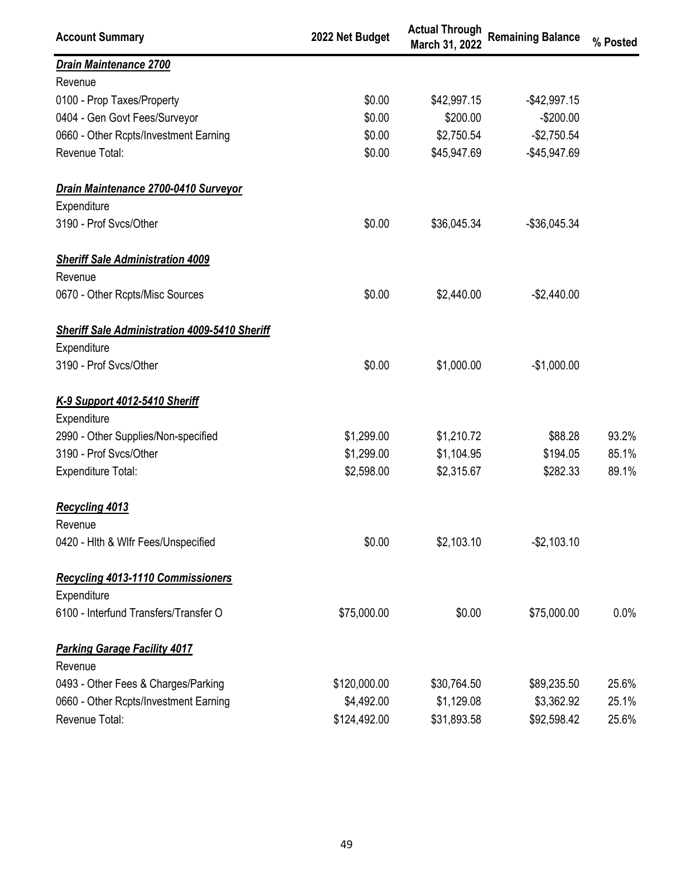| Account Summary | 2022 Net Budget | Actual Through March 31, 2022 | Remaining Balance | % Posted |
|---|---|---|---|---|
| ***Drain Maintenance 2700*** | | | | |
| Revenue | | | | |
| 0100 - Prop Taxes/Property | $0.00 | $42,997.15 | -$42,997.15 | |
| 0404 - Gen Govt Fees/Surveyor | $0.00 | $200.00 | -$200.00 | |
| 0660 - Other Rcpts/Investment Earning | $0.00 | $2,750.54 | -$2,750.54 | |
| Revenue Total: | $0.00 | $45,947.69 | -$45,947.69 | |
| ***Drain Maintenance 2700-0410 Surveyor*** | | | | |
| Expenditure | | | | |
| 3190 - Prof Svcs/Other | $0.00 | $36,045.34 | -$36,045.34 | |
| ***Sheriff Sale Administration 4009*** | | | | |
| Revenue | | | | |
| 0670 - Other Rcpts/Misc Sources | $0.00 | $2,440.00 | -$2,440.00 | |
| ***Sheriff Sale Administration 4009-5410 Sheriff*** | | | | |
| Expenditure | | | | |
| 3190 - Prof Svcs/Other | $0.00 | $1,000.00 | -$1,000.00 | |
| ***K-9 Support 4012-5410 Sheriff*** | | | | |
| Expenditure | | | | |
| 2990 - Other Supplies/Non-specified | $1,299.00 | $1,210.72 | $88.28 | 93.2% |
| 3190 - Prof Svcs/Other | $1,299.00 | $1,104.95 | $194.05 | 85.1% |
| Expenditure Total: | $2,598.00 | $2,315.67 | $282.33 | 89.1% |
| ***Recycling 4013*** | | | | |
| Revenue | | | | |
| 0420 - Hlth & Wlfr Fees/Unspecified | $0.00 | $2,103.10 | -$2,103.10 | |
| ***Recycling 4013-1110 Commissioners*** | | | | |
| Expenditure | | | | |
| 6100 - Interfund Transfers/Transfer O | $75,000.00 | $0.00 | $75,000.00 | 0.0% |
| ***Parking Garage Facility 4017*** | | | | |
| Revenue | | | | |
| 0493 - Other Fees & Charges/Parking | $120,000.00 | $30,764.50 | $89,235.50 | 25.6% |
| 0660 - Other Rcpts/Investment Earning | $4,492.00 | $1,129.08 | $3,362.92 | 25.1% |
| Revenue Total: | $124,492.00 | $31,893.58 | $92,598.42 | 25.6% |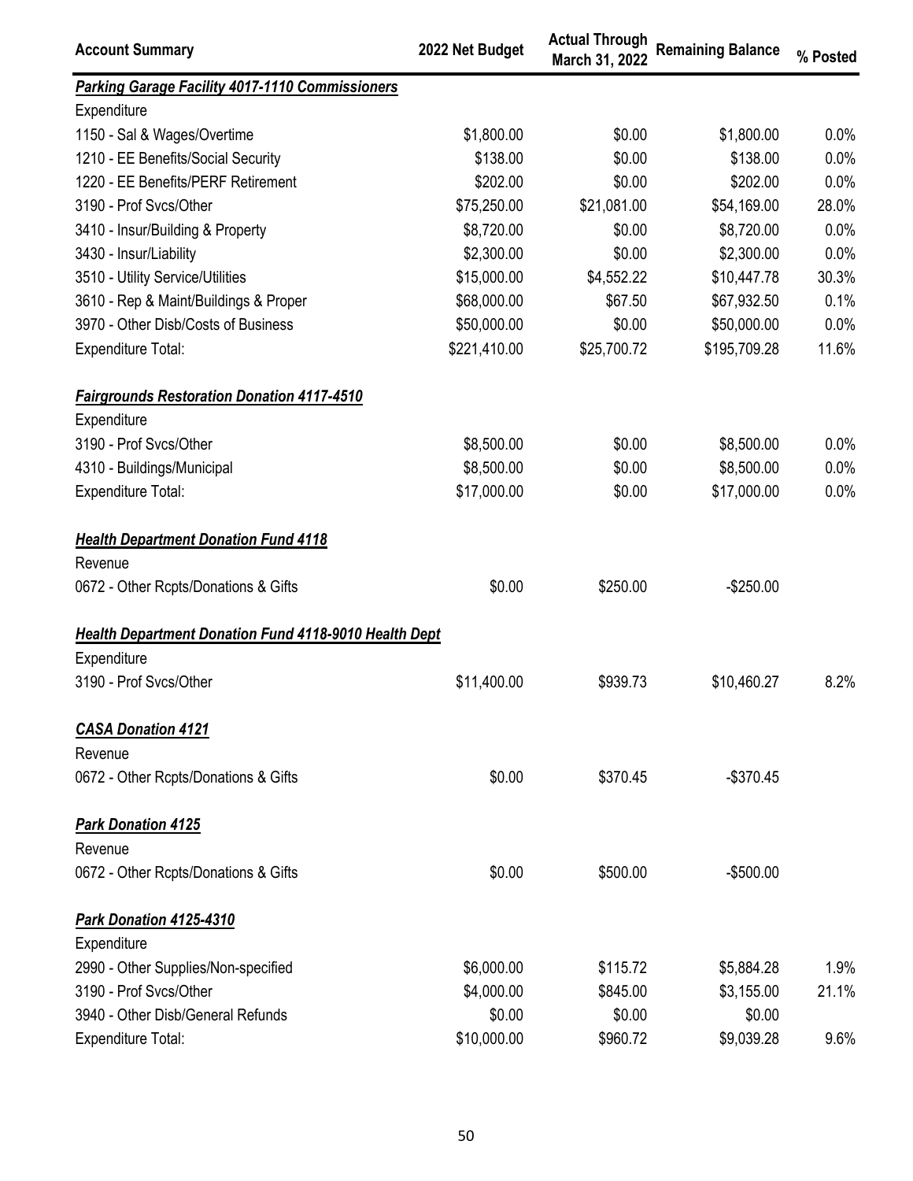| Account Summary | 2022 Net Budget | Actual Through March 31, 2022 | Remaining Balance | % Posted |
|---|---|---|---|---|
| ***Parking Garage Facility 4017-1110 Commissioners*** | | | | |
| Expenditure | | | | |
| 1150 - Sal & Wages/Overtime | $1,800.00 | $0.00 | $1,800.00 | 0.0% |
| 1210 - EE Benefits/Social Security | $138.00 | $0.00 | $138.00 | 0.0% |
| 1220 - EE Benefits/PERF Retirement | $202.00 | $0.00 | $202.00 | 0.0% |
| 3190 - Prof Svcs/Other | $75,250.00 | $21,081.00 | $54,169.00 | 28.0% |
| 3410 - Insur/Building & Property | $8,720.00 | $0.00 | $8,720.00 | 0.0% |
| 3430 - Insur/Liability | $2,300.00 | $0.00 | $2,300.00 | 0.0% |
| 3510 - Utility Service/Utilities | $15,000.00 | $4,552.22 | $10,447.78 | 30.3% |
| 3610 - Rep & Maint/Buildings & Proper | $68,000.00 | $67.50 | $67,932.50 | 0.1% |
| 3970 - Other Disb/Costs of Business | $50,000.00 | $0.00 | $50,000.00 | 0.0% |
| Expenditure Total: | $221,410.00 | $25,700.72 | $195,709.28 | 11.6% |
| | | | | |
| ***Fairgrounds Restoration Donation 4117-4510*** | | | | |
| Expenditure | | | | |
| 3190 - Prof Svcs/Other | $8,500.00 | $0.00 | $8,500.00 | 0.0% |
| 4310 - Buildings/Municipal | $8,500.00 | $0.00 | $8,500.00 | 0.0% |
| Expenditure Total: | $17,000.00 | $0.00 | $17,000.00 | 0.0% |
| | | | | |
| ***Health Department Donation Fund 4118*** | | | | |
| Revenue | | | | |
| 0672 - Other Rcpts/Donations & Gifts | $0.00 | $250.00 | -$250.00 | |
| | | | | |
| ***Health Department Donation Fund 4118-9010 Health Dept*** | | | | |
| Expenditure | | | | |
| 3190 - Prof Svcs/Other | $11,400.00 | $939.73 | $10,460.27 | 8.2% |
| | | | | |
| ***CASA Donation 4121*** | | | | |
| Revenue | | | | |
| 0672 - Other Rcpts/Donations & Gifts | $0.00 | $370.45 | -$370.45 | |
| | | | | |
| ***Park Donation 4125*** | | | | |
| Revenue | | | | |
| 0672 - Other Rcpts/Donations & Gifts | $0.00 | $500.00 | -$500.00 | |
| | | | | |
| ***Park Donation 4125-4310*** | | | | |
| Expenditure | | | | |
| 2990 - Other Supplies/Non-specified | $6,000.00 | $115.72 | $5,884.28 | 1.9% |
| 3190 - Prof Svcs/Other | $4,000.00 | $845.00 | $3,155.00 | 21.1% |
| 3940 - Other Disb/General Refunds | $0.00 | $0.00 | $0.00 | |
| Expenditure Total: | $10,000.00 | $960.72 | $9,039.28 | 9.6% |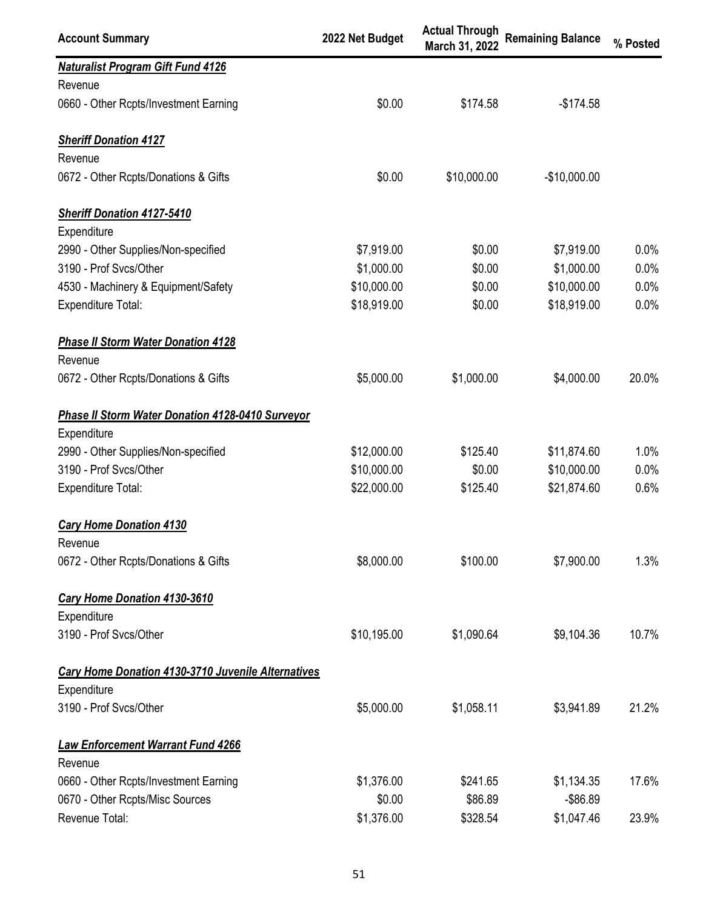| Account Summary | 2022 Net Budget | Actual Through March 31, 2022 | Remaining Balance | % Posted |
|---|---|---|---|---|
| ***Naturalist Program Gift Fund 4126*** | | | | |
| Revenue | | | | |
| 0660 - Other Rcpts/Investment Earning | $0.00 | $174.58 | -$174.58 | |
| ***Sheriff Donation 4127*** | | | | |
| Revenue | | | | |
| 0672 - Other Rcpts/Donations & Gifts | $0.00 | $10,000.00 | -$10,000.00 | |
| ***Sheriff Donation 4127-5410*** | | | | |
| Expenditure | | | | |
| 2990 - Other Supplies/Non-specified | $7,919.00 | $0.00 | $7,919.00 | 0.0% |
| 3190 - Prof Svcs/Other | $1,000.00 | $0.00 | $1,000.00 | 0.0% |
| 4530 - Machinery & Equipment/Safety | $10,000.00 | $0.00 | $10,000.00 | 0.0% |
| Expenditure Total: | $18,919.00 | $0.00 | $18,919.00 | 0.0% |
| ***Phase II Storm Water Donation 4128*** | | | | |
| Revenue | | | | |
| 0672 - Other Rcpts/Donations & Gifts | $5,000.00 | $1,000.00 | $4,000.00 | 20.0% |
| ***Phase II Storm Water Donation 4128-0410 Surveyor*** | | | | |
| Expenditure | | | | |
| 2990 - Other Supplies/Non-specified | $12,000.00 | $125.40 | $11,874.60 | 1.0% |
| 3190 - Prof Svcs/Other | $10,000.00 | $0.00 | $10,000.00 | 0.0% |
| Expenditure Total: | $22,000.00 | $125.40 | $21,874.60 | 0.6% |
| ***Cary Home Donation 4130*** | | | | |
| Revenue | | | | |
| 0672 - Other Rcpts/Donations & Gifts | $8,000.00 | $100.00 | $7,900.00 | 1.3% |
| ***Cary Home Donation 4130-3610*** | | | | |
| Expenditure | | | | |
| 3190 - Prof Svcs/Other | $10,195.00 | $1,090.64 | $9,104.36 | 10.7% |
| ***Cary Home Donation 4130-3710 Juvenile Alternatives*** | | | | |
| Expenditure | | | | |
| 3190 - Prof Svcs/Other | $5,000.00 | $1,058.11 | $3,941.89 | 21.2% |
| ***Law Enforcement Warrant Fund 4266*** | | | | |
| Revenue | | | | |
| 0660 - Other Rcpts/Investment Earning | $1,376.00 | $241.65 | $1,134.35 | 17.6% |
| 0670 - Other Rcpts/Misc Sources | $0.00 | $86.89 | -$86.89 | |
| Revenue Total: | $1,376.00 | $328.54 | $1,047.46 | 23.9% |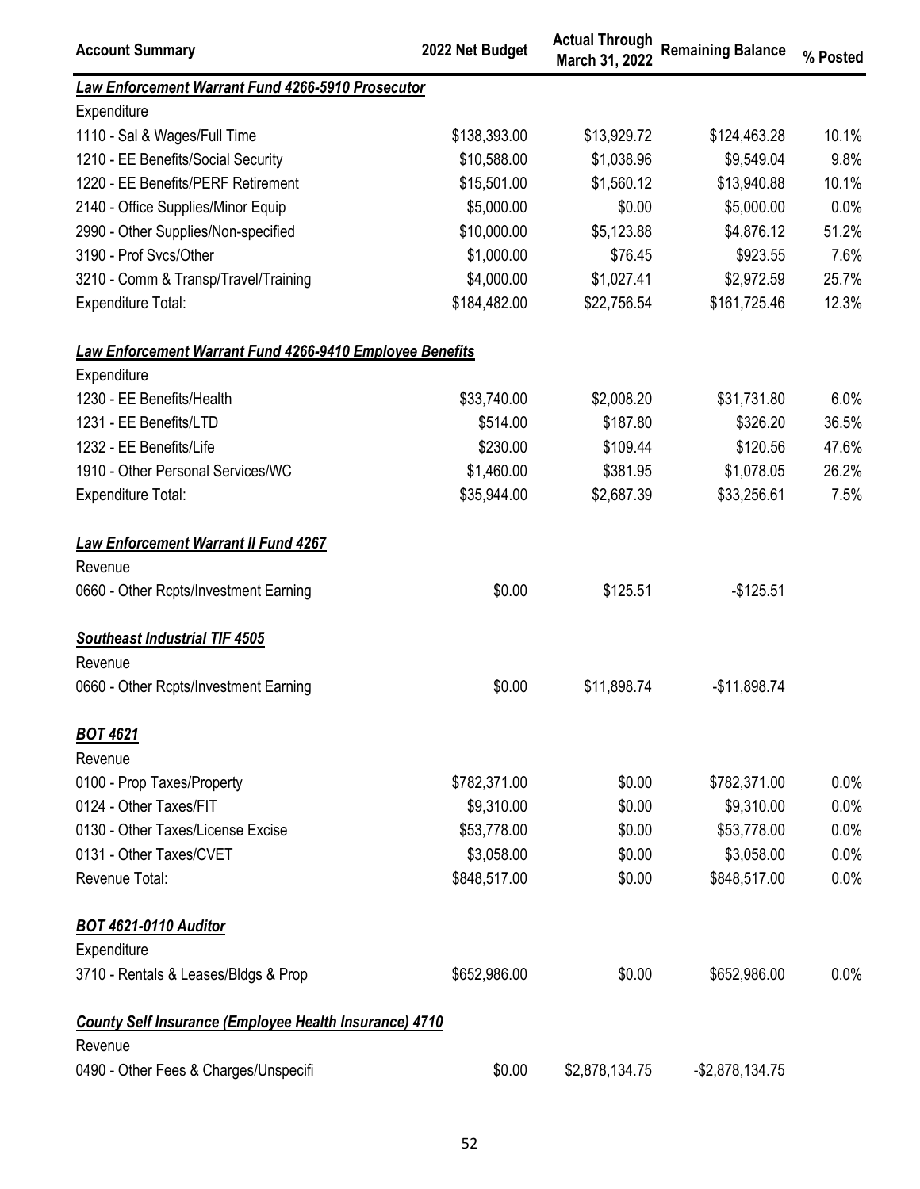| Account Summary | 2022 Net Budget | Actual Through March 31, 2022 | Remaining Balance | % Posted |
|---|---|---|---|---|
| ***Law Enforcement Warrant Fund 4266-5910 Prosecutor*** | | | | |
| Expenditure | | | | |
| 1110 - Sal & Wages/Full Time | $138,393.00 | $13,929.72 | $124,463.28 | 10.1% |
| 1210 - EE Benefits/Social Security | $10,588.00 | $1,038.96 | $9,549.04 | 9.8% |
| 1220 - EE Benefits/PERF Retirement | $15,501.00 | $1,560.12 | $13,940.88 | 10.1% |
| 2140 - Office Supplies/Minor Equip | $5,000.00 | $0.00 | $5,000.00 | 0.0% |
| 2990 - Other Supplies/Non-specified | $10,000.00 | $5,123.88 | $4,876.12 | 51.2% |
| 3190 - Prof Svcs/Other | $1,000.00 | $76.45 | $923.55 | 7.6% |
| 3210 - Comm & Transp/Travel/Training | $4,000.00 | $1,027.41 | $2,972.59 | 25.7% |
| Expenditure Total: | $184,482.00 | $22,756.54 | $161,725.46 | 12.3% |
| ***Law Enforcement Warrant Fund 4266-9410 Employee Benefits*** | | | | |
| Expenditure | | | | |
| 1230 - EE Benefits/Health | $33,740.00 | $2,008.20 | $31,731.80 | 6.0% |
| 1231 - EE Benefits/LTD | $514.00 | $187.80 | $326.20 | 36.5% |
| 1232 - EE Benefits/Life | $230.00 | $109.44 | $120.56 | 47.6% |
| 1910 - Other Personal Services/WC | $1,460.00 | $381.95 | $1,078.05 | 26.2% |
| Expenditure Total: | $35,944.00 | $2,687.39 | $33,256.61 | 7.5% |
| ***Law Enforcement Warrant II Fund 4267*** | | | | |
| Revenue | | | | |
| 0660 - Other Rcpts/Investment Earning | $0.00 | $125.51 | -$125.51 | |
| ***Southeast Industrial TIF 4505*** | | | | |
| Revenue | | | | |
| 0660 - Other Rcpts/Investment Earning | $0.00 | $11,898.74 | -$11,898.74 | |
| ***BOT 4621*** | | | | |
| Revenue | | | | |
| 0100 - Prop Taxes/Property | $782,371.00 | $0.00 | $782,371.00 | 0.0% |
| 0124 - Other Taxes/FIT | $9,310.00 | $0.00 | $9,310.00 | 0.0% |
| 0130 - Other Taxes/License Excise | $53,778.00 | $0.00 | $53,778.00 | 0.0% |
| 0131 - Other Taxes/CVET | $3,058.00 | $0.00 | $3,058.00 | 0.0% |
| Revenue Total: | $848,517.00 | $0.00 | $848,517.00 | 0.0% |
| ***BOT 4621-0110 Auditor*** | | | | |
| Expenditure | | | | |
| 3710 - Rentals & Leases/Bldgs & Prop | $652,986.00 | $0.00 | $652,986.00 | 0.0% |
| ***County Self Insurance (Employee Health Insurance) 4710*** | | | | |
| Revenue | | | | |
| 0490 - Other Fees & Charges/Unspecifi | $0.00 | $2,878,134.75 | -$2,878,134.75 | |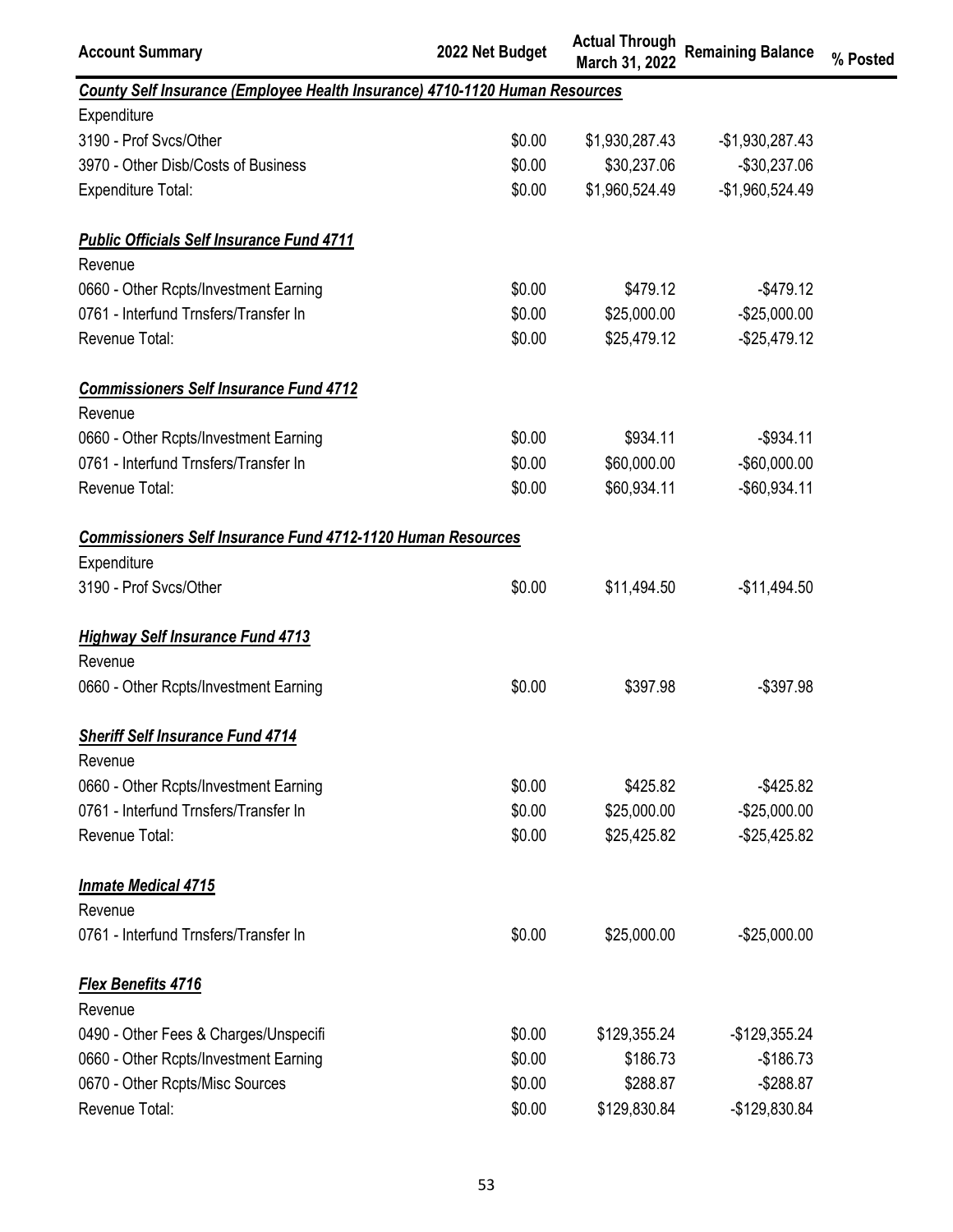| Account Summary | 2022 Net Budget | Actual Through March 31, 2022 | Remaining Balance | % Posted |
|---|---|---|---|---|
| ***County Self Insurance (Employee Health Insurance) 4710-1120 Human Resources*** | | | | |
| Expenditure | | | | |
| 3190 - Prof Svcs/Other | $0.00 | $1,930,287.43 | -$1,930,287.43 | |
| 3970 - Other Disb/Costs of Business | $0.00 | $30,237.06 | -$30,237.06 | |
| Expenditure Total: | $0.00 | $1,960,524.49 | -$1,960,524.49 | |
| ***Public Officials Self Insurance Fund 4711*** | | | | |
| Revenue | | | | |
| 0660 - Other Rcpts/Investment Earning | $0.00 | $479.12 | -$479.12 | |
| 0761 - Interfund Trnsfers/Transfer In | $0.00 | $25,000.00 | -$25,000.00 | |
| Revenue Total: | $0.00 | $25,479.12 | -$25,479.12 | |
| ***Commissioners Self Insurance Fund 4712*** | | | | |
| Revenue | | | | |
| 0660 - Other Rcpts/Investment Earning | $0.00 | $934.11 | -$934.11 | |
| 0761 - Interfund Trnsfers/Transfer In | $0.00 | $60,000.00 | -$60,000.00 | |
| Revenue Total: | $0.00 | $60,934.11 | -$60,934.11 | |
| ***Commissioners Self Insurance Fund 4712-1120 Human Resources*** | | | | |
| Expenditure | | | | |
| 3190 - Prof Svcs/Other | $0.00 | $11,494.50 | -$11,494.50 | |
| ***Highway Self Insurance Fund 4713*** | | | | |
| Revenue | | | | |
| 0660 - Other Rcpts/Investment Earning | $0.00 | $397.98 | -$397.98 | |
| ***Sheriff Self Insurance Fund 4714*** | | | | |
| Revenue | | | | |
| 0660 - Other Rcpts/Investment Earning | $0.00 | $425.82 | -$425.82 | |
| 0761 - Interfund Trnsfers/Transfer In | $0.00 | $25,000.00 | -$25,000.00 | |
| Revenue Total: | $0.00 | $25,425.82 | -$25,425.82 | |
| ***Inmate Medical 4715*** | | | | |
| Revenue | | | | |
| 0761 - Interfund Trnsfers/Transfer In | $0.00 | $25,000.00 | -$25,000.00 | |
| ***Flex Benefits 4716*** | | | | |
| Revenue | | | | |
| 0490 - Other Fees & Charges/Unspecifi | $0.00 | $129,355.24 | -$129,355.24 | |
| 0660 - Other Rcpts/Investment Earning | $0.00 | $186.73 | -$186.73 | |
| 0670 - Other Rcpts/Misc Sources | $0.00 | $288.87 | -$288.87 | |
| Revenue Total: | $0.00 | $129,830.84 | -$129,830.84 | |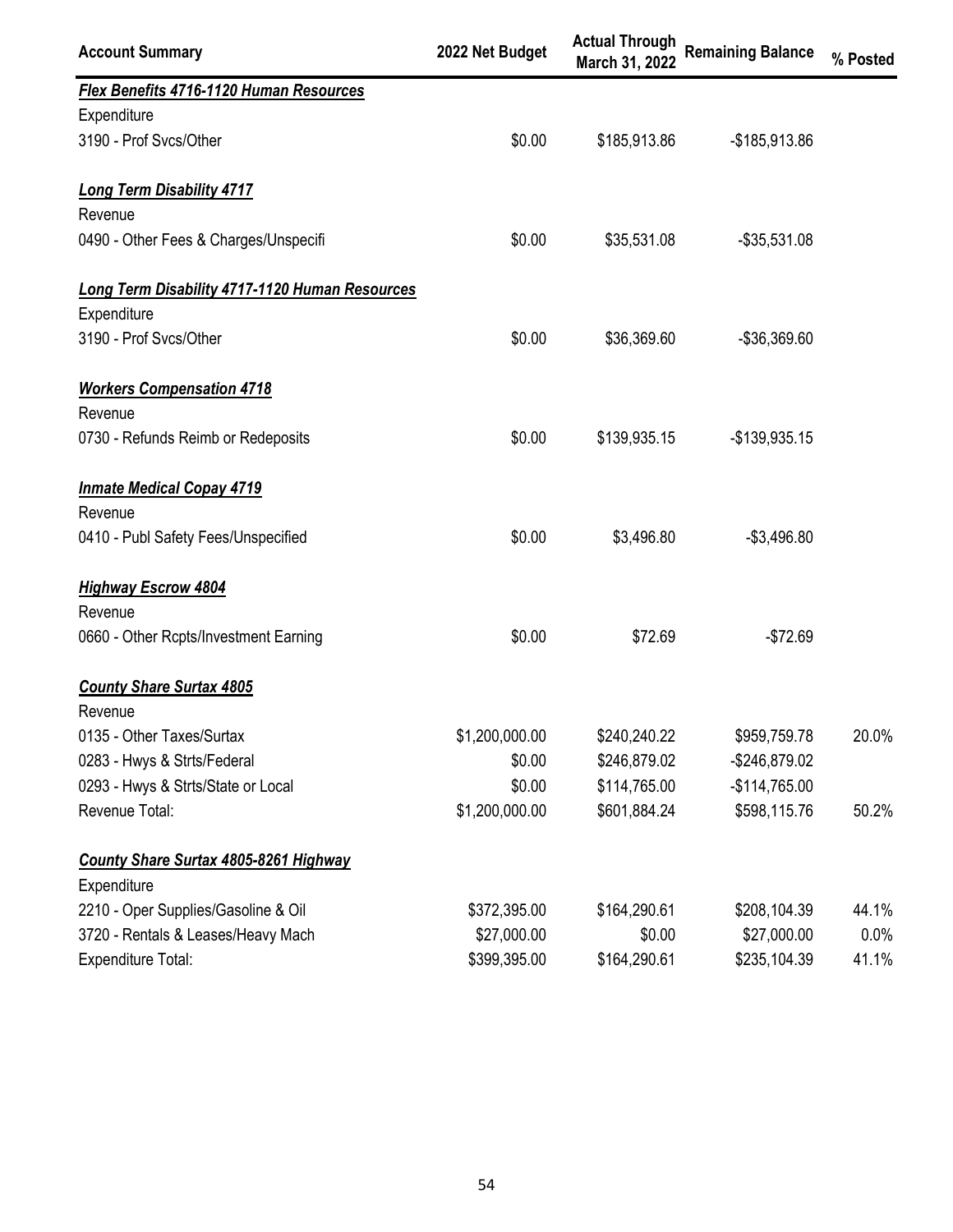| Account Summary | 2022 Net Budget | Actual Through March 31, 2022 | Remaining Balance | % Posted |
|---|---|---|---|---|
| ***Flex Benefits 4716-1120 Human Resources*** | | | | |
| Expenditure | | | | |
| 3190 - Prof Svcs/Other | $0.00 | $185,913.86 | -$185,913.86 | |
| ***Long Term Disability 4717*** | | | | |
| Revenue | | | | |
| 0490 - Other Fees & Charges/Unspecifi | $0.00 | $35,531.08 | -$35,531.08 | |
| ***Long Term Disability 4717-1120 Human Resources*** | | | | |
| Expenditure | | | | |
| 3190 - Prof Svcs/Other | $0.00 | $36,369.60 | -$36,369.60 | |
| ***Workers Compensation 4718*** | | | | |
| Revenue | | | | |
| 0730 - Refunds Reimb or Redeposits | $0.00 | $139,935.15 | -$139,935.15 | |
| ***Inmate Medical Copay 4719*** | | | | |
| Revenue | | | | |
| 0410 - Publ Safety Fees/Unspecified | $0.00 | $3,496.80 | -$3,496.80 | |
| ***Highway Escrow 4804*** | | | | |
| Revenue | | | | |
| 0660 - Other Rcpts/Investment Earning | $0.00 | $72.69 | -$72.69 | |
| ***County Share Surtax 4805*** | | | | |
| Revenue | | | | |
| 0135 - Other Taxes/Surtax | $1,200,000.00 | $240,240.22 | $959,759.78 | 20.0% |
| 0283 - Hwys & Strts/Federal | $0.00 | $246,879.02 | -$246,879.02 | |
| 0293 - Hwys & Strts/State or Local | $0.00 | $114,765.00 | -$114,765.00 | |
| Revenue Total: | $1,200,000.00 | $601,884.24 | $598,115.76 | 50.2% |
| ***County Share Surtax 4805-8261 Highway*** | | | | |
| Expenditure | | | | |
| 2210 - Oper Supplies/Gasoline & Oil | $372,395.00 | $164,290.61 | $208,104.39 | 44.1% |
| 3720 - Rentals & Leases/Heavy Mach | $27,000.00 | $0.00 | $27,000.00 | 0.0% |
| Expenditure Total: | $399,395.00 | $164,290.61 | $235,104.39 | 41.1% |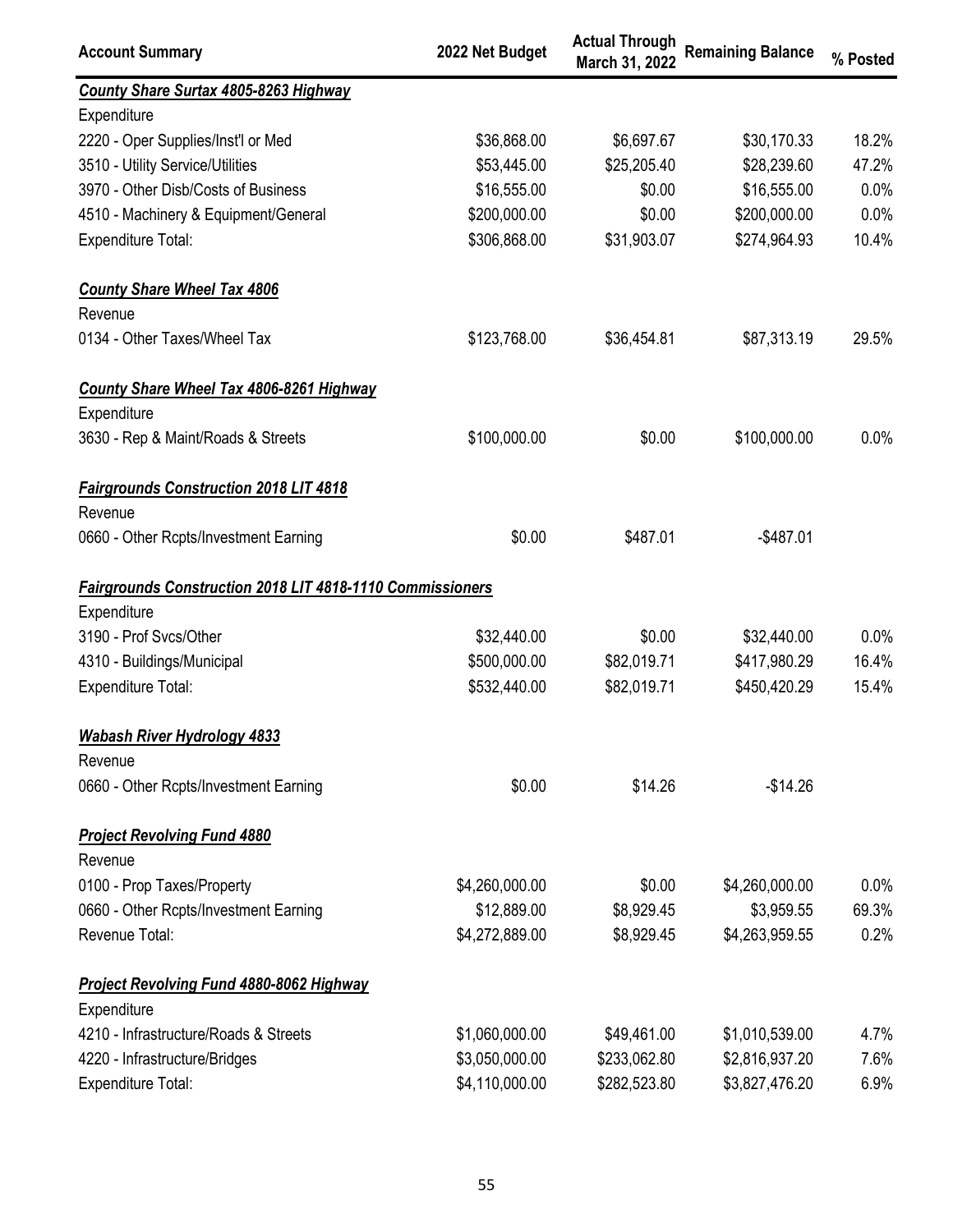| Account Summary | 2022 Net Budget | Actual Through March 31, 2022 | Remaining Balance | % Posted |
|---|---|---|---|---|
| ***County Share Surtax 4805-8263 Highway*** | | | | |
| Expenditure | | | | |
| 2220 - Oper Supplies/Inst'l or Med | $36,868.00 | $6,697.67 | $30,170.33 | 18.2% |
| 3510 - Utility Service/Utilities | $53,445.00 | $25,205.40 | $28,239.60 | 47.2% |
| 3970 - Other Disb/Costs of Business | $16,555.00 | $0.00 | $16,555.00 | 0.0% |
| 4510 - Machinery & Equipment/General | $200,000.00 | $0.00 | $200,000.00 | 0.0% |
| Expenditure Total: | $306,868.00 | $31,903.07 | $274,964.93 | 10.4% |
| ***County Share Wheel Tax 4806*** | | | | |
| Revenue | | | | |
| 0134 - Other Taxes/Wheel Tax | $123,768.00 | $36,454.81 | $87,313.19 | 29.5% |
| ***County Share Wheel Tax 4806-8261 Highway*** | | | | |
| Expenditure | | | | |
| 3630 - Rep & Maint/Roads & Streets | $100,000.00 | $0.00 | $100,000.00 | 0.0% |
| ***Fairgrounds Construction 2018 LIT 4818*** | | | | |
| Revenue | | | | |
| 0660 - Other Rcpts/Investment Earning | $0.00 | $487.01 | -$487.01 | |
| ***Fairgrounds Construction 2018 LIT 4818-1110 Commissioners*** | | | | |
| Expenditure | | | | |
| 3190 - Prof Svcs/Other | $32,440.00 | $0.00 | $32,440.00 | 0.0% |
| 4310 - Buildings/Municipal | $500,000.00 | $82,019.71 | $417,980.29 | 16.4% |
| Expenditure Total: | $532,440.00 | $82,019.71 | $450,420.29 | 15.4% |
| ***Wabash River Hydrology 4833*** | | | | |
| Revenue | | | | |
| 0660 - Other Rcpts/Investment Earning | $0.00 | $14.26 | -$14.26 | |
| ***Project Revolving Fund 4880*** | | | | |
| Revenue | | | | |
| 0100 - Prop Taxes/Property | $4,260,000.00 | $0.00 | $4,260,000.00 | 0.0% |
| 0660 - Other Rcpts/Investment Earning | $12,889.00 | $8,929.45 | $3,959.55 | 69.3% |
| Revenue Total: | $4,272,889.00 | $8,929.45 | $4,263,959.55 | 0.2% |
| ***Project Revolving Fund 4880-8062 Highway*** | | | | |
| Expenditure | | | | |
| 4210 - Infrastructure/Roads & Streets | $1,060,000.00 | $49,461.00 | $1,010,539.00 | 4.7% |
| 4220 - Infrastructure/Bridges | $3,050,000.00 | $233,062.80 | $2,816,937.20 | 7.6% |
| Expenditure Total: | $4,110,000.00 | $282,523.80 | $3,827,476.20 | 6.9% |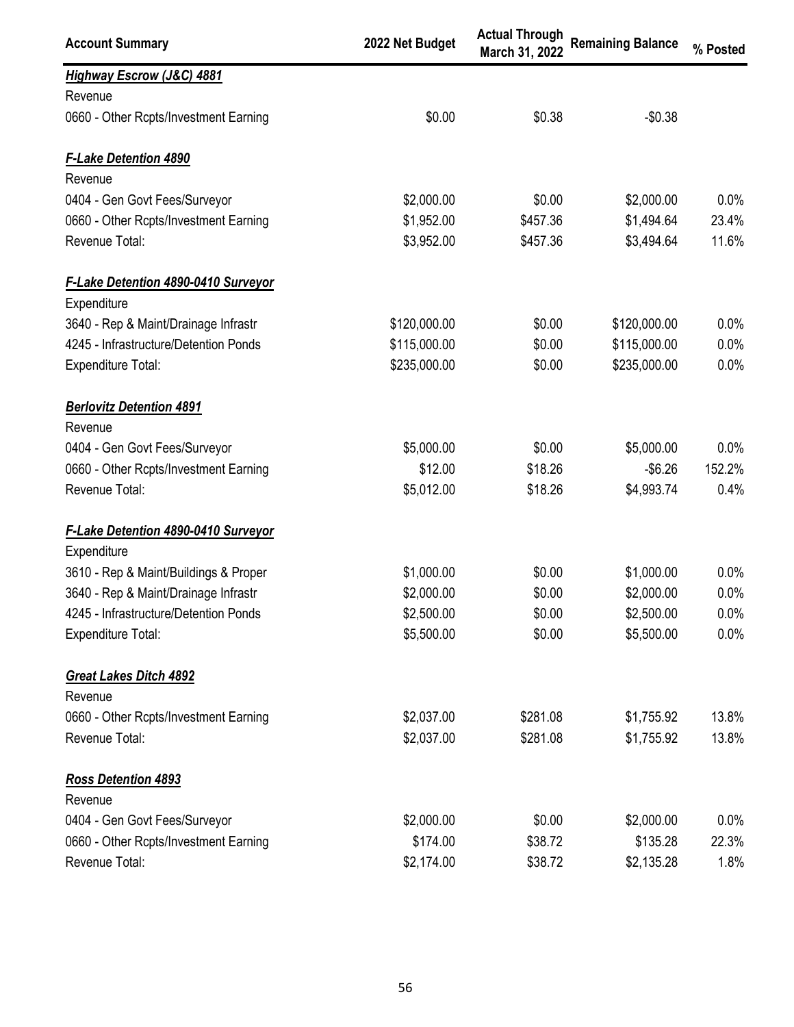| Account Summary | 2022 Net Budget | Actual Through March 31, 2022 | Remaining Balance | % Posted |
|---|---|---|---|---|
| ***Highway Escrow (J&C) 4881*** | | | | |
| Revenue | | | | |
| 0660 - Other Rcpts/Investment Earning | $0.00 | $0.38 | -$0.38 | |
| | | | | |
| ***F-Lake Detention 4890*** | | | | |
| Revenue | | | | |
| 0404 - Gen Govt Fees/Surveyor | $2,000.00 | $0.00 | $2,000.00 | 0.0% |
| 0660 - Other Rcpts/Investment Earning | $1,952.00 | $457.36 | $1,494.64 | 23.4% |
| Revenue Total: | $3,952.00 | $457.36 | $3,494.64 | 11.6% |
| | | | | |
| ***F-Lake Detention 4890-0410 Surveyor*** | | | | |
| Expenditure | | | | |
| 3640 - Rep & Maint/Drainage Infrastr | $120,000.00 | $0.00 | $120,000.00 | 0.0% |
| 4245 - Infrastructure/Detention Ponds | $115,000.00 | $0.00 | $115,000.00 | 0.0% |
| Expenditure Total: | $235,000.00 | $0.00 | $235,000.00 | 0.0% |
| | | | | |
| ***Berlovitz Detention 4891*** | | | | |
| Revenue | | | | |
| 0404 - Gen Govt Fees/Surveyor | $5,000.00 | $0.00 | $5,000.00 | 0.0% |
| 0660 - Other Rcpts/Investment Earning | $12.00 | $18.26 | -$6.26 | 152.2% |
| Revenue Total: | $5,012.00 | $18.26 | $4,993.74 | 0.4% |
| | | | | |
| ***F-Lake Detention 4890-0410 Surveyor*** | | | | |
| Expenditure | | | | |
| 3610 - Rep & Maint/Buildings & Proper | $1,000.00 | $0.00 | $1,000.00 | 0.0% |
| 3640 - Rep & Maint/Drainage Infrastr | $2,000.00 | $0.00 | $2,000.00 | 0.0% |
| 4245 - Infrastructure/Detention Ponds | $2,500.00 | $0.00 | $2,500.00 | 0.0% |
| Expenditure Total: | $5,500.00 | $0.00 | $5,500.00 | 0.0% |
| | | | | |
| ***Great Lakes Ditch 4892*** | | | | |
| Revenue | | | | |
| 0660 - Other Rcpts/Investment Earning | $2,037.00 | $281.08 | $1,755.92 | 13.8% |
| Revenue Total: | $2,037.00 | $281.08 | $1,755.92 | 13.8% |
| | | | | |
| ***Ross Detention 4893*** | | | | |
| Revenue | | | | |
| 0404 - Gen Govt Fees/Surveyor | $2,000.00 | $0.00 | $2,000.00 | 0.0% |
| 0660 - Other Rcpts/Investment Earning | $174.00 | $38.72 | $135.28 | 22.3% |
| Revenue Total: | $2,174.00 | $38.72 | $2,135.28 | 1.8% |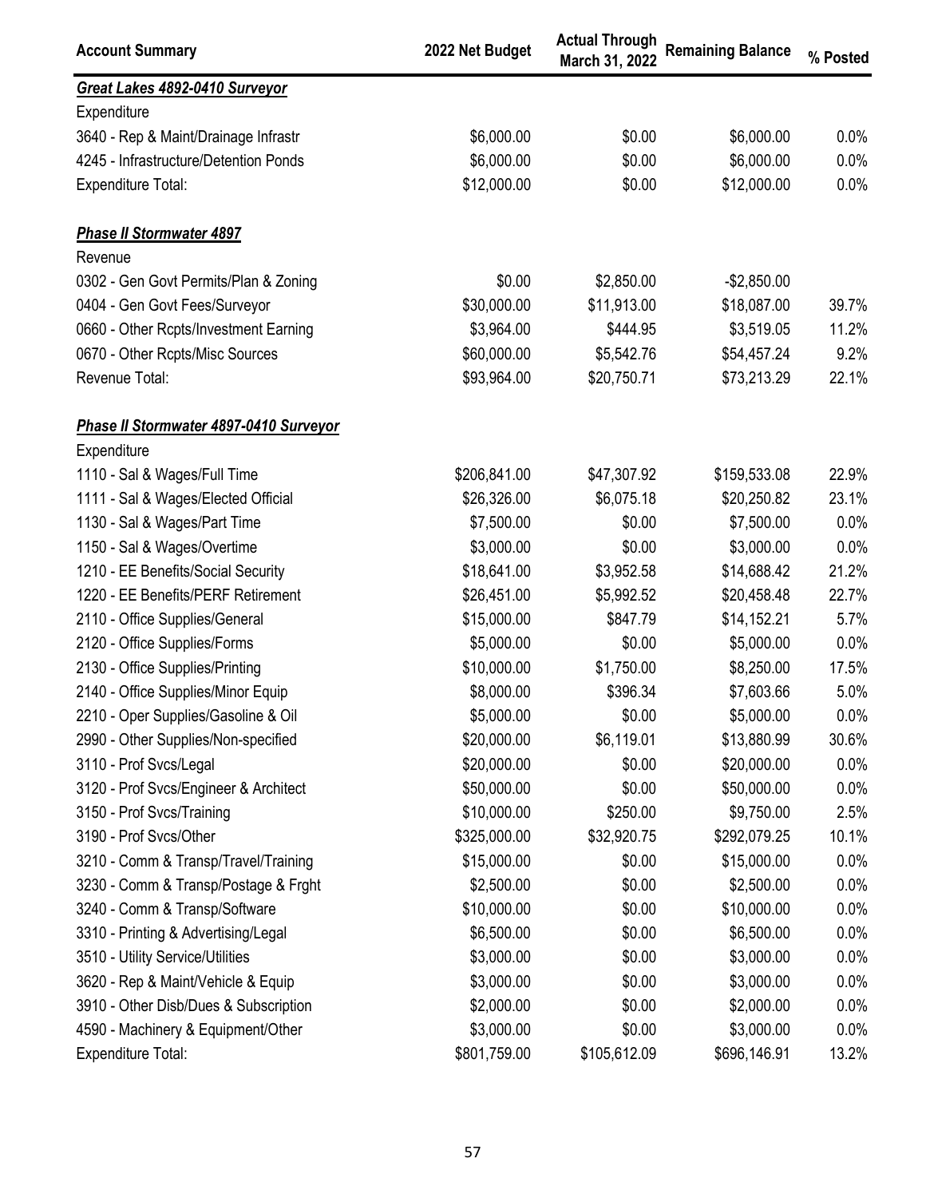| Account Summary | 2022 Net Budget | Actual Through March 31, 2022 | Remaining Balance | % Posted |
|---|---|---|---|---|
| ***Great Lakes 4892-0410 Surveyor*** | | | | |
| Expenditure | | | | |
| 3640 - Rep & Maint/Drainage Infrastr | $6,000.00 | $0.00 | $6,000.00 | 0.0% |
| 4245 - Infrastructure/Detention Ponds | $6,000.00 | $0.00 | $6,000.00 | 0.0% |
| Expenditure Total: | $12,000.00 | $0.00 | $12,000.00 | 0.0% |
| | | | | |
| ***Phase II Stormwater 4897*** | | | | |
| Revenue | | | | |
| 0302 - Gen Govt Permits/Plan & Zoning | $0.00 | $2,850.00 | -$2,850.00 | |
| 0404 - Gen Govt Fees/Surveyor | $30,000.00 | $11,913.00 | $18,087.00 | 39.7% |
| 0660 - Other Rcpts/Investment Earning | $3,964.00 | $444.95 | $3,519.05 | 11.2% |
| 0670 - Other Rcpts/Misc Sources | $60,000.00 | $5,542.76 | $54,457.24 | 9.2% |
| Revenue Total: | $93,964.00 | $20,750.71 | $73,213.29 | 22.1% |
| | | | | |
| ***Phase II Stormwater 4897-0410 Surveyor*** | | | | |
| Expenditure | | | | |
| 1110 - Sal & Wages/Full Time | $206,841.00 | $47,307.92 | $159,533.08 | 22.9% |
| 1111 - Sal & Wages/Elected Official | $26,326.00 | $6,075.18 | $20,250.82 | 23.1% |
| 1130 - Sal & Wages/Part Time | $7,500.00 | $0.00 | $7,500.00 | 0.0% |
| 1150 - Sal & Wages/Overtime | $3,000.00 | $0.00 | $3,000.00 | 0.0% |
| 1210 - EE Benefits/Social Security | $18,641.00 | $3,952.58 | $14,688.42 | 21.2% |
| 1220 - EE Benefits/PERF Retirement | $26,451.00 | $5,992.52 | $20,458.48 | 22.7% |
| 2110 - Office Supplies/General | $15,000.00 | $847.79 | $14,152.21 | 5.7% |
| 2120 - Office Supplies/Forms | $5,000.00 | $0.00 | $5,000.00 | 0.0% |
| 2130 - Office Supplies/Printing | $10,000.00 | $1,750.00 | $8,250.00 | 17.5% |
| 2140 - Office Supplies/Minor Equip | $8,000.00 | $396.34 | $7,603.66 | 5.0% |
| 2210 - Oper Supplies/Gasoline & Oil | $5,000.00 | $0.00 | $5,000.00 | 0.0% |
| 2990 - Other Supplies/Non-specified | $20,000.00 | $6,119.01 | $13,880.99 | 30.6% |
| 3110 - Prof Svcs/Legal | $20,000.00 | $0.00 | $20,000.00 | 0.0% |
| 3120 - Prof Svcs/Engineer & Architect | $50,000.00 | $0.00 | $50,000.00 | 0.0% |
| 3150 - Prof Svcs/Training | $10,000.00 | $250.00 | $9,750.00 | 2.5% |
| 3190 - Prof Svcs/Other | $325,000.00 | $32,920.75 | $292,079.25 | 10.1% |
| 3210 - Comm & Transp/Travel/Training | $15,000.00 | $0.00 | $15,000.00 | 0.0% |
| 3230 - Comm & Transp/Postage & Frght | $2,500.00 | $0.00 | $2,500.00 | 0.0% |
| 3240 - Comm & Transp/Software | $10,000.00 | $0.00 | $10,000.00 | 0.0% |
| 3310 - Printing & Advertising/Legal | $6,500.00 | $0.00 | $6,500.00 | 0.0% |
| 3510 - Utility Service/Utilities | $3,000.00 | $0.00 | $3,000.00 | 0.0% |
| 3620 - Rep & Maint/Vehicle & Equip | $3,000.00 | $0.00 | $3,000.00 | 0.0% |
| 3910 - Other Disb/Dues & Subscription | $2,000.00 | $0.00 | $2,000.00 | 0.0% |
| 4590 - Machinery & Equipment/Other | $3,000.00 | $0.00 | $3,000.00 | 0.0% |
| Expenditure Total: | $801,759.00 | $105,612.09 | $696,146.91 | 13.2% |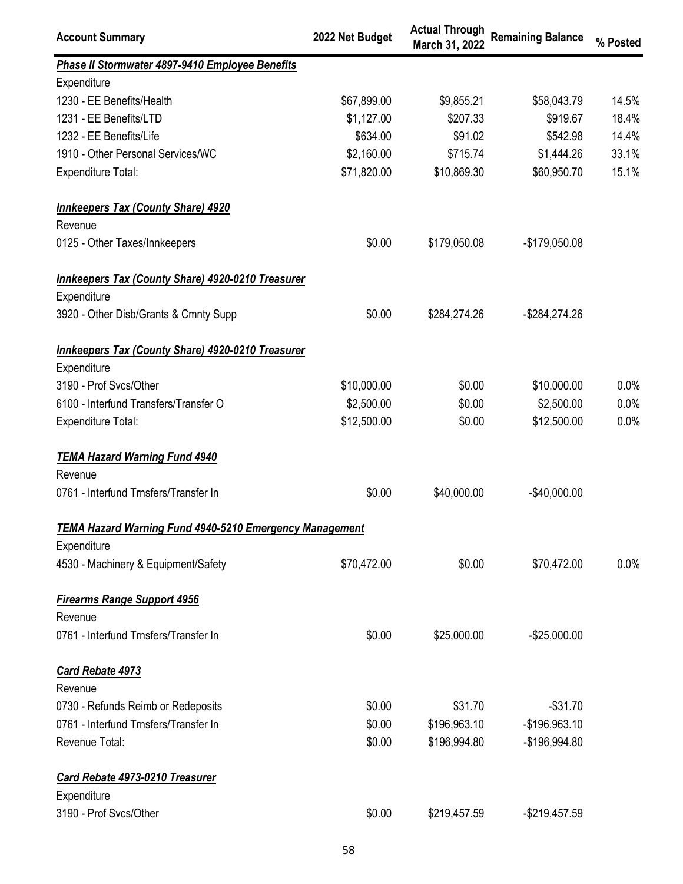| Account Summary | 2022 Net Budget | Actual Through March 31, 2022 | Remaining Balance | % Posted |
|---|---|---|---|---|
| ***Phase II Stormwater 4897-9410 Employee Benefits*** | | | | |
| Expenditure | | | | |
| 1230 - EE Benefits/Health | $67,899.00 | $9,855.21 | $58,043.79 | 14.5% |
| 1231 - EE Benefits/LTD | $1,127.00 | $207.33 | $919.67 | 18.4% |
| 1232 - EE Benefits/Life | $634.00 | $91.02 | $542.98 | 14.4% |
| 1910 - Other Personal Services/WC | $2,160.00 | $715.74 | $1,444.26 | 33.1% |
| Expenditure Total: | $71,820.00 | $10,869.30 | $60,950.70 | 15.1% |
| ***Innkeepers Tax (County Share) 4920*** | | | | |
| Revenue | | | | |
| 0125 - Other Taxes/Innkeepers | $0.00 | $179,050.08 | -$179,050.08 | |
| ***Innkeepers Tax (County Share) 4920-0210 Treasurer*** | | | | |
| Expenditure | | | | |
| 3920 - Other Disb/Grants & Cmnty Supp | $0.00 | $284,274.26 | -$284,274.26 | |
| ***Innkeepers Tax (County Share) 4920-0210 Treasurer*** | | | | |
| Expenditure | | | | |
| 3190 - Prof Svcs/Other | $10,000.00 | $0.00 | $10,000.00 | 0.0% |
| 6100 - Interfund Transfers/Transfer O | $2,500.00 | $0.00 | $2,500.00 | 0.0% |
| Expenditure Total: | $12,500.00 | $0.00 | $12,500.00 | 0.0% |
| ***TEMA Hazard Warning Fund 4940*** | | | | |
| Revenue | | | | |
| 0761 - Interfund Trnsfers/Transfer In | $0.00 | $40,000.00 | -$40,000.00 | |
| ***TEMA Hazard Warning Fund 4940-5210 Emergency Management*** | | | | |
| Expenditure | | | | |
| 4530 - Machinery & Equipment/Safety | $70,472.00 | $0.00 | $70,472.00 | 0.0% |
| ***Firearms Range Support 4956*** | | | | |
| Revenue | | | | |
| 0761 - Interfund Trnsfers/Transfer In | $0.00 | $25,000.00 | -$25,000.00 | |
| ***Card Rebate 4973*** | | | | |
| Revenue | | | | |
| 0730 - Refunds Reimb or Redeposits | $0.00 | $31.70 | -$31.70 | |
| 0761 - Interfund Trnsfers/Transfer In | $0.00 | $196,963.10 | -$196,963.10 | |
| Revenue Total: | $0.00 | $196,994.80 | -$196,994.80 | |
| ***Card Rebate 4973-0210 Treasurer*** | | | | |
| Expenditure | | | | |
| 3190 - Prof Svcs/Other | $0.00 | $219,457.59 | -$219,457.59 | |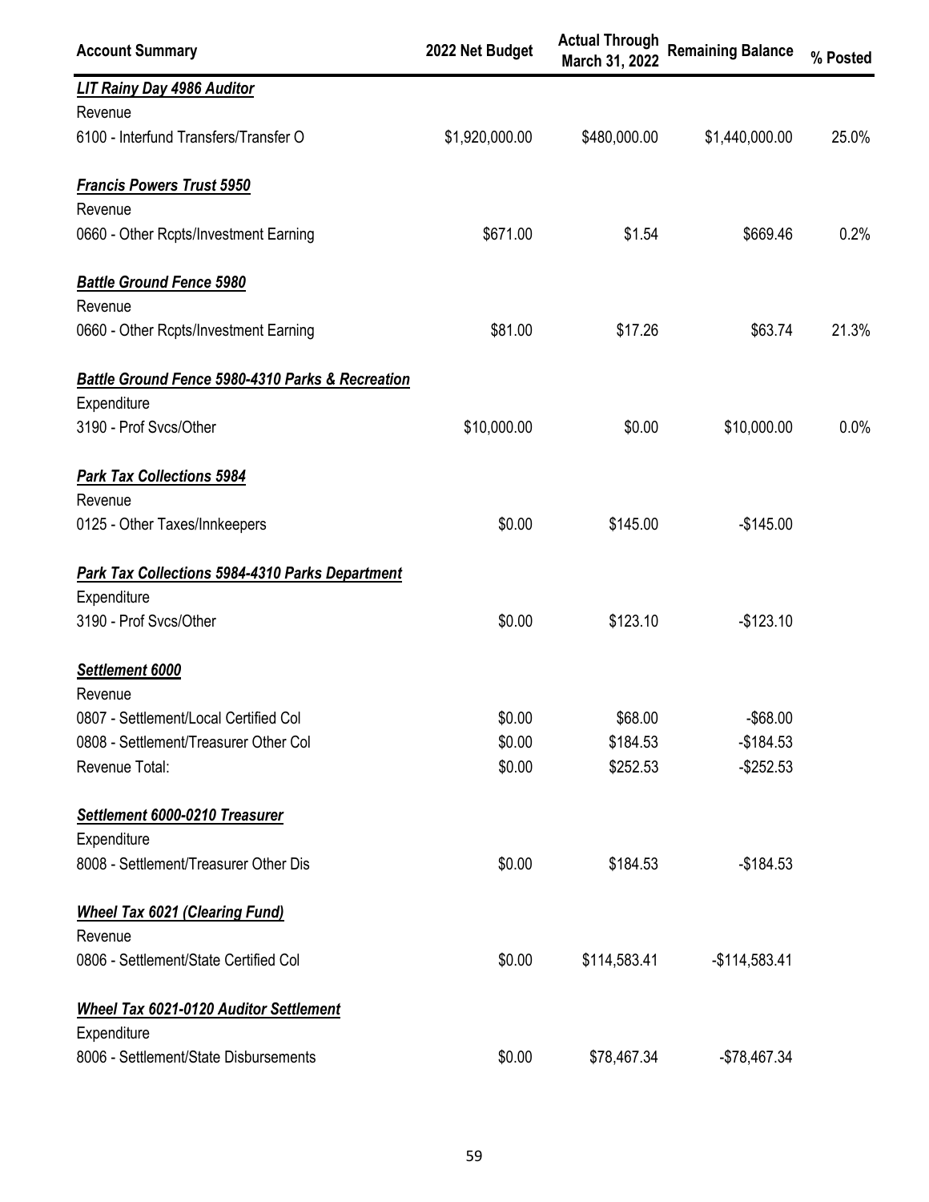| Account Summary | 2022 Net Budget | Actual Through March 31, 2022 | Remaining Balance | % Posted |
|---|---|---|---|---|
| ***LIT Rainy Day 4986 Auditor*** | | | | |
| Revenue | | | | |
| 6100 - Interfund Transfers/Transfer O | $1,920,000.00 | $480,000.00 | $1,440,000.00 | 25.0% |
| ***Francis Powers Trust 5950*** | | | | |
| Revenue | | | | |
| 0660 - Other Rcpts/Investment Earning | $671.00 | $1.54 | $669.46 | 0.2% |
| ***Battle Ground Fence 5980*** | | | | |
| Revenue | | | | |
| 0660 - Other Rcpts/Investment Earning | $81.00 | $17.26 | $63.74 | 21.3% |
| ***Battle Ground Fence 5980-4310 Parks & Recreation*** | | | | |
| Expenditure | | | | |
| 3190 - Prof Svcs/Other | $10,000.00 | $0.00 | $10,000.00 | 0.0% |
| ***Park Tax Collections 5984*** | | | | |
| Revenue | | | | |
| 0125 - Other Taxes/Innkeepers | $0.00 | $145.00 | -$145.00 | |
| ***Park Tax Collections 5984-4310 Parks Department*** | | | | |
| Expenditure | | | | |
| 3190 - Prof Svcs/Other | $0.00 | $123.10 | -$123.10 | |
| ***Settlement 6000*** | | | | |
| Revenue | | | | |
| 0807 - Settlement/Local Certified Col | $0.00 | $68.00 | -$68.00 | |
| 0808 - Settlement/Treasurer Other Col | $0.00 | $184.53 | -$184.53 | |
| Revenue Total: | $0.00 | $252.53 | -$252.53 | |
| ***Settlement 6000-0210 Treasurer*** | | | | |
| Expenditure | | | | |
| 8008 - Settlement/Treasurer Other Dis | $0.00 | $184.53 | -$184.53 | |
| ***Wheel Tax 6021 (Clearing Fund)*** | | | | |
| Revenue | | | | |
| 0806 - Settlement/State Certified Col | $0.00 | $114,583.41 | -$114,583.41 | |
| ***Wheel Tax 6021-0120 Auditor Settlement*** | | | | |
| Expenditure | | | | |
| 8006 - Settlement/State Disbursements | $0.00 | $78,467.34 | -$78,467.34 | |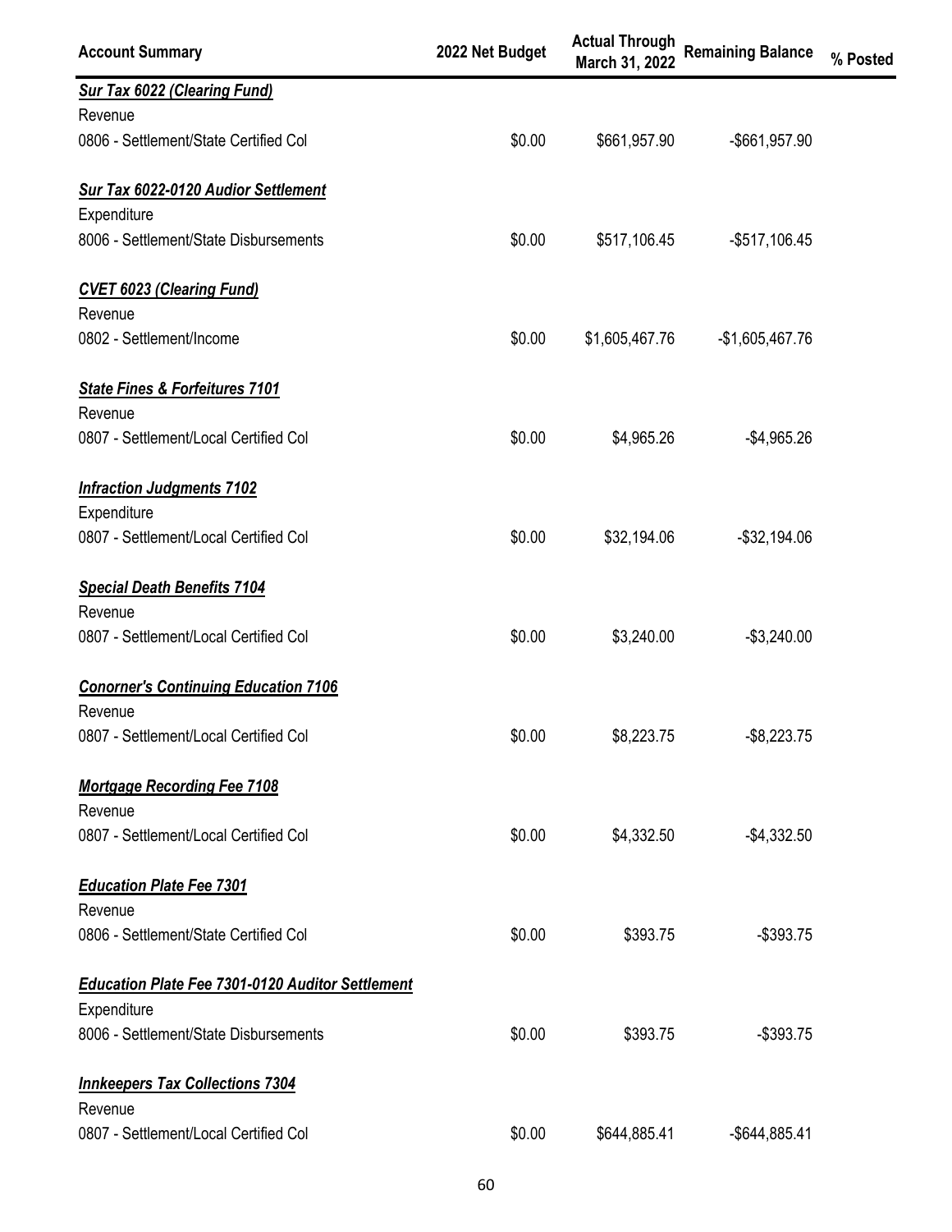| Account Summary | 2022 Net Budget | Actual Through March 31, 2022 | Remaining Balance | % Posted |
|---|---|---|---|---|
| ***Sur Tax 6022 (Clearing Fund)*** | | | | |
| Revenue | | | | |
| 0806 - Settlement/State Certified Col | $0.00 | $661,957.90 | -$661,957.90 | |
| ***Sur Tax 6022-0120 Audior Settlement*** | | | | |
| Expenditure | | | | |
| 8006 - Settlement/State Disbursements | $0.00 | $517,106.45 | -$517,106.45 | |
| ***CVET 6023 (Clearing Fund)*** | | | | |
| Revenue | | | | |
| 0802 - Settlement/Income | $0.00 | $1,605,467.76 | -$1,605,467.76 | |
| ***State Fines & Forfeitures 7101*** | | | | |
| Revenue | | | | |
| 0807 - Settlement/Local Certified Col | $0.00 | $4,965.26 | -$4,965.26 | |
| ***Infraction Judgments 7102*** | | | | |
| Expenditure | | | | |
| 0807 - Settlement/Local Certified Col | $0.00 | $32,194.06 | -$32,194.06 | |
| ***Special Death Benefits 7104*** | | | | |
| Revenue | | | | |
| 0807 - Settlement/Local Certified Col | $0.00 | $3,240.00 | -$3,240.00 | |
| ***Conorner's Continuing Education 7106*** | | | | |
| Revenue | | | | |
| 0807 - Settlement/Local Certified Col | $0.00 | $8,223.75 | -$8,223.75 | |
| ***Mortgage Recording Fee 7108*** | | | | |
| Revenue | | | | |
| 0807 - Settlement/Local Certified Col | $0.00 | $4,332.50 | -$4,332.50 | |
| ***Education Plate Fee 7301*** | | | | |
| Revenue | | | | |
| 0806 - Settlement/State Certified Col | $0.00 | $393.75 | -$393.75 | |
| ***Education Plate Fee 7301-0120 Auditor Settlement*** | | | | |
| Expenditure | | | | |
| 8006 - Settlement/State Disbursements | $0.00 | $393.75 | -$393.75 | |
| ***Innkeepers Tax Collections 7304*** | | | | |
| Revenue | | | | |
| 0807 - Settlement/Local Certified Col | $0.00 | $644,885.41 | -$644,885.41 | |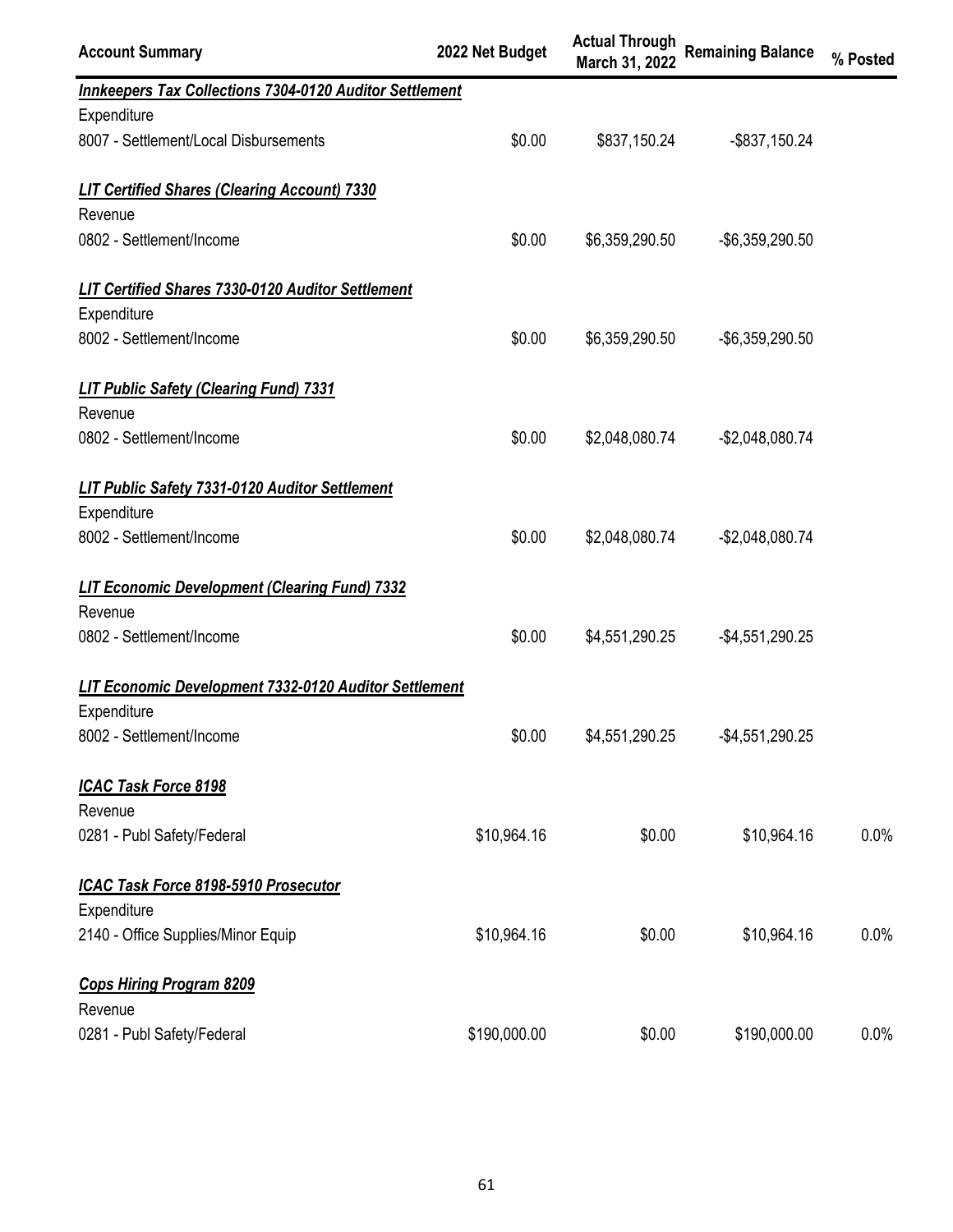| Account Summary | 2022 Net Budget | Actual Through March 31, 2022 | Remaining Balance | % Posted |
|---|---|---|---|---|
| ***Innkeepers Tax Collections 7304-0120 Auditor Settlement*** | | | | |
| Expenditure | | | | |
| 8007 - Settlement/Local Disbursements | $0.00 | $837,150.24 | -$837,150.24 | |
| ***LIT Certified Shares (Clearing Account) 7330*** | | | | |
| Revenue | | | | |
| 0802 - Settlement/Income | $0.00 | $6,359,290.50 | -$6,359,290.50 | |
| ***LIT Certified Shares 7330-0120 Auditor Settlement*** | | | | |
| Expenditure | | | | |
| 8002 - Settlement/Income | $0.00 | $6,359,290.50 | -$6,359,290.50 | |
| ***LIT Public Safety (Clearing Fund) 7331*** | | | | |
| Revenue | | | | |
| 0802 - Settlement/Income | $0.00 | $2,048,080.74 | -$2,048,080.74 | |
| ***LIT Public Safety 7331-0120 Auditor Settlement*** | | | | |
| Expenditure | | | | |
| 8002 - Settlement/Income | $0.00 | $2,048,080.74 | -$2,048,080.74 | |
| ***LIT Economic Development (Clearing Fund) 7332*** | | | | |
| Revenue | | | | |
| 0802 - Settlement/Income | $0.00 | $4,551,290.25 | -$4,551,290.25 | |
| ***LIT Economic Development 7332-0120 Auditor Settlement*** | | | | |
| Expenditure | | | | |
| 8002 - Settlement/Income | $0.00 | $4,551,290.25 | -$4,551,290.25 | |
| ***ICAC Task Force 8198*** | | | | |
| Revenue | | | | |
| 0281 - Publ Safety/Federal | $10,964.16 | $0.00 | $10,964.16 | 0.0% |
| ***ICAC Task Force 8198-5910 Prosecutor*** | | | | |
| Expenditure | | | | |
| 2140 - Office Supplies/Minor Equip | $10,964.16 | $0.00 | $10,964.16 | 0.0% |
| ***Cops Hiring Program 8209*** | | | | |
| Revenue | | | | |
| 0281 - Publ Safety/Federal | $190,000.00 | $0.00 | $190,000.00 | 0.0% |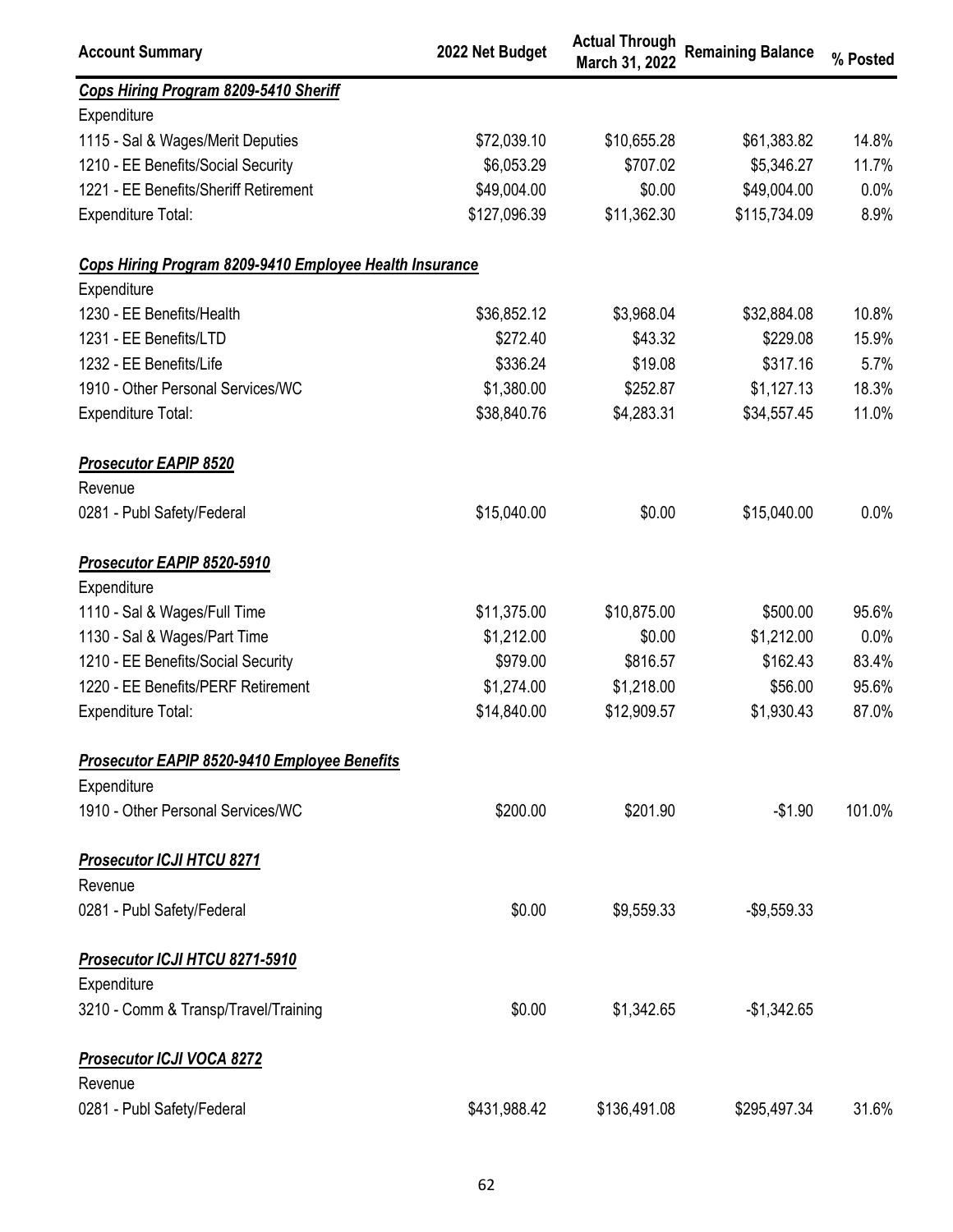| Account Summary | 2022 Net Budget | Actual Through March 31, 2022 | Remaining Balance | % Posted |
|---|---|---|---|---|
| ***Cops Hiring Program 8209-5410 Sheriff*** | | | | |
| Expenditure | | | | |
| 1115 - Sal & Wages/Merit Deputies | $72,039.10 | $10,655.28 | $61,383.82 | 14.8% |
| 1210 - EE Benefits/Social Security | $6,053.29 | $707.02 | $5,346.27 | 11.7% |
| 1221 - EE Benefits/Sheriff Retirement | $49,004.00 | $0.00 | $49,004.00 | 0.0% |
| Expenditure Total: | $127,096.39 | $11,362.30 | $115,734.09 | 8.9% |
| ***Cops Hiring Program 8209-9410 Employee Health Insurance*** | | | | |
| Expenditure | | | | |
| 1230 - EE Benefits/Health | $36,852.12 | $3,968.04 | $32,884.08 | 10.8% |
| 1231 - EE Benefits/LTD | $272.40 | $43.32 | $229.08 | 15.9% |
| 1232 - EE Benefits/Life | $336.24 | $19.08 | $317.16 | 5.7% |
| 1910 - Other Personal Services/WC | $1,380.00 | $252.87 | $1,127.13 | 18.3% |
| Expenditure Total: | $38,840.76 | $4,283.31 | $34,557.45 | 11.0% |
| ***Prosecutor EAPIP 8520*** | | | | |
| Revenue | | | | |
| 0281 - Publ Safety/Federal | $15,040.00 | $0.00 | $15,040.00 | 0.0% |
| ***Prosecutor EAPIP 8520-5910*** | | | | |
| Expenditure | | | | |
| 1110 - Sal & Wages/Full Time | $11,375.00 | $10,875.00 | $500.00 | 95.6% |
| 1130 - Sal & Wages/Part Time | $1,212.00 | $0.00 | $1,212.00 | 0.0% |
| 1210 - EE Benefits/Social Security | $979.00 | $816.57 | $162.43 | 83.4% |
| 1220 - EE Benefits/PERF Retirement | $1,274.00 | $1,218.00 | $56.00 | 95.6% |
| Expenditure Total: | $14,840.00 | $12,909.57 | $1,930.43 | 87.0% |
| ***Prosecutor EAPIP 8520-9410 Employee Benefits*** | | | | |
| Expenditure | | | | |
| 1910 - Other Personal Services/WC | $200.00 | $201.90 | -$1.90 | 101.0% |
| ***Prosecutor ICJI HTCU 8271*** | | | | |
| Revenue | | | | |
| 0281 - Publ Safety/Federal | $0.00 | $9,559.33 | -$9,559.33 | |
| ***Prosecutor ICJI HTCU 8271-5910*** | | | | |
| Expenditure | | | | |
| 3210 - Comm & Transp/Travel/Training | $0.00 | $1,342.65 | -$1,342.65 | |
| ***Prosecutor ICJI VOCA 8272*** | | | | |
| Revenue | | | | |
| 0281 - Publ Safety/Federal | $431,988.42 | $136,491.08 | $295,497.34 | 31.6% |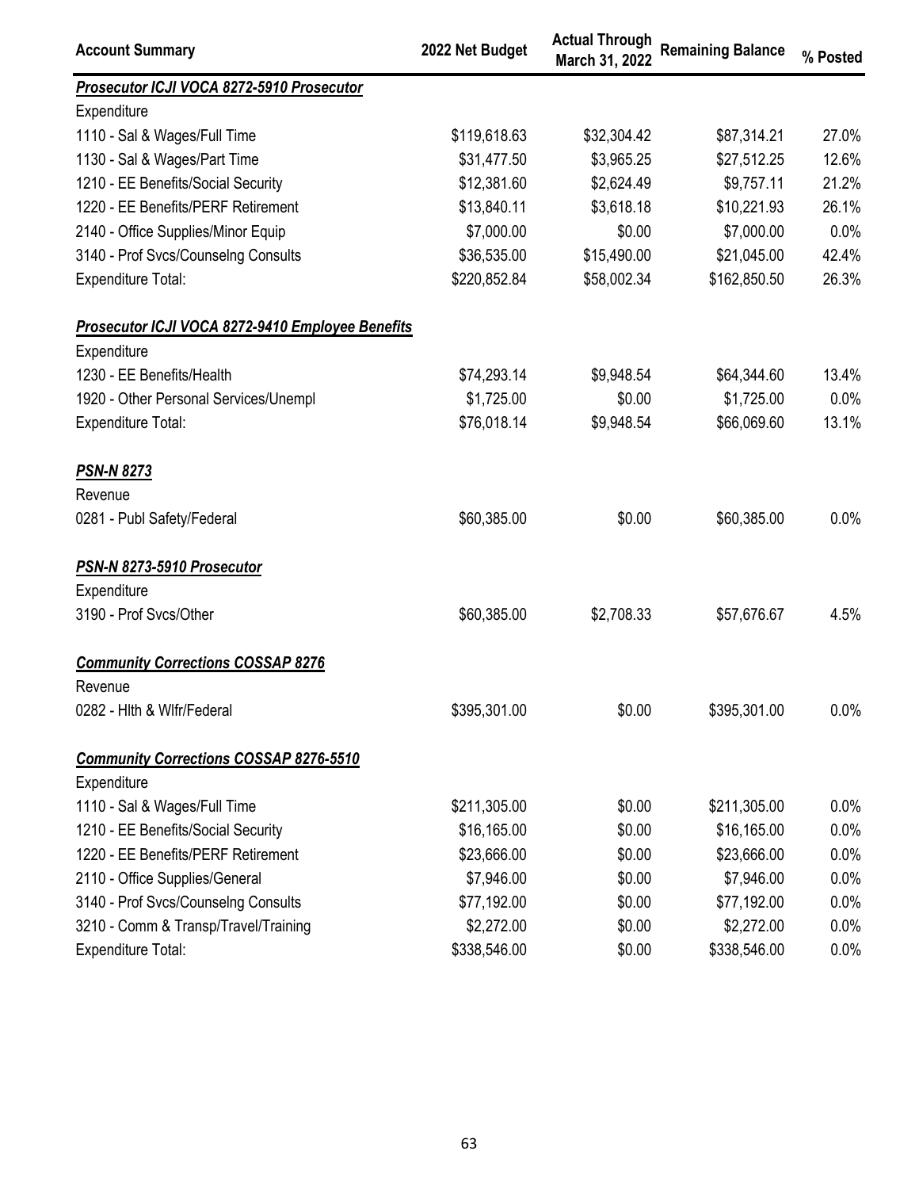| Account Summary | 2022 Net Budget | Actual Through March 31, 2022 | Remaining Balance | % Posted |
|---|---|---|---|---|
| ***Prosecutor ICJI VOCA 8272-5910 Prosecutor*** | | | | |
| Expenditure | | | | |
| 1110 - Sal & Wages/Full Time | $119,618.63 | $32,304.42 | $87,314.21 | 27.0% |
| 1130 - Sal & Wages/Part Time | $31,477.50 | $3,965.25 | $27,512.25 | 12.6% |
| 1210 - EE Benefits/Social Security | $12,381.60 | $2,624.49 | $9,757.11 | 21.2% |
| 1220 - EE Benefits/PERF Retirement | $13,840.11 | $3,618.18 | $10,221.93 | 26.1% |
| 2140 - Office Supplies/Minor Equip | $7,000.00 | $0.00 | $7,000.00 | 0.0% |
| 3140 - Prof Svcs/Counselng Consults | $36,535.00 | $15,490.00 | $21,045.00 | 42.4% |
| Expenditure Total: | $220,852.84 | $58,002.34 | $162,850.50 | 26.3% |
| ***Prosecutor ICJI VOCA 8272-9410 Employee Benefits*** | | | | |
| Expenditure | | | | |
| 1230 - EE Benefits/Health | $74,293.14 | $9,948.54 | $64,344.60 | 13.4% |
| 1920 - Other Personal Services/Unempl | $1,725.00 | $0.00 | $1,725.00 | 0.0% |
| Expenditure Total: | $76,018.14 | $9,948.54 | $66,069.60 | 13.1% |
| ***PSN-N 8273*** | | | | |
| Revenue | | | | |
| 0281 - Publ Safety/Federal | $60,385.00 | $0.00 | $60,385.00 | 0.0% |
| ***PSN-N 8273-5910 Prosecutor*** | | | | |
| Expenditure | | | | |
| 3190 - Prof Svcs/Other | $60,385.00 | $2,708.33 | $57,676.67 | 4.5% |
| ***Community Corrections COSSAP 8276*** | | | | |
| Revenue | | | | |
| 0282 - Hlth & Wlfr/Federal | $395,301.00 | $0.00 | $395,301.00 | 0.0% |
| ***Community Corrections COSSAP 8276-5510*** | | | | |
| Expenditure | | | | |
| 1110 - Sal & Wages/Full Time | $211,305.00 | $0.00 | $211,305.00 | 0.0% |
| 1210 - EE Benefits/Social Security | $16,165.00 | $0.00 | $16,165.00 | 0.0% |
| 1220 - EE Benefits/PERF Retirement | $23,666.00 | $0.00 | $23,666.00 | 0.0% |
| 2110 - Office Supplies/General | $7,946.00 | $0.00 | $7,946.00 | 0.0% |
| 3140 - Prof Svcs/Counselng Consults | $77,192.00 | $0.00 | $77,192.00 | 0.0% |
| 3210 - Comm & Transp/Travel/Training | $2,272.00 | $0.00 | $2,272.00 | 0.0% |
| Expenditure Total: | $338,546.00 | $0.00 | $338,546.00 | 0.0% |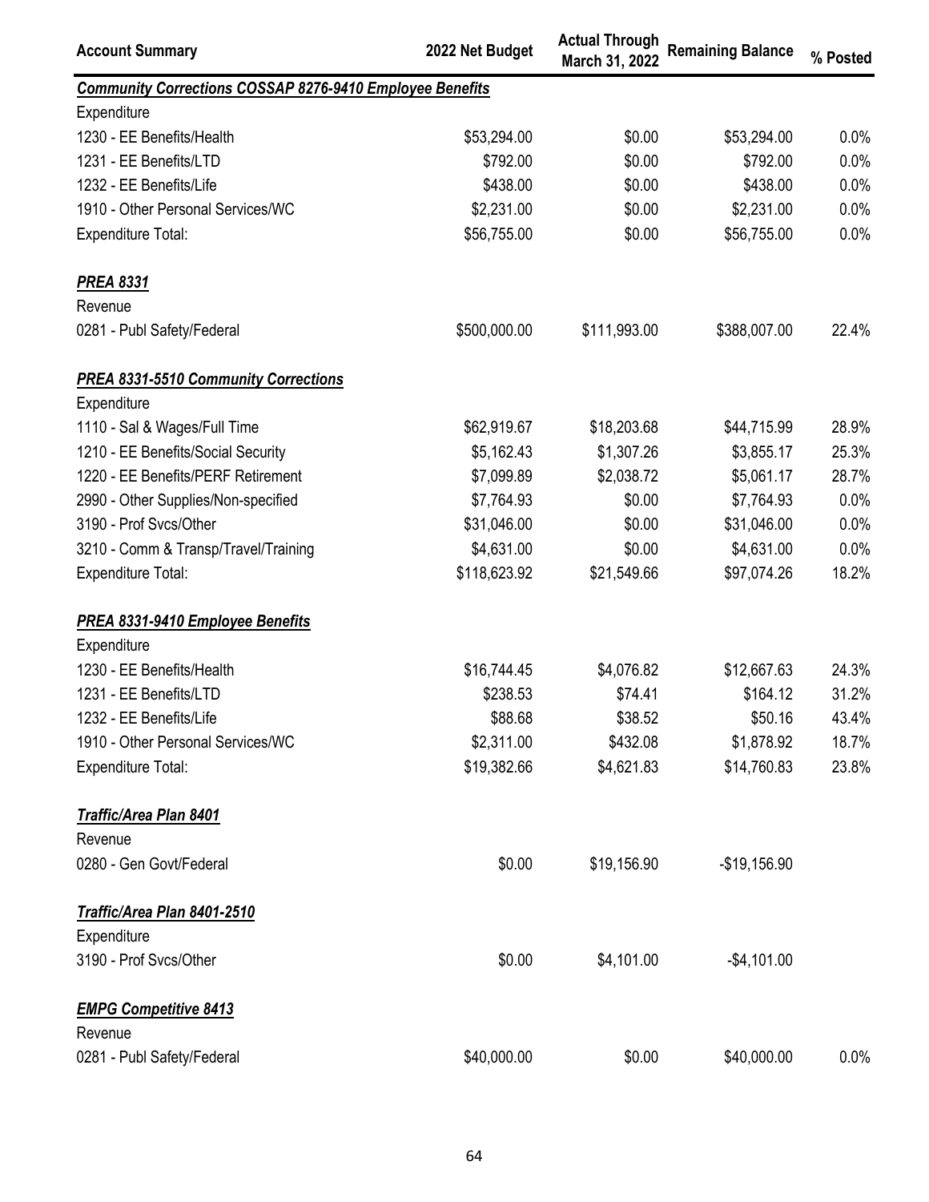| Account Summary | 2022 Net Budget | Actual Through March 31, 2022 | Remaining Balance | % Posted |
|---|---|---|---|---|
| ***Community Corrections COSSAP 8276-9410 Employee Benefits*** | | | | |
| Expenditure | | | | |
| 1230 - EE Benefits/Health | $53,294.00 | $0.00 | $53,294.00 | 0.0% |
| 1231 - EE Benefits/LTD | $792.00 | $0.00 | $792.00 | 0.0% |
| 1232 - EE Benefits/Life | $438.00 | $0.00 | $438.00 | 0.0% |
| 1910 - Other Personal Services/WC | $2,231.00 | $0.00 | $2,231.00 | 0.0% |
| Expenditure Total: | $56,755.00 | $0.00 | $56,755.00 | 0.0% |
| ***PREA 8331*** | | | | |
| Revenue | | | | |
| 0281 - Publ Safety/Federal | $500,000.00 | $111,993.00 | $388,007.00 | 22.4% |
| ***PREA 8331-5510 Community Corrections*** | | | | |
| Expenditure | | | | |
| 1110 - Sal & Wages/Full Time | $62,919.67 | $18,203.68 | $44,715.99 | 28.9% |
| 1210 - EE Benefits/Social Security | $5,162.43 | $1,307.26 | $3,855.17 | 25.3% |
| 1220 - EE Benefits/PERF Retirement | $7,099.89 | $2,038.72 | $5,061.17 | 28.7% |
| 2990 - Other Supplies/Non-specified | $7,764.93 | $0.00 | $7,764.93 | 0.0% |
| 3190 - Prof Svcs/Other | $31,046.00 | $0.00 | $31,046.00 | 0.0% |
| 3210 - Comm & Transp/Travel/Training | $4,631.00 | $0.00 | $4,631.00 | 0.0% |
| Expenditure Total: | $118,623.92 | $21,549.66 | $97,074.26 | 18.2% |
| ***PREA 8331-9410 Employee Benefits*** | | | | |
| Expenditure | | | | |
| 1230 - EE Benefits/Health | $16,744.45 | $4,076.82 | $12,667.63 | 24.3% |
| 1231 - EE Benefits/LTD | $238.53 | $74.41 | $164.12 | 31.2% |
| 1232 - EE Benefits/Life | $88.68 | $38.52 | $50.16 | 43.4% |
| 1910 - Other Personal Services/WC | $2,311.00 | $432.08 | $1,878.92 | 18.7% |
| Expenditure Total: | $19,382.66 | $4,621.83 | $14,760.83 | 23.8% |
| ***Traffic/Area Plan 8401*** | | | | |
| Revenue | | | | |
| 0280 - Gen Govt/Federal | $0.00 | $19,156.90 | -$19,156.90 | |
| ***Traffic/Area Plan 8401-2510*** | | | | |
| Expenditure | | | | |
| 3190 - Prof Svcs/Other | $0.00 | $4,101.00 | -$4,101.00 | |
| ***EMPG Competitive 8413*** | | | | |
| Revenue | | | | |
| 0281 - Publ Safety/Federal | $40,000.00 | $0.00 | $40,000.00 | 0.0% |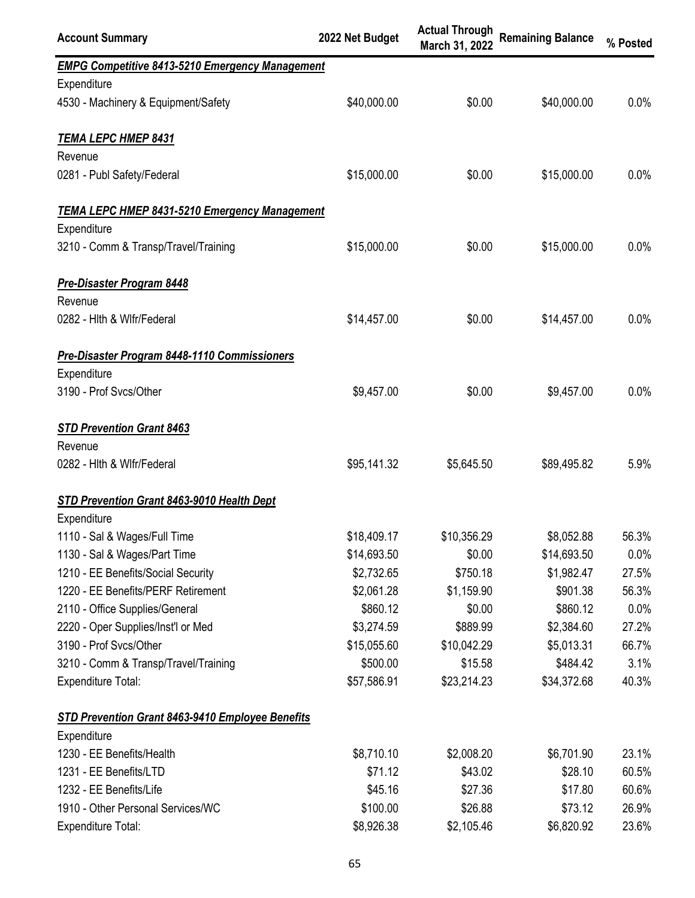| Account Summary | 2022 Net Budget | Actual Through March 31, 2022 | Remaining Balance | % Posted |
|---|---|---|---|---|
| ***EMPG Competitive 8413-5210 Emergency Management*** | | | | |
| Expenditure | | | | |
| 4530 - Machinery & Equipment/Safety | $40,000.00 | $0.00 | $40,000.00 | 0.0% |
| ***TEMA LEPC HMEP 8431*** | | | | |
| Revenue | | | | |
| 0281 - Publ Safety/Federal | $15,000.00 | $0.00 | $15,000.00 | 0.0% |
| ***TEMA LEPC HMEP 8431-5210 Emergency Management*** | | | | |
| Expenditure | | | | |
| 3210 - Comm & Transp/Travel/Training | $15,000.00 | $0.00 | $15,000.00 | 0.0% |
| ***Pre-Disaster Program 8448*** | | | | |
| Revenue | | | | |
| 0282 - Hlth & Wlfr/Federal | $14,457.00 | $0.00 | $14,457.00 | 0.0% |
| ***Pre-Disaster Program 8448-1110 Commissioners*** | | | | |
| Expenditure | | | | |
| 3190 - Prof Svcs/Other | $9,457.00 | $0.00 | $9,457.00 | 0.0% |
| ***STD Prevention Grant 8463*** | | | | |
| Revenue | | | | |
| 0282 - Hlth & Wlfr/Federal | $95,141.32 | $5,645.50 | $89,495.82 | 5.9% |
| ***STD Prevention Grant 8463-9010 Health Dept*** | | | | |
| Expenditure | | | | |
| 1110 - Sal & Wages/Full Time | $18,409.17 | $10,356.29 | $8,052.88 | 56.3% |
| 1130 - Sal & Wages/Part Time | $14,693.50 | $0.00 | $14,693.50 | 0.0% |
| 1210 - EE Benefits/Social Security | $2,732.65 | $750.18 | $1,982.47 | 27.5% |
| 1220 - EE Benefits/PERF Retirement | $2,061.28 | $1,159.90 | $901.38 | 56.3% |
| 2110 - Office Supplies/General | $860.12 | $0.00 | $860.12 | 0.0% |
| 2220 - Oper Supplies/Inst'l or Med | $3,274.59 | $889.99 | $2,384.60 | 27.2% |
| 3190 - Prof Svcs/Other | $15,055.60 | $10,042.29 | $5,013.31 | 66.7% |
| 3210 - Comm & Transp/Travel/Training | $500.00 | $15.58 | $484.42 | 3.1% |
| Expenditure Total: | $57,586.91 | $23,214.23 | $34,372.68 | 40.3% |
| ***STD Prevention Grant 8463-9410 Employee Benefits*** | | | | |
| Expenditure | | | | |
| 1230 - EE Benefits/Health | $8,710.10 | $2,008.20 | $6,701.90 | 23.1% |
| 1231 - EE Benefits/LTD | $71.12 | $43.02 | $28.10 | 60.5% |
| 1232 - EE Benefits/Life | $45.16 | $27.36 | $17.80 | 60.6% |
| 1910 - Other Personal Services/WC | $100.00 | $26.88 | $73.12 | 26.9% |
| Expenditure Total: | $8,926.38 | $2,105.46 | $6,820.92 | 23.6% |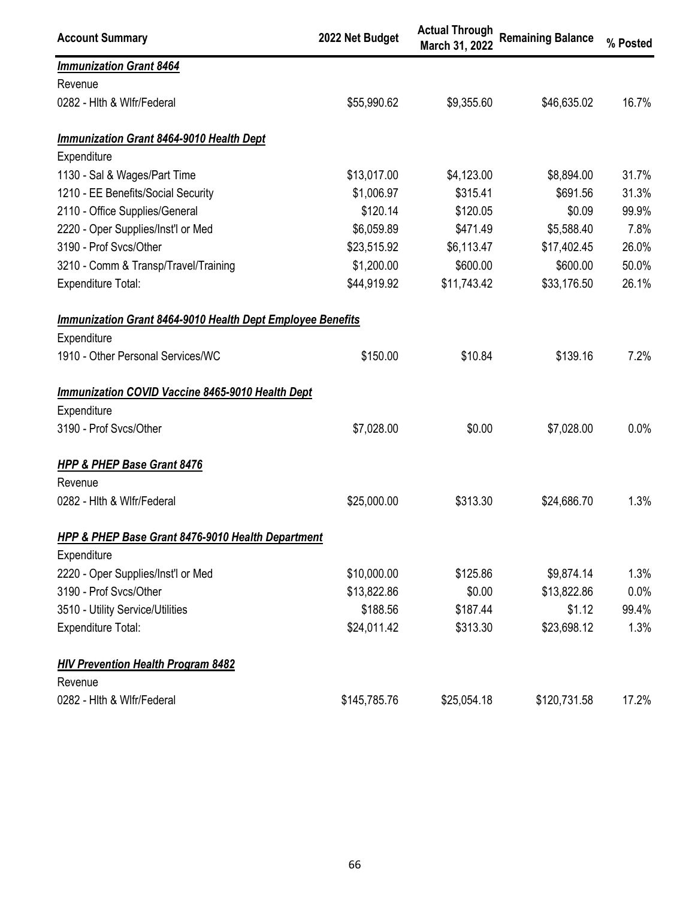| Account Summary | 2022 Net Budget | Actual Through March 31, 2022 | Remaining Balance | % Posted |
|---|---|---|---|---|
| ***Immunization Grant 8464*** | | | | |
| Revenue | | | | |
| 0282 - Hlth & Wlfr/Federal | $55,990.62 | $9,355.60 | $46,635.02 | 16.7% |
| | | | | |
| ***Immunization Grant 8464-9010 Health Dept*** | | | | |
| Expenditure | | | | |
| 1130 - Sal & Wages/Part Time | $13,017.00 | $4,123.00 | $8,894.00 | 31.7% |
| 1210 - EE Benefits/Social Security | $1,006.97 | $315.41 | $691.56 | 31.3% |
| 2110 - Office Supplies/General | $120.14 | $120.05 | $0.09 | 99.9% |
| 2220 - Oper Supplies/Inst'l or Med | $6,059.89 | $471.49 | $5,588.40 | 7.8% |
| 3190 - Prof Svcs/Other | $23,515.92 | $6,113.47 | $17,402.45 | 26.0% |
| 3210 - Comm & Transp/Travel/Training | $1,200.00 | $600.00 | $600.00 | 50.0% |
| Expenditure Total: | $44,919.92 | $11,743.42 | $33,176.50 | 26.1% |
| | | | | |
| ***Immunization Grant 8464-9010 Health Dept Employee Benefits*** | | | | |
| Expenditure | | | | |
| 1910 - Other Personal Services/WC | $150.00 | $10.84 | $139.16 | 7.2% |
| | | | | |
| ***Immunization COVID Vaccine 8465-9010 Health Dept*** | | | | |
| Expenditure | | | | |
| 3190 - Prof Svcs/Other | $7,028.00 | $0.00 | $7,028.00 | 0.0% |
| | | | | |
| ***HPP & PHEP Base Grant 8476*** | | | | |
| Revenue | | | | |
| 0282 - Hlth & Wlfr/Federal | $25,000.00 | $313.30 | $24,686.70 | 1.3% |
| | | | | |
| ***HPP & PHEP Base Grant 8476-9010 Health Department*** | | | | |
| Expenditure | | | | |
| 2220 - Oper Supplies/Inst'l or Med | $10,000.00 | $125.86 | $9,874.14 | 1.3% |
| 3190 - Prof Svcs/Other | $13,822.86 | $0.00 | $13,822.86 | 0.0% |
| 3510 - Utility Service/Utilities | $188.56 | $187.44 | $1.12 | 99.4% |
| Expenditure Total: | $24,011.42 | $313.30 | $23,698.12 | 1.3% |
| | | | | |
| ***HIV Prevention Health Program 8482*** | | | | |
| Revenue | | | | |
| 0282 - Hlth & Wlfr/Federal | $145,785.76 | $25,054.18 | $120,731.58 | 17.2% |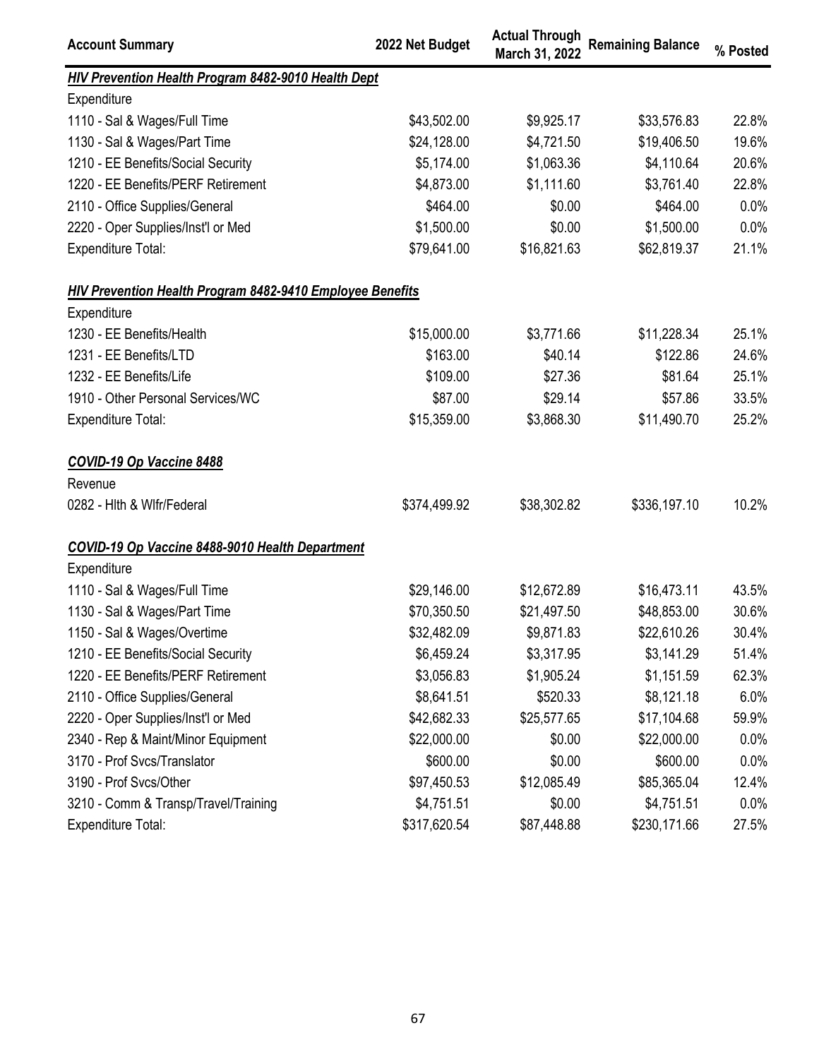| Account Summary | 2022 Net Budget | Actual Through March 31, 2022 | Remaining Balance | % Posted |
|---|---|---|---|---|
| ***HIV Prevention Health Program 8482-9010 Health Dept*** | | | | |
| Expenditure | | | | |
| 1110 - Sal & Wages/Full Time | $43,502.00 | $9,925.17 | $33,576.83 | 22.8% |
| 1130 - Sal & Wages/Part Time | $24,128.00 | $4,721.50 | $19,406.50 | 19.6% |
| 1210 - EE Benefits/Social Security | $5,174.00 | $1,063.36 | $4,110.64 | 20.6% |
| 1220 - EE Benefits/PERF Retirement | $4,873.00 | $1,111.60 | $3,761.40 | 22.8% |
| 2110 - Office Supplies/General | $464.00 | $0.00 | $464.00 | 0.0% |
| 2220 - Oper Supplies/Inst'l or Med | $1,500.00 | $0.00 | $1,500.00 | 0.0% |
| Expenditure Total: | $79,641.00 | $16,821.63 | $62,819.37 | 21.1% |
| | | | | |
| ***HIV Prevention Health Program 8482-9410 Employee Benefits*** | | | | |
| Expenditure | | | | |
| 1230 - EE Benefits/Health | $15,000.00 | $3,771.66 | $11,228.34 | 25.1% |
| 1231 - EE Benefits/LTD | $163.00 | $40.14 | $122.86 | 24.6% |
| 1232 - EE Benefits/Life | $109.00 | $27.36 | $81.64 | 25.1% |
| 1910 - Other Personal Services/WC | $87.00 | $29.14 | $57.86 | 33.5% |
| Expenditure Total: | $15,359.00 | $3,868.30 | $11,490.70 | 25.2% |
| | | | | |
| ***COVID-19 Op Vaccine 8488*** | | | | |
| Revenue | | | | |
| 0282 - Hlth & Wlfr/Federal | $374,499.92 | $38,302.82 | $336,197.10 | 10.2% |
| | | | | |
| ***COVID-19 Op Vaccine 8488-9010 Health Department*** | | | | |
| Expenditure | | | | |
| 1110 - Sal & Wages/Full Time | $29,146.00 | $12,672.89 | $16,473.11 | 43.5% |
| 1130 - Sal & Wages/Part Time | $70,350.50 | $21,497.50 | $48,853.00 | 30.6% |
| 1150 - Sal & Wages/Overtime | $32,482.09 | $9,871.83 | $22,610.26 | 30.4% |
| 1210 - EE Benefits/Social Security | $6,459.24 | $3,317.95 | $3,141.29 | 51.4% |
| 1220 - EE Benefits/PERF Retirement | $3,056.83 | $1,905.24 | $1,151.59 | 62.3% |
| 2110 - Office Supplies/General | $8,641.51 | $520.33 | $8,121.18 | 6.0% |
| 2220 - Oper Supplies/Inst'l or Med | $42,682.33 | $25,577.65 | $17,104.68 | 59.9% |
| 2340 - Rep & Maint/Minor Equipment | $22,000.00 | $0.00 | $22,000.00 | 0.0% |
| 3170 - Prof Svcs/Translator | $600.00 | $0.00 | $600.00 | 0.0% |
| 3190 - Prof Svcs/Other | $97,450.53 | $12,085.49 | $85,365.04 | 12.4% |
| 3210 - Comm & Transp/Travel/Training | $4,751.51 | $0.00 | $4,751.51 | 0.0% |
| Expenditure Total: | $317,620.54 | $87,448.88 | $230,171.66 | 27.5% |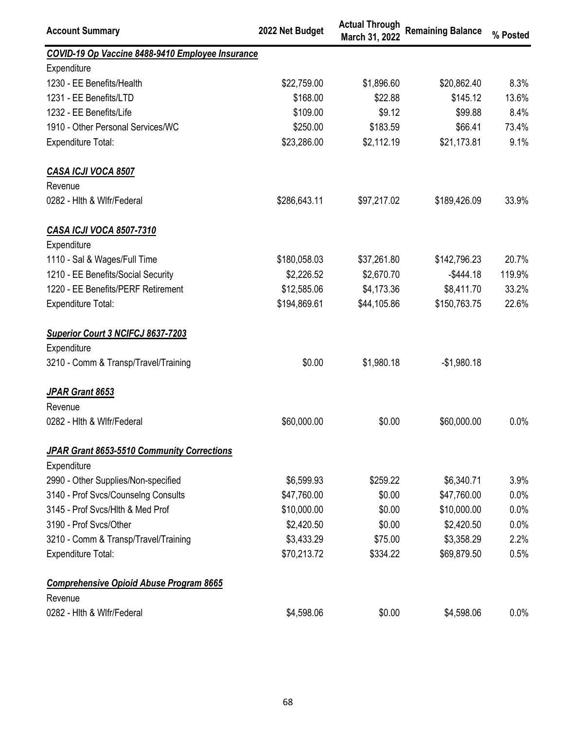| Account Summary | 2022 Net Budget | Actual Through March 31, 2022 | Remaining Balance | % Posted |
|---|---|---|---|---|
| ***COVID-19 Op Vaccine 8488-9410 Employee Insurance*** | | | | |
| Expenditure | | | | |
| 1230 - EE Benefits/Health | $22,759.00 | $1,896.60 | $20,862.40 | 8.3% |
| 1231 - EE Benefits/LTD | $168.00 | $22.88 | $145.12 | 13.6% |
| 1232 - EE Benefits/Life | $109.00 | $9.12 | $99.88 | 8.4% |
| 1910 - Other Personal Services/WC | $250.00 | $183.59 | $66.41 | 73.4% |
| Expenditure Total: | $23,286.00 | $2,112.19 | $21,173.81 | 9.1% |
| ***CASA ICJI VOCA 8507*** | | | | |
| Revenue | | | | |
| 0282 - Hlth & Wlfr/Federal | $286,643.11 | $97,217.02 | $189,426.09 | 33.9% |
| ***CASA ICJI VOCA 8507-7310*** | | | | |
| Expenditure | | | | |
| 1110 - Sal & Wages/Full Time | $180,058.03 | $37,261.80 | $142,796.23 | 20.7% |
| 1210 - EE Benefits/Social Security | $2,226.52 | $2,670.70 | -$444.18 | 119.9% |
| 1220 - EE Benefits/PERF Retirement | $12,585.06 | $4,173.36 | $8,411.70 | 33.2% |
| Expenditure Total: | $194,869.61 | $44,105.86 | $150,763.75 | 22.6% |
| ***Superior Court 3 NCIFCJ 8637-7203*** | | | | |
| Expenditure | | | | |
| 3210 - Comm & Transp/Travel/Training | $0.00 | $1,980.18 | -$1,980.18 | |
| ***JPAR Grant 8653*** | | | | |
| Revenue | | | | |
| 0282 - Hlth & Wlfr/Federal | $60,000.00 | $0.00 | $60,000.00 | 0.0% |
| ***JPAR Grant 8653-5510 Community Corrections*** | | | | |
| Expenditure | | | | |
| 2990 - Other Supplies/Non-specified | $6,599.93 | $259.22 | $6,340.71 | 3.9% |
| 3140 - Prof Svcs/Counselng Consults | $47,760.00 | $0.00 | $47,760.00 | 0.0% |
| 3145 - Prof Svcs/Hlth & Med Prof | $10,000.00 | $0.00 | $10,000.00 | 0.0% |
| 3190 - Prof Svcs/Other | $2,420.50 | $0.00 | $2,420.50 | 0.0% |
| 3210 - Comm & Transp/Travel/Training | $3,433.29 | $75.00 | $3,358.29 | 2.2% |
| Expenditure Total: | $70,213.72 | $334.22 | $69,879.50 | 0.5% |
| ***Comprehensive Opioid Abuse Program 8665*** | | | | |
| Revenue | | | | |
| 0282 - Hlth & Wlfr/Federal | $4,598.06 | $0.00 | $4,598.06 | 0.0% |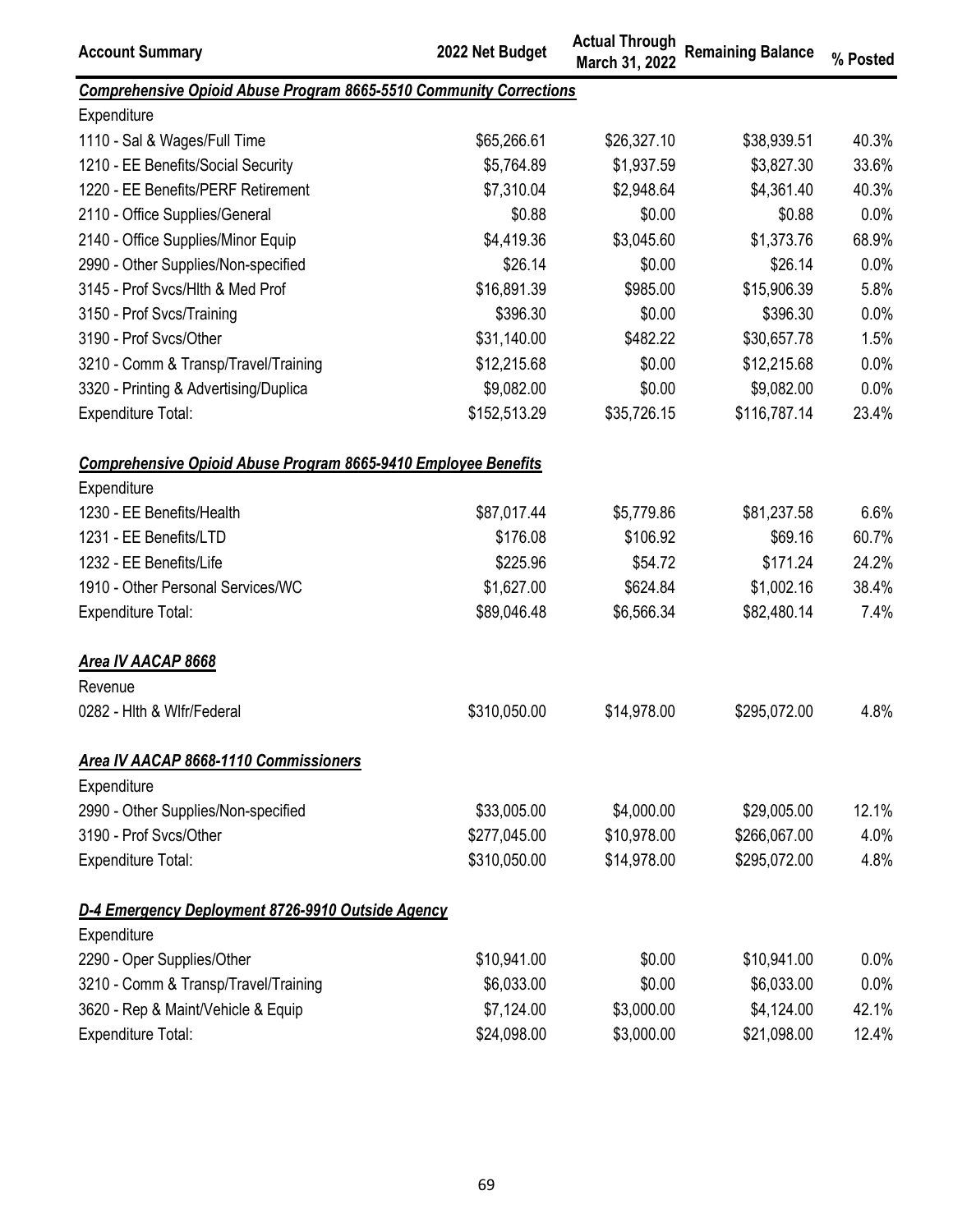| Account Summary | 2022 Net Budget | Actual Through March 31, 2022 | Remaining Balance | % Posted |
|---|---|---|---|---|
| ***Comprehensive Opioid Abuse Program 8665-5510 Community Corrections*** | | | | |
| Expenditure | | | | |
| 1110 - Sal & Wages/Full Time | $65,266.61 | $26,327.10 | $38,939.51 | 40.3% |
| 1210 - EE Benefits/Social Security | $5,764.89 | $1,937.59 | $3,827.30 | 33.6% |
| 1220 - EE Benefits/PERF Retirement | $7,310.04 | $2,948.64 | $4,361.40 | 40.3% |
| 2110 - Office Supplies/General | $0.88 | $0.00 | $0.88 | 0.0% |
| 2140 - Office Supplies/Minor Equip | $4,419.36 | $3,045.60 | $1,373.76 | 68.9% |
| 2990 - Other Supplies/Non-specified | $26.14 | $0.00 | $26.14 | 0.0% |
| 3145 - Prof Svcs/Hlth & Med Prof | $16,891.39 | $985.00 | $15,906.39 | 5.8% |
| 3150 - Prof Svcs/Training | $396.30 | $0.00 | $396.30 | 0.0% |
| 3190 - Prof Svcs/Other | $31,140.00 | $482.22 | $30,657.78 | 1.5% |
| 3210 - Comm & Transp/Travel/Training | $12,215.68 | $0.00 | $12,215.68 | 0.0% |
| 3320 - Printing & Advertising/Duplica | $9,082.00 | $0.00 | $9,082.00 | 0.0% |
| Expenditure Total: | $152,513.29 | $35,726.15 | $116,787.14 | 23.4% |
| ***Comprehensive Opioid Abuse Program 8665-9410 Employee Benefits*** | | | | |
| Expenditure | | | | |
| 1230 - EE Benefits/Health | $87,017.44 | $5,779.86 | $81,237.58 | 6.6% |
| 1231 - EE Benefits/LTD | $176.08 | $106.92 | $69.16 | 60.7% |
| 1232 - EE Benefits/Life | $225.96 | $54.72 | $171.24 | 24.2% |
| 1910 - Other Personal Services/WC | $1,627.00 | $624.84 | $1,002.16 | 38.4% |
| Expenditure Total: | $89,046.48 | $6,566.34 | $82,480.14 | 7.4% |
| ***Area IV AACAP 8668*** | | | | |
| Revenue | | | | |
| 0282 - Hlth & Wlfr/Federal | $310,050.00 | $14,978.00 | $295,072.00 | 4.8% |
| ***Area IV AACAP 8668-1110 Commissioners*** | | | | |
| Expenditure | | | | |
| 2990 - Other Supplies/Non-specified | $33,005.00 | $4,000.00 | $29,005.00 | 12.1% |
| 3190 - Prof Svcs/Other | $277,045.00 | $10,978.00 | $266,067.00 | 4.0% |
| Expenditure Total: | $310,050.00 | $14,978.00 | $295,072.00 | 4.8% |
| ***D-4 Emergency Deployment 8726-9910 Outside Agency*** | | | | |
| Expenditure | | | | |
| 2290 - Oper Supplies/Other | $10,941.00 | $0.00 | $10,941.00 | 0.0% |
| 3210 - Comm & Transp/Travel/Training | $6,033.00 | $0.00 | $6,033.00 | 0.0% |
| 3620 - Rep & Maint/Vehicle & Equip | $7,124.00 | $3,000.00 | $4,124.00 | 42.1% |
| Expenditure Total: | $24,098.00 | $3,000.00 | $21,098.00 | 12.4% |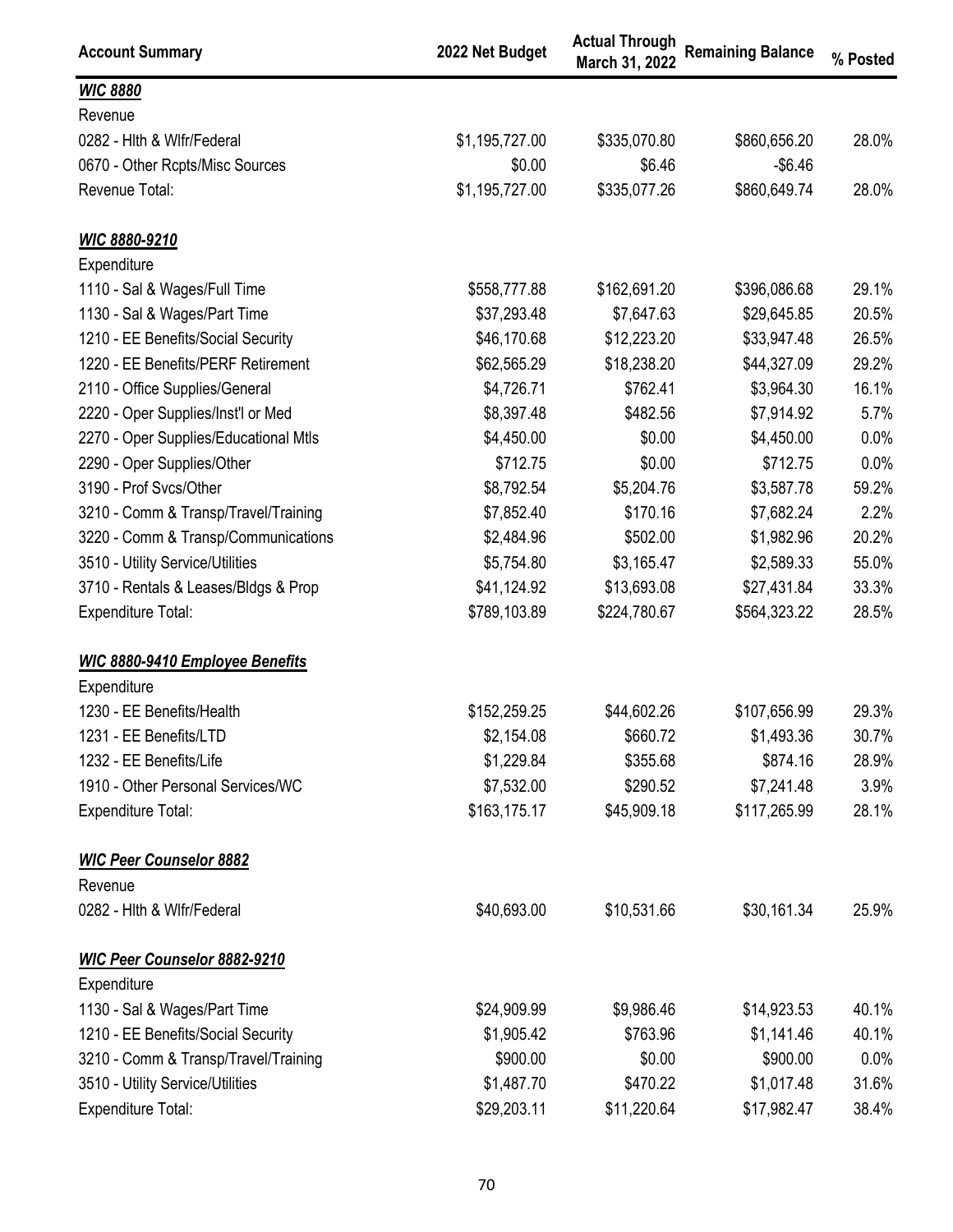| Account Summary | 2022 Net Budget | Actual Through March 31, 2022 | Remaining Balance | % Posted |
|---|---|---|---|---|
| ***WIC 8880*** | | | | |
| Revenue | | | | |
| 0282 - Hlth & Wlfr/Federal | $1,195,727.00 | $335,070.80 | $860,656.20 | 28.0% |
| 0670 - Other Rcpts/Misc Sources | $0.00 | $6.46 | -$6.46 | |
| Revenue Total: | $1,195,727.00 | $335,077.26 | $860,649.74 | 28.0% |
| ***WIC 8880-9210*** | | | | |
| Expenditure | | | | |
| 1110 - Sal & Wages/Full Time | $558,777.88 | $162,691.20 | $396,086.68 | 29.1% |
| 1130 - Sal & Wages/Part Time | $37,293.48 | $7,647.63 | $29,645.85 | 20.5% |
| 1210 - EE Benefits/Social Security | $46,170.68 | $12,223.20 | $33,947.48 | 26.5% |
| 1220 - EE Benefits/PERF Retirement | $62,565.29 | $18,238.20 | $44,327.09 | 29.2% |
| 2110 - Office Supplies/General | $4,726.71 | $762.41 | $3,964.30 | 16.1% |
| 2220 - Oper Supplies/Inst'l or Med | $8,397.48 | $482.56 | $7,914.92 | 5.7% |
| 2270 - Oper Supplies/Educational Mtls | $4,450.00 | $0.00 | $4,450.00 | 0.0% |
| 2290 - Oper Supplies/Other | $712.75 | $0.00 | $712.75 | 0.0% |
| 3190 - Prof Svcs/Other | $8,792.54 | $5,204.76 | $3,587.78 | 59.2% |
| 3210 - Comm & Transp/Travel/Training | $7,852.40 | $170.16 | $7,682.24 | 2.2% |
| 3220 - Comm & Transp/Communications | $2,484.96 | $502.00 | $1,982.96 | 20.2% |
| 3510 - Utility Service/Utilities | $5,754.80 | $3,165.47 | $2,589.33 | 55.0% |
| 3710 - Rentals & Leases/Bldgs & Prop | $41,124.92 | $13,693.08 | $27,431.84 | 33.3% |
| Expenditure Total: | $789,103.89 | $224,780.67 | $564,323.22 | 28.5% |
| ***WIC 8880-9410 Employee Benefits*** | | | | |
| Expenditure | | | | |
| 1230 - EE Benefits/Health | $152,259.25 | $44,602.26 | $107,656.99 | 29.3% |
| 1231 - EE Benefits/LTD | $2,154.08 | $660.72 | $1,493.36 | 30.7% |
| 1232 - EE Benefits/Life | $1,229.84 | $355.68 | $874.16 | 28.9% |
| 1910 - Other Personal Services/WC | $7,532.00 | $290.52 | $7,241.48 | 3.9% |
| Expenditure Total: | $163,175.17 | $45,909.18 | $117,265.99 | 28.1% |
| ***WIC Peer Counselor 8882*** | | | | |
| Revenue | | | | |
| 0282 - Hlth & Wlfr/Federal | $40,693.00 | $10,531.66 | $30,161.34 | 25.9% |
| ***WIC Peer Counselor 8882-9210*** | | | | |
| Expenditure | | | | |
| 1130 - Sal & Wages/Part Time | $24,909.99 | $9,986.46 | $14,923.53 | 40.1% |
| 1210 - EE Benefits/Social Security | $1,905.42 | $763.96 | $1,141.46 | 40.1% |
| 3210 - Comm & Transp/Travel/Training | $900.00 | $0.00 | $900.00 | 0.0% |
| 3510 - Utility Service/Utilities | $1,487.70 | $470.22 | $1,017.48 | 31.6% |
| Expenditure Total: | $29,203.11 | $11,220.64 | $17,982.47 | 38.4% |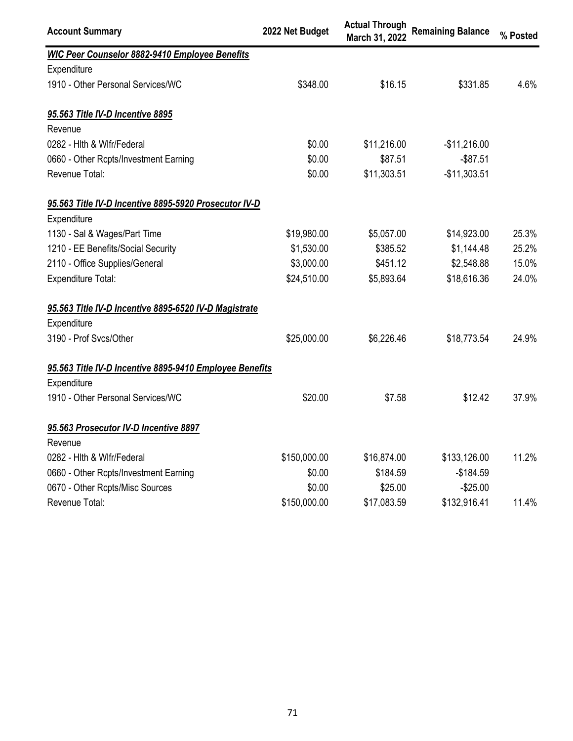| Account Summary | 2022 Net Budget | Actual Through March 31, 2022 | Remaining Balance | % Posted |
|---|---|---|---|---|
| ***WIC Peer Counselor 8882-9410 Employee Benefits*** | | | | |
| Expenditure | | | | |
| 1910 - Other Personal Services/WC | $348.00 | $16.15 | $331.85 | 4.6% |
| ***95.563 Title IV-D Incentive 8895*** | | | | |
| Revenue | | | | |
| 0282 - Hlth & Wlfr/Federal | $0.00 | $11,216.00 | -$11,216.00 | |
| 0660 - Other Rcpts/Investment Earning | $0.00 | $87.51 | -$87.51 | |
| Revenue Total: | $0.00 | $11,303.51 | -$11,303.51 | |
| ***95.563 Title IV-D Incentive 8895-5920 Prosecutor IV-D*** | | | | |
| Expenditure | | | | |
| 1130 - Sal & Wages/Part Time | $19,980.00 | $5,057.00 | $14,923.00 | 25.3% |
| 1210 - EE Benefits/Social Security | $1,530.00 | $385.52 | $1,144.48 | 25.2% |
| 2110 - Office Supplies/General | $3,000.00 | $451.12 | $2,548.88 | 15.0% |
| Expenditure Total: | $24,510.00 | $5,893.64 | $18,616.36 | 24.0% |
| ***95.563 Title IV-D Incentive 8895-6520 IV-D Magistrate*** | | | | |
| Expenditure | | | | |
| 3190 - Prof Svcs/Other | $25,000.00 | $6,226.46 | $18,773.54 | 24.9% |
| ***95.563 Title IV-D Incentive 8895-9410 Employee Benefits*** | | | | |
| Expenditure | | | | |
| 1910 - Other Personal Services/WC | $20.00 | $7.58 | $12.42 | 37.9% |
| ***95.563 Prosecutor IV-D Incentive 8897*** | | | | |
| Revenue | | | | |
| 0282 - Hlth & Wlfr/Federal | $150,000.00 | $16,874.00 | $133,126.00 | 11.2% |
| 0660 - Other Rcpts/Investment Earning | $0.00 | $184.59 | -$184.59 | |
| 0670 - Other Rcpts/Misc Sources | $0.00 | $25.00 | -$25.00 | |
| Revenue Total: | $150,000.00 | $17,083.59 | $132,916.41 | 11.4% |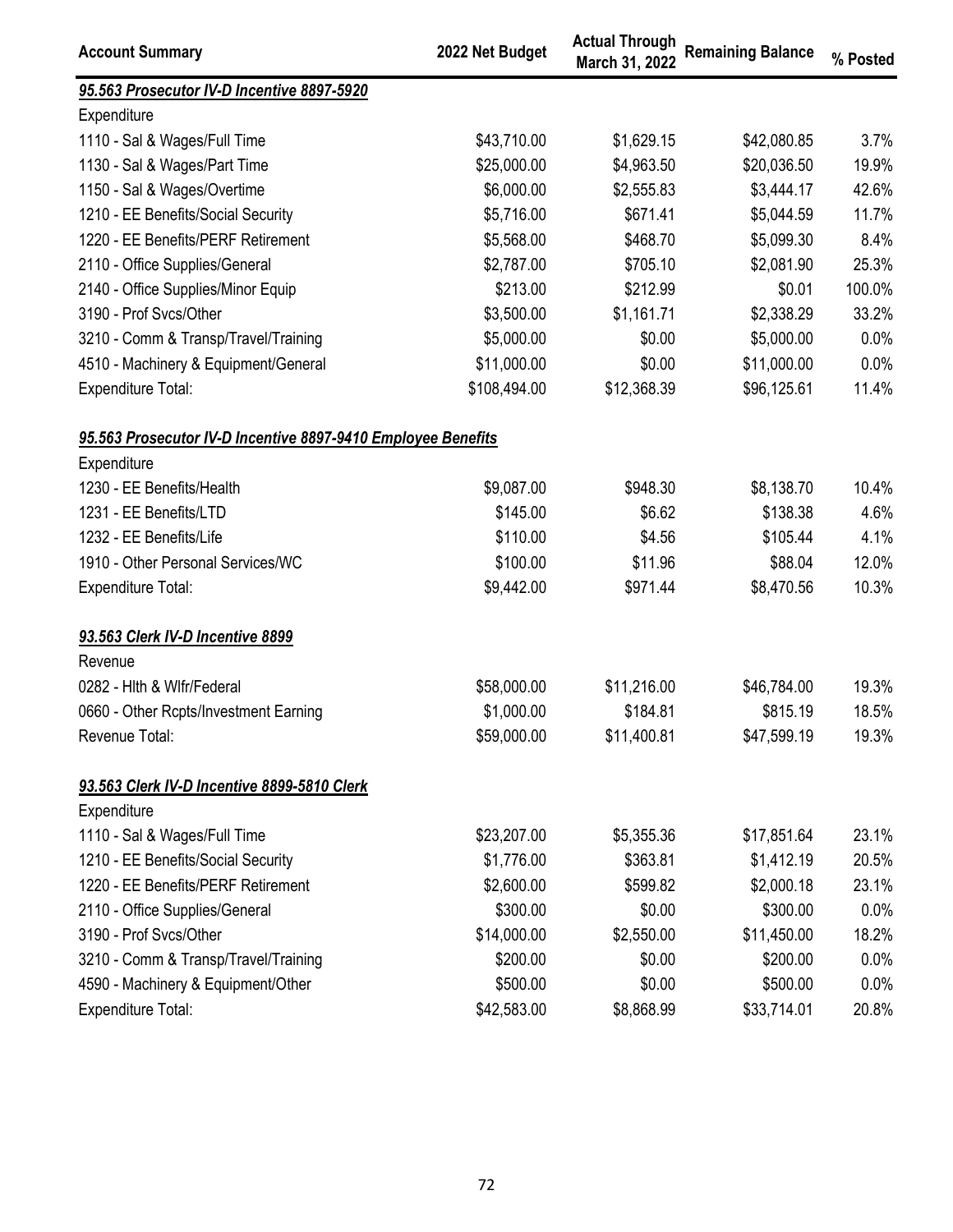| Account Summary | 2022 Net Budget | Actual Through March 31, 2022 | Remaining Balance | % Posted |
|---|---|---|---|---|
| ***95.563 Prosecutor IV-D Incentive 8897-5920*** | | | | |
| Expenditure | | | | |
| 1110 - Sal & Wages/Full Time | $43,710.00 | $1,629.15 | $42,080.85 | 3.7% |
| 1130 - Sal & Wages/Part Time | $25,000.00 | $4,963.50 | $20,036.50 | 19.9% |
| 1150 - Sal & Wages/Overtime | $6,000.00 | $2,555.83 | $3,444.17 | 42.6% |
| 1210 - EE Benefits/Social Security | $5,716.00 | $671.41 | $5,044.59 | 11.7% |
| 1220 - EE Benefits/PERF Retirement | $5,568.00 | $468.70 | $5,099.30 | 8.4% |
| 2110 - Office Supplies/General | $2,787.00 | $705.10 | $2,081.90 | 25.3% |
| 2140 - Office Supplies/Minor Equip | $213.00 | $212.99 | $0.01 | 100.0% |
| 3190 - Prof Svcs/Other | $3,500.00 | $1,161.71 | $2,338.29 | 33.2% |
| 3210 - Comm & Transp/Travel/Training | $5,000.00 | $0.00 | $5,000.00 | 0.0% |
| 4510 - Machinery & Equipment/General | $11,000.00 | $0.00 | $11,000.00 | 0.0% |
| Expenditure Total: | $108,494.00 | $12,368.39 | $96,125.61 | 11.4% |
| | | | | |
| ***95.563 Prosecutor IV-D Incentive 8897-9410 Employee Benefits*** | | | | |
| Expenditure | | | | |
| 1230 - EE Benefits/Health | $9,087.00 | $948.30 | $8,138.70 | 10.4% |
| 1231 - EE Benefits/LTD | $145.00 | $6.62 | $138.38 | 4.6% |
| 1232 - EE Benefits/Life | $110.00 | $4.56 | $105.44 | 4.1% |
| 1910 - Other Personal Services/WC | $100.00 | $11.96 | $88.04 | 12.0% |
| Expenditure Total: | $9,442.00 | $971.44 | $8,470.56 | 10.3% |
| | | | | |
| ***93.563 Clerk IV-D Incentive 8899*** | | | | |
| Revenue | | | | |
| 0282 - Hlth & Wlfr/Federal | $58,000.00 | $11,216.00 | $46,784.00 | 19.3% |
| 0660 - Other Rcpts/Investment Earning | $1,000.00 | $184.81 | $815.19 | 18.5% |
| Revenue Total: | $59,000.00 | $11,400.81 | $47,599.19 | 19.3% |
| | | | | |
| ***93.563 Clerk IV-D Incentive 8899-5810 Clerk*** | | | | |
| Expenditure | | | | |
| 1110 - Sal & Wages/Full Time | $23,207.00 | $5,355.36 | $17,851.64 | 23.1% |
| 1210 - EE Benefits/Social Security | $1,776.00 | $363.81 | $1,412.19 | 20.5% |
| 1220 - EE Benefits/PERF Retirement | $2,600.00 | $599.82 | $2,000.18 | 23.1% |
| 2110 - Office Supplies/General | $300.00 | $0.00 | $300.00 | 0.0% |
| 3190 - Prof Svcs/Other | $14,000.00 | $2,550.00 | $11,450.00 | 18.2% |
| 3210 - Comm & Transp/Travel/Training | $200.00 | $0.00 | $200.00 | 0.0% |
| 4590 - Machinery & Equipment/Other | $500.00 | $0.00 | $500.00 | 0.0% |
| Expenditure Total: | $42,583.00 | $8,868.99 | $33,714.01 | 20.8% |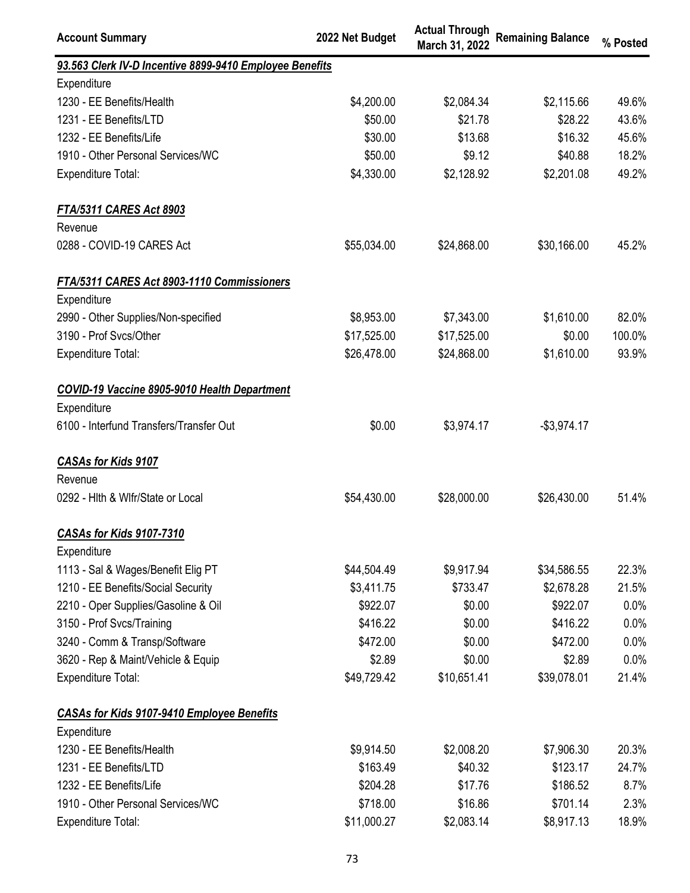| Account Summary | 2022 Net Budget | Actual Through March 31, 2022 | Remaining Balance | % Posted |
|---|---|---|---|---|
| ***93.563 Clerk IV-D Incentive 8899-9410 Employee Benefits*** | | | | |
| Expenditure | | | | |
| 1230 - EE Benefits/Health | $4,200.00 | $2,084.34 | $2,115.66 | 49.6% |
| 1231 - EE Benefits/LTD | $50.00 | $21.78 | $28.22 | 43.6% |
| 1232 - EE Benefits/Life | $30.00 | $13.68 | $16.32 | 45.6% |
| 1910 - Other Personal Services/WC | $50.00 | $9.12 | $40.88 | 18.2% |
| Expenditure Total: | $4,330.00 | $2,128.92 | $2,201.08 | 49.2% |
| ***FTA/5311 CARES Act 8903*** | | | | |
| Revenue | | | | |
| 0288 - COVID-19 CARES Act | $55,034.00 | $24,868.00 | $30,166.00 | 45.2% |
| ***FTA/5311 CARES Act 8903-1110 Commissioners*** | | | | |
| Expenditure | | | | |
| 2990 - Other Supplies/Non-specified | $8,953.00 | $7,343.00 | $1,610.00 | 82.0% |
| 3190 - Prof Svcs/Other | $17,525.00 | $17,525.00 | $0.00 | 100.0% |
| Expenditure Total: | $26,478.00 | $24,868.00 | $1,610.00 | 93.9% |
| ***COVID-19 Vaccine 8905-9010 Health Department*** | | | | |
| Expenditure | | | | |
| 6100 - Interfund Transfers/Transfer Out | $0.00 | $3,974.17 | -$3,974.17 | |
| ***CASAs for Kids 9107*** | | | | |
| Revenue | | | | |
| 0292 - Hlth & Wlfr/State or Local | $54,430.00 | $28,000.00 | $26,430.00 | 51.4% |
| ***CASAs for Kids 9107-7310*** | | | | |
| Expenditure | | | | |
| 1113 - Sal & Wages/Benefit Elig PT | $44,504.49 | $9,917.94 | $34,586.55 | 22.3% |
| 1210 - EE Benefits/Social Security | $3,411.75 | $733.47 | $2,678.28 | 21.5% |
| 2210 - Oper Supplies/Gasoline & Oil | $922.07 | $0.00 | $922.07 | 0.0% |
| 3150 - Prof Svcs/Training | $416.22 | $0.00 | $416.22 | 0.0% |
| 3240 - Comm & Transp/Software | $472.00 | $0.00 | $472.00 | 0.0% |
| 3620 - Rep & Maint/Vehicle & Equip | $2.89 | $0.00 | $2.89 | 0.0% |
| Expenditure Total: | $49,729.42 | $10,651.41 | $39,078.01 | 21.4% |
| ***CASAs for Kids 9107-9410 Employee Benefits*** | | | | |
| Expenditure | | | | |
| 1230 - EE Benefits/Health | $9,914.50 | $2,008.20 | $7,906.30 | 20.3% |
| 1231 - EE Benefits/LTD | $163.49 | $40.32 | $123.17 | 24.7% |
| 1232 - EE Benefits/Life | $204.28 | $17.76 | $186.52 | 8.7% |
| 1910 - Other Personal Services/WC | $718.00 | $16.86 | $701.14 | 2.3% |
| Expenditure Total: | $11,000.27 | $2,083.14 | $8,917.13 | 18.9% |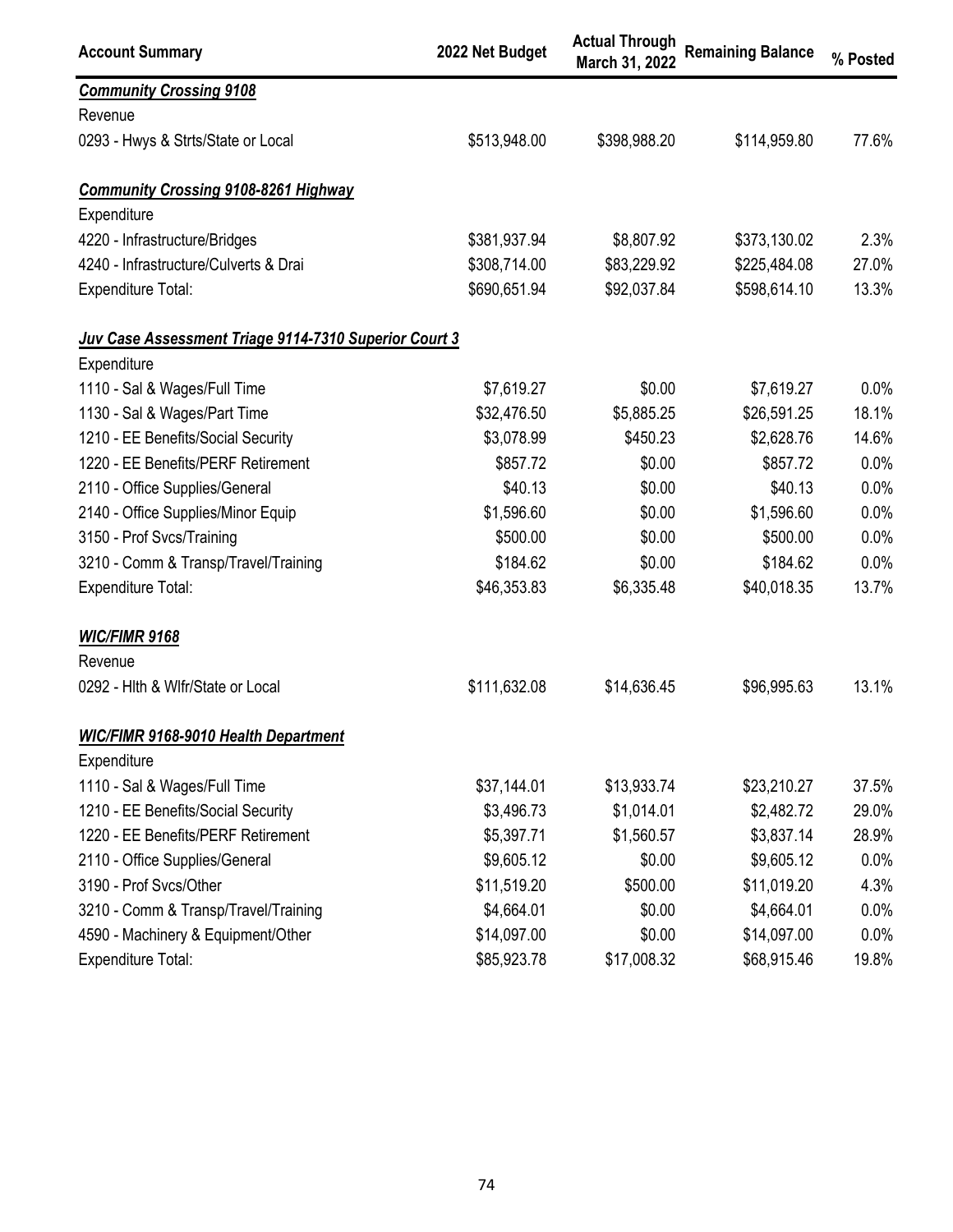| Account Summary | 2022 Net Budget | Actual Through March 31, 2022 | Remaining Balance | % Posted |
| --- | --- | --- | --- | --- |
| ***Community Crossing 9108*** | | | | |
| Revenue | | | | |
| 0293 - Hwys & Strts/State or Local | $513,948.00 | $398,988.20 | $114,959.80 | 77.6% |
| ***Community Crossing 9108-8261 Highway*** | | | | |
| Expenditure | | | | |
| 4220 - Infrastructure/Bridges | $381,937.94 | $8,807.92 | $373,130.02 | 2.3% |
| 4240 - Infrastructure/Culverts & Drai | $308,714.00 | $83,229.92 | $225,484.08 | 27.0% |
| Expenditure Total: | $690,651.94 | $92,037.84 | $598,614.10 | 13.3% |
| ***Juv Case Assessment Triage 9114-7310 Superior Court 3*** | | | | |
| Expenditure | | | | |
| 1110 - Sal & Wages/Full Time | $7,619.27 | $0.00 | $7,619.27 | 0.0% |
| 1130 - Sal & Wages/Part Time | $32,476.50 | $5,885.25 | $26,591.25 | 18.1% |
| 1210 - EE Benefits/Social Security | $3,078.99 | $450.23 | $2,628.76 | 14.6% |
| 1220 - EE Benefits/PERF Retirement | $857.72 | $0.00 | $857.72 | 0.0% |
| 2110 - Office Supplies/General | $40.13 | $0.00 | $40.13 | 0.0% |
| 2140 - Office Supplies/Minor Equip | $1,596.60 | $0.00 | $1,596.60 | 0.0% |
| 3150 - Prof Svcs/Training | $500.00 | $0.00 | $500.00 | 0.0% |
| 3210 - Comm & Transp/Travel/Training | $184.62 | $0.00 | $184.62 | 0.0% |
| Expenditure Total: | $46,353.83 | $6,335.48 | $40,018.35 | 13.7% |
| ***WIC/FIMR 9168*** | | | | |
| Revenue | | | | |
| 0292 - Hlth & Wlfr/State or Local | $111,632.08 | $14,636.45 | $96,995.63 | 13.1% |
| ***WIC/FIMR 9168-9010 Health Department*** | | | | |
| Expenditure | | | | |
| 1110 - Sal & Wages/Full Time | $37,144.01 | $13,933.74 | $23,210.27 | 37.5% |
| 1210 - EE Benefits/Social Security | $3,496.73 | $1,014.01 | $2,482.72 | 29.0% |
| 1220 - EE Benefits/PERF Retirement | $5,397.71 | $1,560.57 | $3,837.14 | 28.9% |
| 2110 - Office Supplies/General | $9,605.12 | $0.00 | $9,605.12 | 0.0% |
| 3190 - Prof Svcs/Other | $11,519.20 | $500.00 | $11,019.20 | 4.3% |
| 3210 - Comm & Transp/Travel/Training | $4,664.01 | $0.00 | $4,664.01 | 0.0% |
| 4590 - Machinery & Equipment/Other | $14,097.00 | $0.00 | $14,097.00 | 0.0% |
| Expenditure Total: | $85,923.78 | $17,008.32 | $68,915.46 | 19.8% |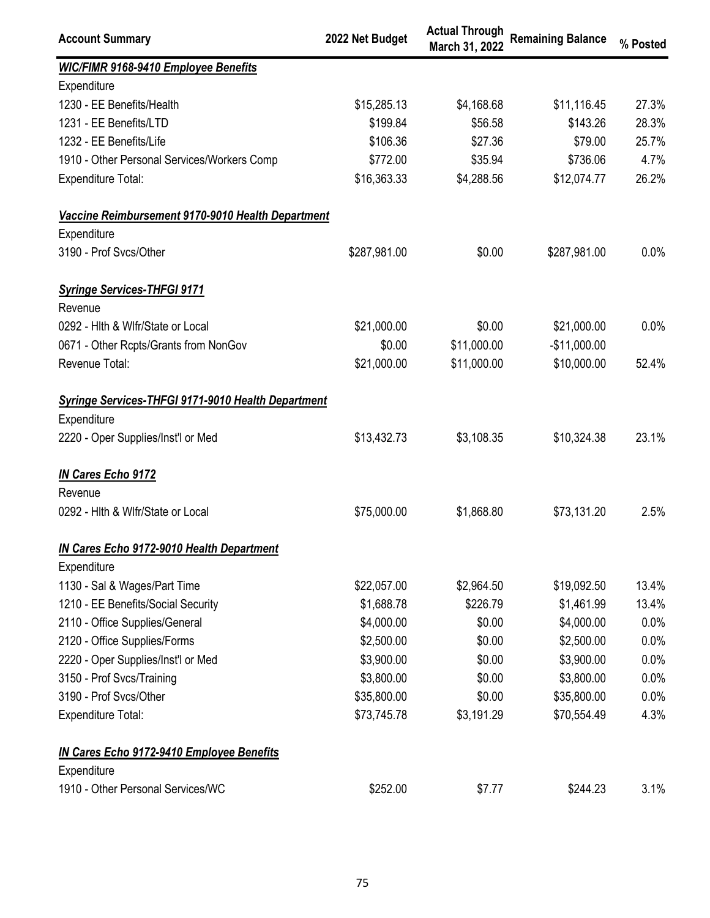| Account Summary | 2022 Net Budget | Actual Through March 31, 2022 | Remaining Balance | % Posted |
|---|---|---|---|---|
| ***WIC/FIMR 9168-9410 Employee Benefits*** | | | | |
| Expenditure | | | | |
| 1230 - EE Benefits/Health | $15,285.13 | $4,168.68 | $11,116.45 | 27.3% |
| 1231 - EE Benefits/LTD | $199.84 | $56.58 | $143.26 | 28.3% |
| 1232 - EE Benefits/Life | $106.36 | $27.36 | $79.00 | 25.7% |
| 1910 - Other Personal Services/Workers Comp | $772.00 | $35.94 | $736.06 | 4.7% |
| Expenditure Total: | $16,363.33 | $4,288.56 | $12,074.77 | 26.2% |
| | | | | |
| ***Vaccine Reimbursement 9170-9010 Health Department*** | | | | |
| Expenditure | | | | |
| 3190 - Prof Svcs/Other | $287,981.00 | $0.00 | $287,981.00 | 0.0% |
| | | | | |
| ***Syringe Services-THFGI 9171*** | | | | |
| Revenue | | | | |
| 0292 - Hlth & Wlfr/State or Local | $21,000.00 | $0.00 | $21,000.00 | 0.0% |
| 0671 - Other Rcpts/Grants from NonGov | $0.00 | $11,000.00 | -$11,000.00 | |
| Revenue Total: | $21,000.00 | $11,000.00 | $10,000.00 | 52.4% |
| | | | | |
| ***Syringe Services-THFGI 9171-9010 Health Department*** | | | | |
| Expenditure | | | | |
| 2220 - Oper Supplies/Inst'l or Med | $13,432.73 | $3,108.35 | $10,324.38 | 23.1% |
| | | | | |
| ***IN Cares Echo 9172*** | | | | |
| Revenue | | | | |
| 0292 - Hlth & Wlfr/State or Local | $75,000.00 | $1,868.80 | $73,131.20 | 2.5% |
| | | | | |
| ***IN Cares Echo 9172-9010 Health Department*** | | | | |
| Expenditure | | | | |
| 1130 - Sal & Wages/Part Time | $22,057.00 | $2,964.50 | $19,092.50 | 13.4% |
| 1210 - EE Benefits/Social Security | $1,688.78 | $226.79 | $1,461.99 | 13.4% |
| 2110 - Office Supplies/General | $4,000.00 | $0.00 | $4,000.00 | 0.0% |
| 2120 - Office Supplies/Forms | $2,500.00 | $0.00 | $2,500.00 | 0.0% |
| 2220 - Oper Supplies/Inst'l or Med | $3,900.00 | $0.00 | $3,900.00 | 0.0% |
| 3150 - Prof Svcs/Training | $3,800.00 | $0.00 | $3,800.00 | 0.0% |
| 3190 - Prof Svcs/Other | $35,800.00 | $0.00 | $35,800.00 | 0.0% |
| Expenditure Total: | $73,745.78 | $3,191.29 | $70,554.49 | 4.3% |
| | | | | |
| ***IN Cares Echo 9172-9410 Employee Benefits*** | | | | |
| Expenditure | | | | |
| 1910 - Other Personal Services/WC | $252.00 | $7.77 | $244.23 | 3.1% |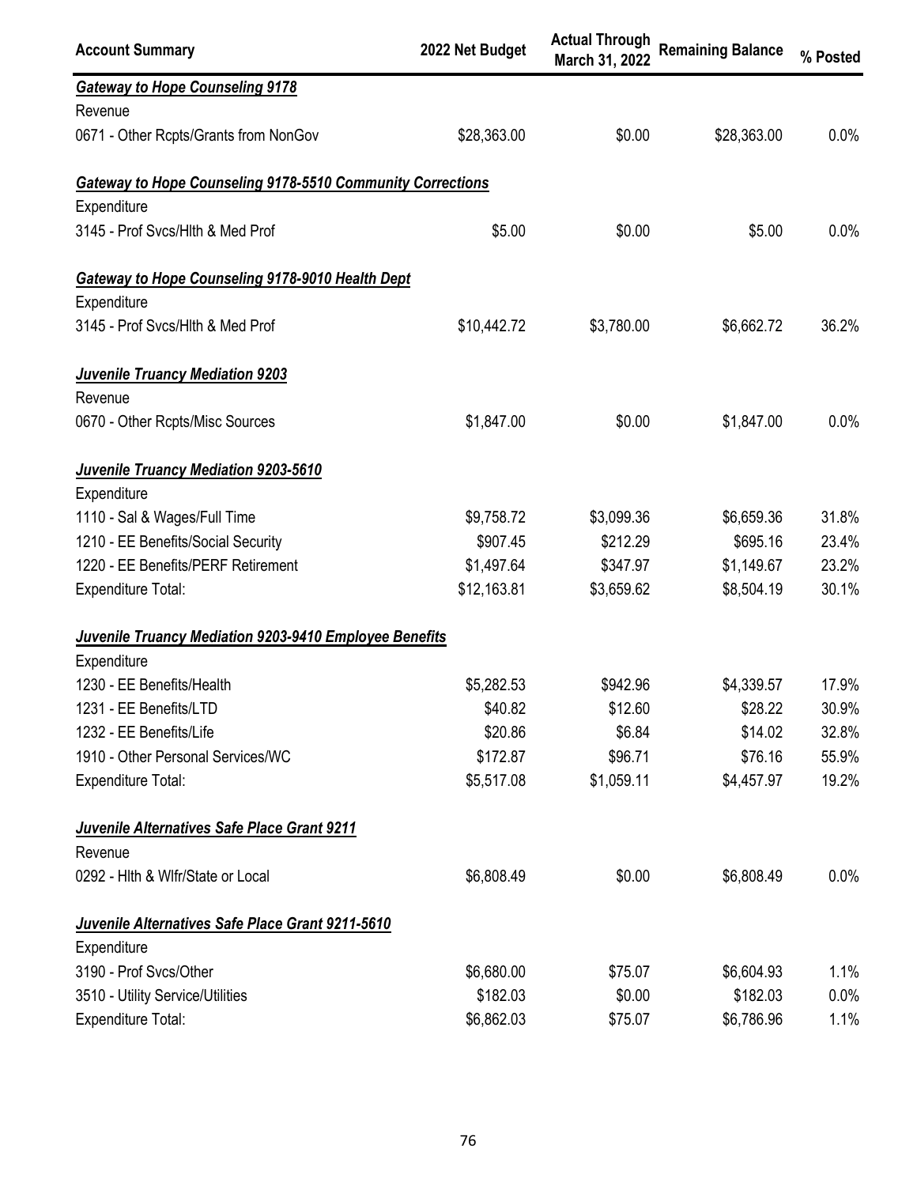| Account Summary | 2022 Net Budget | Actual Through March 31, 2022 | Remaining Balance | % Posted |
|---|---|---|---|---|
| ***Gateway to Hope Counseling 9178*** | | | | |
| Revenue | | | | |
| 0671 - Other Rcpts/Grants from NonGov | $28,363.00 | $0.00 | $28,363.00 | 0.0% |
| ***Gateway to Hope Counseling 9178-5510 Community Corrections*** | | | | |
| Expenditure | | | | |
| 3145 - Prof Svcs/Hlth & Med Prof | $5.00 | $0.00 | $5.00 | 0.0% |
| ***Gateway to Hope Counseling 9178-9010 Health Dept*** | | | | |
| Expenditure | | | | |
| 3145 - Prof Svcs/Hlth & Med Prof | $10,442.72 | $3,780.00 | $6,662.72 | 36.2% |
| ***Juvenile Truancy Mediation 9203*** | | | | |
| Revenue | | | | |
| 0670 - Other Rcpts/Misc Sources | $1,847.00 | $0.00 | $1,847.00 | 0.0% |
| ***Juvenile Truancy Mediation 9203-5610*** | | | | |
| Expenditure | | | | |
| 1110 - Sal & Wages/Full Time | $9,758.72 | $3,099.36 | $6,659.36 | 31.8% |
| 1210 - EE Benefits/Social Security | $907.45 | $212.29 | $695.16 | 23.4% |
| 1220 - EE Benefits/PERF Retirement | $1,497.64 | $347.97 | $1,149.67 | 23.2% |
| Expenditure Total: | $12,163.81 | $3,659.62 | $8,504.19 | 30.1% |
| ***Juvenile Truancy Mediation 9203-9410 Employee Benefits*** | | | | |
| Expenditure | | | | |
| 1230 - EE Benefits/Health | $5,282.53 | $942.96 | $4,339.57 | 17.9% |
| 1231 - EE Benefits/LTD | $40.82 | $12.60 | $28.22 | 30.9% |
| 1232 - EE Benefits/Life | $20.86 | $6.84 | $14.02 | 32.8% |
| 1910 - Other Personal Services/WC | $172.87 | $96.71 | $76.16 | 55.9% |
| Expenditure Total: | $5,517.08 | $1,059.11 | $4,457.97 | 19.2% |
| ***Juvenile Alternatives Safe Place Grant 9211*** | | | | |
| Revenue | | | | |
| 0292 - Hlth & Wlfr/State or Local | $6,808.49 | $0.00 | $6,808.49 | 0.0% |
| ***Juvenile Alternatives Safe Place Grant 9211-5610*** | | | | |
| Expenditure | | | | |
| 3190 - Prof Svcs/Other | $6,680.00 | $75.07 | $6,604.93 | 1.1% |
| 3510 - Utility Service/Utilities | $182.03 | $0.00 | $182.03 | 0.0% |
| Expenditure Total: | $6,862.03 | $75.07 | $6,786.96 | 1.1% |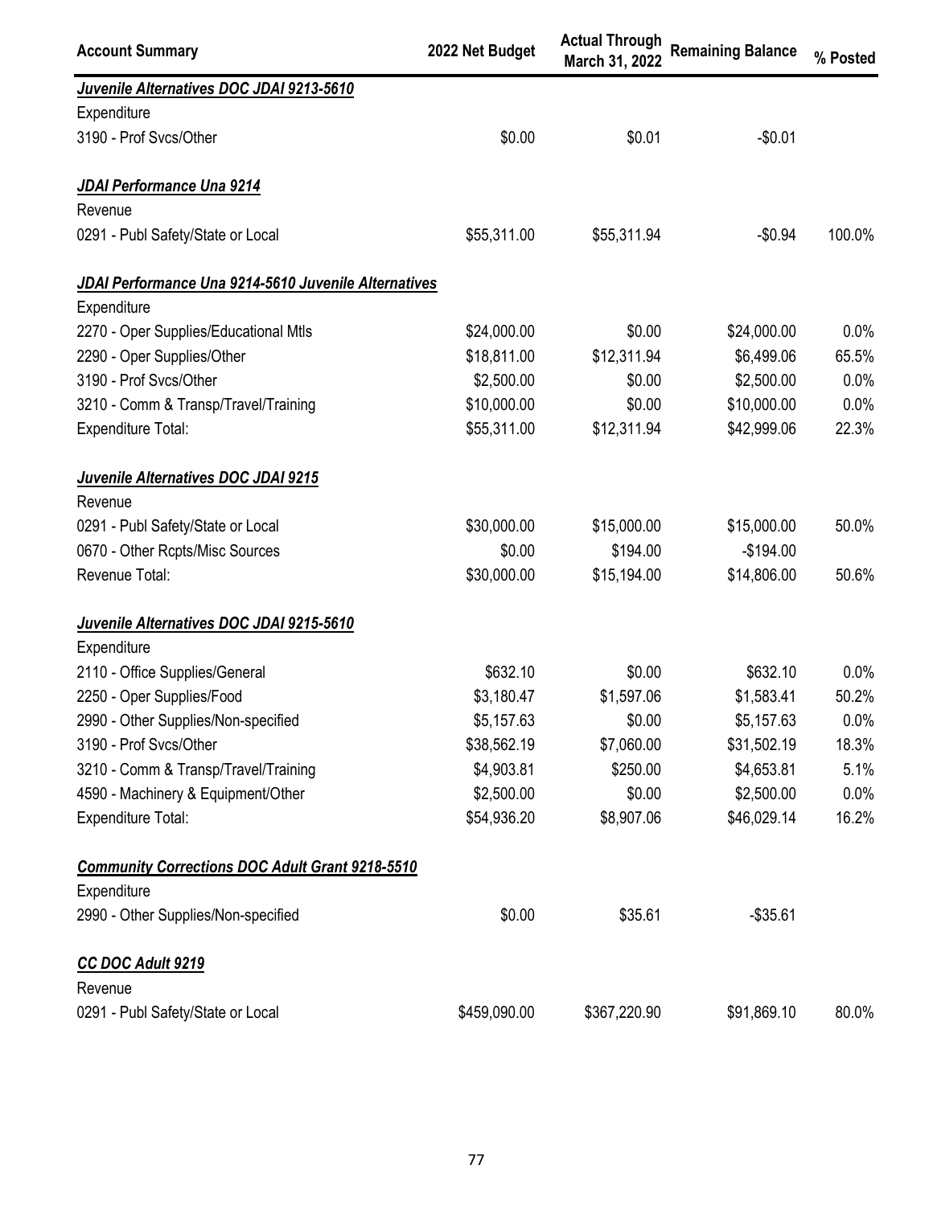| Account Summary | 2022 Net Budget | Actual Through March 31, 2022 | Remaining Balance | % Posted |
| --- | --- | --- | --- | --- |
| ***Juvenile Alternatives DOC JDAI 9213-5610*** | | | | |
| Expenditure | | | | |
| 3190 - Prof Svcs/Other | $0.00 | $0.01 | -$0.01 | |
| ***JDAI Performance Una 9214*** | | | | |
| Revenue | | | | |
| 0291 - Publ Safety/State or Local | $55,311.00 | $55,311.94 | -$0.94 | 100.0% |
| ***JDAI Performance Una 9214-5610 Juvenile Alternatives*** | | | | |
| Expenditure | | | | |
| 2270 - Oper Supplies/Educational Mtls | $24,000.00 | $0.00 | $24,000.00 | 0.0% |
| 2290 - Oper Supplies/Other | $18,811.00 | $12,311.94 | $6,499.06 | 65.5% |
| 3190 - Prof Svcs/Other | $2,500.00 | $0.00 | $2,500.00 | 0.0% |
| 3210 - Comm & Transp/Travel/Training | $10,000.00 | $0.00 | $10,000.00 | 0.0% |
| Expenditure Total: | $55,311.00 | $12,311.94 | $42,999.06 | 22.3% |
| ***Juvenile Alternatives DOC JDAI 9215*** | | | | |
| Revenue | | | | |
| 0291 - Publ Safety/State or Local | $30,000.00 | $15,000.00 | $15,000.00 | 50.0% |
| 0670 - Other Rcpts/Misc Sources | $0.00 | $194.00 | -$194.00 | |
| Revenue Total: | $30,000.00 | $15,194.00 | $14,806.00 | 50.6% |
| ***Juvenile Alternatives DOC JDAI 9215-5610*** | | | | |
| Expenditure | | | | |
| 2110 - Office Supplies/General | $632.10 | $0.00 | $632.10 | 0.0% |
| 2250 - Oper Supplies/Food | $3,180.47 | $1,597.06 | $1,583.41 | 50.2% |
| 2990 - Other Supplies/Non-specified | $5,157.63 | $0.00 | $5,157.63 | 0.0% |
| 3190 - Prof Svcs/Other | $38,562.19 | $7,060.00 | $31,502.19 | 18.3% |
| 3210 - Comm & Transp/Travel/Training | $4,903.81 | $250.00 | $4,653.81 | 5.1% |
| 4590 - Machinery & Equipment/Other | $2,500.00 | $0.00 | $2,500.00 | 0.0% |
| Expenditure Total: | $54,936.20 | $8,907.06 | $46,029.14 | 16.2% |
| ***Community Corrections DOC Adult Grant 9218-5510*** | | | | |
| Expenditure | | | | |
| 2990 - Other Supplies/Non-specified | $0.00 | $35.61 | -$35.61 | |
| ***CC DOC Adult 9219*** | | | | |
| Revenue | | | | |
| 0291 - Publ Safety/State or Local | $459,090.00 | $367,220.90 | $91,869.10 | 80.0% |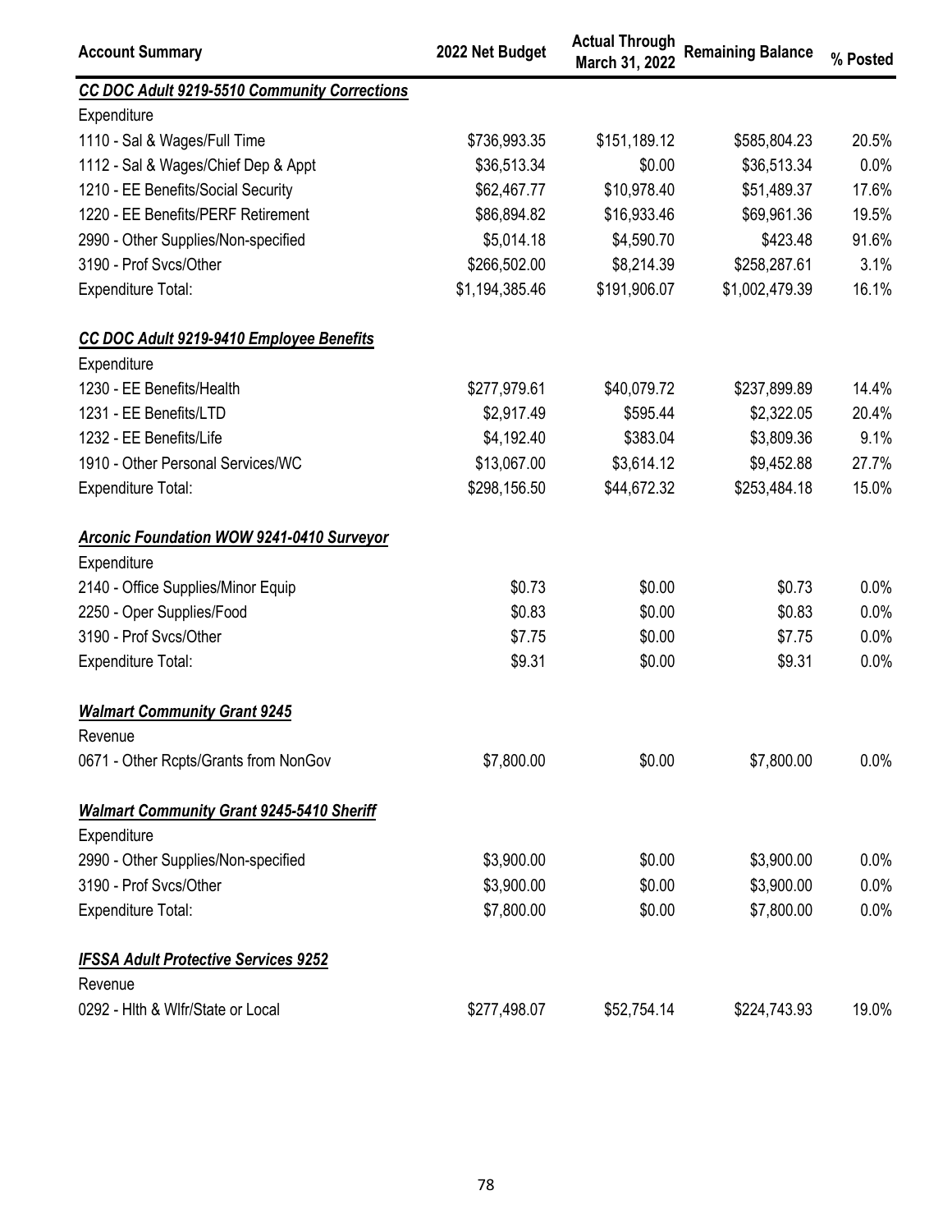| Account Summary | 2022 Net Budget | Actual Through March 31, 2022 | Remaining Balance | % Posted |
|---|---|---|---|---|
| ***CC DOC Adult 9219-5510 Community Corrections*** | | | | |
| Expenditure | | | | |
| 1110 - Sal & Wages/Full Time | $736,993.35 | $151,189.12 | $585,804.23 | 20.5% |
| 1112 - Sal & Wages/Chief Dep & Appt | $36,513.34 | $0.00 | $36,513.34 | 0.0% |
| 1210 - EE Benefits/Social Security | $62,467.77 | $10,978.40 | $51,489.37 | 17.6% |
| 1220 - EE Benefits/PERF Retirement | $86,894.82 | $16,933.46 | $69,961.36 | 19.5% |
| 2990 - Other Supplies/Non-specified | $5,014.18 | $4,590.70 | $423.48 | 91.6% |
| 3190 - Prof Svcs/Other | $266,502.00 | $8,214.39 | $258,287.61 | 3.1% |
| Expenditure Total: | $1,194,385.46 | $191,906.07 | $1,002,479.39 | 16.1% |
| ***CC DOC Adult 9219-9410 Employee Benefits*** | | | | |
| Expenditure | | | | |
| 1230 - EE Benefits/Health | $277,979.61 | $40,079.72 | $237,899.89 | 14.4% |
| 1231 - EE Benefits/LTD | $2,917.49 | $595.44 | $2,322.05 | 20.4% |
| 1232 - EE Benefits/Life | $4,192.40 | $383.04 | $3,809.36 | 9.1% |
| 1910 - Other Personal Services/WC | $13,067.00 | $3,614.12 | $9,452.88 | 27.7% |
| Expenditure Total: | $298,156.50 | $44,672.32 | $253,484.18 | 15.0% |
| ***Arconic Foundation WOW 9241-0410 Surveyor*** | | | | |
| Expenditure | | | | |
| 2140 - Office Supplies/Minor Equip | $0.73 | $0.00 | $0.73 | 0.0% |
| 2250 - Oper Supplies/Food | $0.83 | $0.00 | $0.83 | 0.0% |
| 3190 - Prof Svcs/Other | $7.75 | $0.00 | $7.75 | 0.0% |
| Expenditure Total: | $9.31 | $0.00 | $9.31 | 0.0% |
| ***Walmart Community Grant 9245*** | | | | |
| Revenue | | | | |
| 0671 - Other Rcpts/Grants from NonGov | $7,800.00 | $0.00 | $7,800.00 | 0.0% |
| ***Walmart Community Grant 9245-5410 Sheriff*** | | | | |
| Expenditure | | | | |
| 2990 - Other Supplies/Non-specified | $3,900.00 | $0.00 | $3,900.00 | 0.0% |
| 3190 - Prof Svcs/Other | $3,900.00 | $0.00 | $3,900.00 | 0.0% |
| Expenditure Total: | $7,800.00 | $0.00 | $7,800.00 | 0.0% |
| ***IFSSA Adult Protective Services 9252*** | | | | |
| Revenue | | | | |
| 0292 - Hlth & Wlfr/State or Local | $277,498.07 | $52,754.14 | $224,743.93 | 19.0% |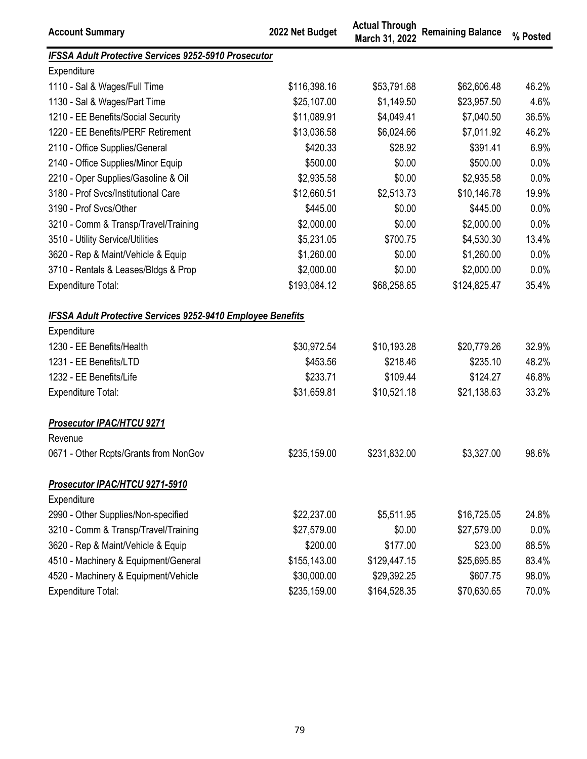| Account Summary | 2022 Net Budget | Actual Through March 31, 2022 | Remaining Balance | % Posted |
|---|---|---|---|---|
| ***IFSSA Adult Protective Services 9252-5910 Prosecutor*** | | | | |
| Expenditure | | | | |
| 1110 - Sal & Wages/Full Time | $116,398.16 | $53,791.68 | $62,606.48 | 46.2% |
| 1130 - Sal & Wages/Part Time | $25,107.00 | $1,149.50 | $23,957.50 | 4.6% |
| 1210 - EE Benefits/Social Security | $11,089.91 | $4,049.41 | $7,040.50 | 36.5% |
| 1220 - EE Benefits/PERF Retirement | $13,036.58 | $6,024.66 | $7,011.92 | 46.2% |
| 2110 - Office Supplies/General | $420.33 | $28.92 | $391.41 | 6.9% |
| 2140 - Office Supplies/Minor Equip | $500.00 | $0.00 | $500.00 | 0.0% |
| 2210 - Oper Supplies/Gasoline & Oil | $2,935.58 | $0.00 | $2,935.58 | 0.0% |
| 3180 - Prof Svcs/Institutional Care | $12,660.51 | $2,513.73 | $10,146.78 | 19.9% |
| 3190 - Prof Svcs/Other | $445.00 | $0.00 | $445.00 | 0.0% |
| 3210 - Comm & Transp/Travel/Training | $2,000.00 | $0.00 | $2,000.00 | 0.0% |
| 3510 - Utility Service/Utilities | $5,231.05 | $700.75 | $4,530.30 | 13.4% |
| 3620 - Rep & Maint/Vehicle & Equip | $1,260.00 | $0.00 | $1,260.00 | 0.0% |
| 3710 - Rentals & Leases/Bldgs & Prop | $2,000.00 | $0.00 | $2,000.00 | 0.0% |
| Expenditure Total: | $193,084.12 | $68,258.65 | $124,825.47 | 35.4% |
| ***IFSSA Adult Protective Services 9252-9410 Employee Benefits*** | | | | |
| Expenditure | | | | |
| 1230 - EE Benefits/Health | $30,972.54 | $10,193.28 | $20,779.26 | 32.9% |
| 1231 - EE Benefits/LTD | $453.56 | $218.46 | $235.10 | 48.2% |
| 1232 - EE Benefits/Life | $233.71 | $109.44 | $124.27 | 46.8% |
| Expenditure Total: | $31,659.81 | $10,521.18 | $21,138.63 | 33.2% |
| ***Prosecutor IPAC/HTCU 9271*** | | | | |
| Revenue | | | | |
| 0671 - Other Rcpts/Grants from NonGov | $235,159.00 | $231,832.00 | $3,327.00 | 98.6% |
| ***Prosecutor IPAC/HTCU 9271-5910*** | | | | |
| Expenditure | | | | |
| 2990 - Other Supplies/Non-specified | $22,237.00 | $5,511.95 | $16,725.05 | 24.8% |
| 3210 - Comm & Transp/Travel/Training | $27,579.00 | $0.00 | $27,579.00 | 0.0% |
| 3620 - Rep & Maint/Vehicle & Equip | $200.00 | $177.00 | $23.00 | 88.5% |
| 4510 - Machinery & Equipment/General | $155,143.00 | $129,447.15 | $25,695.85 | 83.4% |
| 4520 - Machinery & Equipment/Vehicle | $30,000.00 | $29,392.25 | $607.75 | 98.0% |
| Expenditure Total: | $235,159.00 | $164,528.35 | $70,630.65 | 70.0% |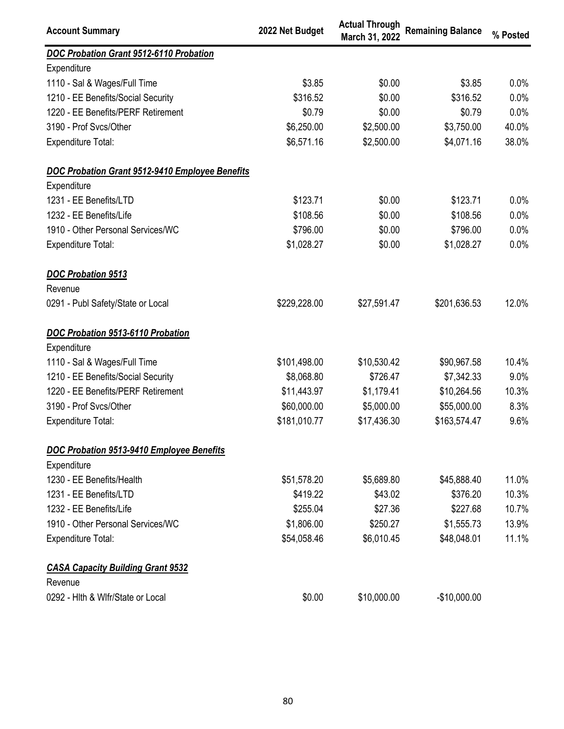| Account Summary | 2022 Net Budget | Actual Through March 31, 2022 | Remaining Balance | % Posted |
|---|---|---|---|---|
| ***DOC Probation Grant 9512-6110 Probation*** | | | | |
| Expenditure | | | | |
| 1110 - Sal & Wages/Full Time | $3.85 | $0.00 | $3.85 | 0.0% |
| 1210 - EE Benefits/Social Security | $316.52 | $0.00 | $316.52 | 0.0% |
| 1220 - EE Benefits/PERF Retirement | $0.79 | $0.00 | $0.79 | 0.0% |
| 3190 - Prof Svcs/Other | $6,250.00 | $2,500.00 | $3,750.00 | 40.0% |
| Expenditure Total: | $6,571.16 | $2,500.00 | $4,071.16 | 38.0% |
| ***DOC Probation Grant 9512-9410 Employee Benefits*** | | | | |
| Expenditure | | | | |
| 1231 - EE Benefits/LTD | $123.71 | $0.00 | $123.71 | 0.0% |
| 1232 - EE Benefits/Life | $108.56 | $0.00 | $108.56 | 0.0% |
| 1910 - Other Personal Services/WC | $796.00 | $0.00 | $796.00 | 0.0% |
| Expenditure Total: | $1,028.27 | $0.00 | $1,028.27 | 0.0% |
| ***DOC Probation 9513*** | | | | |
| Revenue | | | | |
| 0291 - Publ Safety/State or Local | $229,228.00 | $27,591.47 | $201,636.53 | 12.0% |
| ***DOC Probation 9513-6110 Probation*** | | | | |
| Expenditure | | | | |
| 1110 - Sal & Wages/Full Time | $101,498.00 | $10,530.42 | $90,967.58 | 10.4% |
| 1210 - EE Benefits/Social Security | $8,068.80 | $726.47 | $7,342.33 | 9.0% |
| 1220 - EE Benefits/PERF Retirement | $11,443.97 | $1,179.41 | $10,264.56 | 10.3% |
| 3190 - Prof Svcs/Other | $60,000.00 | $5,000.00 | $55,000.00 | 8.3% |
| Expenditure Total: | $181,010.77 | $17,436.30 | $163,574.47 | 9.6% |
| ***DOC Probation 9513-9410 Employee Benefits*** | | | | |
| Expenditure | | | | |
| 1230 - EE Benefits/Health | $51,578.20 | $5,689.80 | $45,888.40 | 11.0% |
| 1231 - EE Benefits/LTD | $419.22 | $43.02 | $376.20 | 10.3% |
| 1232 - EE Benefits/Life | $255.04 | $27.36 | $227.68 | 10.7% |
| 1910 - Other Personal Services/WC | $1,806.00 | $250.27 | $1,555.73 | 13.9% |
| Expenditure Total: | $54,058.46 | $6,010.45 | $48,048.01 | 11.1% |
| ***CASA Capacity Building Grant 9532*** | | | | |
| Revenue | | | | |
| 0292 - Hlth & Wlfr/State or Local | $0.00 | $10,000.00 | -$10,000.00 | |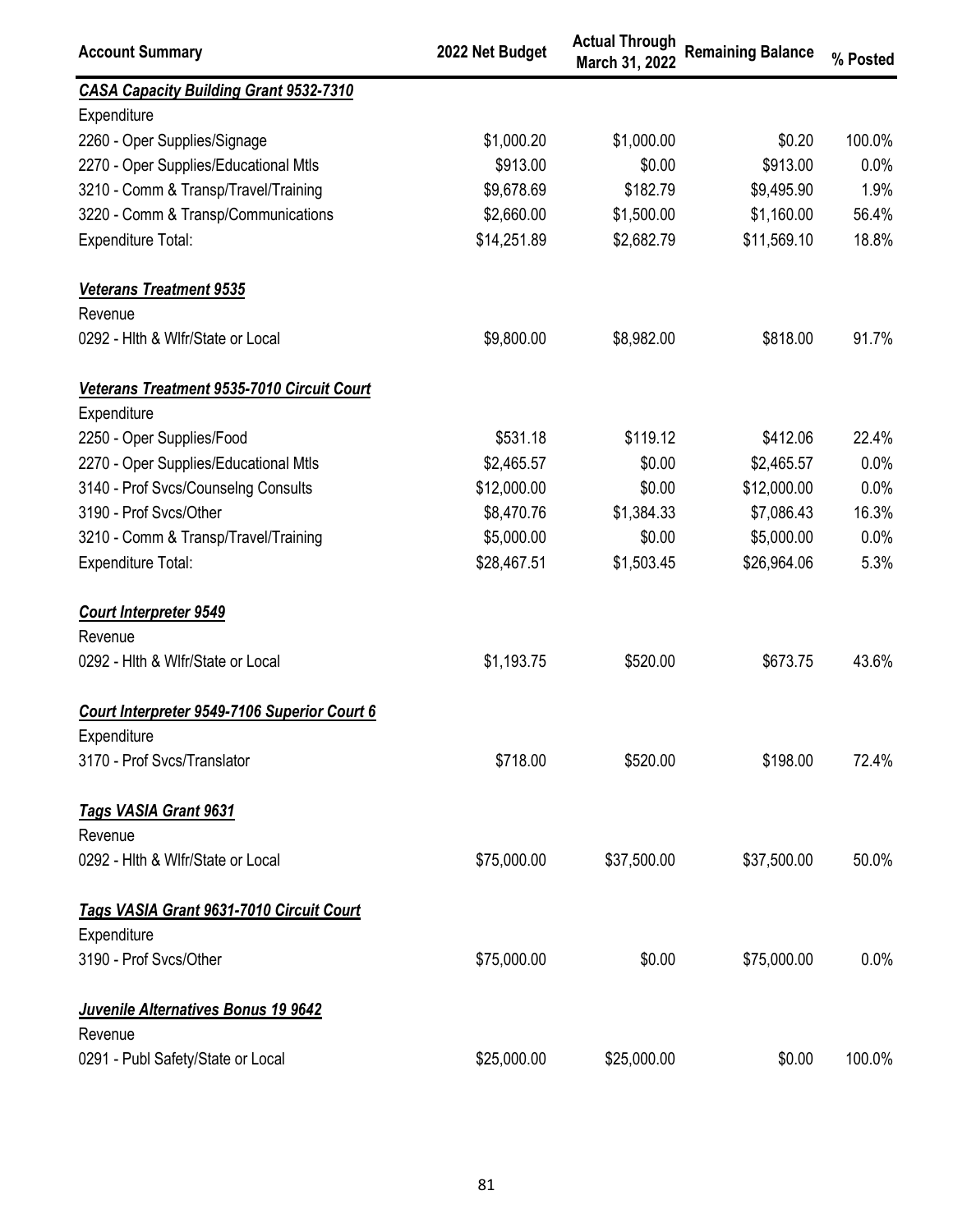| Account Summary | 2022 Net Budget | Actual Through March 31, 2022 | Remaining Balance | % Posted |
|---|---|---|---|---|
| ***CASA Capacity Building Grant 9532-7310*** | | | | |
| Expenditure | | | | |
| 2260 - Oper Supplies/Signage | $1,000.20 | $1,000.00 | $0.20 | 100.0% |
| 2270 - Oper Supplies/Educational Mtls | $913.00 | $0.00 | $913.00 | 0.0% |
| 3210 - Comm & Transp/Travel/Training | $9,678.69 | $182.79 | $9,495.90 | 1.9% |
| 3220 - Comm & Transp/Communications | $2,660.00 | $1,500.00 | $1,160.00 | 56.4% |
| Expenditure Total: | $14,251.89 | $2,682.79 | $11,569.10 | 18.8% |
| ***Veterans Treatment 9535*** | | | | |
| Revenue | | | | |
| 0292 - Hlth & Wlfr/State or Local | $9,800.00 | $8,982.00 | $818.00 | 91.7% |
| ***Veterans Treatment 9535-7010 Circuit Court*** | | | | |
| Expenditure | | | | |
| 2250 - Oper Supplies/Food | $531.18 | $119.12 | $412.06 | 22.4% |
| 2270 - Oper Supplies/Educational Mtls | $2,465.57 | $0.00 | $2,465.57 | 0.0% |
| 3140 - Prof Svcs/Counselng Consults | $12,000.00 | $0.00 | $12,000.00 | 0.0% |
| 3190 - Prof Svcs/Other | $8,470.76 | $1,384.33 | $7,086.43 | 16.3% |
| 3210 - Comm & Transp/Travel/Training | $5,000.00 | $0.00 | $5,000.00 | 0.0% |
| Expenditure Total: | $28,467.51 | $1,503.45 | $26,964.06 | 5.3% |
| ***Court Interpreter 9549*** | | | | |
| Revenue | | | | |
| 0292 - Hlth & Wlfr/State or Local | $1,193.75 | $520.00 | $673.75 | 43.6% |
| ***Court Interpreter 9549-7106 Superior Court 6*** | | | | |
| Expenditure | | | | |
| 3170 - Prof Svcs/Translator | $718.00 | $520.00 | $198.00 | 72.4% |
| ***Tags VASIA Grant 9631*** | | | | |
| Revenue | | | | |
| 0292 - Hlth & Wlfr/State or Local | $75,000.00 | $37,500.00 | $37,500.00 | 50.0% |
| ***Tags VASIA Grant 9631-7010 Circuit Court*** | | | | |
| Expenditure | | | | |
| 3190 - Prof Svcs/Other | $75,000.00 | $0.00 | $75,000.00 | 0.0% |
| ***Juvenile Alternatives Bonus 19 9642*** | | | | |
| Revenue | | | | |
| 0291 - Publ Safety/State or Local | $25,000.00 | $25,000.00 | $0.00 | 100.0% |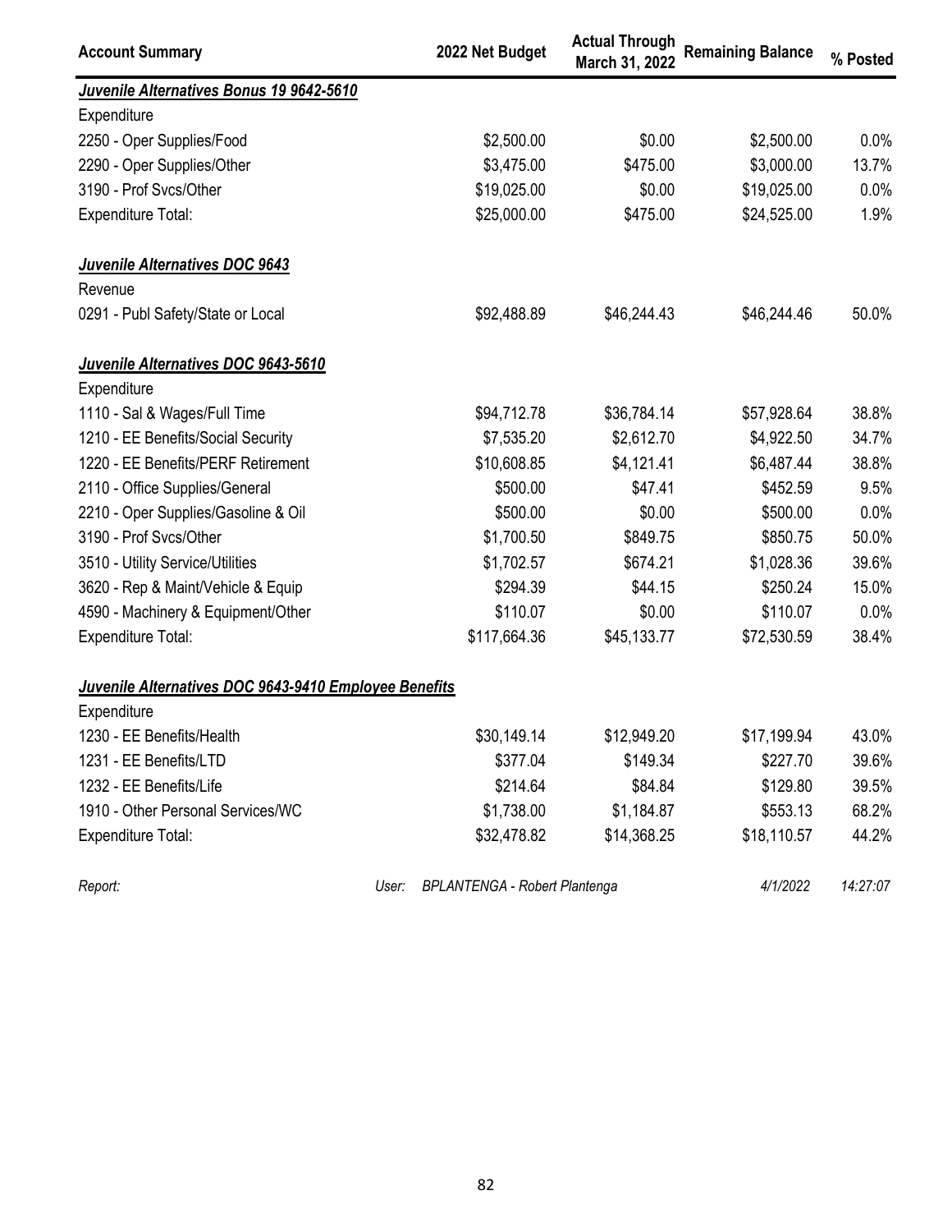| Account Summary | 2022 Net Budget | Actual Through March 31, 2022 | Remaining Balance | % Posted |
|---|---|---|---|---|
| ***Juvenile Alternatives Bonus 19 9642-5610*** | | | | |
| Expenditure | | | | |
| 2250 - Oper Supplies/Food | $2,500.00 | $0.00 | $2,500.00 | 0.0% |
| 2290 - Oper Supplies/Other | $3,475.00 | $475.00 | $3,000.00 | 13.7% |
| 3190 - Prof Svcs/Other | $19,025.00 | $0.00 | $19,025.00 | 0.0% |
| Expenditure Total: | $25,000.00 | $475.00 | $24,525.00 | 1.9% |
| ***Juvenile Alternatives DOC 9643*** | | | | |
| Revenue | | | | |
| 0291 - Publ Safety/State or Local | $92,488.89 | $46,244.43 | $46,244.46 | 50.0% |
| ***Juvenile Alternatives DOC 9643-5610*** | | | | |
| Expenditure | | | | |
| 1110 - Sal & Wages/Full Time | $94,712.78 | $36,784.14 | $57,928.64 | 38.8% |
| 1210 - EE Benefits/Social Security | $7,535.20 | $2,612.70 | $4,922.50 | 34.7% |
| 1220 - EE Benefits/PERF Retirement | $10,608.85 | $4,121.41 | $6,487.44 | 38.8% |
| 2110 - Office Supplies/General | $500.00 | $47.41 | $452.59 | 9.5% |
| 2210 - Oper Supplies/Gasoline & Oil | $500.00 | $0.00 | $500.00 | 0.0% |
| 3190 - Prof Svcs/Other | $1,700.50 | $849.75 | $850.75 | 50.0% |
| 3510 - Utility Service/Utilities | $1,702.57 | $674.21 | $1,028.36 | 39.6% |
| 3620 - Rep & Maint/Vehicle & Equip | $294.39 | $44.15 | $250.24 | 15.0% |
| 4590 - Machinery & Equipment/Other | $110.07 | $0.00 | $110.07 | 0.0% |
| Expenditure Total: | $117,664.36 | $45,133.77 | $72,530.59 | 38.4% |
| ***Juvenile Alternatives DOC 9643-9410 Employee Benefits*** | | | | |
| Expenditure | | | | |
| 1230 - EE Benefits/Health | $30,149.14 | $12,949.20 | $17,199.94 | 43.0% |
| 1231 - EE Benefits/LTD | $377.04 | $149.34 | $227.70 | 39.6% |
| 1232 - EE Benefits/Life | $214.64 | $84.84 | $129.80 | 39.5% |
| 1910 - Other Personal Services/WC | $1,738.00 | $1,184.87 | $553.13 | 68.2% |
| Expenditure Total: | $32,478.82 | $14,368.25 | $18,110.57 | 44.2% |

*Report:* *User:* *BPLANTENGA - Robert Plantenga* *4/1/2022* *14:27:07*